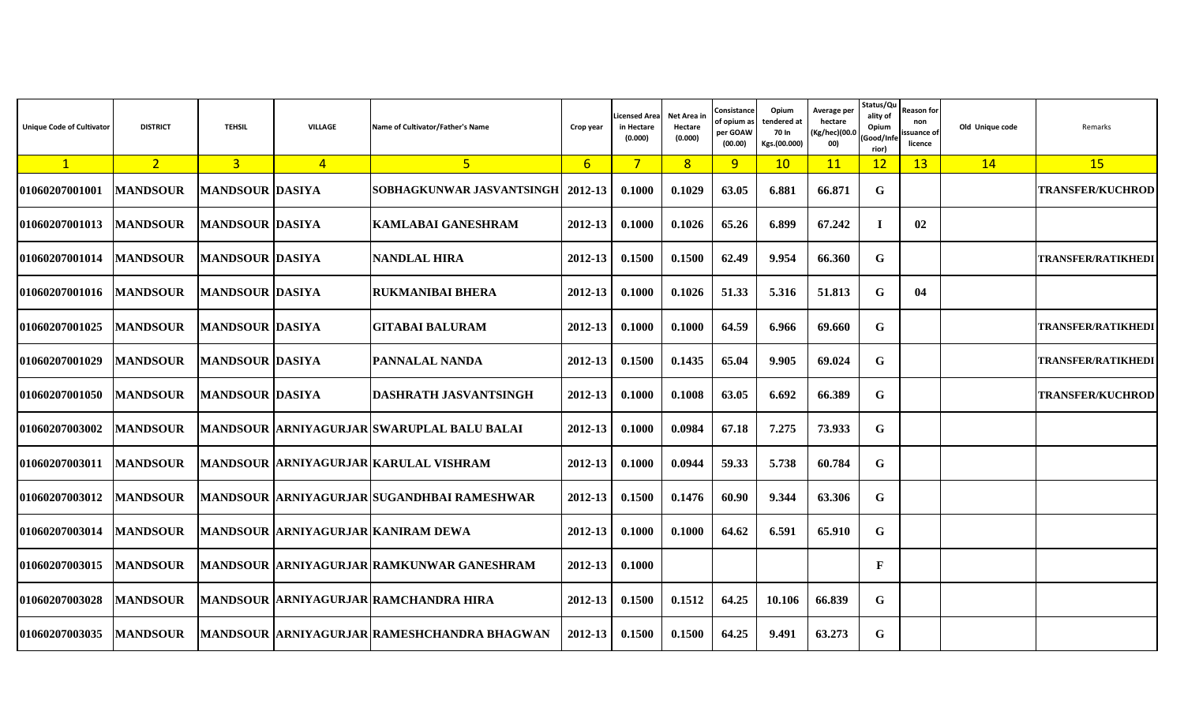| Unique Code of Cultivator | DISTRICT | TEHSIL | VILLAGE | Name of Cultivator/Father's Name | Crop year | Licensed Area in Hectare (0.000) | Net Area in Hectare (0.000) | Consistance of opium as per GOAW (00.00) | Opium tendered at 70 In Kgs.(00.000) | Average per hectare (Kg/hec)(00.000) | Status/Quality of Opium (Good/Inferior) | Reason for non issuance of licence | Old Unique code | Remarks |
|---|---|---|---|---|---|---|---|---|---|---|---|---|---|---|
| 1 | 2 | 3 | 4 | 5 | 6 | 7 | 8 | 9 | 10 | 11 | 12 | 13 | 14 | 15 |
| 01060207001001 | MANDSOUR | MANDSOUR | DASIYA | SOBHAGKUNWAR JASVANTSINGH | 2012-13 | 0.1000 | 0.1029 | 63.05 | 6.881 | 66.871 | G | | | TRANSFER/KUCHROD |
| 01060207001013 | MANDSOUR | MANDSOUR | DASIYA | KAMLABAI GANESHRAM | 2012-13 | 0.1000 | 0.1026 | 65.26 | 6.899 | 67.242 | I | 02 | | |
| 01060207001014 | MANDSOUR | MANDSOUR | DASIYA | NANDLAL HIRA | 2012-13 | 0.1500 | 0.1500 | 62.49 | 9.954 | 66.360 | G | | | TRANSFER/RATIKHEDI |
| 01060207001016 | MANDSOUR | MANDSOUR | DASIYA | RUKMANIBAI BHERA | 2012-13 | 0.1000 | 0.1026 | 51.33 | 5.316 | 51.813 | G | 04 | | |
| 01060207001025 | MANDSOUR | MANDSOUR | DASIYA | GITABAI BALURAM | 2012-13 | 0.1000 | 0.1000 | 64.59 | 6.966 | 69.660 | G | | | TRANSFER/RATIKHEDI |
| 01060207001029 | MANDSOUR | MANDSOUR | DASIYA | PANNALAL NANDA | 2012-13 | 0.1500 | 0.1435 | 65.04 | 9.905 | 69.024 | G | | | TRANSFER/RATIKHEDI |
| 01060207001050 | MANDSOUR | MANDSOUR | DASIYA | DASHRATH JASVANTSINGH | 2012-13 | 0.1000 | 0.1008 | 63.05 | 6.692 | 66.389 | G | | | TRANSFER/KUCHROD |
| 01060207003002 | MANDSOUR | MANDSOUR | ARNIYAGURJAR | SWARUPLAL BALU BALAI | 2012-13 | 0.1000 | 0.0984 | 67.18 | 7.275 | 73.933 | G | | | |
| 01060207003011 | MANDSOUR | MANDSOUR | ARNIYAGURJAR | KARULAL VISHRAM | 2012-13 | 0.1000 | 0.0944 | 59.33 | 5.738 | 60.784 | G | | | |
| 01060207003012 | MANDSOUR | MANDSOUR | ARNIYAGURJAR | SUGANDHBAI RAMESHWAR | 2012-13 | 0.1500 | 0.1476 | 60.90 | 9.344 | 63.306 | G | | | |
| 01060207003014 | MANDSOUR | MANDSOUR | ARNIYAGURJAR | KANIRAM DEWA | 2012-13 | 0.1000 | 0.1000 | 64.62 | 6.591 | 65.910 | G | | | |
| 01060207003015 | MANDSOUR | MANDSOUR | ARNIYAGURJAR | RAMKUNWAR GANESHRAM | 2012-13 | 0.1000 | | | | | F | | | |
| 01060207003028 | MANDSOUR | MANDSOUR | ARNIYAGURJAR | RAMCHANDRA HIRA | 2012-13 | 0.1500 | 0.1512 | 64.25 | 10.106 | 66.839 | G | | | |
| 01060207003035 | MANDSOUR | MANDSOUR | ARNIYAGURJAR | RAMESHCHANDRA BHAGWAN | 2012-13 | 0.1500 | 0.1500 | 64.25 | 9.491 | 63.273 | G | | | |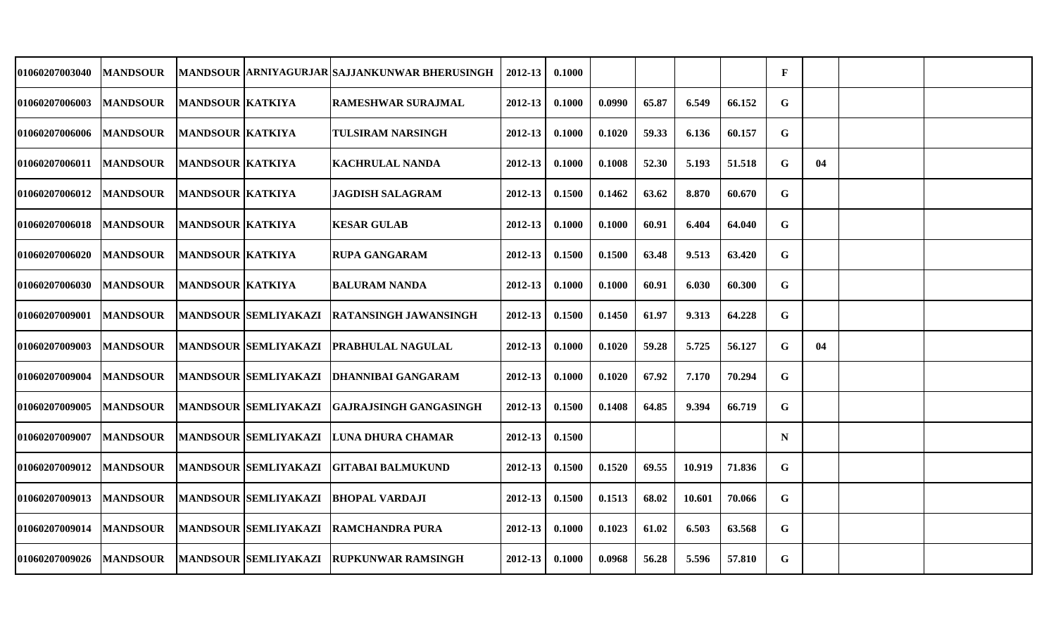| | | | | | | | | | | | | | | |
|---|---|---|---|---|---|---|---|---|---|---|---|---|---|---|
| 01060207003040 | MANDSOUR | MANDSOUR | ARNIYAGURJAR | SAJJANKUNWAR BHERUSINGH | 2012-13 | 0.1000 | | | | | F | | | |
| 01060207006003 | MANDSOUR | MANDSOUR | KATKIYA | RAMESHWAR SURAJMAL | 2012-13 | 0.1000 | 0.0990 | 65.87 | 6.549 | 66.152 | G | | | |
| 01060207006006 | MANDSOUR | MANDSOUR | KATKIYA | TULSIRAM NARSINGH | 2012-13 | 0.1000 | 0.1020 | 59.33 | 6.136 | 60.157 | G | | | |
| 01060207006011 | MANDSOUR | MANDSOUR | KATKIYA | KACHRULAL NANDA | 2012-13 | 0.1000 | 0.1008 | 52.30 | 5.193 | 51.518 | G | 04 | | |
| 01060207006012 | MANDSOUR | MANDSOUR | KATKIYA | JAGDISH SALAGRAM | 2012-13 | 0.1500 | 0.1462 | 63.62 | 8.870 | 60.670 | G | | | |
| 01060207006018 | MANDSOUR | MANDSOUR | KATKIYA | KESAR GULAB | 2012-13 | 0.1000 | 0.1000 | 60.91 | 6.404 | 64.040 | G | | | |
| 01060207006020 | MANDSOUR | MANDSOUR | KATKIYA | RUPA GANGARAM | 2012-13 | 0.1500 | 0.1500 | 63.48 | 9.513 | 63.420 | G | | | |
| 01060207006030 | MANDSOUR | MANDSOUR | KATKIYA | BALURAM NANDA | 2012-13 | 0.1000 | 0.1000 | 60.91 | 6.030 | 60.300 | G | | | |
| 01060207009001 | MANDSOUR | MANDSOUR | SEMLIYAKAZI | RATANSINGH JAWANSINGH | 2012-13 | 0.1500 | 0.1450 | 61.97 | 9.313 | 64.228 | G | | | |
| 01060207009003 | MANDSOUR | MANDSOUR | SEMLIYAKAZI | PRABHULAL NAGULAL | 2012-13 | 0.1000 | 0.1020 | 59.28 | 5.725 | 56.127 | G | 04 | | |
| 01060207009004 | MANDSOUR | MANDSOUR | SEMLIYAKAZI | DHANNIBAI GANGARAM | 2012-13 | 0.1000 | 0.1020 | 67.92 | 7.170 | 70.294 | G | | | |
| 01060207009005 | MANDSOUR | MANDSOUR | SEMLIYAKAZI | GAJRAJSINGH GANGASINGH | 2012-13 | 0.1500 | 0.1408 | 64.85 | 9.394 | 66.719 | G | | | |
| 01060207009007 | MANDSOUR | MANDSOUR | SEMLIYAKAZI | LUNA DHURA CHAMAR | 2012-13 | 0.1500 | | | | | N | | | |
| 01060207009012 | MANDSOUR | MANDSOUR | SEMLIYAKAZI | GITABAI BALMUKUND | 2012-13 | 0.1500 | 0.1520 | 69.55 | 10.919 | 71.836 | G | | | |
| 01060207009013 | MANDSOUR | MANDSOUR | SEMLIYAKAZI | BHOPAL VARDAJI | 2012-13 | 0.1500 | 0.1513 | 68.02 | 10.601 | 70.066 | G | | | |
| 01060207009014 | MANDSOUR | MANDSOUR | SEMLIYAKAZI | RAMCHANDRA PURA | 2012-13 | 0.1000 | 0.1023 | 61.02 | 6.503 | 63.568 | G | | | |
| 01060207009026 | MANDSOUR | MANDSOUR | SEMLIYAKAZI | RUPKUNWAR RAMSINGH | 2012-13 | 0.1000 | 0.0968 | 56.28 | 5.596 | 57.810 | G | | | |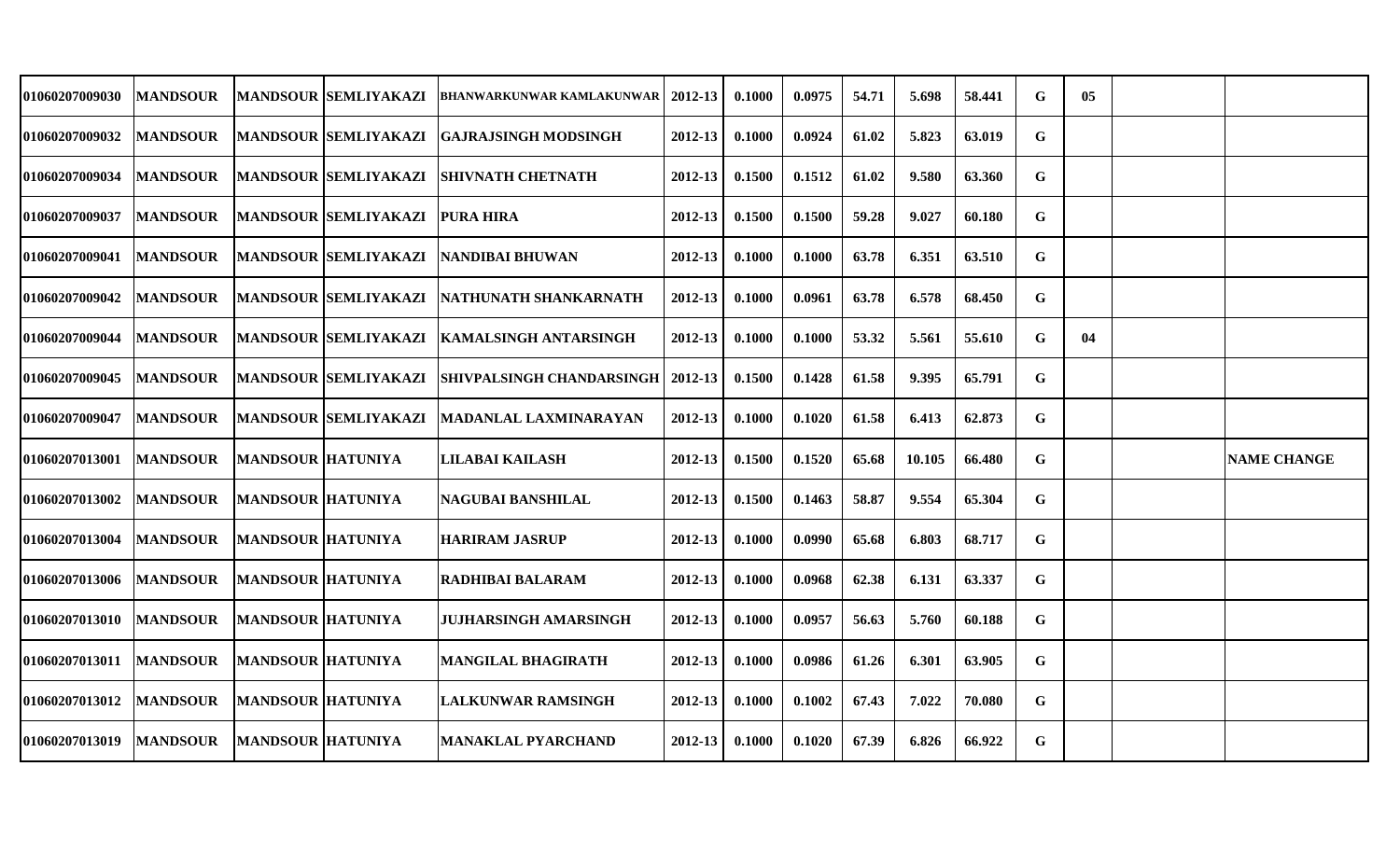| | | | | | | | | | | | | | | |
|---|---|---|---|---|---|---|---|---|---|---|---|---|---|---|
| 01060207009030 | MANDSOUR | MANDSOUR | SEMLIYAKAZI | BHANWARKUNWAR KAMLAKUNWAR | 2012-13 | 0.1000 | 0.0975 | 54.71 | 5.698 | 58.441 | G | 05 | | |
| 01060207009032 | MANDSOUR | MANDSOUR | SEMLIYAKAZI | GAJRAJSINGH MODSINGH | 2012-13 | 0.1000 | 0.0924 | 61.02 | 5.823 | 63.019 | G | | | |
| 01060207009034 | MANDSOUR | MANDSOUR | SEMLIYAKAZI | SHIVNATH CHETNATH | 2012-13 | 0.1500 | 0.1512 | 61.02 | 9.580 | 63.360 | G | | | |
| 01060207009037 | MANDSOUR | MANDSOUR | SEMLIYAKAZI | PURA HIRA | 2012-13 | 0.1500 | 0.1500 | 59.28 | 9.027 | 60.180 | G | | | |
| 01060207009041 | MANDSOUR | MANDSOUR | SEMLIYAKAZI | NANDIBAI BHUWAN | 2012-13 | 0.1000 | 0.1000 | 63.78 | 6.351 | 63.510 | G | | | |
| 01060207009042 | MANDSOUR | MANDSOUR | SEMLIYAKAZI | NATHUNATH SHANKARNATH | 2012-13 | 0.1000 | 0.0961 | 63.78 | 6.578 | 68.450 | G | | | |
| 01060207009044 | MANDSOUR | MANDSOUR | SEMLIYAKAZI | KAMALSINGH ANTARSINGH | 2012-13 | 0.1000 | 0.1000 | 53.32 | 5.561 | 55.610 | G | 04 | | |
| 01060207009045 | MANDSOUR | MANDSOUR | SEMLIYAKAZI | SHIVPALSINGH CHANDARSINGH | 2012-13 | 0.1500 | 0.1428 | 61.58 | 9.395 | 65.791 | G | | | |
| 01060207009047 | MANDSOUR | MANDSOUR | SEMLIYAKAZI | MADANLAL LAXMINARAYAN | 2012-13 | 0.1000 | 0.1020 | 61.58 | 6.413 | 62.873 | G | | | |
| 01060207013001 | MANDSOUR | MANDSOUR | HATUNIYA | LILABAI KAILASH | 2012-13 | 0.1500 | 0.1520 | 65.68 | 10.105 | 66.480 | G | | | NAME CHANGE |
| 01060207013002 | MANDSOUR | MANDSOUR | HATUNIYA | NAGUBAI BANSHILAL | 2012-13 | 0.1500 | 0.1463 | 58.87 | 9.554 | 65.304 | G | | | |
| 01060207013004 | MANDSOUR | MANDSOUR | HATUNIYA | HARIRAM JASRUP | 2012-13 | 0.1000 | 0.0990 | 65.68 | 6.803 | 68.717 | G | | | |
| 01060207013006 | MANDSOUR | MANDSOUR | HATUNIYA | RADHIBAI BALARAM | 2012-13 | 0.1000 | 0.0968 | 62.38 | 6.131 | 63.337 | G | | | |
| 01060207013010 | MANDSOUR | MANDSOUR | HATUNIYA | JUJHARSINGH AMARSINGH | 2012-13 | 0.1000 | 0.0957 | 56.63 | 5.760 | 60.188 | G | | | |
| 01060207013011 | MANDSOUR | MANDSOUR | HATUNIYA | MANGILAL BHAGIRATH | 2012-13 | 0.1000 | 0.0986 | 61.26 | 6.301 | 63.905 | G | | | |
| 01060207013012 | MANDSOUR | MANDSOUR | HATUNIYA | LALKUNWAR RAMSINGH | 2012-13 | 0.1000 | 0.1002 | 67.43 | 7.022 | 70.080 | G | | | |
| 01060207013019 | MANDSOUR | MANDSOUR | HATUNIYA | MANAKLAL PYARCHAND | 2012-13 | 0.1000 | 0.1020 | 67.39 | 6.826 | 66.922 | G | | | |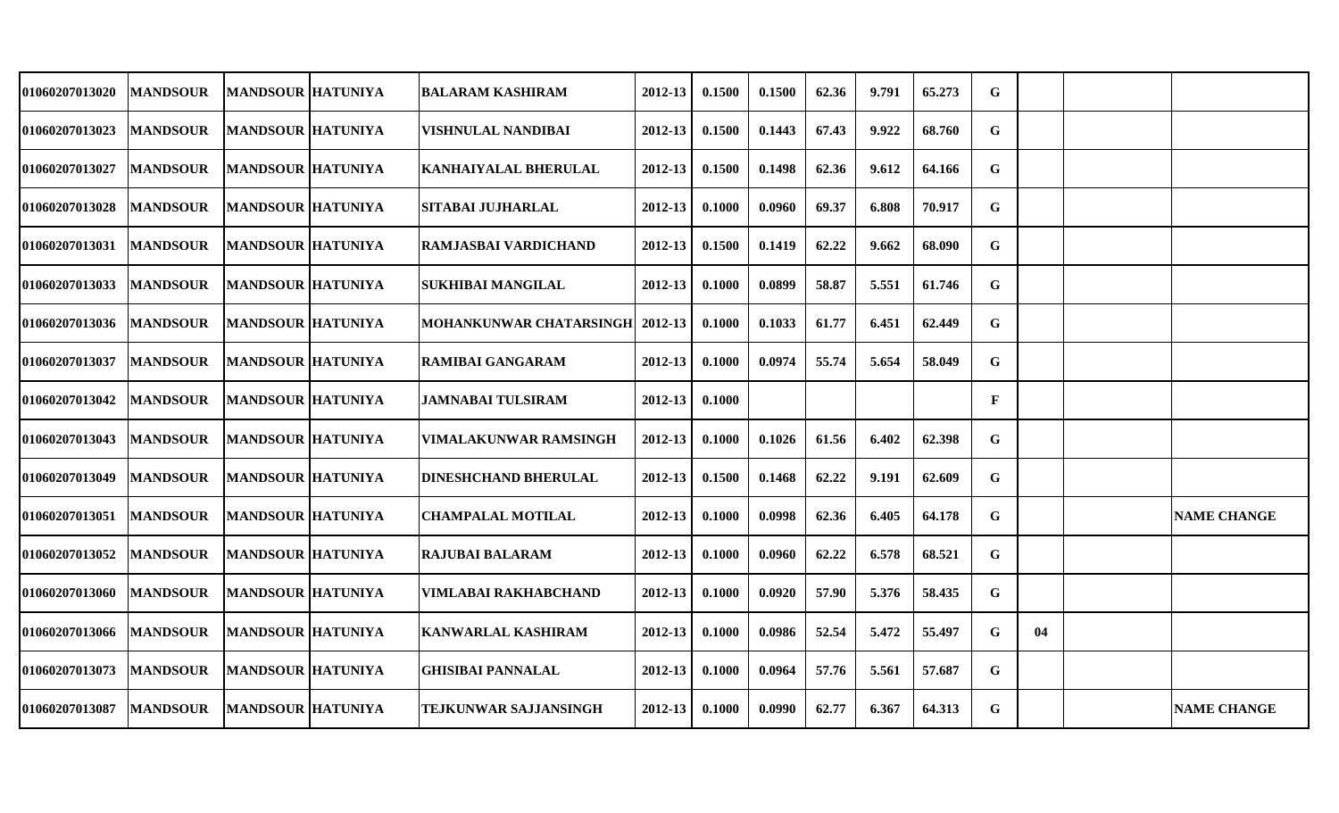| | | | | | | | | | | | | | | |
|---|---|---|---|---|---|---|---|---|---|---|---|---|---|---|
| 01060207013020 | MANDSOUR | MANDSOUR | HATUNIYA | BALARAM KASHIRAM | 2012-13 | 0.1500 | 0.1500 | 62.36 | 9.791 | 65.273 | G | | | |
| 01060207013023 | MANDSOUR | MANDSOUR | HATUNIYA | VISHNULAL NANDIBAI | 2012-13 | 0.1500 | 0.1443 | 67.43 | 9.922 | 68.760 | G | | | |
| 01060207013027 | MANDSOUR | MANDSOUR | HATUNIYA | KANHAIYALAL BHERULAL | 2012-13 | 0.1500 | 0.1498 | 62.36 | 9.612 | 64.166 | G | | | |
| 01060207013028 | MANDSOUR | MANDSOUR | HATUNIYA | SITABAI JUJHARLAL | 2012-13 | 0.1000 | 0.0960 | 69.37 | 6.808 | 70.917 | G | | | |
| 01060207013031 | MANDSOUR | MANDSOUR | HATUNIYA | RAMJASBAI VARDICHAND | 2012-13 | 0.1500 | 0.1419 | 62.22 | 9.662 | 68.090 | G | | | |
| 01060207013033 | MANDSOUR | MANDSOUR | HATUNIYA | SUKHIBAI MANGILAL | 2012-13 | 0.1000 | 0.0899 | 58.87 | 5.551 | 61.746 | G | | | |
| 01060207013036 | MANDSOUR | MANDSOUR | HATUNIYA | MOHANKUNWAR CHATARSINGH | 2012-13 | 0.1000 | 0.1033 | 61.77 | 6.451 | 62.449 | G | | | |
| 01060207013037 | MANDSOUR | MANDSOUR | HATUNIYA | RAMIBAI GANGARAM | 2012-13 | 0.1000 | 0.0974 | 55.74 | 5.654 | 58.049 | G | | | |
| 01060207013042 | MANDSOUR | MANDSOUR | HATUNIYA | JAMNABAI TULSIRAM | 2012-13 | 0.1000 | | | | | F | | | |
| 01060207013043 | MANDSOUR | MANDSOUR | HATUNIYA | VIMALAKUNWAR RAMSINGH | 2012-13 | 0.1000 | 0.1026 | 61.56 | 6.402 | 62.398 | G | | | |
| 01060207013049 | MANDSOUR | MANDSOUR | HATUNIYA | DINESHCHAND BHERULAL | 2012-13 | 0.1500 | 0.1468 | 62.22 | 9.191 | 62.609 | G | | | |
| 01060207013051 | MANDSOUR | MANDSOUR | HATUNIYA | CHAMPALAL MOTILAL | 2012-13 | 0.1000 | 0.0998 | 62.36 | 6.405 | 64.178 | G | | | NAME CHANGE |
| 01060207013052 | MANDSOUR | MANDSOUR | HATUNIYA | RAJUBAI BALARAM | 2012-13 | 0.1000 | 0.0960 | 62.22 | 6.578 | 68.521 | G | | | |
| 01060207013060 | MANDSOUR | MANDSOUR | HATUNIYA | VIMLABAI RAKHABCHAND | 2012-13 | 0.1000 | 0.0920 | 57.90 | 5.376 | 58.435 | G | | | |
| 01060207013066 | MANDSOUR | MANDSOUR | HATUNIYA | KANWARLAL KASHIRAM | 2012-13 | 0.1000 | 0.0986 | 52.54 | 5.472 | 55.497 | G | 04 | | |
| 01060207013073 | MANDSOUR | MANDSOUR | HATUNIYA | GHISIBAI PANNALAL | 2012-13 | 0.1000 | 0.0964 | 57.76 | 5.561 | 57.687 | G | | | |
| 01060207013087 | MANDSOUR | MANDSOUR | HATUNIYA | TEJKUNWAR SAJJANSINGH | 2012-13 | 0.1000 | 0.0990 | 62.77 | 6.367 | 64.313 | G | | | NAME CHANGE |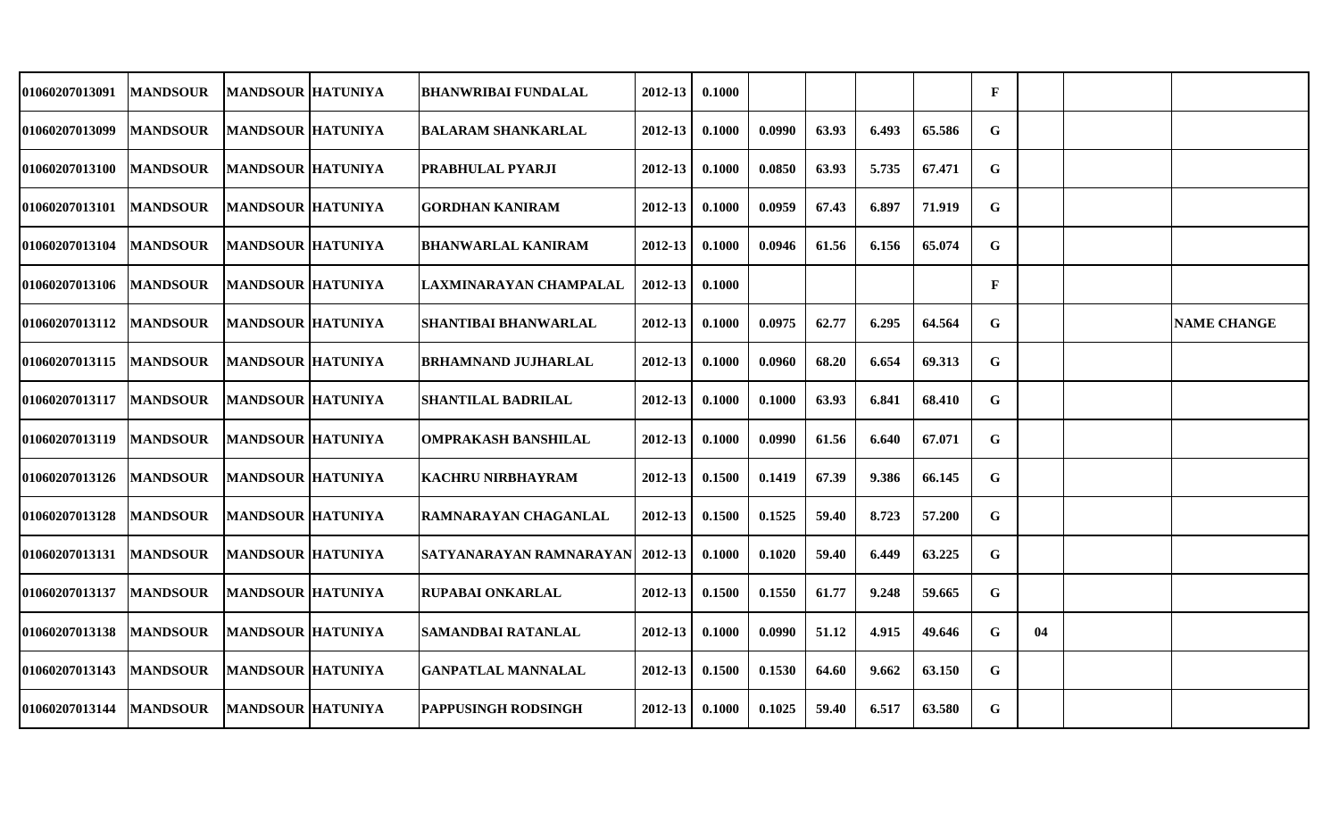| | | | | | | | | | | | | | | |
|---|---|---|---|---|---|---|---|---|---|---|---|---|---|---|
| 01060207013091 | MANDSOUR | MANDSOUR | HATUNIYA | BHANWRIBAI FUNDALAL | 2012-13 | 0.1000 | | | | | F | | | |
| 01060207013099 | MANDSOUR | MANDSOUR | HATUNIYA | BALARAM SHANKARLAL | 2012-13 | 0.1000 | 0.0990 | 63.93 | 6.493 | 65.586 | G | | | |
| 01060207013100 | MANDSOUR | MANDSOUR | HATUNIYA | PRABHULAL PYARJI | 2012-13 | 0.1000 | 0.0850 | 63.93 | 5.735 | 67.471 | G | | | |
| 01060207013101 | MANDSOUR | MANDSOUR | HATUNIYA | GORDHAN KANIRAM | 2012-13 | 0.1000 | 0.0959 | 67.43 | 6.897 | 71.919 | G | | | |
| 01060207013104 | MANDSOUR | MANDSOUR | HATUNIYA | BHANWARLAL KANIRAM | 2012-13 | 0.1000 | 0.0946 | 61.56 | 6.156 | 65.074 | G | | | |
| 01060207013106 | MANDSOUR | MANDSOUR | HATUNIYA | LAXMINARAYAN CHAMPALAL | 2012-13 | 0.1000 | | | | | F | | | |
| 01060207013112 | MANDSOUR | MANDSOUR | HATUNIYA | SHANTIBAI BHANWARLAL | 2012-13 | 0.1000 | 0.0975 | 62.77 | 6.295 | 64.564 | G | | | NAME CHANGE |
| 01060207013115 | MANDSOUR | MANDSOUR | HATUNIYA | BRHAMNAND JUJHARLAL | 2012-13 | 0.1000 | 0.0960 | 68.20 | 6.654 | 69.313 | G | | | |
| 01060207013117 | MANDSOUR | MANDSOUR | HATUNIYA | SHANTILAL BADRILAL | 2012-13 | 0.1000 | 0.1000 | 63.93 | 6.841 | 68.410 | G | | | |
| 01060207013119 | MANDSOUR | MANDSOUR | HATUNIYA | OMPRAKASH BANSHILAL | 2012-13 | 0.1000 | 0.0990 | 61.56 | 6.640 | 67.071 | G | | | |
| 01060207013126 | MANDSOUR | MANDSOUR | HATUNIYA | KACHRU NIRBHAYRAM | 2012-13 | 0.1500 | 0.1419 | 67.39 | 9.386 | 66.145 | G | | | |
| 01060207013128 | MANDSOUR | MANDSOUR | HATUNIYA | RAMNARAYAN CHAGANLAL | 2012-13 | 0.1500 | 0.1525 | 59.40 | 8.723 | 57.200 | G | | | |
| 01060207013131 | MANDSOUR | MANDSOUR | HATUNIYA | SATYANARAYAN RAMNARAYAN | 2012-13 | 0.1000 | 0.1020 | 59.40 | 6.449 | 63.225 | G | | | |
| 01060207013137 | MANDSOUR | MANDSOUR | HATUNIYA | RUPABAI ONKARLAL | 2012-13 | 0.1500 | 0.1550 | 61.77 | 9.248 | 59.665 | G | | | |
| 01060207013138 | MANDSOUR | MANDSOUR | HATUNIYA | SAMANDBAI RATANLAL | 2012-13 | 0.1000 | 0.0990 | 51.12 | 4.915 | 49.646 | G | 04 | | |
| 01060207013143 | MANDSOUR | MANDSOUR | HATUNIYA | GANPATLAL MANNALAL | 2012-13 | 0.1500 | 0.1530 | 64.60 | 9.662 | 63.150 | G | | | |
| 01060207013144 | MANDSOUR | MANDSOUR | HATUNIYA | PAPPUSINGH RODSINGH | 2012-13 | 0.1000 | 0.1025 | 59.40 | 6.517 | 63.580 | G | | | |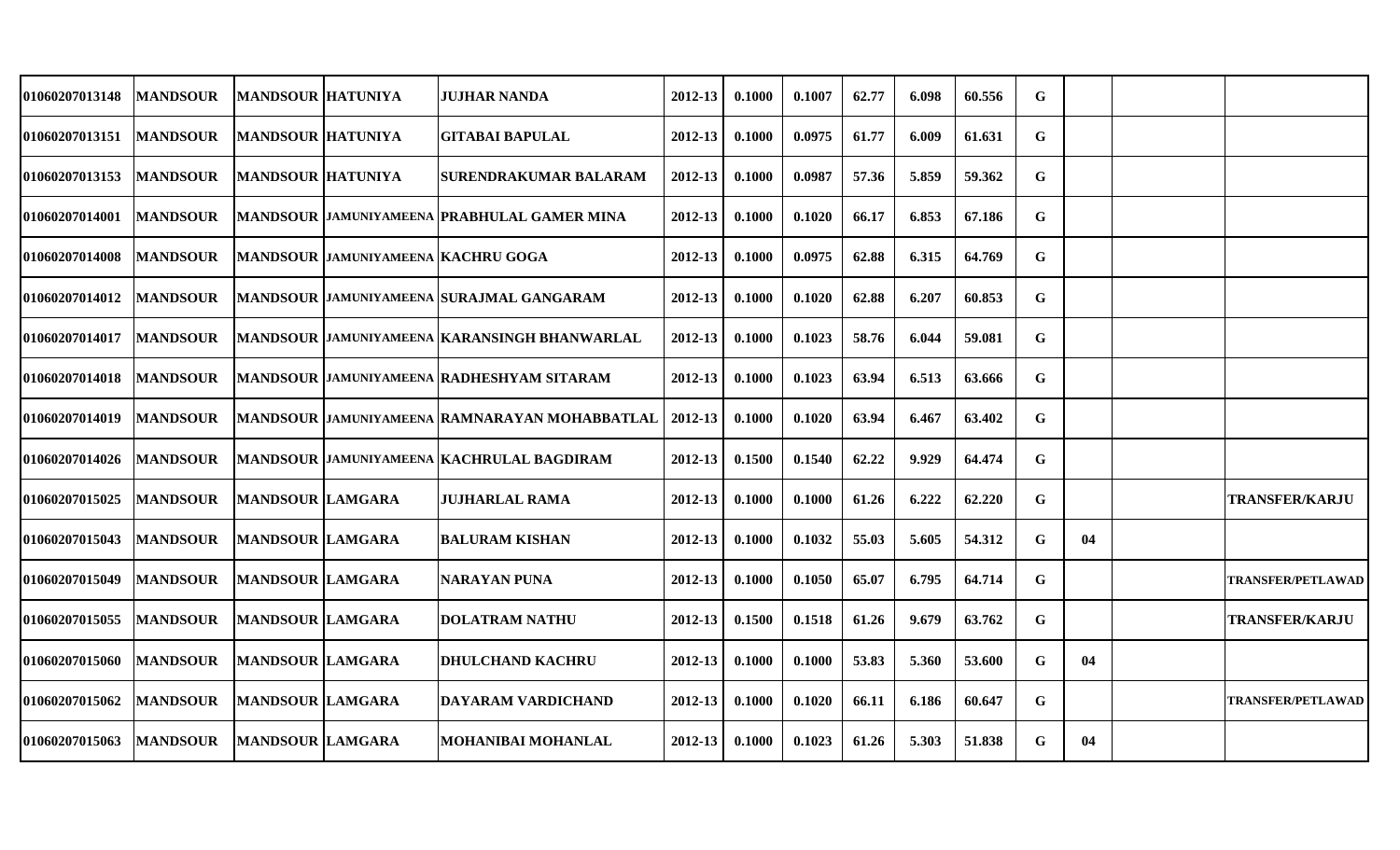|  |  |  |  |  |  |  |  |  |  |  |  |  |  |  |
|---|---|---|---|---|---|---|---|---|---|---|---|---|---|---|
| 01060207013148 | MANDSOUR | MANDSOUR | HATUNIYA | JUJHAR NANDA | 2012-13 | 0.1000 | 0.1007 | 62.77 | 6.098 | 60.556 | G |  |  |  |
| 01060207013151 | MANDSOUR | MANDSOUR | HATUNIYA | GITABAI BAPULAL | 2012-13 | 0.1000 | 0.0975 | 61.77 | 6.009 | 61.631 | G |  |  |  |
| 01060207013153 | MANDSOUR | MANDSOUR | HATUNIYA | SURENDRAKUMAR BALARAM | 2012-13 | 0.1000 | 0.0987 | 57.36 | 5.859 | 59.362 | G |  |  |  |
| 01060207014001 | MANDSOUR | MANDSOUR | JAMUNIYAMEENA | PRABHULAL GAMER MINA | 2012-13 | 0.1000 | 0.1020 | 66.17 | 6.853 | 67.186 | G |  |  |  |
| 01060207014008 | MANDSOUR | MANDSOUR | JAMUNIYAMEENA | KACHRU GOGA | 2012-13 | 0.1000 | 0.0975 | 62.88 | 6.315 | 64.769 | G |  |  |  |
| 01060207014012 | MANDSOUR | MANDSOUR | JAMUNIYAMEENA | SURAJMAL GANGARAM | 2012-13 | 0.1000 | 0.1020 | 62.88 | 6.207 | 60.853 | G |  |  |  |
| 01060207014017 | MANDSOUR | MANDSOUR | JAMUNIYAMEENA | KARANSINGH BHANWARLAL | 2012-13 | 0.1000 | 0.1023 | 58.76 | 6.044 | 59.081 | G |  |  |  |
| 01060207014018 | MANDSOUR | MANDSOUR | JAMUNIYAMEENA | RADHESHYAM SITARAM | 2012-13 | 0.1000 | 0.1023 | 63.94 | 6.513 | 63.666 | G |  |  |  |
| 01060207014019 | MANDSOUR | MANDSOUR | JAMUNIYAMEENA | RAMNARAYAN MOHABBATLAL | 2012-13 | 0.1000 | 0.1020 | 63.94 | 6.467 | 63.402 | G |  |  |  |
| 01060207014026 | MANDSOUR | MANDSOUR | JAMUNIYAMEENA | KACHRULAL BAGDIRAM | 2012-13 | 0.1500 | 0.1540 | 62.22 | 9.929 | 64.474 | G |  |  |  |
| 01060207015025 | MANDSOUR | MANDSOUR | LAMGARA | JUJHARLAL RAMA | 2012-13 | 0.1000 | 0.1000 | 61.26 | 6.222 | 62.220 | G |  |  | TRANSFER/KARJU |
| 01060207015043 | MANDSOUR | MANDSOUR | LAMGARA | BALURAM KISHAN | 2012-13 | 0.1000 | 0.1032 | 55.03 | 5.605 | 54.312 | G | 04 |  |  |
| 01060207015049 | MANDSOUR | MANDSOUR | LAMGARA | NARAYAN PUNA | 2012-13 | 0.1000 | 0.1050 | 65.07 | 6.795 | 64.714 | G |  |  | TRANSFER/PETLAWAD |
| 01060207015055 | MANDSOUR | MANDSOUR | LAMGARA | DOLATRAM NATHU | 2012-13 | 0.1500 | 0.1518 | 61.26 | 9.679 | 63.762 | G |  |  | TRANSFER/KARJU |
| 01060207015060 | MANDSOUR | MANDSOUR | LAMGARA | DHULCHAND KACHRU | 2012-13 | 0.1000 | 0.1000 | 53.83 | 5.360 | 53.600 | G | 04 |  |  |
| 01060207015062 | MANDSOUR | MANDSOUR | LAMGARA | DAYARAM VARDICHAND | 2012-13 | 0.1000 | 0.1020 | 66.11 | 6.186 | 60.647 | G |  |  | TRANSFER/PETLAWAD |
| 01060207015063 | MANDSOUR | MANDSOUR | LAMGARA | MOHANIBAI MOHANLAL | 2012-13 | 0.1000 | 0.1023 | 61.26 | 5.303 | 51.838 | G | 04 |  |  |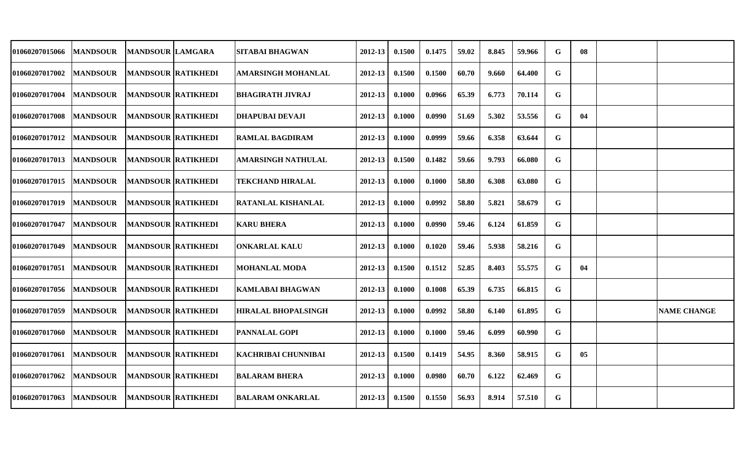| | | | | | | | | | | | | | | |
|---|---|---|---|---|---|---|---|---|---|---|---|---|---|---|
| 01060207015066 | MANDSOUR | MANDSOUR | LAMGARA | SITABAI BHAGWAN | 2012-13 | 0.1500 | 0.1475 | 59.02 | 8.845 | 59.966 | G | 08 | | |
| 01060207017002 | MANDSOUR | MANDSOUR | RATIKHEDI | AMARSINGH MOHANLAL | 2012-13 | 0.1500 | 0.1500 | 60.70 | 9.660 | 64.400 | G | | | |
| 01060207017004 | MANDSOUR | MANDSOUR | RATIKHEDI | BHAGIRATH JIVRAJ | 2012-13 | 0.1000 | 0.0966 | 65.39 | 6.773 | 70.114 | G | | | |
| 01060207017008 | MANDSOUR | MANDSOUR | RATIKHEDI | DHAPUBAI DEVAJI | 2012-13 | 0.1000 | 0.0990 | 51.69 | 5.302 | 53.556 | G | 04 | | |
| 01060207017012 | MANDSOUR | MANDSOUR | RATIKHEDI | RAMLAL BAGDIRAM | 2012-13 | 0.1000 | 0.0999 | 59.66 | 6.358 | 63.644 | G | | | |
| 01060207017013 | MANDSOUR | MANDSOUR | RATIKHEDI | AMARSINGH NATHULAL | 2012-13 | 0.1500 | 0.1482 | 59.66 | 9.793 | 66.080 | G | | | |
| 01060207017015 | MANDSOUR | MANDSOUR | RATIKHEDI | TEKCHAND HIRALAL | 2012-13 | 0.1000 | 0.1000 | 58.80 | 6.308 | 63.080 | G | | | |
| 01060207017019 | MANDSOUR | MANDSOUR | RATIKHEDI | RATANLAL KISHANLAL | 2012-13 | 0.1000 | 0.0992 | 58.80 | 5.821 | 58.679 | G | | | |
| 01060207017047 | MANDSOUR | MANDSOUR | RATIKHEDI | KARU BHERA | 2012-13 | 0.1000 | 0.0990 | 59.46 | 6.124 | 61.859 | G | | | |
| 01060207017049 | MANDSOUR | MANDSOUR | RATIKHEDI | ONKARLAL KALU | 2012-13 | 0.1000 | 0.1020 | 59.46 | 5.938 | 58.216 | G | | | |
| 01060207017051 | MANDSOUR | MANDSOUR | RATIKHEDI | MOHANLAL MODA | 2012-13 | 0.1500 | 0.1512 | 52.85 | 8.403 | 55.575 | G | 04 | | |
| 01060207017056 | MANDSOUR | MANDSOUR | RATIKHEDI | KAMLABAI BHAGWAN | 2012-13 | 0.1000 | 0.1008 | 65.39 | 6.735 | 66.815 | G | | | |
| 01060207017059 | MANDSOUR | MANDSOUR | RATIKHEDI | HIRALAL BHOPALSINGH | 2012-13 | 0.1000 | 0.0992 | 58.80 | 6.140 | 61.895 | G | | | NAME CHANGE |
| 01060207017060 | MANDSOUR | MANDSOUR | RATIKHEDI | PANNALAL GOPI | 2012-13 | 0.1000 | 0.1000 | 59.46 | 6.099 | 60.990 | G | | | |
| 01060207017061 | MANDSOUR | MANDSOUR | RATIKHEDI | KACHRIBAI CHUNNIBAI | 2012-13 | 0.1500 | 0.1419 | 54.95 | 8.360 | 58.915 | G | 05 | | |
| 01060207017062 | MANDSOUR | MANDSOUR | RATIKHEDI | BALARAM BHERA | 2012-13 | 0.1000 | 0.0980 | 60.70 | 6.122 | 62.469 | G | | | |
| 01060207017063 | MANDSOUR | MANDSOUR | RATIKHEDI | BALARAM ONKARLAL | 2012-13 | 0.1500 | 0.1550 | 56.93 | 8.914 | 57.510 | G | | | |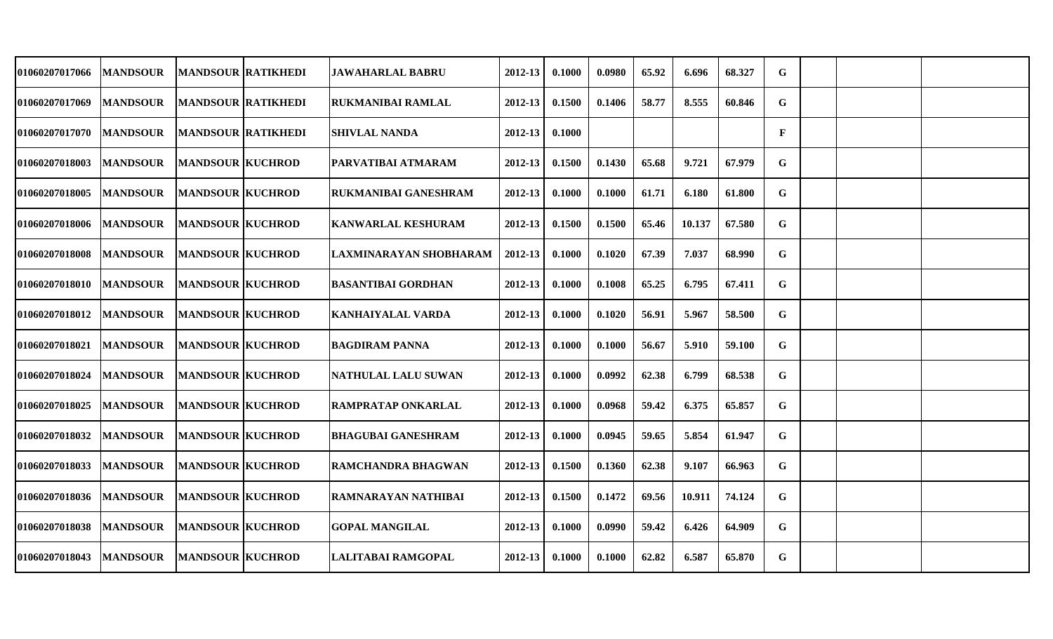| | | | | | | | | | | | | | | |
|---|---|---|---|---|---|---|---|---|---|---|---|---|---|---|
| 01060207017066 | MANDSOUR | MANDSOUR | RATIKHEDI | JAWAHARLAL BABRU | 2012-13 | 0.1000 | 0.0980 | 65.92 | 6.696 | 68.327 | G | | | |
| 01060207017069 | MANDSOUR | MANDSOUR | RATIKHEDI | RUKMANIBAI RAMLAL | 2012-13 | 0.1500 | 0.1406 | 58.77 | 8.555 | 60.846 | G | | | |
| 01060207017070 | MANDSOUR | MANDSOUR | RATIKHEDI | SHIVLAL NANDA | 2012-13 | 0.1000 | | | | | F | | | |
| 01060207018003 | MANDSOUR | MANDSOUR | KUCHROD | PARVATIBAI ATMARAM | 2012-13 | 0.1500 | 0.1430 | 65.68 | 9.721 | 67.979 | G | | | |
| 01060207018005 | MANDSOUR | MANDSOUR | KUCHROD | RUKMANIBAI GANESHRAM | 2012-13 | 0.1000 | 0.1000 | 61.71 | 6.180 | 61.800 | G | | | |
| 01060207018006 | MANDSOUR | MANDSOUR | KUCHROD | KANWARLAL KESHURAM | 2012-13 | 0.1500 | 0.1500 | 65.46 | 10.137 | 67.580 | G | | | |
| 01060207018008 | MANDSOUR | MANDSOUR | KUCHROD | LAXMINARAYAN SHOBHARAM | 2012-13 | 0.1000 | 0.1020 | 67.39 | 7.037 | 68.990 | G | | | |
| 01060207018010 | MANDSOUR | MANDSOUR | KUCHROD | BASANTIBAI GORDHAN | 2012-13 | 0.1000 | 0.1008 | 65.25 | 6.795 | 67.411 | G | | | |
| 01060207018012 | MANDSOUR | MANDSOUR | KUCHROD | KANHAIYALAL VARDA | 2012-13 | 0.1000 | 0.1020 | 56.91 | 5.967 | 58.500 | G | | | |
| 01060207018021 | MANDSOUR | MANDSOUR | KUCHROD | BAGDIRAM PANNA | 2012-13 | 0.1000 | 0.1000 | 56.67 | 5.910 | 59.100 | G | | | |
| 01060207018024 | MANDSOUR | MANDSOUR | KUCHROD | NATHULAL LALU SUWAN | 2012-13 | 0.1000 | 0.0992 | 62.38 | 6.799 | 68.538 | G | | | |
| 01060207018025 | MANDSOUR | MANDSOUR | KUCHROD | RAMPRATAP ONKARLAL | 2012-13 | 0.1000 | 0.0968 | 59.42 | 6.375 | 65.857 | G | | | |
| 01060207018032 | MANDSOUR | MANDSOUR | KUCHROD | BHAGUBAI GANESHRAM | 2012-13 | 0.1000 | 0.0945 | 59.65 | 5.854 | 61.947 | G | | | |
| 01060207018033 | MANDSOUR | MANDSOUR | KUCHROD | RAMCHANDRA BHAGWAN | 2012-13 | 0.1500 | 0.1360 | 62.38 | 9.107 | 66.963 | G | | | |
| 01060207018036 | MANDSOUR | MANDSOUR | KUCHROD | RAMNARAYAN NATHIBAI | 2012-13 | 0.1500 | 0.1472 | 69.56 | 10.911 | 74.124 | G | | | |
| 01060207018038 | MANDSOUR | MANDSOUR | KUCHROD | GOPAL MANGILAL | 2012-13 | 0.1000 | 0.0990 | 59.42 | 6.426 | 64.909 | G | | | |
| 01060207018043 | MANDSOUR | MANDSOUR | KUCHROD | LALITABAI RAMGOPAL | 2012-13 | 0.1000 | 0.1000 | 62.82 | 6.587 | 65.870 | G | | | |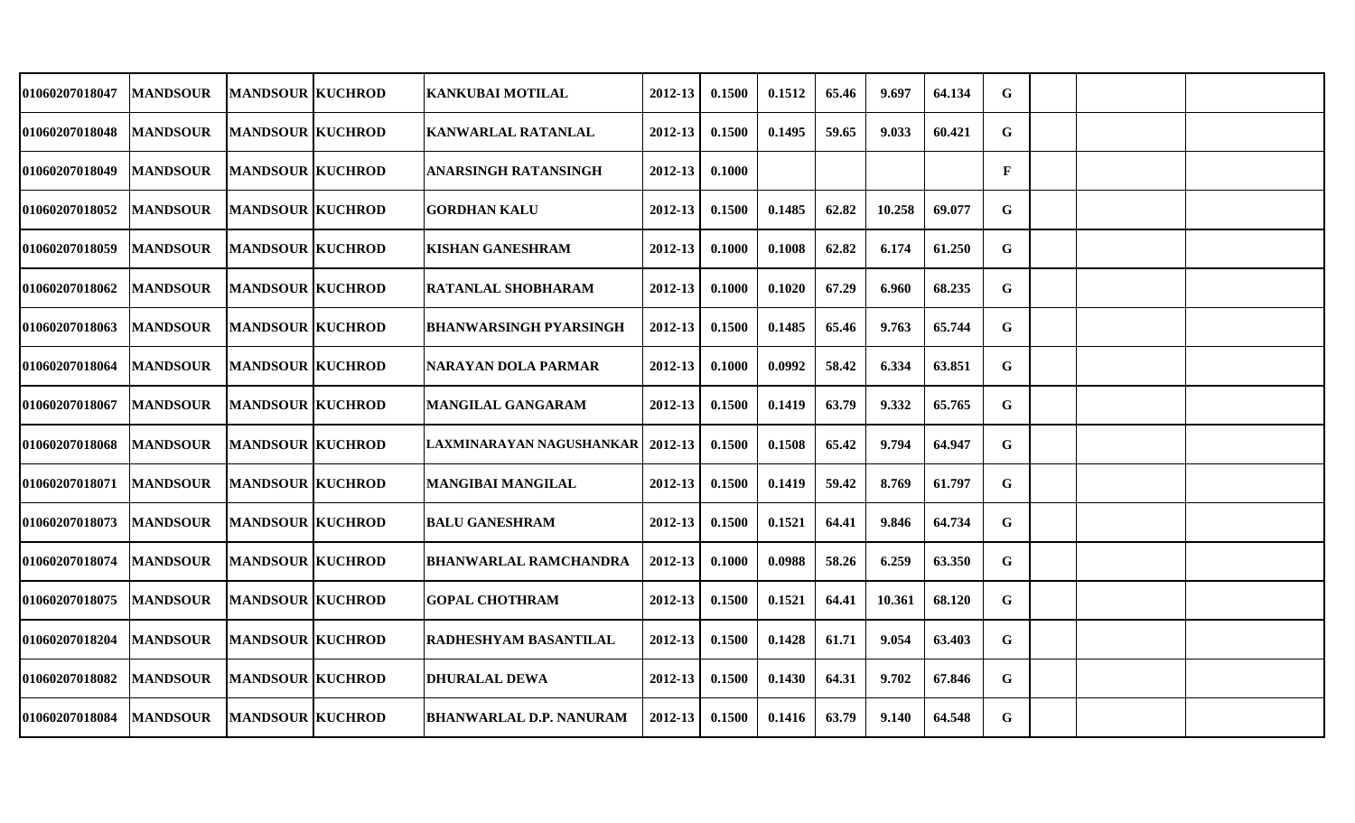| | | | | | | | | | | | | | | |
|---|---|---|---|---|---|---|---|---|---|---|---|---|---|---|
| 01060207018047 | MANDSOUR | MANDSOUR | KUCHROD | KANKUBAI MOTILAL | 2012-13 | 0.1500 | 0.1512 | 65.46 | 9.697 | 64.134 | G | | | |
| 01060207018048 | MANDSOUR | MANDSOUR | KUCHROD | KANWARLAL RATANLAL | 2012-13 | 0.1500 | 0.1495 | 59.65 | 9.033 | 60.421 | G | | | |
| 01060207018049 | MANDSOUR | MANDSOUR | KUCHROD | ANARSINGH RATANSINGH | 2012-13 | 0.1000 | | | | | F | | | |
| 01060207018052 | MANDSOUR | MANDSOUR | KUCHROD | GORDHAN KALU | 2012-13 | 0.1500 | 0.1485 | 62.82 | 10.258 | 69.077 | G | | | |
| 01060207018059 | MANDSOUR | MANDSOUR | KUCHROD | KISHAN GANESHRAM | 2012-13 | 0.1000 | 0.1008 | 62.82 | 6.174 | 61.250 | G | | | |
| 01060207018062 | MANDSOUR | MANDSOUR | KUCHROD | RATANLAL SHOBHARAM | 2012-13 | 0.1000 | 0.1020 | 67.29 | 6.960 | 68.235 | G | | | |
| 01060207018063 | MANDSOUR | MANDSOUR | KUCHROD | BHANWARSINGH PYARSINGH | 2012-13 | 0.1500 | 0.1485 | 65.46 | 9.763 | 65.744 | G | | | |
| 01060207018064 | MANDSOUR | MANDSOUR | KUCHROD | NARAYAN DOLA PARMAR | 2012-13 | 0.1000 | 0.0992 | 58.42 | 6.334 | 63.851 | G | | | |
| 01060207018067 | MANDSOUR | MANDSOUR | KUCHROD | MANGILAL GANGARAM | 2012-13 | 0.1500 | 0.1419 | 63.79 | 9.332 | 65.765 | G | | | |
| 01060207018068 | MANDSOUR | MANDSOUR | KUCHROD | LAXMINARAYAN NAGUSHANKAR | 2012-13 | 0.1500 | 0.1508 | 65.42 | 9.794 | 64.947 | G | | | |
| 01060207018071 | MANDSOUR | MANDSOUR | KUCHROD | MANGIBAI MANGILAL | 2012-13 | 0.1500 | 0.1419 | 59.42 | 8.769 | 61.797 | G | | | |
| 01060207018073 | MANDSOUR | MANDSOUR | KUCHROD | BALU GANESHRAM | 2012-13 | 0.1500 | 0.1521 | 64.41 | 9.846 | 64.734 | G | | | |
| 01060207018074 | MANDSOUR | MANDSOUR | KUCHROD | BHANWARLAL RAMCHANDRA | 2012-13 | 0.1000 | 0.0988 | 58.26 | 6.259 | 63.350 | G | | | |
| 01060207018075 | MANDSOUR | MANDSOUR | KUCHROD | GOPAL CHOTHRAM | 2012-13 | 0.1500 | 0.1521 | 64.41 | 10.361 | 68.120 | G | | | |
| 01060207018204 | MANDSOUR | MANDSOUR | KUCHROD | RADHESHYAM BASANTILAL | 2012-13 | 0.1500 | 0.1428 | 61.71 | 9.054 | 63.403 | G | | | |
| 01060207018082 | MANDSOUR | MANDSOUR | KUCHROD | DHURALAL DEWA | 2012-13 | 0.1500 | 0.1430 | 64.31 | 9.702 | 67.846 | G | | | |
| 01060207018084 | MANDSOUR | MANDSOUR | KUCHROD | BHANWARLAL D.P. NANURAM | 2012-13 | 0.1500 | 0.1416 | 63.79 | 9.140 | 64.548 | G | | | |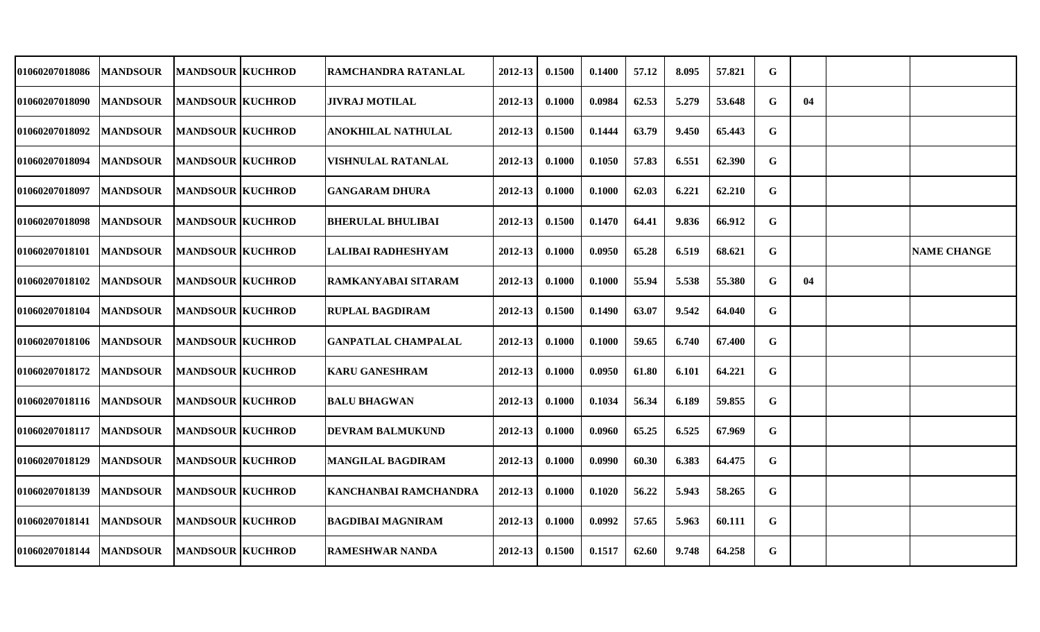| | | | | | | | | | | | | | | |
|---|---|---|---|---|---|---|---|---|---|---|---|---|---|---|
| 01060207018086 | MANDSOUR | MANDSOUR | KUCHROD | RAMCHANDRA RATANLAL | 2012-13 | 0.1500 | 0.1400 | 57.12 | 8.095 | 57.821 | G | | | |
| 01060207018090 | MANDSOUR | MANDSOUR | KUCHROD | JIVRAJ MOTILAL | 2012-13 | 0.1000 | 0.0984 | 62.53 | 5.279 | 53.648 | G | 04 | | |
| 01060207018092 | MANDSOUR | MANDSOUR | KUCHROD | ANOKHILAL NATHULAL | 2012-13 | 0.1500 | 0.1444 | 63.79 | 9.450 | 65.443 | G | | | |
| 01060207018094 | MANDSOUR | MANDSOUR | KUCHROD | VISHNULAL RATANLAL | 2012-13 | 0.1000 | 0.1050 | 57.83 | 6.551 | 62.390 | G | | | |
| 01060207018097 | MANDSOUR | MANDSOUR | KUCHROD | GANGARAM DHURA | 2012-13 | 0.1000 | 0.1000 | 62.03 | 6.221 | 62.210 | G | | | |
| 01060207018098 | MANDSOUR | MANDSOUR | KUCHROD | BHERULAL BHULIBAI | 2012-13 | 0.1500 | 0.1470 | 64.41 | 9.836 | 66.912 | G | | | |
| 01060207018101 | MANDSOUR | MANDSOUR | KUCHROD | LALIBAI RADHESHYAM | 2012-13 | 0.1000 | 0.0950 | 65.28 | 6.519 | 68.621 | G | | | NAME CHANGE |
| 01060207018102 | MANDSOUR | MANDSOUR | KUCHROD | RAMKANYABAI SITARAM | 2012-13 | 0.1000 | 0.1000 | 55.94 | 5.538 | 55.380 | G | 04 | | |
| 01060207018104 | MANDSOUR | MANDSOUR | KUCHROD | RUPLAL BAGDIRAM | 2012-13 | 0.1500 | 0.1490 | 63.07 | 9.542 | 64.040 | G | | | |
| 01060207018106 | MANDSOUR | MANDSOUR | KUCHROD | GANPATLAL CHAMPALAL | 2012-13 | 0.1000 | 0.1000 | 59.65 | 6.740 | 67.400 | G | | | |
| 01060207018172 | MANDSOUR | MANDSOUR | KUCHROD | KARU GANESHRAM | 2012-13 | 0.1000 | 0.0950 | 61.80 | 6.101 | 64.221 | G | | | |
| 01060207018116 | MANDSOUR | MANDSOUR | KUCHROD | BALU BHAGWAN | 2012-13 | 0.1000 | 0.1034 | 56.34 | 6.189 | 59.855 | G | | | |
| 01060207018117 | MANDSOUR | MANDSOUR | KUCHROD | DEVRAM BALMUKUND | 2012-13 | 0.1000 | 0.0960 | 65.25 | 6.525 | 67.969 | G | | | |
| 01060207018129 | MANDSOUR | MANDSOUR | KUCHROD | MANGILAL BAGDIRAM | 2012-13 | 0.1000 | 0.0990 | 60.30 | 6.383 | 64.475 | G | | | |
| 01060207018139 | MANDSOUR | MANDSOUR | KUCHROD | KANCHANBAI RAMCHANDRA | 2012-13 | 0.1000 | 0.1020 | 56.22 | 5.943 | 58.265 | G | | | |
| 01060207018141 | MANDSOUR | MANDSOUR | KUCHROD | BAGDIBAI MAGNIRAM | 2012-13 | 0.1000 | 0.0992 | 57.65 | 5.963 | 60.111 | G | | | |
| 01060207018144 | MANDSOUR | MANDSOUR | KUCHROD | RAMESHWAR NANDA | 2012-13 | 0.1500 | 0.1517 | 62.60 | 9.748 | 64.258 | G | | | |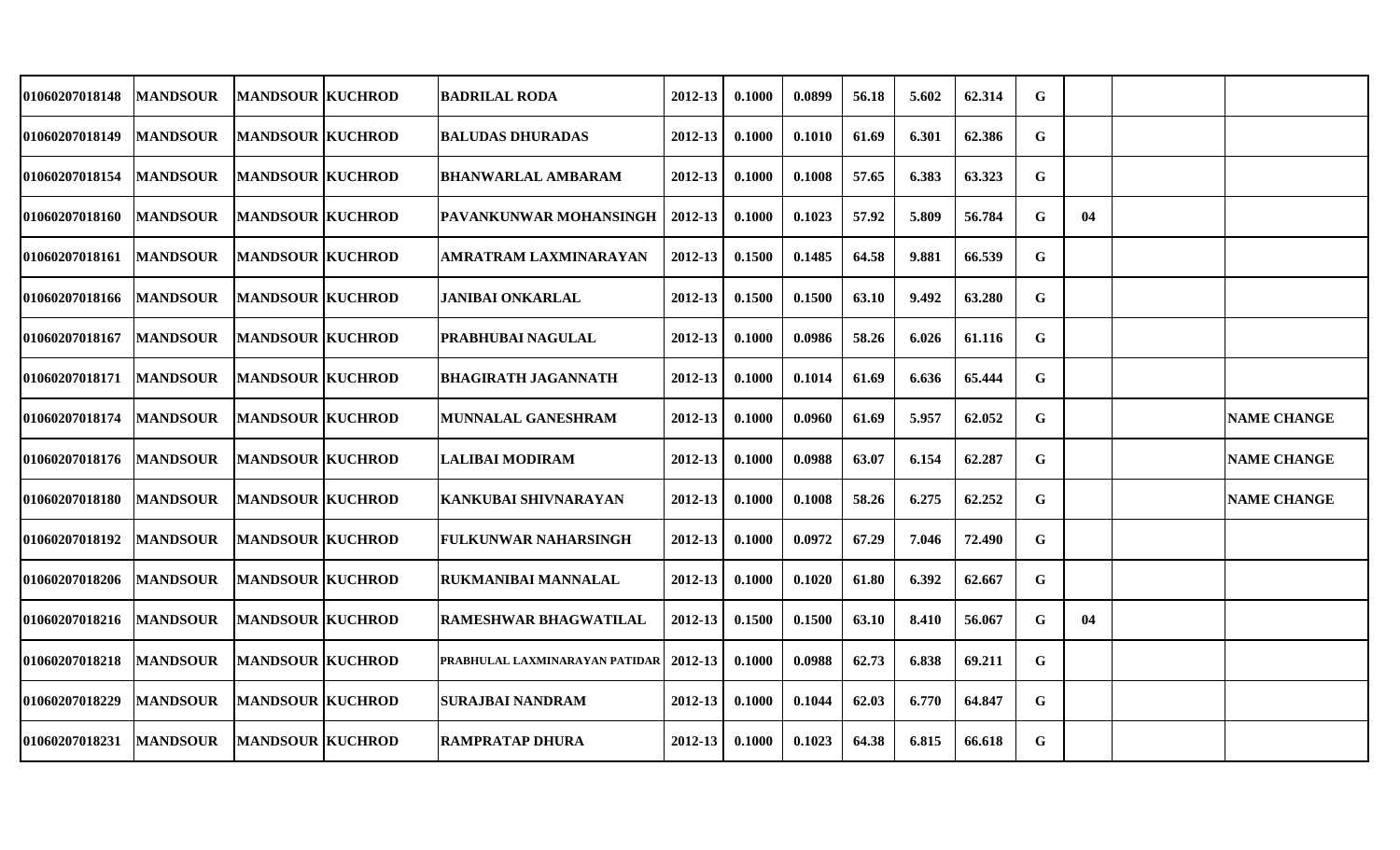| | | | | | | | | | | | | | | |
|---|---|---|---|---|---|---|---|---|---|---|---|---|---|---|
| 01060207018148 | MANDSOUR | MANDSOUR | KUCHROD | BADRILAL RODA | 2012-13 | 0.1000 | 0.0899 | 56.18 | 5.602 | 62.314 | G | | | |
| 01060207018149 | MANDSOUR | MANDSOUR | KUCHROD | BALUDAS DHURADAS | 2012-13 | 0.1000 | 0.1010 | 61.69 | 6.301 | 62.386 | G | | | |
| 01060207018154 | MANDSOUR | MANDSOUR | KUCHROD | BHANWARLAL AMBARAM | 2012-13 | 0.1000 | 0.1008 | 57.65 | 6.383 | 63.323 | G | | | |
| 01060207018160 | MANDSOUR | MANDSOUR | KUCHROD | PAVANKUNWAR MOHANSINGH | 2012-13 | 0.1000 | 0.1023 | 57.92 | 5.809 | 56.784 | G | 04 | | |
| 01060207018161 | MANDSOUR | MANDSOUR | KUCHROD | AMRATRAM LAXMINARAYAN | 2012-13 | 0.1500 | 0.1485 | 64.58 | 9.881 | 66.539 | G | | | |
| 01060207018166 | MANDSOUR | MANDSOUR | KUCHROD | JANIBAI ONKARLAL | 2012-13 | 0.1500 | 0.1500 | 63.10 | 9.492 | 63.280 | G | | | |
| 01060207018167 | MANDSOUR | MANDSOUR | KUCHROD | PRABHUBAI NAGULAL | 2012-13 | 0.1000 | 0.0986 | 58.26 | 6.026 | 61.116 | G | | | |
| 01060207018171 | MANDSOUR | MANDSOUR | KUCHROD | BHAGIRATH JAGANNATH | 2012-13 | 0.1000 | 0.1014 | 61.69 | 6.636 | 65.444 | G | | | |
| 01060207018174 | MANDSOUR | MANDSOUR | KUCHROD | MUNNALAL GANESHRAM | 2012-13 | 0.1000 | 0.0960 | 61.69 | 5.957 | 62.052 | G | | | NAME CHANGE |
| 01060207018176 | MANDSOUR | MANDSOUR | KUCHROD | LALIBAI MODIRAM | 2012-13 | 0.1000 | 0.0988 | 63.07 | 6.154 | 62.287 | G | | | NAME CHANGE |
| 01060207018180 | MANDSOUR | MANDSOUR | KUCHROD | KANKUBAI SHIVNARAYAN | 2012-13 | 0.1000 | 0.1008 | 58.26 | 6.275 | 62.252 | G | | | NAME CHANGE |
| 01060207018192 | MANDSOUR | MANDSOUR | KUCHROD | FULKUNWAR NAHARSINGH | 2012-13 | 0.1000 | 0.0972 | 67.29 | 7.046 | 72.490 | G | | | |
| 01060207018206 | MANDSOUR | MANDSOUR | KUCHROD | RUKMANIBAI MANNALAL | 2012-13 | 0.1000 | 0.1020 | 61.80 | 6.392 | 62.667 | G | | | |
| 01060207018216 | MANDSOUR | MANDSOUR | KUCHROD | RAMESHWAR BHAGWATILAL | 2012-13 | 0.1500 | 0.1500 | 63.10 | 8.410 | 56.067 | G | 04 | | |
| 01060207018218 | MANDSOUR | MANDSOUR | KUCHROD | PRABHULAL LAXMINARAYAN PATIDAR | 2012-13 | 0.1000 | 0.0988 | 62.73 | 6.838 | 69.211 | G | | | |
| 01060207018229 | MANDSOUR | MANDSOUR | KUCHROD | SURAJBAI NANDRAM | 2012-13 | 0.1000 | 0.1044 | 62.03 | 6.770 | 64.847 | G | | | |
| 01060207018231 | MANDSOUR | MANDSOUR | KUCHROD | RAMPRATAP DHURA | 2012-13 | 0.1000 | 0.1023 | 64.38 | 6.815 | 66.618 | G | | | |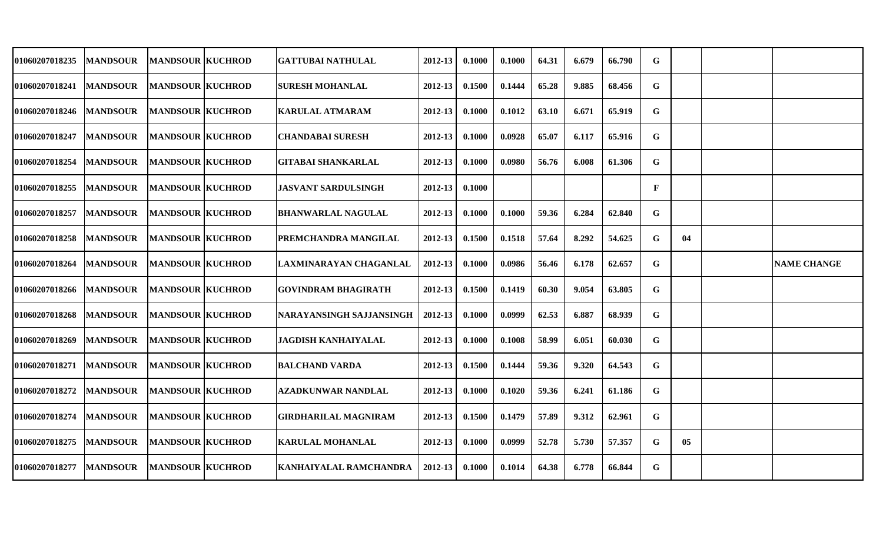| | | | | | | | | | | | | | | |
|---|---|---|---|---|---|---|---|---|---|---|---|---|---|---|
| 01060207018235 | MANDSOUR | MANDSOUR | KUCHROD | GATTUBAI NATHULAL | 2012-13 | 0.1000 | 0.1000 | 64.31 | 6.679 | 66.790 | G | | | |
| 01060207018241 | MANDSOUR | MANDSOUR | KUCHROD | SURESH MOHANLAL | 2012-13 | 0.1500 | 0.1444 | 65.28 | 9.885 | 68.456 | G | | | |
| 01060207018246 | MANDSOUR | MANDSOUR | KUCHROD | KARULAL ATMARAM | 2012-13 | 0.1000 | 0.1012 | 63.10 | 6.671 | 65.919 | G | | | |
| 01060207018247 | MANDSOUR | MANDSOUR | KUCHROD | CHANDABAI SURESH | 2012-13 | 0.1000 | 0.0928 | 65.07 | 6.117 | 65.916 | G | | | |
| 01060207018254 | MANDSOUR | MANDSOUR | KUCHROD | GITABAI SHANKARLAL | 2012-13 | 0.1000 | 0.0980 | 56.76 | 6.008 | 61.306 | G | | | |
| 01060207018255 | MANDSOUR | MANDSOUR | KUCHROD | JASVANT SARDULSINGH | 2012-13 | 0.1000 | | | | | F | | | |
| 01060207018257 | MANDSOUR | MANDSOUR | KUCHROD | BHANWARLAL NAGULAL | 2012-13 | 0.1000 | 0.1000 | 59.36 | 6.284 | 62.840 | G | | | |
| 01060207018258 | MANDSOUR | MANDSOUR | KUCHROD | PREMCHANDRA MANGILAL | 2012-13 | 0.1500 | 0.1518 | 57.64 | 8.292 | 54.625 | G | 04 | | |
| 01060207018264 | MANDSOUR | MANDSOUR | KUCHROD | LAXMINARAYAN CHAGANLAL | 2012-13 | 0.1000 | 0.0986 | 56.46 | 6.178 | 62.657 | G | | | NAME CHANGE |
| 01060207018266 | MANDSOUR | MANDSOUR | KUCHROD | GOVINDRAM BHAGIRATH | 2012-13 | 0.1500 | 0.1419 | 60.30 | 9.054 | 63.805 | G | | | |
| 01060207018268 | MANDSOUR | MANDSOUR | KUCHROD | NARAYANSINGH SAJJANSINGH | 2012-13 | 0.1000 | 0.0999 | 62.53 | 6.887 | 68.939 | G | | | |
| 01060207018269 | MANDSOUR | MANDSOUR | KUCHROD | JAGDISH KANHAIYALAL | 2012-13 | 0.1000 | 0.1008 | 58.99 | 6.051 | 60.030 | G | | | |
| 01060207018271 | MANDSOUR | MANDSOUR | KUCHROD | BALCHAND VARDA | 2012-13 | 0.1500 | 0.1444 | 59.36 | 9.320 | 64.543 | G | | | |
| 01060207018272 | MANDSOUR | MANDSOUR | KUCHROD | AZADKUNWAR NANDLAL | 2012-13 | 0.1000 | 0.1020 | 59.36 | 6.241 | 61.186 | G | | | |
| 01060207018274 | MANDSOUR | MANDSOUR | KUCHROD | GIRDHARILAL MAGNIRAM | 2012-13 | 0.1500 | 0.1479 | 57.89 | 9.312 | 62.961 | G | | | |
| 01060207018275 | MANDSOUR | MANDSOUR | KUCHROD | KARULAL MOHANLAL | 2012-13 | 0.1000 | 0.0999 | 52.78 | 5.730 | 57.357 | G | 05 | | |
| 01060207018277 | MANDSOUR | MANDSOUR | KUCHROD | KANHAIYALAL RAMCHANDRA | 2012-13 | 0.1000 | 0.1014 | 64.38 | 6.778 | 66.844 | G | | | |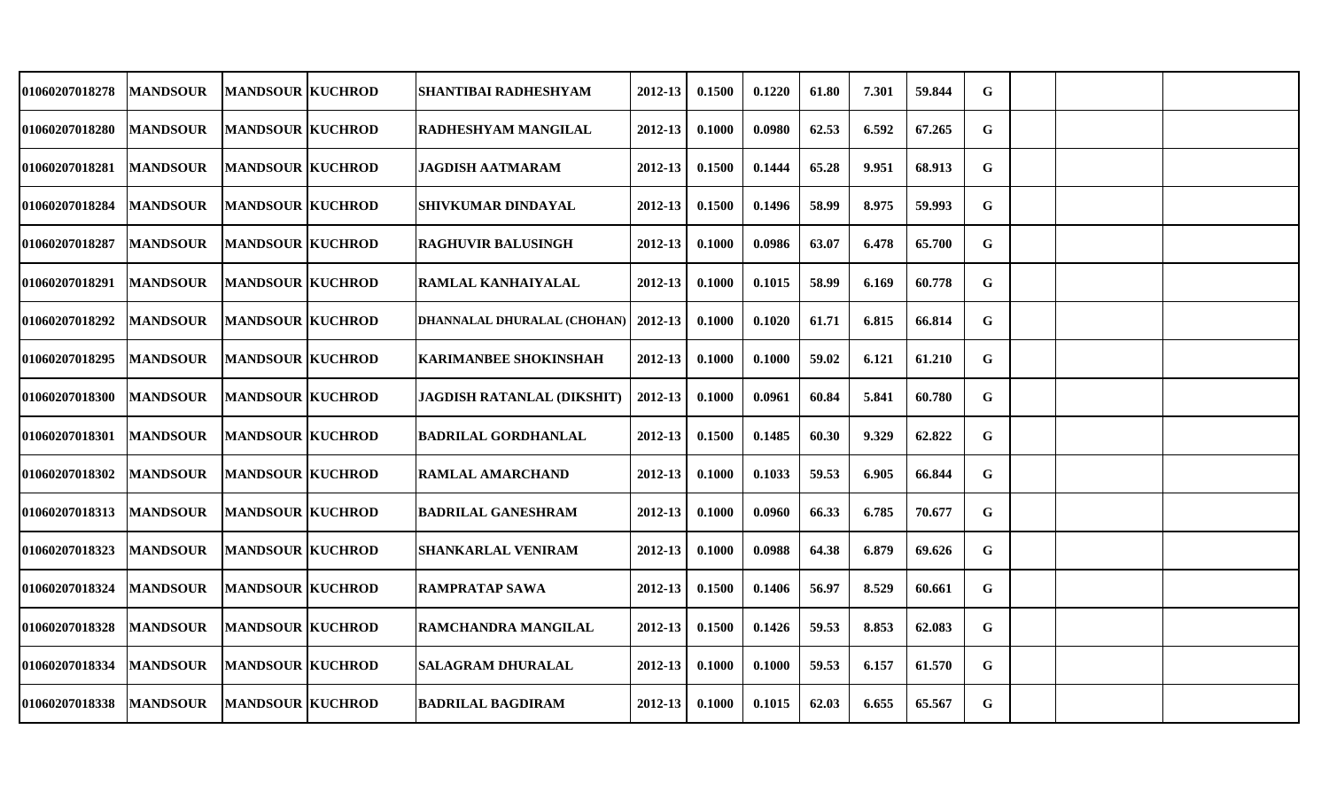| | | | | | | | | | | | | | | |
|---|---|---|---|---|---|---|---|---|---|---|---|---|---|---|
| 01060207018278 | MANDSOUR | MANDSOUR | KUCHROD | SHANTIBAI RADHESHYAM | 2012-13 | 0.1500 | 0.1220 | 61.80 | 7.301 | 59.844 | G | | | |
| 01060207018280 | MANDSOUR | MANDSOUR | KUCHROD | RADHESHYAM MANGILAL | 2012-13 | 0.1000 | 0.0980 | 62.53 | 6.592 | 67.265 | G | | | |
| 01060207018281 | MANDSOUR | MANDSOUR | KUCHROD | JAGDISH AATMARAM | 2012-13 | 0.1500 | 0.1444 | 65.28 | 9.951 | 68.913 | G | | | |
| 01060207018284 | MANDSOUR | MANDSOUR | KUCHROD | SHIVKUMAR DINDAYAL | 2012-13 | 0.1500 | 0.1496 | 58.99 | 8.975 | 59.993 | G | | | |
| 01060207018287 | MANDSOUR | MANDSOUR | KUCHROD | RAGHUVIR BALUSINGH | 2012-13 | 0.1000 | 0.0986 | 63.07 | 6.478 | 65.700 | G | | | |
| 01060207018291 | MANDSOUR | MANDSOUR | KUCHROD | RAMLAL KANHAIYALAL | 2012-13 | 0.1000 | 0.1015 | 58.99 | 6.169 | 60.778 | G | | | |
| 01060207018292 | MANDSOUR | MANDSOUR | KUCHROD | DHANNALAL DHURALAL (CHOHAN) | 2012-13 | 0.1000 | 0.1020 | 61.71 | 6.815 | 66.814 | G | | | |
| 01060207018295 | MANDSOUR | MANDSOUR | KUCHROD | KARIMANBEE SHOKINSHAH | 2012-13 | 0.1000 | 0.1000 | 59.02 | 6.121 | 61.210 | G | | | |
| 01060207018300 | MANDSOUR | MANDSOUR | KUCHROD | JAGDISH RATANLAL (DIKSHIT) | 2012-13 | 0.1000 | 0.0961 | 60.84 | 5.841 | 60.780 | G | | | |
| 01060207018301 | MANDSOUR | MANDSOUR | KUCHROD | BADRILAL GORDHANLAL | 2012-13 | 0.1500 | 0.1485 | 60.30 | 9.329 | 62.822 | G | | | |
| 01060207018302 | MANDSOUR | MANDSOUR | KUCHROD | RAMLAL AMARCHAND | 2012-13 | 0.1000 | 0.1033 | 59.53 | 6.905 | 66.844 | G | | | |
| 01060207018313 | MANDSOUR | MANDSOUR | KUCHROD | BADRILAL GANESHRAM | 2012-13 | 0.1000 | 0.0960 | 66.33 | 6.785 | 70.677 | G | | | |
| 01060207018323 | MANDSOUR | MANDSOUR | KUCHROD | SHANKARLAL VENIRAM | 2012-13 | 0.1000 | 0.0988 | 64.38 | 6.879 | 69.626 | G | | | |
| 01060207018324 | MANDSOUR | MANDSOUR | KUCHROD | RAMPRATAP SAWA | 2012-13 | 0.1500 | 0.1406 | 56.97 | 8.529 | 60.661 | G | | | |
| 01060207018328 | MANDSOUR | MANDSOUR | KUCHROD | RAMCHANDRA MANGILAL | 2012-13 | 0.1500 | 0.1426 | 59.53 | 8.853 | 62.083 | G | | | |
| 01060207018334 | MANDSOUR | MANDSOUR | KUCHROD | SALAGRAM DHURALAL | 2012-13 | 0.1000 | 0.1000 | 59.53 | 6.157 | 61.570 | G | | | |
| 01060207018338 | MANDSOUR | MANDSOUR | KUCHROD | BADRILAL BAGDIRAM | 2012-13 | 0.1000 | 0.1015 | 62.03 | 6.655 | 65.567 | G | | | |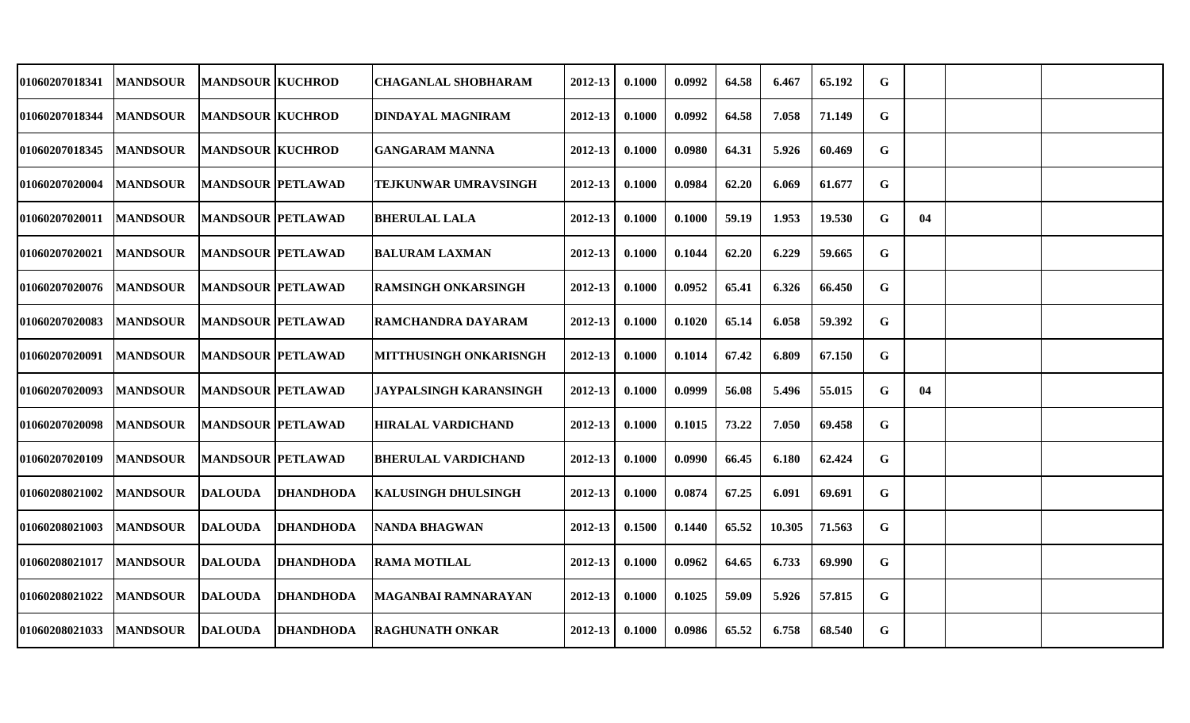| | | | | | | | | | | | | | | |
|---|---|---|---|---|---|---|---|---|---|---|---|---|---|---|
| 01060207018341 | MANDSOUR | MANDSOUR | KUCHROD | CHAGANLAL SHOBHARAM | 2012-13 | 0.1000 | 0.0992 | 64.58 | 6.467 | 65.192 | G | | | |
| 01060207018344 | MANDSOUR | MANDSOUR | KUCHROD | DINDAYAL MAGNIRAM | 2012-13 | 0.1000 | 0.0992 | 64.58 | 7.058 | 71.149 | G | | | |
| 01060207018345 | MANDSOUR | MANDSOUR | KUCHROD | GANGARAM MANNA | 2012-13 | 0.1000 | 0.0980 | 64.31 | 5.926 | 60.469 | G | | | |
| 01060207020004 | MANDSOUR | MANDSOUR | PETLAWAD | TEJKUNWAR UMRAVSINGH | 2012-13 | 0.1000 | 0.0984 | 62.20 | 6.069 | 61.677 | G | | | |
| 01060207020011 | MANDSOUR | MANDSOUR | PETLAWAD | BHERULAL LALA | 2012-13 | 0.1000 | 0.1000 | 59.19 | 1.953 | 19.530 | G | 04 | | |
| 01060207020021 | MANDSOUR | MANDSOUR | PETLAWAD | BALURAM LAXMAN | 2012-13 | 0.1000 | 0.1044 | 62.20 | 6.229 | 59.665 | G | | | |
| 01060207020076 | MANDSOUR | MANDSOUR | PETLAWAD | RAMSINGH ONKARSINGH | 2012-13 | 0.1000 | 0.0952 | 65.41 | 6.326 | 66.450 | G | | | |
| 01060207020083 | MANDSOUR | MANDSOUR | PETLAWAD | RAMCHANDRA DAYARAM | 2012-13 | 0.1000 | 0.1020 | 65.14 | 6.058 | 59.392 | G | | | |
| 01060207020091 | MANDSOUR | MANDSOUR | PETLAWAD | MITTHUSINGH ONKARISNGH | 2012-13 | 0.1000 | 0.1014 | 67.42 | 6.809 | 67.150 | G | | | |
| 01060207020093 | MANDSOUR | MANDSOUR | PETLAWAD | JAYPALSINGH KARANSINGH | 2012-13 | 0.1000 | 0.0999 | 56.08 | 5.496 | 55.015 | G | 04 | | |
| 01060207020098 | MANDSOUR | MANDSOUR | PETLAWAD | HIRALAL VARDICHAND | 2012-13 | 0.1000 | 0.1015 | 73.22 | 7.050 | 69.458 | G | | | |
| 01060207020109 | MANDSOUR | MANDSOUR | PETLAWAD | BHERULAL VARDICHAND | 2012-13 | 0.1000 | 0.0990 | 66.45 | 6.180 | 62.424 | G | | | |
| 01060208021002 | MANDSOUR | DALOUDA | DHANDHODA | KALUSINGH DHULSINGH | 2012-13 | 0.1000 | 0.0874 | 67.25 | 6.091 | 69.691 | G | | | |
| 01060208021003 | MANDSOUR | DALOUDA | DHANDHODA | NANDA BHAGWAN | 2012-13 | 0.1500 | 0.1440 | 65.52 | 10.305 | 71.563 | G | | | |
| 01060208021017 | MANDSOUR | DALOUDA | DHANDHODA | RAMA MOTILAL | 2012-13 | 0.1000 | 0.0962 | 64.65 | 6.733 | 69.990 | G | | | |
| 01060208021022 | MANDSOUR | DALOUDA | DHANDHODA | MAGANBAI RAMNARAYAN | 2012-13 | 0.1000 | 0.1025 | 59.09 | 5.926 | 57.815 | G | | | |
| 01060208021033 | MANDSOUR | DALOUDA | DHANDHODA | RAGHUNATH ONKAR | 2012-13 | 0.1000 | 0.0986 | 65.52 | 6.758 | 68.540 | G | | | |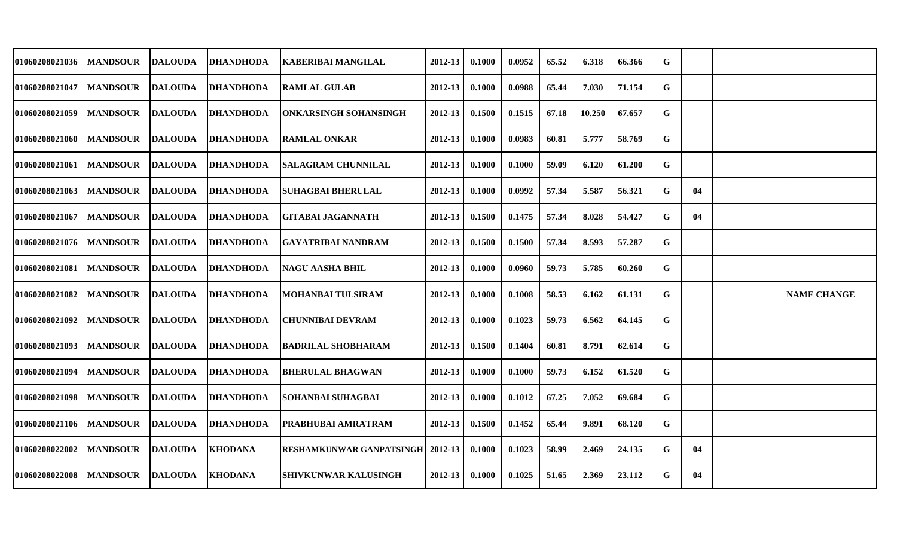| | | | | | | | | | | | | | | |
|---|---|---|---|---|---|---|---|---|---|---|---|---|---|---|
| 01060208021036 | MANDSOUR | DALOUDA | DHANDHODA | KABERIBAI MANGILAL | 2012-13 | 0.1000 | 0.0952 | 65.52 | 6.318 | 66.366 | G | | | |
| 01060208021047 | MANDSOUR | DALOUDA | DHANDHODA | RAMLAL GULAB | 2012-13 | 0.1000 | 0.0988 | 65.44 | 7.030 | 71.154 | G | | | |
| 01060208021059 | MANDSOUR | DALOUDA | DHANDHODA | ONKARSINGH SOHANSINGH | 2012-13 | 0.1500 | 0.1515 | 67.18 | 10.250 | 67.657 | G | | | |
| 01060208021060 | MANDSOUR | DALOUDA | DHANDHODA | RAMLAL ONKAR | 2012-13 | 0.1000 | 0.0983 | 60.81 | 5.777 | 58.769 | G | | | |
| 01060208021061 | MANDSOUR | DALOUDA | DHANDHODA | SALAGRAM CHUNNILAL | 2012-13 | 0.1000 | 0.1000 | 59.09 | 6.120 | 61.200 | G | | | |
| 01060208021063 | MANDSOUR | DALOUDA | DHANDHODA | SUHAGBAI BHERULAL | 2012-13 | 0.1000 | 0.0992 | 57.34 | 5.587 | 56.321 | G | 04 | | |
| 01060208021067 | MANDSOUR | DALOUDA | DHANDHODA | GITABAI JAGANNATH | 2012-13 | 0.1500 | 0.1475 | 57.34 | 8.028 | 54.427 | G | 04 | | |
| 01060208021076 | MANDSOUR | DALOUDA | DHANDHODA | GAYATRIBAI NANDRAM | 2012-13 | 0.1500 | 0.1500 | 57.34 | 8.593 | 57.287 | G | | | |
| 01060208021081 | MANDSOUR | DALOUDA | DHANDHODA | NAGU AASHA BHIL | 2012-13 | 0.1000 | 0.0960 | 59.73 | 5.785 | 60.260 | G | | | |
| 01060208021082 | MANDSOUR | DALOUDA | DHANDHODA | MOHANBAI TULSIRAM | 2012-13 | 0.1000 | 0.1008 | 58.53 | 6.162 | 61.131 | G | | | NAME CHANGE |
| 01060208021092 | MANDSOUR | DALOUDA | DHANDHODA | CHUNNIBAI DEVRAM | 2012-13 | 0.1000 | 0.1023 | 59.73 | 6.562 | 64.145 | G | | | |
| 01060208021093 | MANDSOUR | DALOUDA | DHANDHODA | BADRILAL SHOBHARAM | 2012-13 | 0.1500 | 0.1404 | 60.81 | 8.791 | 62.614 | G | | | |
| 01060208021094 | MANDSOUR | DALOUDA | DHANDHODA | BHERULAL BHAGWAN | 2012-13 | 0.1000 | 0.1000 | 59.73 | 6.152 | 61.520 | G | | | |
| 01060208021098 | MANDSOUR | DALOUDA | DHANDHODA | SOHANBAI SUHAGBAI | 2012-13 | 0.1000 | 0.1012 | 67.25 | 7.052 | 69.684 | G | | | |
| 01060208021106 | MANDSOUR | DALOUDA | DHANDHODA | PRABHUBAI AMRATRAM | 2012-13 | 0.1500 | 0.1452 | 65.44 | 9.891 | 68.120 | G | | | |
| 01060208022002 | MANDSOUR | DALOUDA | KHODANA | RESHAMKUNWAR GANPATSINGH | 2012-13 | 0.1000 | 0.1023 | 58.99 | 2.469 | 24.135 | G | 04 | | |
| 01060208022008 | MANDSOUR | DALOUDA | KHODANA | SHIVKUNWAR KALUSINGH | 2012-13 | 0.1000 | 0.1025 | 51.65 | 2.369 | 23.112 | G | 04 | | |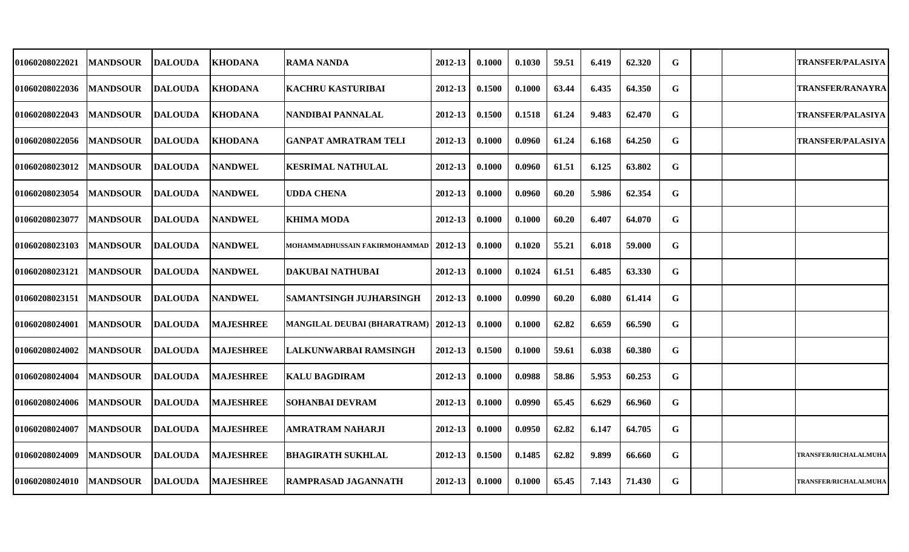| | | | | | | | | | | | | | | |
|---|---|---|---|---|---|---|---|---|---|---|---|---|---|---|
| 01060208022021 | MANDSOUR | DALOUDA | KHODANA | RAMA NANDA | 2012-13 | 0.1000 | 0.1030 | 59.51 | 6.419 | 62.320 | G | | | TRANSFER/PALASIYA |
| 01060208022036 | MANDSOUR | DALOUDA | KHODANA | KACHRU KASTURIBAI | 2012-13 | 0.1500 | 0.1000 | 63.44 | 6.435 | 64.350 | G | | | TRANSFER/RANAYRA |
| 01060208022043 | MANDSOUR | DALOUDA | KHODANA | NANDIBAI PANNALAL | 2012-13 | 0.1500 | 0.1518 | 61.24 | 9.483 | 62.470 | G | | | TRANSFER/PALASIYA |
| 01060208022056 | MANDSOUR | DALOUDA | KHODANA | GANPAT AMRATRAM TELI | 2012-13 | 0.1000 | 0.0960 | 61.24 | 6.168 | 64.250 | G | | | TRANSFER/PALASIYA |
| 01060208023012 | MANDSOUR | DALOUDA | NANDWEL | KESRIMAL NATHULAL | 2012-13 | 0.1000 | 0.0960 | 61.51 | 6.125 | 63.802 | G | | | |
| 01060208023054 | MANDSOUR | DALOUDA | NANDWEL | UDDA CHENA | 2012-13 | 0.1000 | 0.0960 | 60.20 | 5.986 | 62.354 | G | | | |
| 01060208023077 | MANDSOUR | DALOUDA | NANDWEL | KHIMA MODA | 2012-13 | 0.1000 | 0.1000 | 60.20 | 6.407 | 64.070 | G | | | |
| 01060208023103 | MANDSOUR | DALOUDA | NANDWEL | MOHAMMADHUSSAIN FAKIRMOHAMMAD | 2012-13 | 0.1000 | 0.1020 | 55.21 | 6.018 | 59.000 | G | | | |
| 01060208023121 | MANDSOUR | DALOUDA | NANDWEL | DAKUBAI NATHUBAI | 2012-13 | 0.1000 | 0.1024 | 61.51 | 6.485 | 63.330 | G | | | |
| 01060208023151 | MANDSOUR | DALOUDA | NANDWEL | SAMANTSINGH JUJHARSINGH | 2012-13 | 0.1000 | 0.0990 | 60.20 | 6.080 | 61.414 | G | | | |
| 01060208024001 | MANDSOUR | DALOUDA | MAJESHREE | MANGILAL DEUBAI (BHARATRAM) | 2012-13 | 0.1000 | 0.1000 | 62.82 | 6.659 | 66.590 | G | | | |
| 01060208024002 | MANDSOUR | DALOUDA | MAJESHREE | LALKUNWARBAI RAMSINGH | 2012-13 | 0.1500 | 0.1000 | 59.61 | 6.038 | 60.380 | G | | | |
| 01060208024004 | MANDSOUR | DALOUDA | MAJESHREE | KALU BAGDIRAM | 2012-13 | 0.1000 | 0.0988 | 58.86 | 5.953 | 60.253 | G | | | |
| 01060208024006 | MANDSOUR | DALOUDA | MAJESHREE | SOHANBAI DEVRAM | 2012-13 | 0.1000 | 0.0990 | 65.45 | 6.629 | 66.960 | G | | | |
| 01060208024007 | MANDSOUR | DALOUDA | MAJESHREE | AMRATRAM NAHARJI | 2012-13 | 0.1000 | 0.0950 | 62.82 | 6.147 | 64.705 | G | | | |
| 01060208024009 | MANDSOUR | DALOUDA | MAJESHREE | BHAGIRATH SUKHLAL | 2012-13 | 0.1500 | 0.1485 | 62.82 | 9.899 | 66.660 | G | | | TRANSFER/RICHALALMUHA |
| 01060208024010 | MANDSOUR | DALOUDA | MAJESHREE | RAMPRASAD JAGANNATH | 2012-13 | 0.1000 | 0.1000 | 65.45 | 7.143 | 71.430 | G | | | TRANSFER/RICHALALMUHA |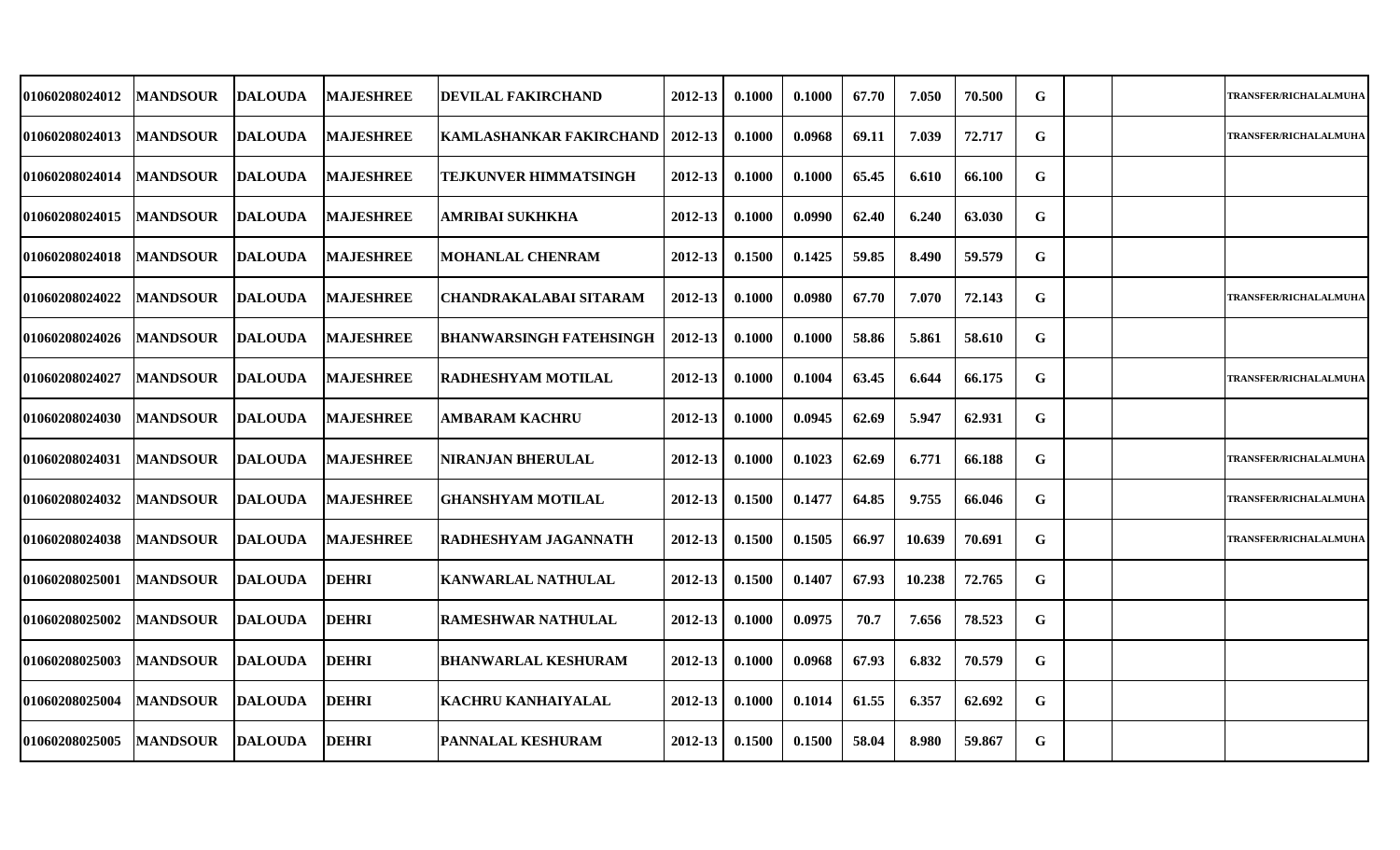| | | | | | | | | | | | | | | |
|---|---|---|---|---|---|---|---|---|---|---|---|---|---|---|
| 01060208024012 | MANDSOUR | DALOUDA | MAJESHREE | DEVILAL FAKIRCHAND | 2012-13 | 0.1000 | 0.1000 | 67.70 | 7.050 | 70.500 | G | | | TRANSFER/RICHALALMUHA |
| 01060208024013 | MANDSOUR | DALOUDA | MAJESHREE | KAMLASHANKAR FAKIRCHAND | 2012-13 | 0.1000 | 0.0968 | 69.11 | 7.039 | 72.717 | G | | | TRANSFER/RICHALALMUHA |
| 01060208024014 | MANDSOUR | DALOUDA | MAJESHREE | TEJKUNVER HIMMATSINGH | 2012-13 | 0.1000 | 0.1000 | 65.45 | 6.610 | 66.100 | G | | | |
| 01060208024015 | MANDSOUR | DALOUDA | MAJESHREE | AMRIBAI SUKHKHA | 2012-13 | 0.1000 | 0.0990 | 62.40 | 6.240 | 63.030 | G | | | |
| 01060208024018 | MANDSOUR | DALOUDA | MAJESHREE | MOHANLAL CHENRAM | 2012-13 | 0.1500 | 0.1425 | 59.85 | 8.490 | 59.579 | G | | | |
| 01060208024022 | MANDSOUR | DALOUDA | MAJESHREE | CHANDRAKALABAI SITARAM | 2012-13 | 0.1000 | 0.0980 | 67.70 | 7.070 | 72.143 | G | | | TRANSFER/RICHALALMUHA |
| 01060208024026 | MANDSOUR | DALOUDA | MAJESHREE | BHANWARSINGH FATEHSINGH | 2012-13 | 0.1000 | 0.1000 | 58.86 | 5.861 | 58.610 | G | | | |
| 01060208024027 | MANDSOUR | DALOUDA | MAJESHREE | RADHESHYAM MOTILAL | 2012-13 | 0.1000 | 0.1004 | 63.45 | 6.644 | 66.175 | G | | | TRANSFER/RICHALALMUHA |
| 01060208024030 | MANDSOUR | DALOUDA | MAJESHREE | AMBARAM KACHRU | 2012-13 | 0.1000 | 0.0945 | 62.69 | 5.947 | 62.931 | G | | | |
| 01060208024031 | MANDSOUR | DALOUDA | MAJESHREE | NIRANJAN BHERULAL | 2012-13 | 0.1000 | 0.1023 | 62.69 | 6.771 | 66.188 | G | | | TRANSFER/RICHALALMUHA |
| 01060208024032 | MANDSOUR | DALOUDA | MAJESHREE | GHANSHYAM MOTILAL | 2012-13 | 0.1500 | 0.1477 | 64.85 | 9.755 | 66.046 | G | | | TRANSFER/RICHALALMUHA |
| 01060208024038 | MANDSOUR | DALOUDA | MAJESHREE | RADHESHYAM JAGANNATH | 2012-13 | 0.1500 | 0.1505 | 66.97 | 10.639 | 70.691 | G | | | TRANSFER/RICHALALMUHA |
| 01060208025001 | MANDSOUR | DALOUDA | DEHRI | KANWARLAL NATHULAL | 2012-13 | 0.1500 | 0.1407 | 67.93 | 10.238 | 72.765 | G | | | |
| 01060208025002 | MANDSOUR | DALOUDA | DEHRI | RAMESHWAR NATHULAL | 2012-13 | 0.1000 | 0.0975 | 70.7 | 7.656 | 78.523 | G | | | |
| 01060208025003 | MANDSOUR | DALOUDA | DEHRI | BHANWARLAL KESHURAM | 2012-13 | 0.1000 | 0.0968 | 67.93 | 6.832 | 70.579 | G | | | |
| 01060208025004 | MANDSOUR | DALOUDA | DEHRI | KACHRU KANHAIYALAL | 2012-13 | 0.1000 | 0.1014 | 61.55 | 6.357 | 62.692 | G | | | |
| 01060208025005 | MANDSOUR | DALOUDA | DEHRI | PANNALAL KESHURAM | 2012-13 | 0.1500 | 0.1500 | 58.04 | 8.980 | 59.867 | G | | | |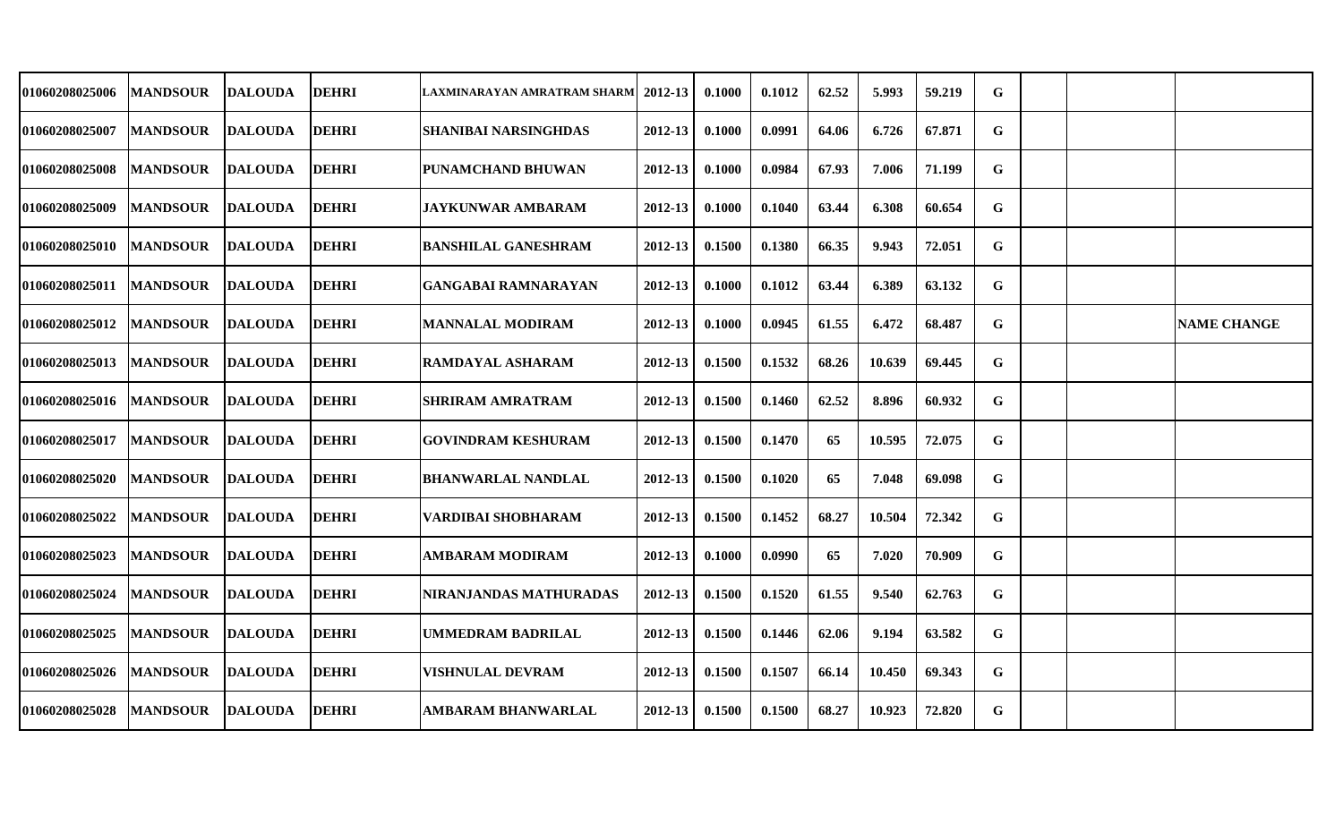| | | | | | | | | | | | | | | |
|---|---|---|---|---|---|---|---|---|---|---|---|---|---|---|
| 01060208025006 | MANDSOUR | DALOUDA | DEHRI | LAXMINARAYAN AMRATRAM SHARM | 2012-13 | 0.1000 | 0.1012 | 62.52 | 5.993 | 59.219 | G | | | |
| 01060208025007 | MANDSOUR | DALOUDA | DEHRI | SHANIBAI NARSINGHDAS | 2012-13 | 0.1000 | 0.0991 | 64.06 | 6.726 | 67.871 | G | | | |
| 01060208025008 | MANDSOUR | DALOUDA | DEHRI | PUNAMCHAND BHUWAN | 2012-13 | 0.1000 | 0.0984 | 67.93 | 7.006 | 71.199 | G | | | |
| 01060208025009 | MANDSOUR | DALOUDA | DEHRI | JAYKUNWAR AMBARAM | 2012-13 | 0.1000 | 0.1040 | 63.44 | 6.308 | 60.654 | G | | | |
| 01060208025010 | MANDSOUR | DALOUDA | DEHRI | BANSHILAL GANESHRAM | 2012-13 | 0.1500 | 0.1380 | 66.35 | 9.943 | 72.051 | G | | | |
| 01060208025011 | MANDSOUR | DALOUDA | DEHRI | GANGABAI RAMNARAYAN | 2012-13 | 0.1000 | 0.1012 | 63.44 | 6.389 | 63.132 | G | | | |
| 01060208025012 | MANDSOUR | DALOUDA | DEHRI | MANNALAL MODIRAM | 2012-13 | 0.1000 | 0.0945 | 61.55 | 6.472 | 68.487 | G | | | NAME CHANGE |
| 01060208025013 | MANDSOUR | DALOUDA | DEHRI | RAMDAYAL ASHARAM | 2012-13 | 0.1500 | 0.1532 | 68.26 | 10.639 | 69.445 | G | | | |
| 01060208025016 | MANDSOUR | DALOUDA | DEHRI | SHRIRAM AMRATRAM | 2012-13 | 0.1500 | 0.1460 | 62.52 | 8.896 | 60.932 | G | | | |
| 01060208025017 | MANDSOUR | DALOUDA | DEHRI | GOVINDRAM KESHURAM | 2012-13 | 0.1500 | 0.1470 | 65 | 10.595 | 72.075 | G | | | |
| 01060208025020 | MANDSOUR | DALOUDA | DEHRI | BHANWARLAL NANDLAL | 2012-13 | 0.1500 | 0.1020 | 65 | 7.048 | 69.098 | G | | | |
| 01060208025022 | MANDSOUR | DALOUDA | DEHRI | VARDIBAI SHOBHARAM | 2012-13 | 0.1500 | 0.1452 | 68.27 | 10.504 | 72.342 | G | | | |
| 01060208025023 | MANDSOUR | DALOUDA | DEHRI | AMBARAM MODIRAM | 2012-13 | 0.1000 | 0.0990 | 65 | 7.020 | 70.909 | G | | | |
| 01060208025024 | MANDSOUR | DALOUDA | DEHRI | NIRANJANDAS MATHURADAS | 2012-13 | 0.1500 | 0.1520 | 61.55 | 9.540 | 62.763 | G | | | |
| 01060208025025 | MANDSOUR | DALOUDA | DEHRI | UMMEDRAM BADRILAL | 2012-13 | 0.1500 | 0.1446 | 62.06 | 9.194 | 63.582 | G | | | |
| 01060208025026 | MANDSOUR | DALOUDA | DEHRI | VISHNULAL DEVRAM | 2012-13 | 0.1500 | 0.1507 | 66.14 | 10.450 | 69.343 | G | | | |
| 01060208025028 | MANDSOUR | DALOUDA | DEHRI | AMBARAM BHANWARLAL | 2012-13 | 0.1500 | 0.1500 | 68.27 | 10.923 | 72.820 | G | | | |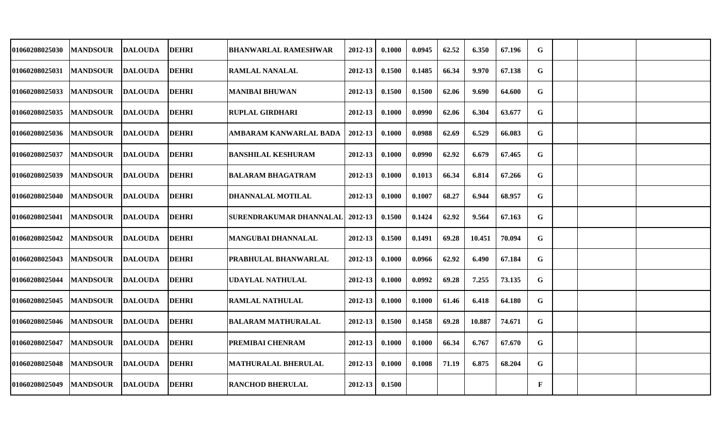| | | | | | | | | | | | | | | |
|---|---|---|---|---|---|---|---|---|---|---|---|---|---|---|
| 01060208025030 | MANDSOUR | DALOUDA | DEHRI | BHANWARLAL RAMESHWAR | 2012-13 | 0.1000 | 0.0945 | 62.52 | 6.350 | 67.196 | G | | | |
| 01060208025031 | MANDSOUR | DALOUDA | DEHRI | RAMLAL NANALAL | 2012-13 | 0.1500 | 0.1485 | 66.34 | 9.970 | 67.138 | G | | | |
| 01060208025033 | MANDSOUR | DALOUDA | DEHRI | MANIBAI BHUWAN | 2012-13 | 0.1500 | 0.1500 | 62.06 | 9.690 | 64.600 | G | | | |
| 01060208025035 | MANDSOUR | DALOUDA | DEHRI | RUPLAL GIRDHARI | 2012-13 | 0.1000 | 0.0990 | 62.06 | 6.304 | 63.677 | G | | | |
| 01060208025036 | MANDSOUR | DALOUDA | DEHRI | AMBARAM KANWARLAL BADA | 2012-13 | 0.1000 | 0.0988 | 62.69 | 6.529 | 66.083 | G | | | |
| 01060208025037 | MANDSOUR | DALOUDA | DEHRI | BANSHILAL KESHURAM | 2012-13 | 0.1000 | 0.0990 | 62.92 | 6.679 | 67.465 | G | | | |
| 01060208025039 | MANDSOUR | DALOUDA | DEHRI | BALARAM BHAGATRAM | 2012-13 | 0.1000 | 0.1013 | 66.34 | 6.814 | 67.266 | G | | | |
| 01060208025040 | MANDSOUR | DALOUDA | DEHRI | DHANNALAL MOTILAL | 2012-13 | 0.1000 | 0.1007 | 68.27 | 6.944 | 68.957 | G | | | |
| 01060208025041 | MANDSOUR | DALOUDA | DEHRI | SURENDRAKUMAR DHANNALAL | 2012-13 | 0.1500 | 0.1424 | 62.92 | 9.564 | 67.163 | G | | | |
| 01060208025042 | MANDSOUR | DALOUDA | DEHRI | MANGUBAI DHANNALAL | 2012-13 | 0.1500 | 0.1491 | 69.28 | 10.451 | 70.094 | G | | | |
| 01060208025043 | MANDSOUR | DALOUDA | DEHRI | PRABHULAL BHANWARLAL | 2012-13 | 0.1000 | 0.0966 | 62.92 | 6.490 | 67.184 | G | | | |
| 01060208025044 | MANDSOUR | DALOUDA | DEHRI | UDAYLAL NATHULAL | 2012-13 | 0.1000 | 0.0992 | 69.28 | 7.255 | 73.135 | G | | | |
| 01060208025045 | MANDSOUR | DALOUDA | DEHRI | RAMLAL NATHULAL | 2012-13 | 0.1000 | 0.1000 | 61.46 | 6.418 | 64.180 | G | | | |
| 01060208025046 | MANDSOUR | DALOUDA | DEHRI | BALARAM MATHURALAL | 2012-13 | 0.1500 | 0.1458 | 69.28 | 10.887 | 74.671 | G | | | |
| 01060208025047 | MANDSOUR | DALOUDA | DEHRI | PREMIBAI CHENRAM | 2012-13 | 0.1000 | 0.1000 | 66.34 | 6.767 | 67.670 | G | | | |
| 01060208025048 | MANDSOUR | DALOUDA | DEHRI | MATHURALAL BHERULAL | 2012-13 | 0.1000 | 0.1008 | 71.19 | 6.875 | 68.204 | G | | | |
| 01060208025049 | MANDSOUR | DALOUDA | DEHRI | RANCHOD BHERULAL | 2012-13 | 0.1500 | | | | | F | | | |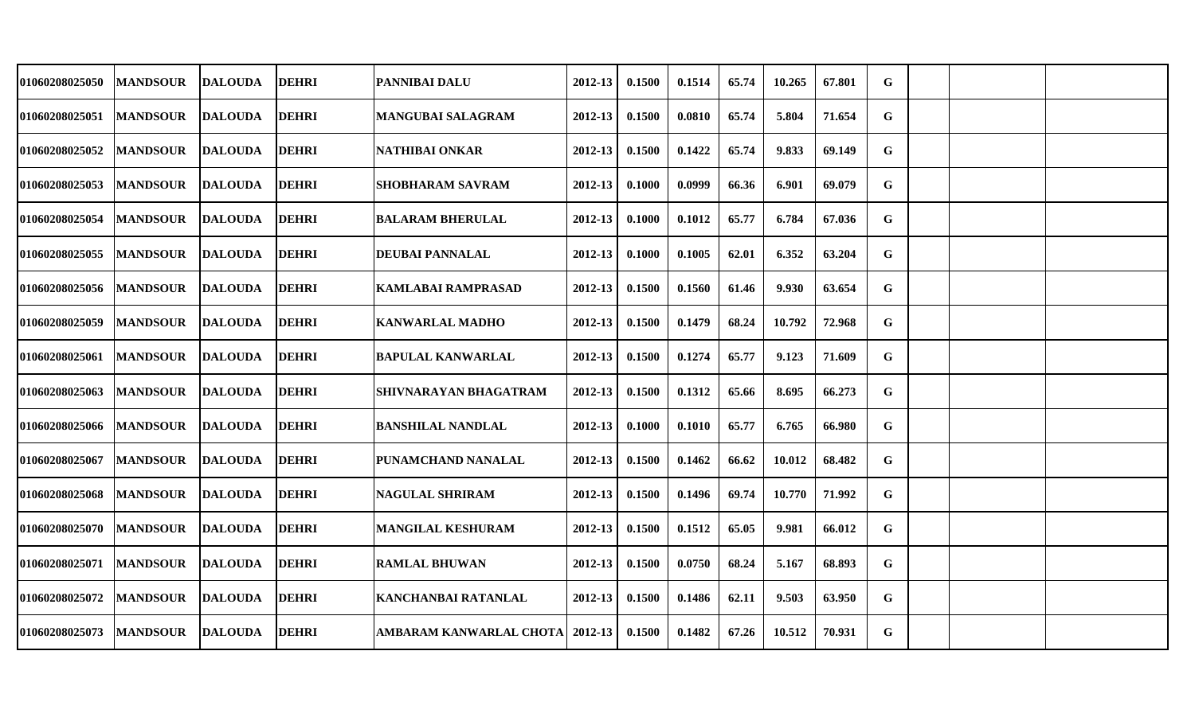| | | | | | | | | | | | | | | |
|---|---|---|---|---|---|---|---|---|---|---|---|---|---|---|
| 01060208025050 | MANDSOUR | DALOUDA | DEHRI | PANNIBAI DALU | 2012-13 | 0.1500 | 0.1514 | 65.74 | 10.265 | 67.801 | G | | | |
| 01060208025051 | MANDSOUR | DALOUDA | DEHRI | MANGUBAI SALAGRAM | 2012-13 | 0.1500 | 0.0810 | 65.74 | 5.804 | 71.654 | G | | | |
| 01060208025052 | MANDSOUR | DALOUDA | DEHRI | NATHIBAI ONKAR | 2012-13 | 0.1500 | 0.1422 | 65.74 | 9.833 | 69.149 | G | | | |
| 01060208025053 | MANDSOUR | DALOUDA | DEHRI | SHOBHARAM SAVRAM | 2012-13 | 0.1000 | 0.0999 | 66.36 | 6.901 | 69.079 | G | | | |
| 01060208025054 | MANDSOUR | DALOUDA | DEHRI | BALARAM BHERULAL | 2012-13 | 0.1000 | 0.1012 | 65.77 | 6.784 | 67.036 | G | | | |
| 01060208025055 | MANDSOUR | DALOUDA | DEHRI | DEUBAI PANNALAL | 2012-13 | 0.1000 | 0.1005 | 62.01 | 6.352 | 63.204 | G | | | |
| 01060208025056 | MANDSOUR | DALOUDA | DEHRI | KAMLABAI RAMPRASAD | 2012-13 | 0.1500 | 0.1560 | 61.46 | 9.930 | 63.654 | G | | | |
| 01060208025059 | MANDSOUR | DALOUDA | DEHRI | KANWARLAL MADHO | 2012-13 | 0.1500 | 0.1479 | 68.24 | 10.792 | 72.968 | G | | | |
| 01060208025061 | MANDSOUR | DALOUDA | DEHRI | BAPULAL KANWARLAL | 2012-13 | 0.1500 | 0.1274 | 65.77 | 9.123 | 71.609 | G | | | |
| 01060208025063 | MANDSOUR | DALOUDA | DEHRI | SHIVNARAYAN BHAGATRAM | 2012-13 | 0.1500 | 0.1312 | 65.66 | 8.695 | 66.273 | G | | | |
| 01060208025066 | MANDSOUR | DALOUDA | DEHRI | BANSHILAL NANDLAL | 2012-13 | 0.1000 | 0.1010 | 65.77 | 6.765 | 66.980 | G | | | |
| 01060208025067 | MANDSOUR | DALOUDA | DEHRI | PUNAMCHAND NANALAL | 2012-13 | 0.1500 | 0.1462 | 66.62 | 10.012 | 68.482 | G | | | |
| 01060208025068 | MANDSOUR | DALOUDA | DEHRI | NAGULAL SHRIRAM | 2012-13 | 0.1500 | 0.1496 | 69.74 | 10.770 | 71.992 | G | | | |
| 01060208025070 | MANDSOUR | DALOUDA | DEHRI | MANGILAL KESHURAM | 2012-13 | 0.1500 | 0.1512 | 65.05 | 9.981 | 66.012 | G | | | |
| 01060208025071 | MANDSOUR | DALOUDA | DEHRI | RAMLAL BHUWAN | 2012-13 | 0.1500 | 0.0750 | 68.24 | 5.167 | 68.893 | G | | | |
| 01060208025072 | MANDSOUR | DALOUDA | DEHRI | KANCHANBAI RATANLAL | 2012-13 | 0.1500 | 0.1486 | 62.11 | 9.503 | 63.950 | G | | | |
| 01060208025073 | MANDSOUR | DALOUDA | DEHRI | AMBARAM KANWARLAL CHOTA | 2012-13 | 0.1500 | 0.1482 | 67.26 | 10.512 | 70.931 | G | | | |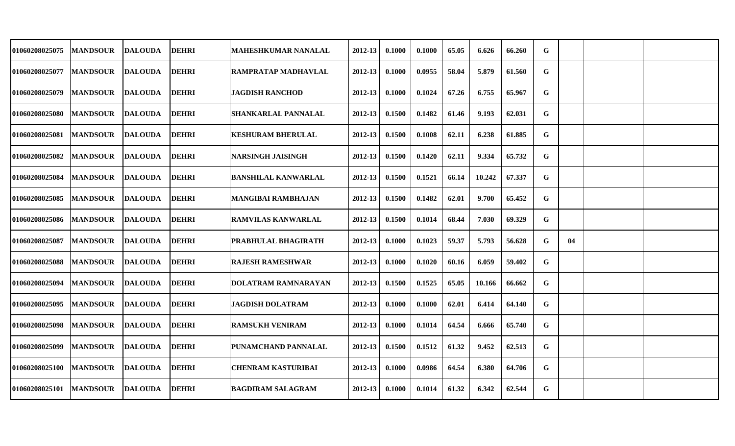| | | | | | | | | | | | | | | |
|---|---|---|---|---|---|---|---|---|---|---|---|---|---|---|
| 01060208025075 | MANDSOUR | DALOUDA | DEHRI | MAHESHKUMAR NANALAL | 2012-13 | 0.1000 | 0.1000 | 65.05 | 6.626 | 66.260 | G | | | |
| 01060208025077 | MANDSOUR | DALOUDA | DEHRI | RAMPRATAP MADHAVLAL | 2012-13 | 0.1000 | 0.0955 | 58.04 | 5.879 | 61.560 | G | | | |
| 01060208025079 | MANDSOUR | DALOUDA | DEHRI | JAGDISH RANCHOD | 2012-13 | 0.1000 | 0.1024 | 67.26 | 6.755 | 65.967 | G | | | |
| 01060208025080 | MANDSOUR | DALOUDA | DEHRI | SHANKARLAL PANNALAL | 2012-13 | 0.1500 | 0.1482 | 61.46 | 9.193 | 62.031 | G | | | |
| 01060208025081 | MANDSOUR | DALOUDA | DEHRI | KESHURAM BHERULAL | 2012-13 | 0.1500 | 0.1008 | 62.11 | 6.238 | 61.885 | G | | | |
| 01060208025082 | MANDSOUR | DALOUDA | DEHRI | NARSINGH JAISINGH | 2012-13 | 0.1500 | 0.1420 | 62.11 | 9.334 | 65.732 | G | | | |
| 01060208025084 | MANDSOUR | DALOUDA | DEHRI | BANSHILAL KANWARLAL | 2012-13 | 0.1500 | 0.1521 | 66.14 | 10.242 | 67.337 | G | | | |
| 01060208025085 | MANDSOUR | DALOUDA | DEHRI | MANGIBAI RAMBHAJAN | 2012-13 | 0.1500 | 0.1482 | 62.01 | 9.700 | 65.452 | G | | | |
| 01060208025086 | MANDSOUR | DALOUDA | DEHRI | RAMVILAS KANWARLAL | 2012-13 | 0.1500 | 0.1014 | 68.44 | 7.030 | 69.329 | G | | | |
| 01060208025087 | MANDSOUR | DALOUDA | DEHRI | PRABHULAL BHAGIRATH | 2012-13 | 0.1000 | 0.1023 | 59.37 | 5.793 | 56.628 | G | 04 | | |
| 01060208025088 | MANDSOUR | DALOUDA | DEHRI | RAJESH RAMESHWAR | 2012-13 | 0.1000 | 0.1020 | 60.16 | 6.059 | 59.402 | G | | | |
| 01060208025094 | MANDSOUR | DALOUDA | DEHRI | DOLATRAM RAMNARAYAN | 2012-13 | 0.1500 | 0.1525 | 65.05 | 10.166 | 66.662 | G | | | |
| 01060208025095 | MANDSOUR | DALOUDA | DEHRI | JAGDISH DOLATRAM | 2012-13 | 0.1000 | 0.1000 | 62.01 | 6.414 | 64.140 | G | | | |
| 01060208025098 | MANDSOUR | DALOUDA | DEHRI | RAMSUKH VENIRAM | 2012-13 | 0.1000 | 0.1014 | 64.54 | 6.666 | 65.740 | G | | | |
| 01060208025099 | MANDSOUR | DALOUDA | DEHRI | PUNAMCHAND PANNALAL | 2012-13 | 0.1500 | 0.1512 | 61.32 | 9.452 | 62.513 | G | | | |
| 01060208025100 | MANDSOUR | DALOUDA | DEHRI | CHENRAM KASTURIBAI | 2012-13 | 0.1000 | 0.0986 | 64.54 | 6.380 | 64.706 | G | | | |
| 01060208025101 | MANDSOUR | DALOUDA | DEHRI | BAGDIRAM SALAGRAM | 2012-13 | 0.1000 | 0.1014 | 61.32 | 6.342 | 62.544 | G | | | |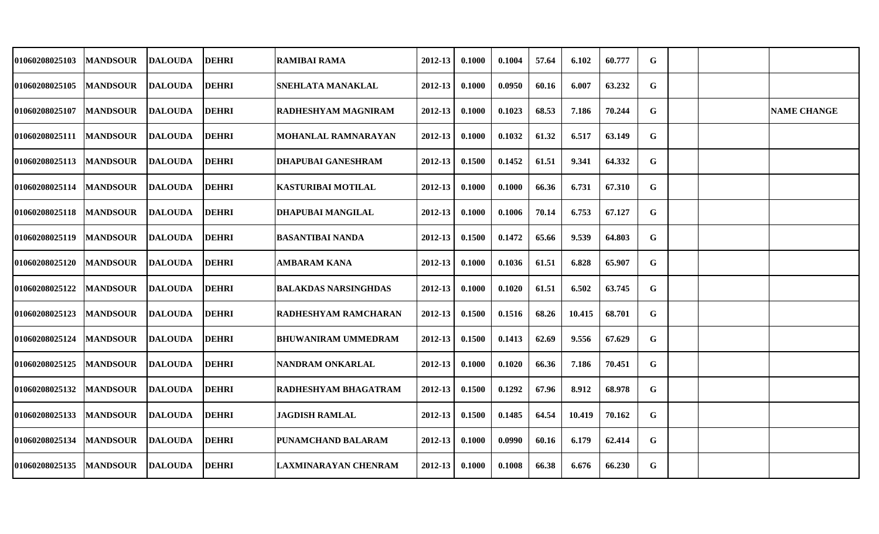| | | | | | | | | | | | | | | |
|---|---|---|---|---|---|---|---|---|---|---|---|---|---|---|
| 01060208025103 | MANDSOUR | DALOUDA | DEHRI | RAMIBAI RAMA | 2012-13 | 0.1000 | 0.1004 | 57.64 | 6.102 | 60.777 | G | | | |
| 01060208025105 | MANDSOUR | DALOUDA | DEHRI | SNEHLATA MANAKLAL | 2012-13 | 0.1000 | 0.0950 | 60.16 | 6.007 | 63.232 | G | | | |
| 01060208025107 | MANDSOUR | DALOUDA | DEHRI | RADHESHYAM MAGNIRAM | 2012-13 | 0.1000 | 0.1023 | 68.53 | 7.186 | 70.244 | G | | | NAME CHANGE |
| 01060208025111 | MANDSOUR | DALOUDA | DEHRI | MOHANLAL RAMNARAYAN | 2012-13 | 0.1000 | 0.1032 | 61.32 | 6.517 | 63.149 | G | | | |
| 01060208025113 | MANDSOUR | DALOUDA | DEHRI | DHAPUBAI GANESHRAM | 2012-13 | 0.1500 | 0.1452 | 61.51 | 9.341 | 64.332 | G | | | |
| 01060208025114 | MANDSOUR | DALOUDA | DEHRI | KASTURIBAI MOTILAL | 2012-13 | 0.1000 | 0.1000 | 66.36 | 6.731 | 67.310 | G | | | |
| 01060208025118 | MANDSOUR | DALOUDA | DEHRI | DHAPUBAI MANGILAL | 2012-13 | 0.1000 | 0.1006 | 70.14 | 6.753 | 67.127 | G | | | |
| 01060208025119 | MANDSOUR | DALOUDA | DEHRI | BASANTIBAI NANDA | 2012-13 | 0.1500 | 0.1472 | 65.66 | 9.539 | 64.803 | G | | | |
| 01060208025120 | MANDSOUR | DALOUDA | DEHRI | AMBARAM KANA | 2012-13 | 0.1000 | 0.1036 | 61.51 | 6.828 | 65.907 | G | | | |
| 01060208025122 | MANDSOUR | DALOUDA | DEHRI | BALAKDAS NARSINGHDAS | 2012-13 | 0.1000 | 0.1020 | 61.51 | 6.502 | 63.745 | G | | | |
| 01060208025123 | MANDSOUR | DALOUDA | DEHRI | RADHESHYAM RAMCHARAN | 2012-13 | 0.1500 | 0.1516 | 68.26 | 10.415 | 68.701 | G | | | |
| 01060208025124 | MANDSOUR | DALOUDA | DEHRI | BHUWANIRAM UMMEDRAM | 2012-13 | 0.1500 | 0.1413 | 62.69 | 9.556 | 67.629 | G | | | |
| 01060208025125 | MANDSOUR | DALOUDA | DEHRI | NANDRAM ONKARLAL | 2012-13 | 0.1000 | 0.1020 | 66.36 | 7.186 | 70.451 | G | | | |
| 01060208025132 | MANDSOUR | DALOUDA | DEHRI | RADHESHYAM BHAGATRAM | 2012-13 | 0.1500 | 0.1292 | 67.96 | 8.912 | 68.978 | G | | | |
| 01060208025133 | MANDSOUR | DALOUDA | DEHRI | JAGDISH RAMLAL | 2012-13 | 0.1500 | 0.1485 | 64.54 | 10.419 | 70.162 | G | | | |
| 01060208025134 | MANDSOUR | DALOUDA | DEHRI | PUNAMCHAND BALARAM | 2012-13 | 0.1000 | 0.0990 | 60.16 | 6.179 | 62.414 | G | | | |
| 01060208025135 | MANDSOUR | DALOUDA | DEHRI | LAXMINARAYAN CHENRAM | 2012-13 | 0.1000 | 0.1008 | 66.38 | 6.676 | 66.230 | G | | | |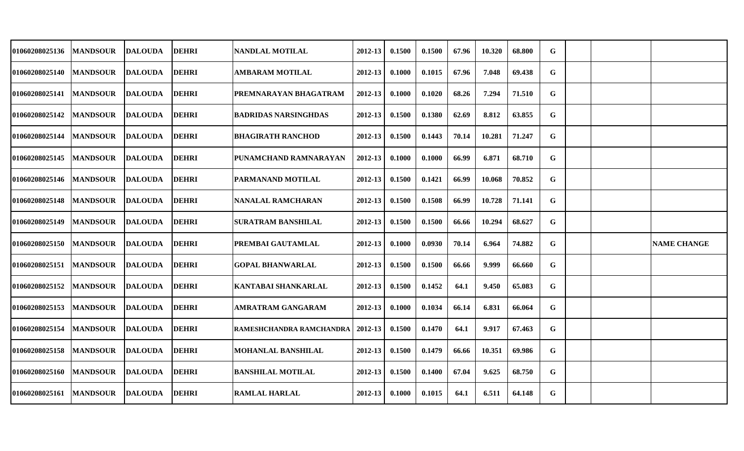| | | | | | | | | | | | | | | |
|---|---|---|---|---|---|---|---|---|---|---|---|---|---|---|
| 01060208025136 | MANDSOUR | DALOUDA | DEHRI | NANDLAL MOTILAL | 2012-13 | 0.1500 | 0.1500 | 67.96 | 10.320 | 68.800 | G | | | |
| 01060208025140 | MANDSOUR | DALOUDA | DEHRI | AMBARAM MOTILAL | 2012-13 | 0.1000 | 0.1015 | 67.96 | 7.048 | 69.438 | G | | | |
| 01060208025141 | MANDSOUR | DALOUDA | DEHRI | PREMNARAYAN BHAGATRAM | 2012-13 | 0.1000 | 0.1020 | 68.26 | 7.294 | 71.510 | G | | | |
| 01060208025142 | MANDSOUR | DALOUDA | DEHRI | BADRIDAS NARSINGHDAS | 2012-13 | 0.1500 | 0.1380 | 62.69 | 8.812 | 63.855 | G | | | |
| 01060208025144 | MANDSOUR | DALOUDA | DEHRI | BHAGIRATH RANCHOD | 2012-13 | 0.1500 | 0.1443 | 70.14 | 10.281 | 71.247 | G | | | |
| 01060208025145 | MANDSOUR | DALOUDA | DEHRI | PUNAMCHAND RAMNARAYAN | 2012-13 | 0.1000 | 0.1000 | 66.99 | 6.871 | 68.710 | G | | | |
| 01060208025146 | MANDSOUR | DALOUDA | DEHRI | PARMANAND MOTILAL | 2012-13 | 0.1500 | 0.1421 | 66.99 | 10.068 | 70.852 | G | | | |
| 01060208025148 | MANDSOUR | DALOUDA | DEHRI | NANALAL RAMCHARAN | 2012-13 | 0.1500 | 0.1508 | 66.99 | 10.728 | 71.141 | G | | | |
| 01060208025149 | MANDSOUR | DALOUDA | DEHRI | SURATRAM BANSHILAL | 2012-13 | 0.1500 | 0.1500 | 66.66 | 10.294 | 68.627 | G | | | |
| 01060208025150 | MANDSOUR | DALOUDA | DEHRI | PREMBAI GAUTAMLAL | 2012-13 | 0.1000 | 0.0930 | 70.14 | 6.964 | 74.882 | G | | | NAME CHANGE |
| 01060208025151 | MANDSOUR | DALOUDA | DEHRI | GOPAL BHANWARLAL | 2012-13 | 0.1500 | 0.1500 | 66.66 | 9.999 | 66.660 | G | | | |
| 01060208025152 | MANDSOUR | DALOUDA | DEHRI | KANTABAI SHANKARLAL | 2012-13 | 0.1500 | 0.1452 | 64.1 | 9.450 | 65.083 | G | | | |
| 01060208025153 | MANDSOUR | DALOUDA | DEHRI | AMRATRAM GANGARAM | 2012-13 | 0.1000 | 0.1034 | 66.14 | 6.831 | 66.064 | G | | | |
| 01060208025154 | MANDSOUR | DALOUDA | DEHRI | RAMESHCHANDRA RAMCHANDRA | 2012-13 | 0.1500 | 0.1470 | 64.1 | 9.917 | 67.463 | G | | | |
| 01060208025158 | MANDSOUR | DALOUDA | DEHRI | MOHANLAL BANSHILAL | 2012-13 | 0.1500 | 0.1479 | 66.66 | 10.351 | 69.986 | G | | | |
| 01060208025160 | MANDSOUR | DALOUDA | DEHRI | BANSHILAL MOTILAL | 2012-13 | 0.1500 | 0.1400 | 67.04 | 9.625 | 68.750 | G | | | |
| 01060208025161 | MANDSOUR | DALOUDA | DEHRI | RAMLAL HARLAL | 2012-13 | 0.1000 | 0.1015 | 64.1 | 6.511 | 64.148 | G | | | |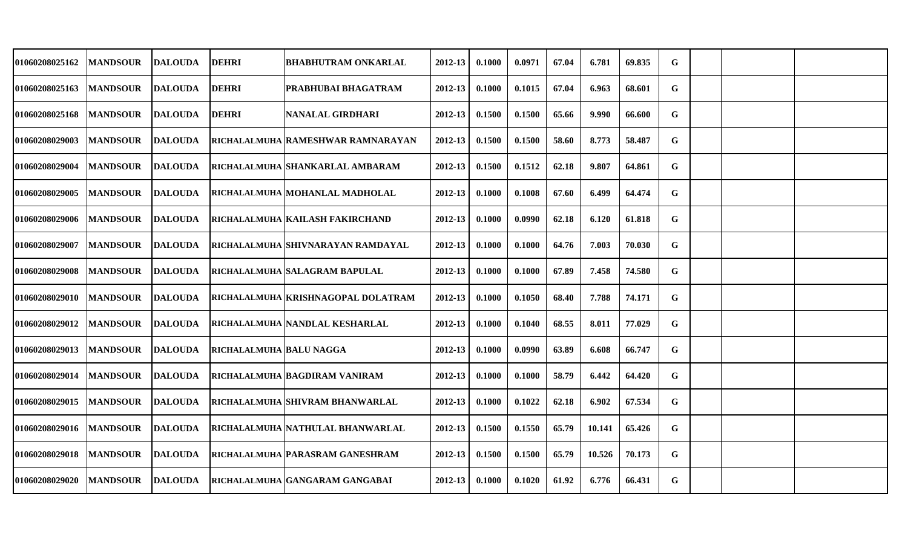| | | | | | | | | | | | | | | |
|---|---|---|---|---|---|---|---|---|---|---|---|---|---|---|
| 01060208025162 | MANDSOUR | DALOUDA | DEHRI | BHABHUTRAM ONKARLAL | 2012-13 | 0.1000 | 0.0971 | 67.04 | 6.781 | 69.835 | G | | | |
| 01060208025163 | MANDSOUR | DALOUDA | DEHRI | PRABHUBAI BHAGATRAM | 2012-13 | 0.1000 | 0.1015 | 67.04 | 6.963 | 68.601 | G | | | |
| 01060208025168 | MANDSOUR | DALOUDA | DEHRI | NANALAL GIRDHARI | 2012-13 | 0.1500 | 0.1500 | 65.66 | 9.990 | 66.600 | G | | | |
| 01060208029003 | MANDSOUR | DALOUDA | RICHALALMUHA | RAMESHWAR RAMNARAYAN | 2012-13 | 0.1500 | 0.1500 | 58.60 | 8.773 | 58.487 | G | | | |
| 01060208029004 | MANDSOUR | DALOUDA | RICHALALMUHA | SHANKARLAL AMBARAM | 2012-13 | 0.1500 | 0.1512 | 62.18 | 9.807 | 64.861 | G | | | |
| 01060208029005 | MANDSOUR | DALOUDA | RICHALALMUHA | MOHANLAL MADHOLAL | 2012-13 | 0.1000 | 0.1008 | 67.60 | 6.499 | 64.474 | G | | | |
| 01060208029006 | MANDSOUR | DALOUDA | RICHALALMUHA | KAILASH FAKIRCHAND | 2012-13 | 0.1000 | 0.0990 | 62.18 | 6.120 | 61.818 | G | | | |
| 01060208029007 | MANDSOUR | DALOUDA | RICHALALMUHA | SHIVNARAYAN RAMDAYAL | 2012-13 | 0.1000 | 0.1000 | 64.76 | 7.003 | 70.030 | G | | | |
| 01060208029008 | MANDSOUR | DALOUDA | RICHALALMUHA | SALAGRAM BAPULAL | 2012-13 | 0.1000 | 0.1000 | 67.89 | 7.458 | 74.580 | G | | | |
| 01060208029010 | MANDSOUR | DALOUDA | RICHALALMUHA | KRISHNAGOPAL DOLATRAM | 2012-13 | 0.1000 | 0.1050 | 68.40 | 7.788 | 74.171 | G | | | |
| 01060208029012 | MANDSOUR | DALOUDA | RICHALALMUHA | NANDLAL KESHARLAL | 2012-13 | 0.1000 | 0.1040 | 68.55 | 8.011 | 77.029 | G | | | |
| 01060208029013 | MANDSOUR | DALOUDA | RICHALALMUHA | BALU NAGGA | 2012-13 | 0.1000 | 0.0990 | 63.89 | 6.608 | 66.747 | G | | | |
| 01060208029014 | MANDSOUR | DALOUDA | RICHALALMUHA | BAGDIRAM VANIRAM | 2012-13 | 0.1000 | 0.1000 | 58.79 | 6.442 | 64.420 | G | | | |
| 01060208029015 | MANDSOUR | DALOUDA | RICHALALMUHA | SHIVRAM BHANWARLAL | 2012-13 | 0.1000 | 0.1022 | 62.18 | 6.902 | 67.534 | G | | | |
| 01060208029016 | MANDSOUR | DALOUDA | RICHALALMUHA | NATHULAL BHANWARLAL | 2012-13 | 0.1500 | 0.1550 | 65.79 | 10.141 | 65.426 | G | | | |
| 01060208029018 | MANDSOUR | DALOUDA | RICHALALMUHA | PARASRAM GANESHRAM | 2012-13 | 0.1500 | 0.1500 | 65.79 | 10.526 | 70.173 | G | | | |
| 01060208029020 | MANDSOUR | DALOUDA | RICHALALMUHA | GANGARAM GANGABAI | 2012-13 | 0.1000 | 0.1020 | 61.92 | 6.776 | 66.431 | G | | | |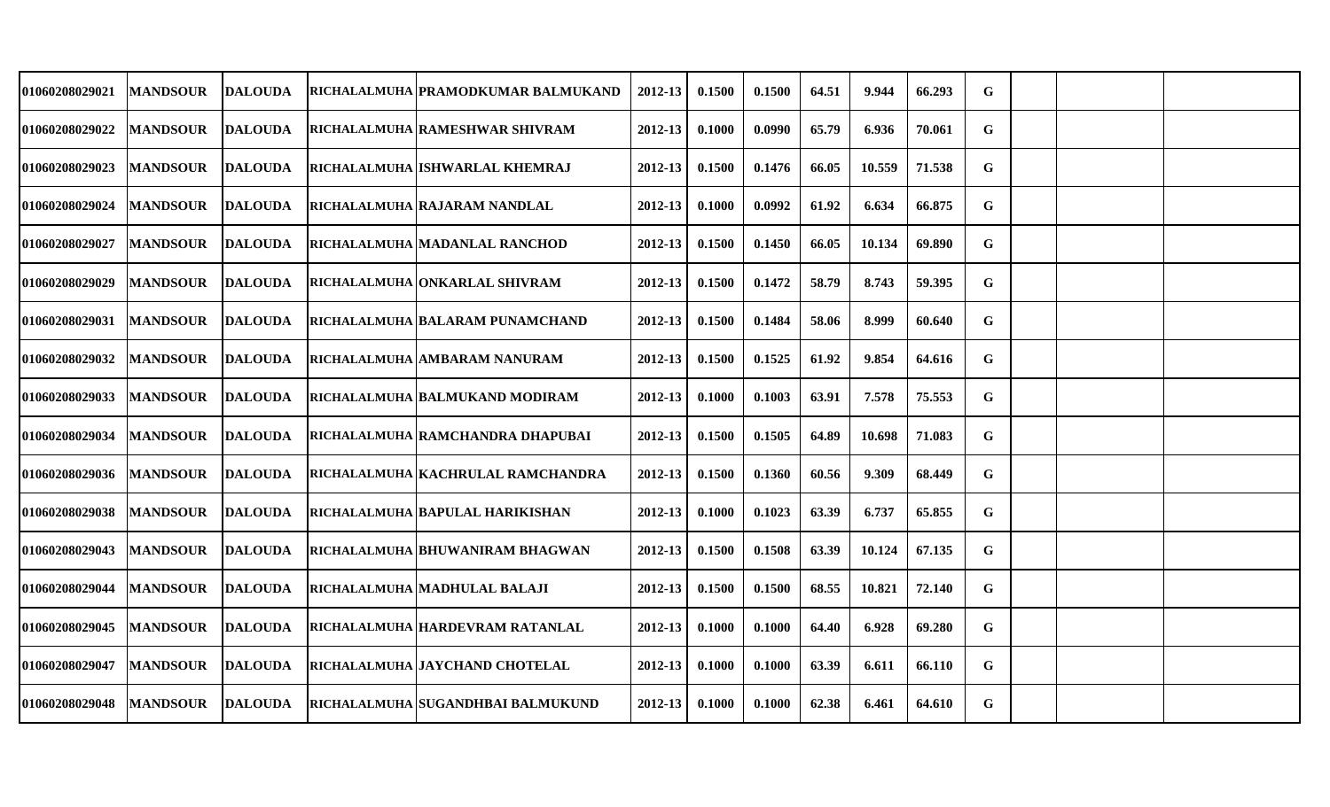| | | | | | | | | | | | | | | |
|---|---|---|---|---|---|---|---|---|---|---|---|---|---|---|
| 01060208029021 | MANDSOUR | DALOUDA | RICHALALMUHA | PRAMODKUMAR BALMUKAND | 2012-13 | 0.1500 | 0.1500 | 64.51 | 9.944 | 66.293 | G | | | |
| 01060208029022 | MANDSOUR | DALOUDA | RICHALALMUHA | RAMESHWAR SHIVRAM | 2012-13 | 0.1000 | 0.0990 | 65.79 | 6.936 | 70.061 | G | | | |
| 01060208029023 | MANDSOUR | DALOUDA | RICHALALMUHA | ISHWARLAL KHEMRAJ | 2012-13 | 0.1500 | 0.1476 | 66.05 | 10.559 | 71.538 | G | | | |
| 01060208029024 | MANDSOUR | DALOUDA | RICHALALMUHA | RAJARAM NANDLAL | 2012-13 | 0.1000 | 0.0992 | 61.92 | 6.634 | 66.875 | G | | | |
| 01060208029027 | MANDSOUR | DALOUDA | RICHALALMUHA | MADANLAL RANCHOD | 2012-13 | 0.1500 | 0.1450 | 66.05 | 10.134 | 69.890 | G | | | |
| 01060208029029 | MANDSOUR | DALOUDA | RICHALALMUHA | ONKARLAL SHIVRAM | 2012-13 | 0.1500 | 0.1472 | 58.79 | 8.743 | 59.395 | G | | | |
| 01060208029031 | MANDSOUR | DALOUDA | RICHALALMUHA | BALARAM PUNAMCHAND | 2012-13 | 0.1500 | 0.1484 | 58.06 | 8.999 | 60.640 | G | | | |
| 01060208029032 | MANDSOUR | DALOUDA | RICHALALMUHA | AMBARAM NANURAM | 2012-13 | 0.1500 | 0.1525 | 61.92 | 9.854 | 64.616 | G | | | |
| 01060208029033 | MANDSOUR | DALOUDA | RICHALALMUHA | BALMUKAND MODIRAM | 2012-13 | 0.1000 | 0.1003 | 63.91 | 7.578 | 75.553 | G | | | |
| 01060208029034 | MANDSOUR | DALOUDA | RICHALALMUHA | RAMCHANDRA DHAPUBAI | 2012-13 | 0.1500 | 0.1505 | 64.89 | 10.698 | 71.083 | G | | | |
| 01060208029036 | MANDSOUR | DALOUDA | RICHALALMUHA | KACHRULAL RAMCHANDRA | 2012-13 | 0.1500 | 0.1360 | 60.56 | 9.309 | 68.449 | G | | | |
| 01060208029038 | MANDSOUR | DALOUDA | RICHALALMUHA | BAPULAL HARIKISHAN | 2012-13 | 0.1000 | 0.1023 | 63.39 | 6.737 | 65.855 | G | | | |
| 01060208029043 | MANDSOUR | DALOUDA | RICHALALMUHA | BHUWANIRAM BHAGWAN | 2012-13 | 0.1500 | 0.1508 | 63.39 | 10.124 | 67.135 | G | | | |
| 01060208029044 | MANDSOUR | DALOUDA | RICHALALMUHA | MADHULAL BALAJI | 2012-13 | 0.1500 | 0.1500 | 68.55 | 10.821 | 72.140 | G | | | |
| 01060208029045 | MANDSOUR | DALOUDA | RICHALALMUHA | HARDEVRAM RATANLAL | 2012-13 | 0.1000 | 0.1000 | 64.40 | 6.928 | 69.280 | G | | | |
| 01060208029047 | MANDSOUR | DALOUDA | RICHALALMUHA | JAYCHAND CHOTELAL | 2012-13 | 0.1000 | 0.1000 | 63.39 | 6.611 | 66.110 | G | | | |
| 01060208029048 | MANDSOUR | DALOUDA | RICHALALMUHA | SUGANDHBAI BALMUKUND | 2012-13 | 0.1000 | 0.1000 | 62.38 | 6.461 | 64.610 | G | | | |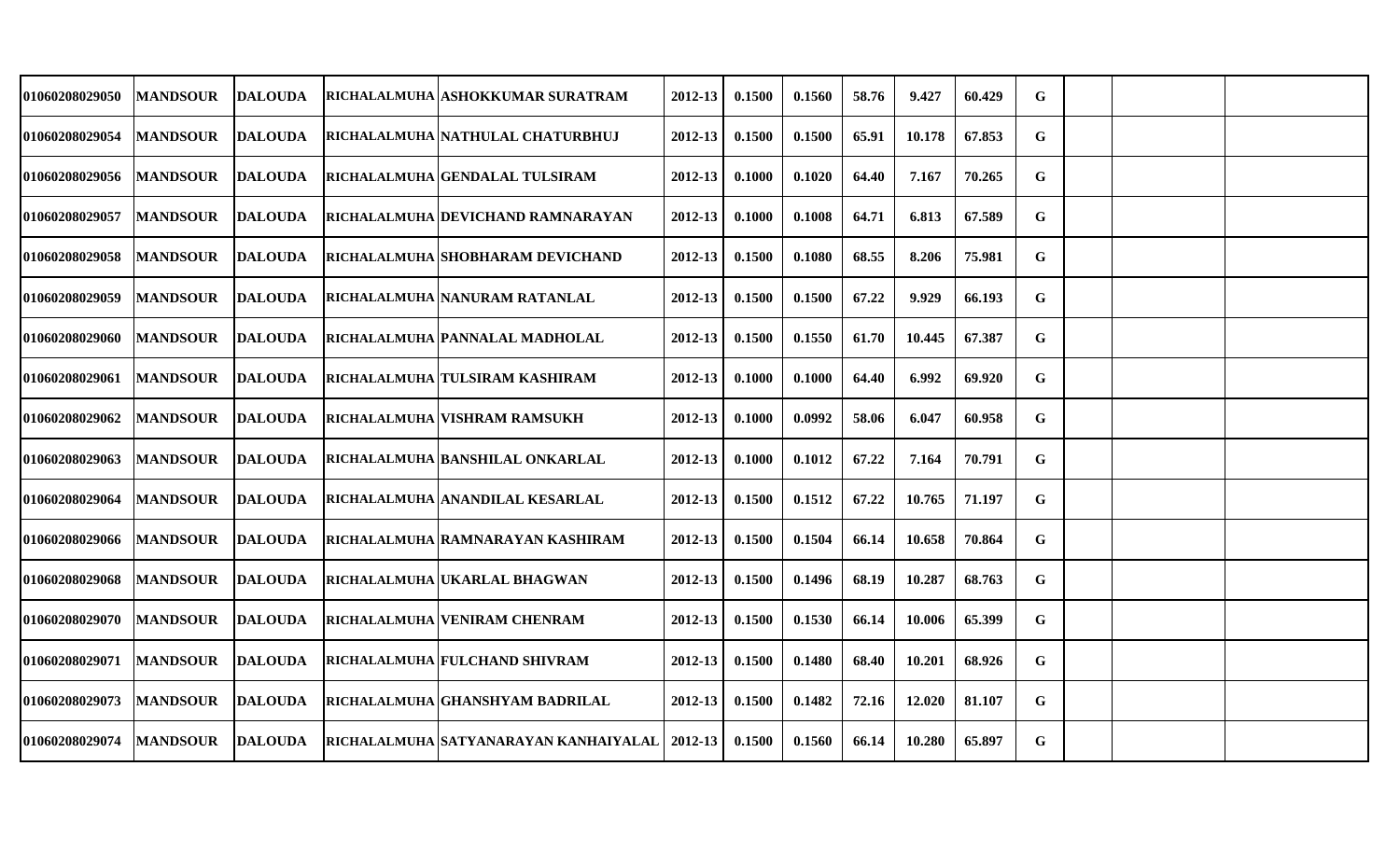| | | | | | | | | | | | | | | | |
|---|---|---|---|---|---|---|---|---|---|---|---|---|---|---|---|
| 01060208029050 | MANDSOUR | DALOUDA | RICHALALMUHA | ASHOKKUMAR SURATRAM | 2012-13 | 0.1500 | 0.1560 | 58.76 | 9.427 | 60.429 | G | | | | |
| 01060208029054 | MANDSOUR | DALOUDA | RICHALALMUHA | NATHULAL CHATURBHUJ | 2012-13 | 0.1500 | 0.1500 | 65.91 | 10.178 | 67.853 | G | | | | |
| 01060208029056 | MANDSOUR | DALOUDA | RICHALALMUHA | GENDALAL TULSIRAM | 2012-13 | 0.1000 | 0.1020 | 64.40 | 7.167 | 70.265 | G | | | | |
| 01060208029057 | MANDSOUR | DALOUDA | RICHALALMUHA | DEVICHAND RAMNARAYAN | 2012-13 | 0.1000 | 0.1008 | 64.71 | 6.813 | 67.589 | G | | | | |
| 01060208029058 | MANDSOUR | DALOUDA | RICHALALMUHA | SHOBHARAM DEVICHAND | 2012-13 | 0.1500 | 0.1080 | 68.55 | 8.206 | 75.981 | G | | | | |
| 01060208029059 | MANDSOUR | DALOUDA | RICHALALMUHA | NANURAM RATANLAL | 2012-13 | 0.1500 | 0.1500 | 67.22 | 9.929 | 66.193 | G | | | | |
| 01060208029060 | MANDSOUR | DALOUDA | RICHALALMUHA | PANNALAL MADHOLAL | 2012-13 | 0.1500 | 0.1550 | 61.70 | 10.445 | 67.387 | G | | | | |
| 01060208029061 | MANDSOUR | DALOUDA | RICHALALMUHA | TULSIRAM KASHIRAM | 2012-13 | 0.1000 | 0.1000 | 64.40 | 6.992 | 69.920 | G | | | | |
| 01060208029062 | MANDSOUR | DALOUDA | RICHALALMUHA | VISHRAM RAMSUKH | 2012-13 | 0.1000 | 0.0992 | 58.06 | 6.047 | 60.958 | G | | | | |
| 01060208029063 | MANDSOUR | DALOUDA | RICHALALMUHA | BANSHILAL ONKARLAL | 2012-13 | 0.1000 | 0.1012 | 67.22 | 7.164 | 70.791 | G | | | | |
| 01060208029064 | MANDSOUR | DALOUDA | RICHALALMUHA | ANANDILAL KESARLAL | 2012-13 | 0.1500 | 0.1512 | 67.22 | 10.765 | 71.197 | G | | | | |
| 01060208029066 | MANDSOUR | DALOUDA | RICHALALMUHA | RAMNARAYAN KASHIRAM | 2012-13 | 0.1500 | 0.1504 | 66.14 | 10.658 | 70.864 | G | | | | |
| 01060208029068 | MANDSOUR | DALOUDA | RICHALALMUHA | UKARLAL BHAGWAN | 2012-13 | 0.1500 | 0.1496 | 68.19 | 10.287 | 68.763 | G | | | | |
| 01060208029070 | MANDSOUR | DALOUDA | RICHALALMUHA | VENIRAM CHENRAM | 2012-13 | 0.1500 | 0.1530 | 66.14 | 10.006 | 65.399 | G | | | | |
| 01060208029071 | MANDSOUR | DALOUDA | RICHALALMUHA | FULCHAND SHIVRAM | 2012-13 | 0.1500 | 0.1480 | 68.40 | 10.201 | 68.926 | G | | | | |
| 01060208029073 | MANDSOUR | DALOUDA | RICHALALMUHA | GHANSHYAM BADRILAL | 2012-13 | 0.1500 | 0.1482 | 72.16 | 12.020 | 81.107 | G | | | | |
| 01060208029074 | MANDSOUR | DALOUDA | RICHALALMUHA | SATYANARAYAN KANHAIYALAL | 2012-13 | 0.1500 | 0.1560 | 66.14 | 10.280 | 65.897 | G | | | | |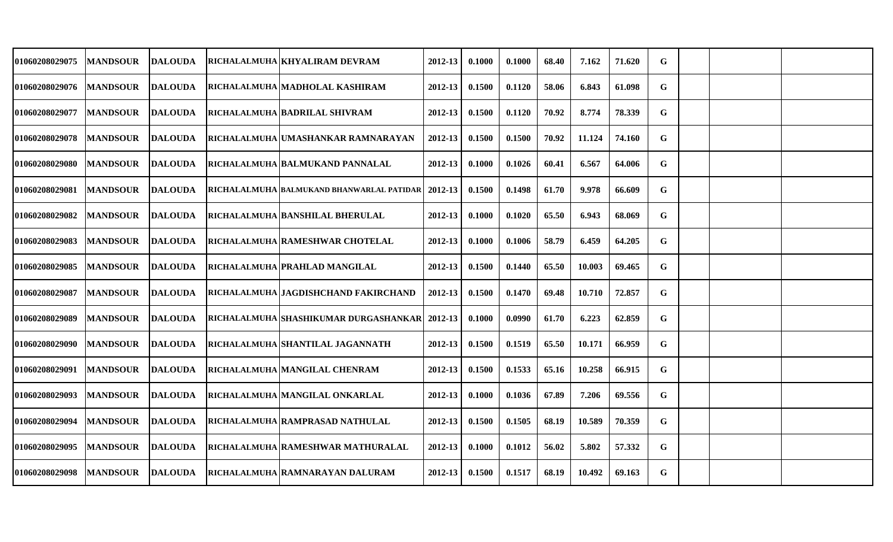| | | | | | | | | | | | | | | |
|---|---|---|---|---|---|---|---|---|---|---|---|---|---|---|
| 01060208029075 | MANDSOUR | DALOUDA | RICHALALMUHA | KHYALIRAM DEVRAM | 2012-13 | 0.1000 | 0.1000 | 68.40 | 7.162 | 71.620 | G | | | |
| 01060208029076 | MANDSOUR | DALOUDA | RICHALALMUHA | MADHOLAL KASHIRAM | 2012-13 | 0.1500 | 0.1120 | 58.06 | 6.843 | 61.098 | G | | | |
| 01060208029077 | MANDSOUR | DALOUDA | RICHALALMUHA | BADRILAL SHIVRAM | 2012-13 | 0.1500 | 0.1120 | 70.92 | 8.774 | 78.339 | G | | | |
| 01060208029078 | MANDSOUR | DALOUDA | RICHALALMUHA | UMASHANKAR RAMNARAYAN | 2012-13 | 0.1500 | 0.1500 | 70.92 | 11.124 | 74.160 | G | | | |
| 01060208029080 | MANDSOUR | DALOUDA | RICHALALMUHA | BALMUKAND PANNALAL | 2012-13 | 0.1000 | 0.1026 | 60.41 | 6.567 | 64.006 | G | | | |
| 01060208029081 | MANDSOUR | DALOUDA | RICHALALMUHA | BALMUKAND BHANWARLAL PATIDAR | 2012-13 | 0.1500 | 0.1498 | 61.70 | 9.978 | 66.609 | G | | | |
| 01060208029082 | MANDSOUR | DALOUDA | RICHALALMUHA | BANSHILAL BHERULAL | 2012-13 | 0.1000 | 0.1020 | 65.50 | 6.943 | 68.069 | G | | | |
| 01060208029083 | MANDSOUR | DALOUDA | RICHALALMUHA | RAMESHWAR CHOTELAL | 2012-13 | 0.1000 | 0.1006 | 58.79 | 6.459 | 64.205 | G | | | |
| 01060208029085 | MANDSOUR | DALOUDA | RICHALALMUHA | PRAHLAD MANGILAL | 2012-13 | 0.1500 | 0.1440 | 65.50 | 10.003 | 69.465 | G | | | |
| 01060208029087 | MANDSOUR | DALOUDA | RICHALALMUHA | JAGDISHCHAND FAKIRCHAND | 2012-13 | 0.1500 | 0.1470 | 69.48 | 10.710 | 72.857 | G | | | |
| 01060208029089 | MANDSOUR | DALOUDA | RICHALALMUHA | SHASHIKUMAR DURGASHANKAR | 2012-13 | 0.1000 | 0.0990 | 61.70 | 6.223 | 62.859 | G | | | |
| 01060208029090 | MANDSOUR | DALOUDA | RICHALALMUHA | SHANTILAL JAGANNATH | 2012-13 | 0.1500 | 0.1519 | 65.50 | 10.171 | 66.959 | G | | | |
| 01060208029091 | MANDSOUR | DALOUDA | RICHALALMUHA | MANGILAL CHENRAM | 2012-13 | 0.1500 | 0.1533 | 65.16 | 10.258 | 66.915 | G | | | |
| 01060208029093 | MANDSOUR | DALOUDA | RICHALALMUHA | MANGILAL ONKARLAL | 2012-13 | 0.1000 | 0.1036 | 67.89 | 7.206 | 69.556 | G | | | |
| 01060208029094 | MANDSOUR | DALOUDA | RICHALALMUHA | RAMPRASAD NATHULAL | 2012-13 | 0.1500 | 0.1505 | 68.19 | 10.589 | 70.359 | G | | | |
| 01060208029095 | MANDSOUR | DALOUDA | RICHALALMUHA | RAMESHWAR MATHURALAL | 2012-13 | 0.1000 | 0.1012 | 56.02 | 5.802 | 57.332 | G | | | |
| 01060208029098 | MANDSOUR | DALOUDA | RICHALALMUHA | RAMNARAYAN DALURAM | 2012-13 | 0.1500 | 0.1517 | 68.19 | 10.492 | 69.163 | G | | | |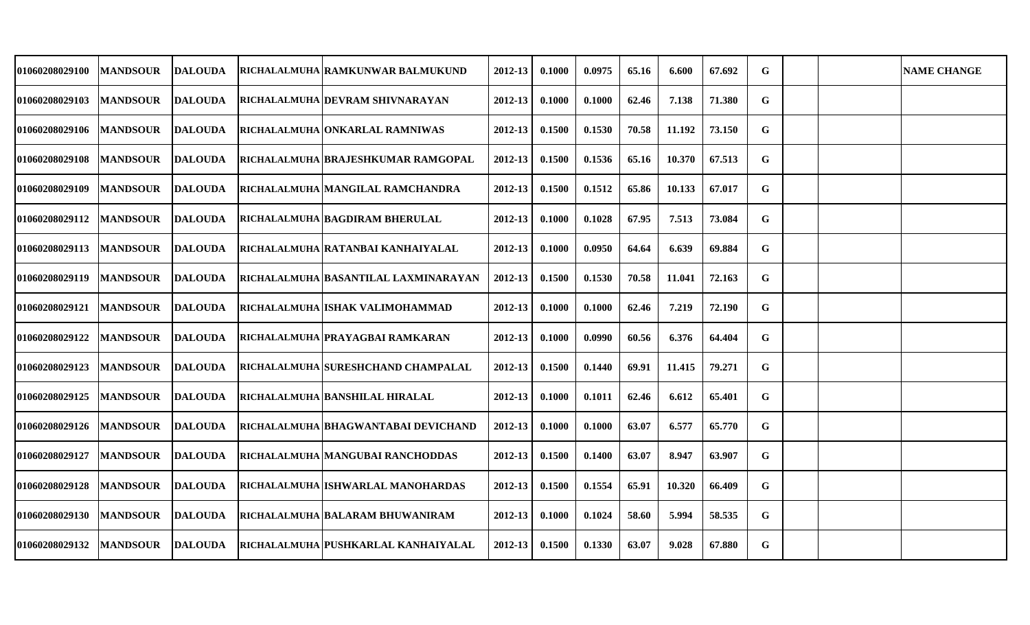| | | | | | | | | | | | | | | |
|---|---|---|---|---|---|---|---|---|---|---|---|---|---|---|
| 01060208029100 | MANDSOUR | DALOUDA | RICHALALMUHA | RAMKUNWAR BALMUKUND | 2012-13 | 0.1000 | 0.0975 | 65.16 | 6.600 | 67.692 | G | | | NAME CHANGE |
| 01060208029103 | MANDSOUR | DALOUDA | RICHALALMUHA | DEVRAM SHIVNARAYAN | 2012-13 | 0.1000 | 0.1000 | 62.46 | 7.138 | 71.380 | G | | | |
| 01060208029106 | MANDSOUR | DALOUDA | RICHALALMUHA | ONKARLAL RAMNIWAS | 2012-13 | 0.1500 | 0.1530 | 70.58 | 11.192 | 73.150 | G | | | |
| 01060208029108 | MANDSOUR | DALOUDA | RICHALALMUHA | BRAJESHKUMAR RAMGOPAL | 2012-13 | 0.1500 | 0.1536 | 65.16 | 10.370 | 67.513 | G | | | |
| 01060208029109 | MANDSOUR | DALOUDA | RICHALALMUHA | MANGILAL RAMCHANDRA | 2012-13 | 0.1500 | 0.1512 | 65.86 | 10.133 | 67.017 | G | | | |
| 01060208029112 | MANDSOUR | DALOUDA | RICHALALMUHA | BAGDIRAM BHERULAL | 2012-13 | 0.1000 | 0.1028 | 67.95 | 7.513 | 73.084 | G | | | |
| 01060208029113 | MANDSOUR | DALOUDA | RICHALALMUHA | RATANBAI KANHAIYALAL | 2012-13 | 0.1000 | 0.0950 | 64.64 | 6.639 | 69.884 | G | | | |
| 01060208029119 | MANDSOUR | DALOUDA | RICHALALMUHA | BASANTILAL LAXMINARAYAN | 2012-13 | 0.1500 | 0.1530 | 70.58 | 11.041 | 72.163 | G | | | |
| 01060208029121 | MANDSOUR | DALOUDA | RICHALALMUHA | ISHAK VALIMOHAMMAD | 2012-13 | 0.1000 | 0.1000 | 62.46 | 7.219 | 72.190 | G | | | |
| 01060208029122 | MANDSOUR | DALOUDA | RICHALALMUHA | PRAYAGBAI RAMKARAN | 2012-13 | 0.1000 | 0.0990 | 60.56 | 6.376 | 64.404 | G | | | |
| 01060208029123 | MANDSOUR | DALOUDA | RICHALALMUHA | SURESHCHAND CHAMPALAL | 2012-13 | 0.1500 | 0.1440 | 69.91 | 11.415 | 79.271 | G | | | |
| 01060208029125 | MANDSOUR | DALOUDA | RICHALALMUHA | BANSHILAL HIRALAL | 2012-13 | 0.1000 | 0.1011 | 62.46 | 6.612 | 65.401 | G | | | |
| 01060208029126 | MANDSOUR | DALOUDA | RICHALALMUHA | BHAGWANTABAI DEVICHAND | 2012-13 | 0.1000 | 0.1000 | 63.07 | 6.577 | 65.770 | G | | | |
| 01060208029127 | MANDSOUR | DALOUDA | RICHALALMUHA | MANGUBAI RANCHODDAS | 2012-13 | 0.1500 | 0.1400 | 63.07 | 8.947 | 63.907 | G | | | |
| 01060208029128 | MANDSOUR | DALOUDA | RICHALALMUHA | ISHWARLAL MANOHARDAS | 2012-13 | 0.1500 | 0.1554 | 65.91 | 10.320 | 66.409 | G | | | |
| 01060208029130 | MANDSOUR | DALOUDA | RICHALALMUHA | BALARAM BHUWANIRAM | 2012-13 | 0.1000 | 0.1024 | 58.60 | 5.994 | 58.535 | G | | | |
| 01060208029132 | MANDSOUR | DALOUDA | RICHALALMUHA | PUSHKARLAL KANHAIYALAL | 2012-13 | 0.1500 | 0.1330 | 63.07 | 9.028 | 67.880 | G | | | |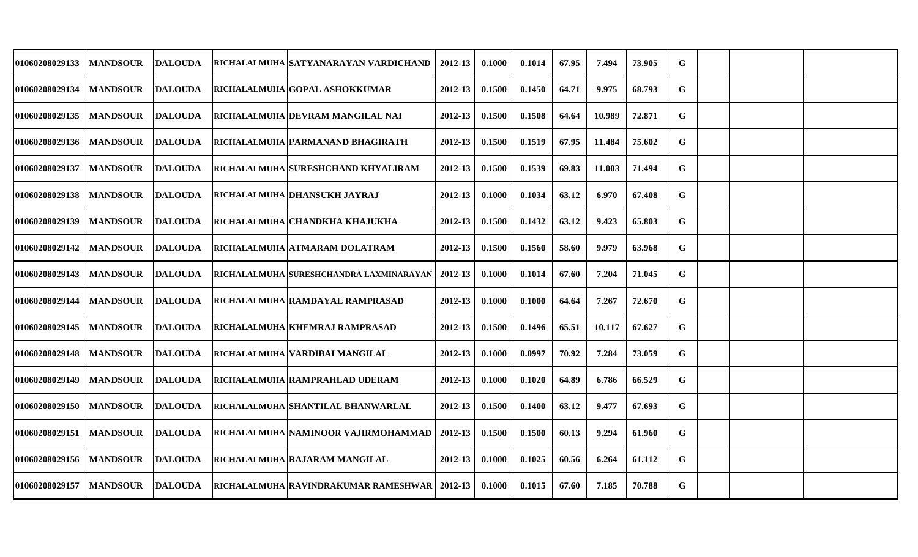| | | | | | | | | | | | | | | |
|---|---|---|---|---|---|---|---|---|---|---|---|---|---|---|
| 01060208029133 | MANDSOUR | DALOUDA | RICHALALMUHA | SATYANARAYAN VARDICHAND | 2012-13 | 0.1000 | 0.1014 | 67.95 | 7.494 | 73.905 | G | | | |
| 01060208029134 | MANDSOUR | DALOUDA | RICHALALMUHA | GOPAL ASHOKKUMAR | 2012-13 | 0.1500 | 0.1450 | 64.71 | 9.975 | 68.793 | G | | | |
| 01060208029135 | MANDSOUR | DALOUDA | RICHALALMUHA | DEVRAM MANGILAL NAI | 2012-13 | 0.1500 | 0.1508 | 64.64 | 10.989 | 72.871 | G | | | |
| 01060208029136 | MANDSOUR | DALOUDA | RICHALALMUHA | PARMANAND BHAGIRATH | 2012-13 | 0.1500 | 0.1519 | 67.95 | 11.484 | 75.602 | G | | | |
| 01060208029137 | MANDSOUR | DALOUDA | RICHALALMUHA | SURESHCHAND KHYALIRAM | 2012-13 | 0.1500 | 0.1539 | 69.83 | 11.003 | 71.494 | G | | | |
| 01060208029138 | MANDSOUR | DALOUDA | RICHALALMUHA | DHANSUKH JAYRAJ | 2012-13 | 0.1000 | 0.1034 | 63.12 | 6.970 | 67.408 | G | | | |
| 01060208029139 | MANDSOUR | DALOUDA | RICHALALMUHA | CHANDKHA KHAJUKHA | 2012-13 | 0.1500 | 0.1432 | 63.12 | 9.423 | 65.803 | G | | | |
| 01060208029142 | MANDSOUR | DALOUDA | RICHALALMUHA | ATMARAM DOLATRAM | 2012-13 | 0.1500 | 0.1560 | 58.60 | 9.979 | 63.968 | G | | | |
| 01060208029143 | MANDSOUR | DALOUDA | RICHALALMUHA | SURESHCHANDRA LAXMINARAYAN | 2012-13 | 0.1000 | 0.1014 | 67.60 | 7.204 | 71.045 | G | | | |
| 01060208029144 | MANDSOUR | DALOUDA | RICHALALMUHA | RAMDAYAL RAMPRASAD | 2012-13 | 0.1000 | 0.1000 | 64.64 | 7.267 | 72.670 | G | | | |
| 01060208029145 | MANDSOUR | DALOUDA | RICHALALMUHA | KHEMRAJ RAMPRASAD | 2012-13 | 0.1500 | 0.1496 | 65.51 | 10.117 | 67.627 | G | | | |
| 01060208029148 | MANDSOUR | DALOUDA | RICHALALMUHA | VARDIBAI MANGILAL | 2012-13 | 0.1000 | 0.0997 | 70.92 | 7.284 | 73.059 | G | | | |
| 01060208029149 | MANDSOUR | DALOUDA | RICHALALMUHA | RAMPRAHLAD UDERAM | 2012-13 | 0.1000 | 0.1020 | 64.89 | 6.786 | 66.529 | G | | | |
| 01060208029150 | MANDSOUR | DALOUDA | RICHALALMUHA | SHANTILAL BHANWARLAL | 2012-13 | 0.1500 | 0.1400 | 63.12 | 9.477 | 67.693 | G | | | |
| 01060208029151 | MANDSOUR | DALOUDA | RICHALALMUHA | NAMINOOR VAJIRMOHAMMAD | 2012-13 | 0.1500 | 0.1500 | 60.13 | 9.294 | 61.960 | G | | | |
| 01060208029156 | MANDSOUR | DALOUDA | RICHALALMUHA | RAJARAM MANGILAL | 2012-13 | 0.1000 | 0.1025 | 60.56 | 6.264 | 61.112 | G | | | |
| 01060208029157 | MANDSOUR | DALOUDA | RICHALALMUHA | RAVINDRAKUMAR RAMESHWAR | 2012-13 | 0.1000 | 0.1015 | 67.60 | 7.185 | 70.788 | G | | | |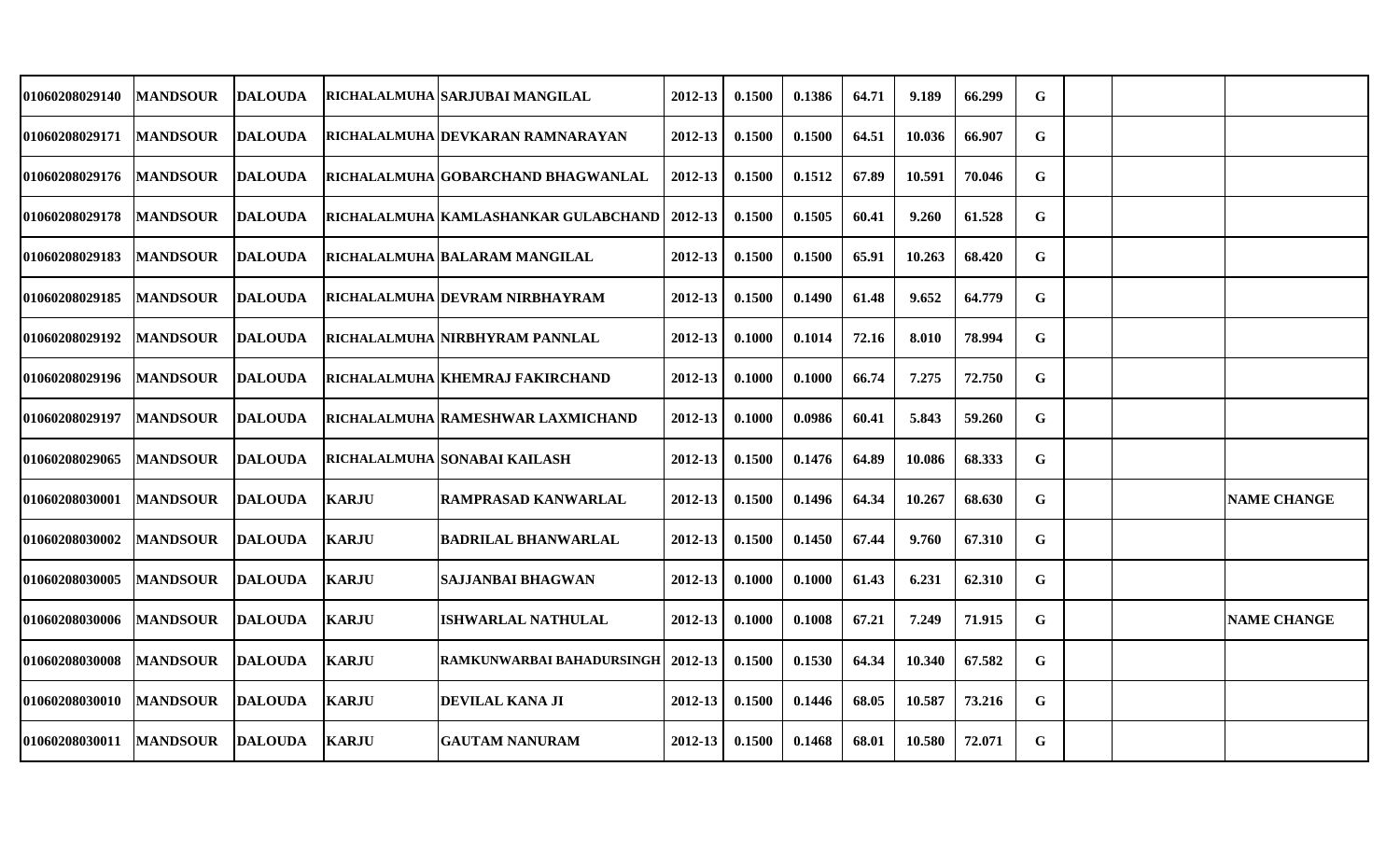| | | | | | | | | | | | | | | |
|---|---|---|---|---|---|---|---|---|---|---|---|---|---|---|
| 01060208029140 | MANDSOUR | DALOUDA | RICHALALMUHA | SARJUBAI MANGILAL | 2012-13 | 0.1500 | 0.1386 | 64.71 | 9.189 | 66.299 | G | | | |
| 01060208029171 | MANDSOUR | DALOUDA | RICHALALMUHA | DEVKARAN RAMNARAYAN | 2012-13 | 0.1500 | 0.1500 | 64.51 | 10.036 | 66.907 | G | | | |
| 01060208029176 | MANDSOUR | DALOUDA | RICHALALMUHA | GOBARCHAND BHAGWANLAL | 2012-13 | 0.1500 | 0.1512 | 67.89 | 10.591 | 70.046 | G | | | |
| 01060208029178 | MANDSOUR | DALOUDA | RICHALALMUHA | KAMLASHANKAR GULABCHAND | 2012-13 | 0.1500 | 0.1505 | 60.41 | 9.260 | 61.528 | G | | | |
| 01060208029183 | MANDSOUR | DALOUDA | RICHALALMUHA | BALARAM MANGILAL | 2012-13 | 0.1500 | 0.1500 | 65.91 | 10.263 | 68.420 | G | | | |
| 01060208029185 | MANDSOUR | DALOUDA | RICHALALMUHA | DEVRAM NIRBHAYRAM | 2012-13 | 0.1500 | 0.1490 | 61.48 | 9.652 | 64.779 | G | | | |
| 01060208029192 | MANDSOUR | DALOUDA | RICHALALMUHA | NIRBHYRAM PANNLAL | 2012-13 | 0.1000 | 0.1014 | 72.16 | 8.010 | 78.994 | G | | | |
| 01060208029196 | MANDSOUR | DALOUDA | RICHALALMUHA | KHEMRAJ FAKIRCHAND | 2012-13 | 0.1000 | 0.1000 | 66.74 | 7.275 | 72.750 | G | | | |
| 01060208029197 | MANDSOUR | DALOUDA | RICHALALMUHA | RAMESHWAR LAXMICHAND | 2012-13 | 0.1000 | 0.0986 | 60.41 | 5.843 | 59.260 | G | | | |
| 01060208029065 | MANDSOUR | DALOUDA | RICHALALMUHA | SONABAI KAILASH | 2012-13 | 0.1500 | 0.1476 | 64.89 | 10.086 | 68.333 | G | | | |
| 01060208030001 | MANDSOUR | DALOUDA | KARJU | RAMPRASAD KANWARLAL | 2012-13 | 0.1500 | 0.1496 | 64.34 | 10.267 | 68.630 | G | | | NAME CHANGE |
| 01060208030002 | MANDSOUR | DALOUDA | KARJU | BADRILAL BHANWARLAL | 2012-13 | 0.1500 | 0.1450 | 67.44 | 9.760 | 67.310 | G | | | |
| 01060208030005 | MANDSOUR | DALOUDA | KARJU | SAJJANBAI BHAGWAN | 2012-13 | 0.1000 | 0.1000 | 61.43 | 6.231 | 62.310 | G | | | |
| 01060208030006 | MANDSOUR | DALOUDA | KARJU | ISHWARLAL NATHULAL | 2012-13 | 0.1000 | 0.1008 | 67.21 | 7.249 | 71.915 | G | | | NAME CHANGE |
| 01060208030008 | MANDSOUR | DALOUDA | KARJU | RAMKUNWARBAI BAHADURSINGH | 2012-13 | 0.1500 | 0.1530 | 64.34 | 10.340 | 67.582 | G | | | |
| 01060208030010 | MANDSOUR | DALOUDA | KARJU | DEVILAL KANA JI | 2012-13 | 0.1500 | 0.1446 | 68.05 | 10.587 | 73.216 | G | | | |
| 01060208030011 | MANDSOUR | DALOUDA | KARJU | GAUTAM NANURAM | 2012-13 | 0.1500 | 0.1468 | 68.01 | 10.580 | 72.071 | G | | | |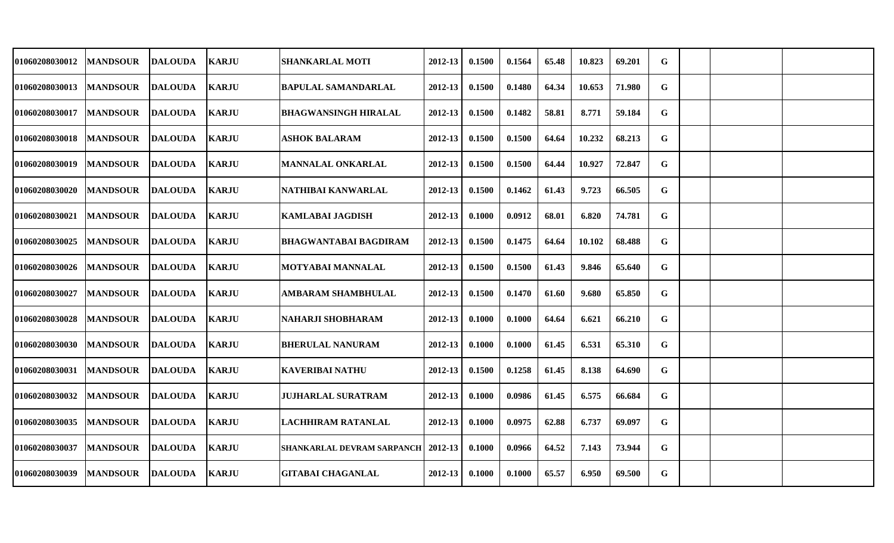| | | | | | | | | | | | | | | |
|---|---|---|---|---|---|---|---|---|---|---|---|---|---|---|
| 01060208030012 | MANDSOUR | DALOUDA | KARJU | SHANKARLAL MOTI | 2012-13 | 0.1500 | 0.1564 | 65.48 | 10.823 | 69.201 | G | | | |
| 01060208030013 | MANDSOUR | DALOUDA | KARJU | BAPULAL SAMANDARLAL | 2012-13 | 0.1500 | 0.1480 | 64.34 | 10.653 | 71.980 | G | | | |
| 01060208030017 | MANDSOUR | DALOUDA | KARJU | BHAGWANSINGH HIRALAL | 2012-13 | 0.1500 | 0.1482 | 58.81 | 8.771 | 59.184 | G | | | |
| 01060208030018 | MANDSOUR | DALOUDA | KARJU | ASHOK BALARAM | 2012-13 | 0.1500 | 0.1500 | 64.64 | 10.232 | 68.213 | G | | | |
| 01060208030019 | MANDSOUR | DALOUDA | KARJU | MANNALAL ONKARLAL | 2012-13 | 0.1500 | 0.1500 | 64.44 | 10.927 | 72.847 | G | | | |
| 01060208030020 | MANDSOUR | DALOUDA | KARJU | NATHIBAI KANWARLAL | 2012-13 | 0.1500 | 0.1462 | 61.43 | 9.723 | 66.505 | G | | | |
| 01060208030021 | MANDSOUR | DALOUDA | KARJU | KAMLABAI JAGDISH | 2012-13 | 0.1000 | 0.0912 | 68.01 | 6.820 | 74.781 | G | | | |
| 01060208030025 | MANDSOUR | DALOUDA | KARJU | BHAGWANTABAI BAGDIRAM | 2012-13 | 0.1500 | 0.1475 | 64.64 | 10.102 | 68.488 | G | | | |
| 01060208030026 | MANDSOUR | DALOUDA | KARJU | MOTYABAI MANNALAL | 2012-13 | 0.1500 | 0.1500 | 61.43 | 9.846 | 65.640 | G | | | |
| 01060208030027 | MANDSOUR | DALOUDA | KARJU | AMBARAM SHAMBHULAL | 2012-13 | 0.1500 | 0.1470 | 61.60 | 9.680 | 65.850 | G | | | |
| 01060208030028 | MANDSOUR | DALOUDA | KARJU | NAHARJI SHOBHARAM | 2012-13 | 0.1000 | 0.1000 | 64.64 | 6.621 | 66.210 | G | | | |
| 01060208030030 | MANDSOUR | DALOUDA | KARJU | BHERULAL NANURAM | 2012-13 | 0.1000 | 0.1000 | 61.45 | 6.531 | 65.310 | G | | | |
| 01060208030031 | MANDSOUR | DALOUDA | KARJU | KAVERIBAI NATHU | 2012-13 | 0.1500 | 0.1258 | 61.45 | 8.138 | 64.690 | G | | | |
| 01060208030032 | MANDSOUR | DALOUDA | KARJU | JUJHARLAL SURATRAM | 2012-13 | 0.1000 | 0.0986 | 61.45 | 6.575 | 66.684 | G | | | |
| 01060208030035 | MANDSOUR | DALOUDA | KARJU | LACHHIRAM RATANLAL | 2012-13 | 0.1000 | 0.0975 | 62.88 | 6.737 | 69.097 | G | | | |
| 01060208030037 | MANDSOUR | DALOUDA | KARJU | SHANKARLAL DEVRAM SARPANCH | 2012-13 | 0.1000 | 0.0966 | 64.52 | 7.143 | 73.944 | G | | | |
| 01060208030039 | MANDSOUR | DALOUDA | KARJU | GITABAI CHAGANLAL | 2012-13 | 0.1000 | 0.1000 | 65.57 | 6.950 | 69.500 | G | | | |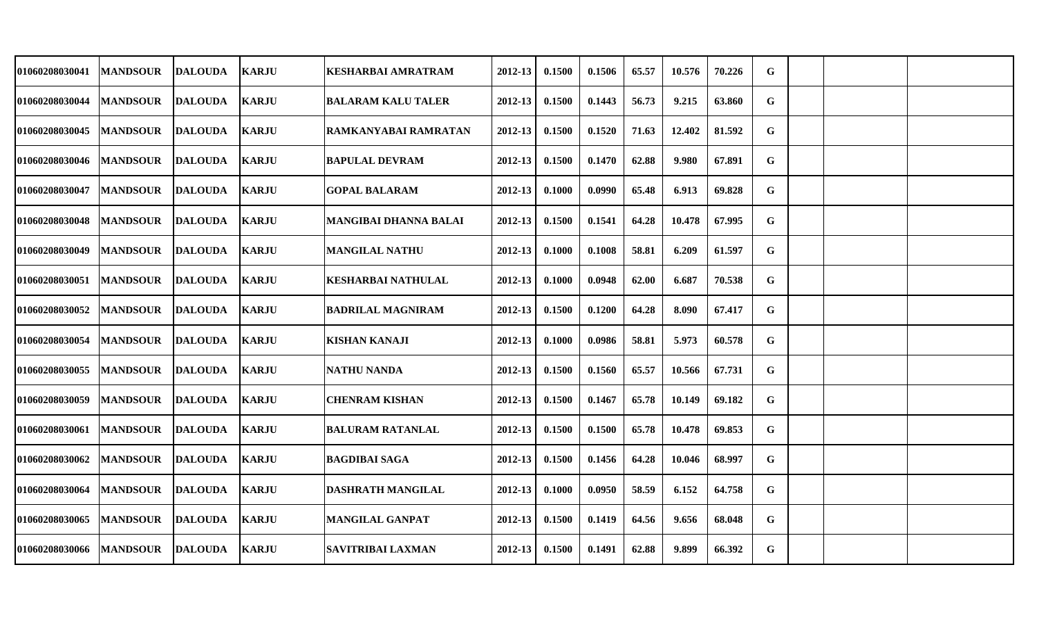| | | | | | | | | | | | | | | |
|---|---|---|---|---|---|---|---|---|---|---|---|---|---|---|
| 01060208030041 | MANDSOUR | DALOUDA | KARJU | KESHARBAI AMRATRAM | 2012-13 | 0.1500 | 0.1506 | 65.57 | 10.576 | 70.226 | G | | | |
| 01060208030044 | MANDSOUR | DALOUDA | KARJU | BALARAM KALU TALER | 2012-13 | 0.1500 | 0.1443 | 56.73 | 9.215 | 63.860 | G | | | |
| 01060208030045 | MANDSOUR | DALOUDA | KARJU | RAMKANYABAI RAMRATAN | 2012-13 | 0.1500 | 0.1520 | 71.63 | 12.402 | 81.592 | G | | | |
| 01060208030046 | MANDSOUR | DALOUDA | KARJU | BAPULAL DEVRAM | 2012-13 | 0.1500 | 0.1470 | 62.88 | 9.980 | 67.891 | G | | | |
| 01060208030047 | MANDSOUR | DALOUDA | KARJU | GOPAL BALARAM | 2012-13 | 0.1000 | 0.0990 | 65.48 | 6.913 | 69.828 | G | | | |
| 01060208030048 | MANDSOUR | DALOUDA | KARJU | MANGIBAI DHANNA BALAI | 2012-13 | 0.1500 | 0.1541 | 64.28 | 10.478 | 67.995 | G | | | |
| 01060208030049 | MANDSOUR | DALOUDA | KARJU | MANGILAL NATHU | 2012-13 | 0.1000 | 0.1008 | 58.81 | 6.209 | 61.597 | G | | | |
| 01060208030051 | MANDSOUR | DALOUDA | KARJU | KESHARBAI NATHULAL | 2012-13 | 0.1000 | 0.0948 | 62.00 | 6.687 | 70.538 | G | | | |
| 01060208030052 | MANDSOUR | DALOUDA | KARJU | BADRILAL MAGNIRAM | 2012-13 | 0.1500 | 0.1200 | 64.28 | 8.090 | 67.417 | G | | | |
| 01060208030054 | MANDSOUR | DALOUDA | KARJU | KISHAN KANAJI | 2012-13 | 0.1000 | 0.0986 | 58.81 | 5.973 | 60.578 | G | | | |
| 01060208030055 | MANDSOUR | DALOUDA | KARJU | NATHU NANDA | 2012-13 | 0.1500 | 0.1560 | 65.57 | 10.566 | 67.731 | G | | | |
| 01060208030059 | MANDSOUR | DALOUDA | KARJU | CHENRAM KISHAN | 2012-13 | 0.1500 | 0.1467 | 65.78 | 10.149 | 69.182 | G | | | |
| 01060208030061 | MANDSOUR | DALOUDA | KARJU | BALURAM RATANLAL | 2012-13 | 0.1500 | 0.1500 | 65.78 | 10.478 | 69.853 | G | | | |
| 01060208030062 | MANDSOUR | DALOUDA | KARJU | BAGDIBAI SAGA | 2012-13 | 0.1500 | 0.1456 | 64.28 | 10.046 | 68.997 | G | | | |
| 01060208030064 | MANDSOUR | DALOUDA | KARJU | DASHRATH MANGILAL | 2012-13 | 0.1000 | 0.0950 | 58.59 | 6.152 | 64.758 | G | | | |
| 01060208030065 | MANDSOUR | DALOUDA | KARJU | MANGILAL GANPAT | 2012-13 | 0.1500 | 0.1419 | 64.56 | 9.656 | 68.048 | G | | | |
| 01060208030066 | MANDSOUR | DALOUDA | KARJU | SAVITRIBAI LAXMAN | 2012-13 | 0.1500 | 0.1491 | 62.88 | 9.899 | 66.392 | G | | | |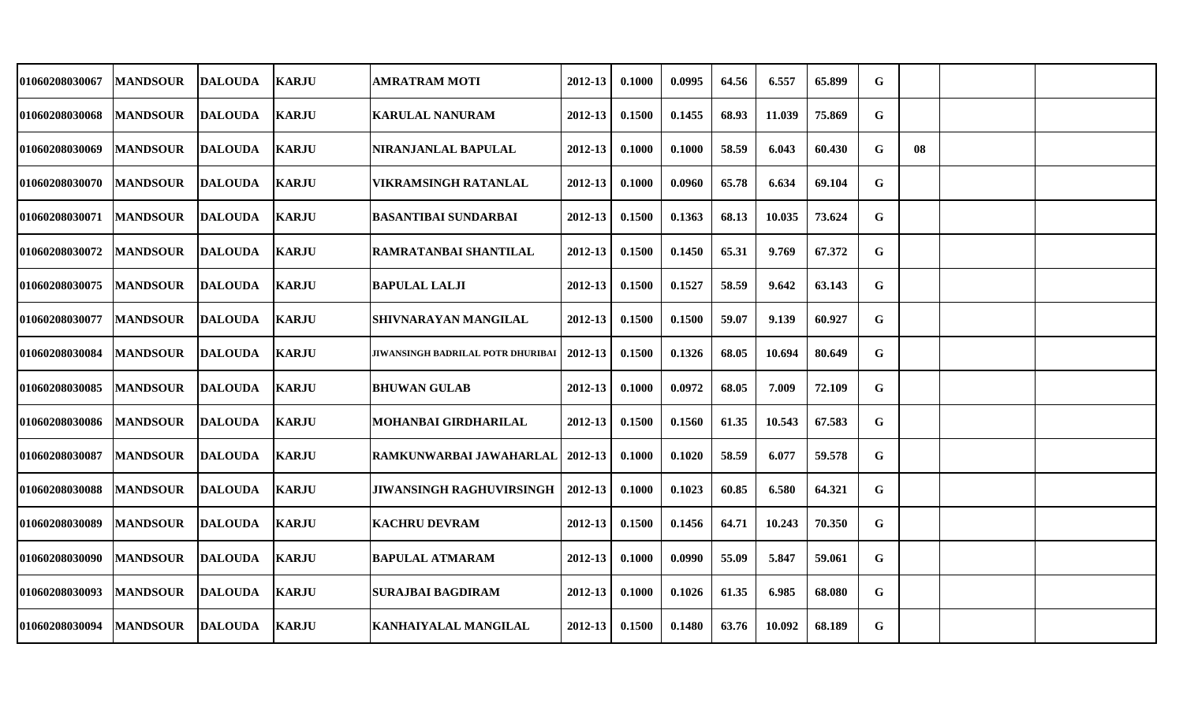| | | | | | | | | | | | | | | |
|---|---|---|---|---|---|---|---|---|---|---|---|---|---|---|
| 01060208030067 | MANDSOUR | DALOUDA | KARJU | AMRATRAM MOTI | 2012-13 | 0.1000 | 0.0995 | 64.56 | 6.557 | 65.899 | G | | | |
| 01060208030068 | MANDSOUR | DALOUDA | KARJU | KARULAL NANURAM | 2012-13 | 0.1500 | 0.1455 | 68.93 | 11.039 | 75.869 | G | | | |
| 01060208030069 | MANDSOUR | DALOUDA | KARJU | NIRANJANLAL BAPULAL | 2012-13 | 0.1000 | 0.1000 | 58.59 | 6.043 | 60.430 | G | 08 | | |
| 01060208030070 | MANDSOUR | DALOUDA | KARJU | VIKRAMSINGH RATANLAL | 2012-13 | 0.1000 | 0.0960 | 65.78 | 6.634 | 69.104 | G | | | |
| 01060208030071 | MANDSOUR | DALOUDA | KARJU | BASANTIBAI SUNDARBAI | 2012-13 | 0.1500 | 0.1363 | 68.13 | 10.035 | 73.624 | G | | | |
| 01060208030072 | MANDSOUR | DALOUDA | KARJU | RAMRATANBAI SHANTILAL | 2012-13 | 0.1500 | 0.1450 | 65.31 | 9.769 | 67.372 | G | | | |
| 01060208030075 | MANDSOUR | DALOUDA | KARJU | BAPULAL LALJI | 2012-13 | 0.1500 | 0.1527 | 58.59 | 9.642 | 63.143 | G | | | |
| 01060208030077 | MANDSOUR | DALOUDA | KARJU | SHIVNARAYAN MANGILAL | 2012-13 | 0.1500 | 0.1500 | 59.07 | 9.139 | 60.927 | G | | | |
| 01060208030084 | MANDSOUR | DALOUDA | KARJU | JIWANSINGH BADRILAL POTR DHURIBAI | 2012-13 | 0.1500 | 0.1326 | 68.05 | 10.694 | 80.649 | G | | | |
| 01060208030085 | MANDSOUR | DALOUDA | KARJU | BHUWAN GULAB | 2012-13 | 0.1000 | 0.0972 | 68.05 | 7.009 | 72.109 | G | | | |
| 01060208030086 | MANDSOUR | DALOUDA | KARJU | MOHANBAI GIRDHARILAL | 2012-13 | 0.1500 | 0.1560 | 61.35 | 10.543 | 67.583 | G | | | |
| 01060208030087 | MANDSOUR | DALOUDA | KARJU | RAMKUNWARBAI JAWAHARLAL | 2012-13 | 0.1000 | 0.1020 | 58.59 | 6.077 | 59.578 | G | | | |
| 01060208030088 | MANDSOUR | DALOUDA | KARJU | JIWANSINGH RAGHUVIRSINGH | 2012-13 | 0.1000 | 0.1023 | 60.85 | 6.580 | 64.321 | G | | | |
| 01060208030089 | MANDSOUR | DALOUDA | KARJU | KACHRU DEVRAM | 2012-13 | 0.1500 | 0.1456 | 64.71 | 10.243 | 70.350 | G | | | |
| 01060208030090 | MANDSOUR | DALOUDA | KARJU | BAPULAL ATMARAM | 2012-13 | 0.1000 | 0.0990 | 55.09 | 5.847 | 59.061 | G | | | |
| 01060208030093 | MANDSOUR | DALOUDA | KARJU | SURAJBAI BAGDIRAM | 2012-13 | 0.1000 | 0.1026 | 61.35 | 6.985 | 68.080 | G | | | |
| 01060208030094 | MANDSOUR | DALOUDA | KARJU | KANHAIYALAL MANGILAL | 2012-13 | 0.1500 | 0.1480 | 63.76 | 10.092 | 68.189 | G | | | |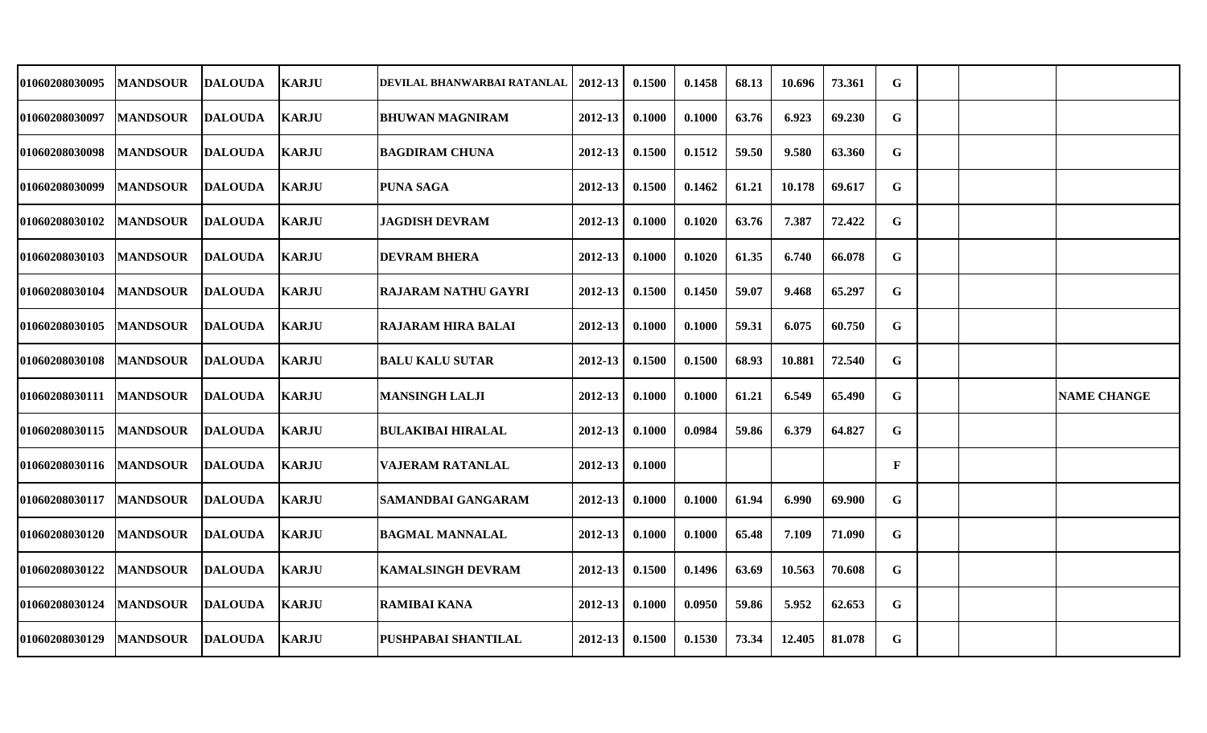| 01060208030095 | MANDSOUR | DALOUDA | KARJU | DEVILAL BHANWARBAI RATANLAL | 2012-13 | 0.1500 | 0.1458 | 68.13 | 10.696 | 73.361 | G | | | |
|---|---|---|---|---|---|---|---|---|---|---|---|---|---|---|
| 01060208030097 | MANDSOUR | DALOUDA | KARJU | BHUWAN MAGNIRAM | 2012-13 | 0.1000 | 0.1000 | 63.76 | 6.923 | 69.230 | G | | | |
| 01060208030098 | MANDSOUR | DALOUDA | KARJU | BAGDIRAM CHUNA | 2012-13 | 0.1500 | 0.1512 | 59.50 | 9.580 | 63.360 | G | | | |
| 01060208030099 | MANDSOUR | DALOUDA | KARJU | PUNA SAGA | 2012-13 | 0.1500 | 0.1462 | 61.21 | 10.178 | 69.617 | G | | | |
| 01060208030102 | MANDSOUR | DALOUDA | KARJU | JAGDISH DEVRAM | 2012-13 | 0.1000 | 0.1020 | 63.76 | 7.387 | 72.422 | G | | | |
| 01060208030103 | MANDSOUR | DALOUDA | KARJU | DEVRAM BHERA | 2012-13 | 0.1000 | 0.1020 | 61.35 | 6.740 | 66.078 | G | | | |
| 01060208030104 | MANDSOUR | DALOUDA | KARJU | RAJARAM NATHU GAYRI | 2012-13 | 0.1500 | 0.1450 | 59.07 | 9.468 | 65.297 | G | | | |
| 01060208030105 | MANDSOUR | DALOUDA | KARJU | RAJARAM HIRA BALAI | 2012-13 | 0.1000 | 0.1000 | 59.31 | 6.075 | 60.750 | G | | | |
| 01060208030108 | MANDSOUR | DALOUDA | KARJU | BALU KALU SUTAR | 2012-13 | 0.1500 | 0.1500 | 68.93 | 10.881 | 72.540 | G | | | |
| 01060208030111 | MANDSOUR | DALOUDA | KARJU | MANSINGH LALJI | 2012-13 | 0.1000 | 0.1000 | 61.21 | 6.549 | 65.490 | G | | | NAME CHANGE |
| 01060208030115 | MANDSOUR | DALOUDA | KARJU | BULAKIBAI HIRALAL | 2012-13 | 0.1000 | 0.0984 | 59.86 | 6.379 | 64.827 | G | | | |
| 01060208030116 | MANDSOUR | DALOUDA | KARJU | VAJERAM RATANLAL | 2012-13 | 0.1000 | | | | | F | | | |
| 01060208030117 | MANDSOUR | DALOUDA | KARJU | SAMANDBAI GANGARAM | 2012-13 | 0.1000 | 0.1000 | 61.94 | 6.990 | 69.900 | G | | | |
| 01060208030120 | MANDSOUR | DALOUDA | KARJU | BAGMAL MANNALAL | 2012-13 | 0.1000 | 0.1000 | 65.48 | 7.109 | 71.090 | G | | | |
| 01060208030122 | MANDSOUR | DALOUDA | KARJU | KAMALSINGH DEVRAM | 2012-13 | 0.1500 | 0.1496 | 63.69 | 10.563 | 70.608 | G | | | |
| 01060208030124 | MANDSOUR | DALOUDA | KARJU | RAMIBAI KANA | 2012-13 | 0.1000 | 0.0950 | 59.86 | 5.952 | 62.653 | G | | | |
| 01060208030129 | MANDSOUR | DALOUDA | KARJU | PUSHPABAI SHANTILAL | 2012-13 | 0.1500 | 0.1530 | 73.34 | 12.405 | 81.078 | G | | | |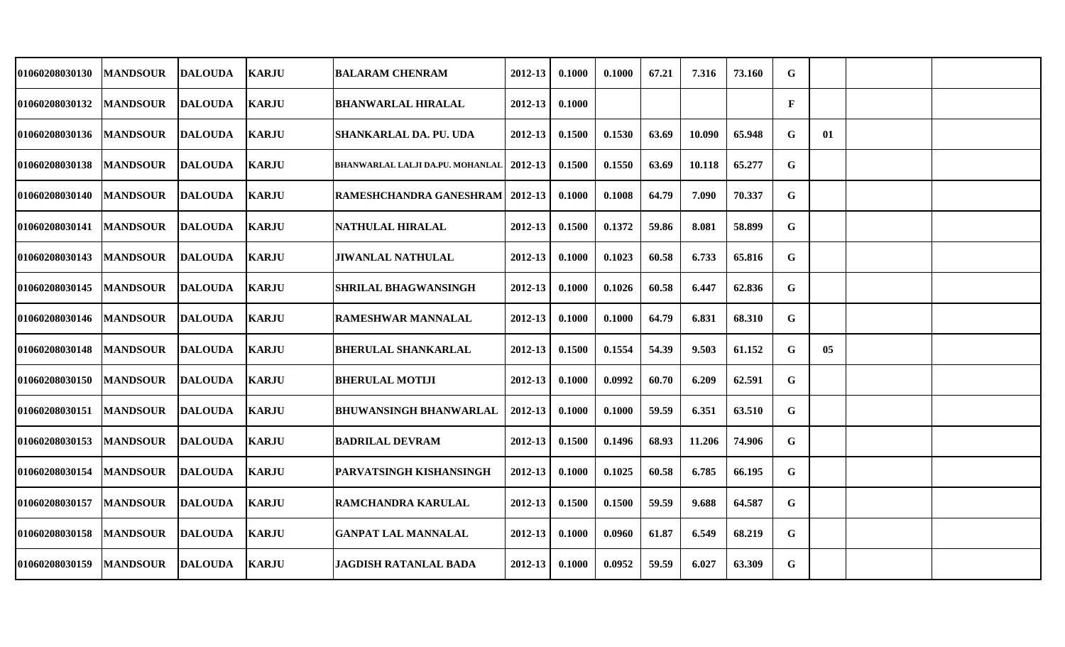| | | | | | | | | | | | | | | |
|---|---|---|---|---|---|---|---|---|---|---|---|---|---|---|
| 01060208030130 | MANDSOUR | DALOUDA | KARJU | BALARAM CHENRAM | 2012-13 | 0.1000 | 0.1000 | 67.21 | 7.316 | 73.160 | G | | | |
| 01060208030132 | MANDSOUR | DALOUDA | KARJU | BHANWARLAL HIRALAL | 2012-13 | 0.1000 | | | | | F | | | |
| 01060208030136 | MANDSOUR | DALOUDA | KARJU | SHANKARLAL DA. PU. UDA | 2012-13 | 0.1500 | 0.1530 | 63.69 | 10.090 | 65.948 | G | 01 | | |
| 01060208030138 | MANDSOUR | DALOUDA | KARJU | BHANWARLAL LALJI DA.PU. MOHANLAL | 2012-13 | 0.1500 | 0.1550 | 63.69 | 10.118 | 65.277 | G | | | |
| 01060208030140 | MANDSOUR | DALOUDA | KARJU | RAMESHCHANDRA GANESHRAM | 2012-13 | 0.1000 | 0.1008 | 64.79 | 7.090 | 70.337 | G | | | |
| 01060208030141 | MANDSOUR | DALOUDA | KARJU | NATHULAL HIRALAL | 2012-13 | 0.1500 | 0.1372 | 59.86 | 8.081 | 58.899 | G | | | |
| 01060208030143 | MANDSOUR | DALOUDA | KARJU | JIWANLAL NATHULAL | 2012-13 | 0.1000 | 0.1023 | 60.58 | 6.733 | 65.816 | G | | | |
| 01060208030145 | MANDSOUR | DALOUDA | KARJU | SHRILAL BHAGWANSINGH | 2012-13 | 0.1000 | 0.1026 | 60.58 | 6.447 | 62.836 | G | | | |
| 01060208030146 | MANDSOUR | DALOUDA | KARJU | RAMESHWAR MANNALAL | 2012-13 | 0.1000 | 0.1000 | 64.79 | 6.831 | 68.310 | G | | | |
| 01060208030148 | MANDSOUR | DALOUDA | KARJU | BHERULAL SHANKARLAL | 2012-13 | 0.1500 | 0.1554 | 54.39 | 9.503 | 61.152 | G | 05 | | |
| 01060208030150 | MANDSOUR | DALOUDA | KARJU | BHERULAL MOTIJI | 2012-13 | 0.1000 | 0.0992 | 60.70 | 6.209 | 62.591 | G | | | |
| 01060208030151 | MANDSOUR | DALOUDA | KARJU | BHUWANSINGH BHANWARLAL | 2012-13 | 0.1000 | 0.1000 | 59.59 | 6.351 | 63.510 | G | | | |
| 01060208030153 | MANDSOUR | DALOUDA | KARJU | BADRILAL DEVRAM | 2012-13 | 0.1500 | 0.1496 | 68.93 | 11.206 | 74.906 | G | | | |
| 01060208030154 | MANDSOUR | DALOUDA | KARJU | PARVATSINGH KISHANSINGH | 2012-13 | 0.1000 | 0.1025 | 60.58 | 6.785 | 66.195 | G | | | |
| 01060208030157 | MANDSOUR | DALOUDA | KARJU | RAMCHANDRA KARULAL | 2012-13 | 0.1500 | 0.1500 | 59.59 | 9.688 | 64.587 | G | | | |
| 01060208030158 | MANDSOUR | DALOUDA | KARJU | GANPAT LAL MANNALAL | 2012-13 | 0.1000 | 0.0960 | 61.87 | 6.549 | 68.219 | G | | | |
| 01060208030159 | MANDSOUR | DALOUDA | KARJU | JAGDISH RATANLAL BADA | 2012-13 | 0.1000 | 0.0952 | 59.59 | 6.027 | 63.309 | G | | | |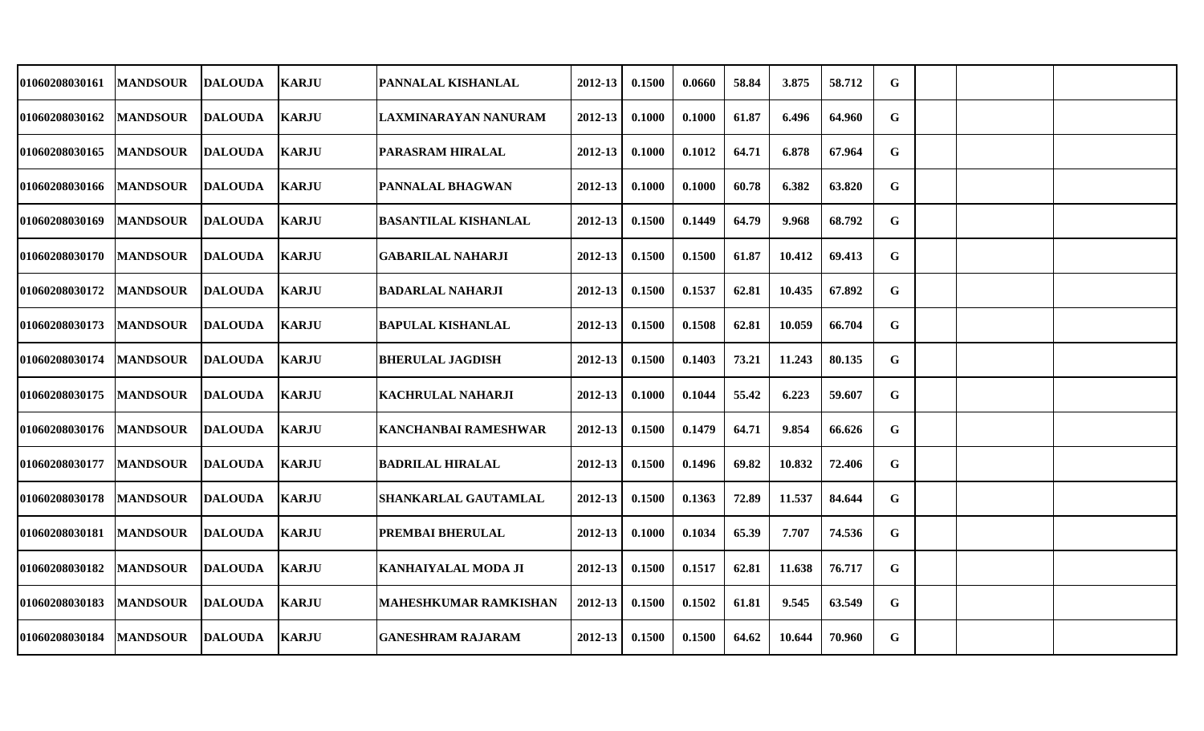| | | | | | | | | | | | | | | |
|---|---|---|---|---|---|---|---|---|---|---|---|---|---|---|
| 01060208030161 | MANDSOUR | DALOUDA | KARJU | PANNALAL KISHANLAL | 2012-13 | 0.1500 | 0.0660 | 58.84 | 3.875 | 58.712 | G | | | |
| 01060208030162 | MANDSOUR | DALOUDA | KARJU | LAXMINARAYAN NANURAM | 2012-13 | 0.1000 | 0.1000 | 61.87 | 6.496 | 64.960 | G | | | |
| 01060208030165 | MANDSOUR | DALOUDA | KARJU | PARASRAM HIRALAL | 2012-13 | 0.1000 | 0.1012 | 64.71 | 6.878 | 67.964 | G | | | |
| 01060208030166 | MANDSOUR | DALOUDA | KARJU | PANNALAL BHAGWAN | 2012-13 | 0.1000 | 0.1000 | 60.78 | 6.382 | 63.820 | G | | | |
| 01060208030169 | MANDSOUR | DALOUDA | KARJU | BASANTILAL KISHANLAL | 2012-13 | 0.1500 | 0.1449 | 64.79 | 9.968 | 68.792 | G | | | |
| 01060208030170 | MANDSOUR | DALOUDA | KARJU | GABARILAL NAHARJI | 2012-13 | 0.1500 | 0.1500 | 61.87 | 10.412 | 69.413 | G | | | |
| 01060208030172 | MANDSOUR | DALOUDA | KARJU | BADARLAL NAHARJI | 2012-13 | 0.1500 | 0.1537 | 62.81 | 10.435 | 67.892 | G | | | |
| 01060208030173 | MANDSOUR | DALOUDA | KARJU | BAPULAL KISHANLAL | 2012-13 | 0.1500 | 0.1508 | 62.81 | 10.059 | 66.704 | G | | | |
| 01060208030174 | MANDSOUR | DALOUDA | KARJU | BHERULAL JAGDISH | 2012-13 | 0.1500 | 0.1403 | 73.21 | 11.243 | 80.135 | G | | | |
| 01060208030175 | MANDSOUR | DALOUDA | KARJU | KACHRULAL NAHARJI | 2012-13 | 0.1000 | 0.1044 | 55.42 | 6.223 | 59.607 | G | | | |
| 01060208030176 | MANDSOUR | DALOUDA | KARJU | KANCHANBAI RAMESHWAR | 2012-13 | 0.1500 | 0.1479 | 64.71 | 9.854 | 66.626 | G | | | |
| 01060208030177 | MANDSOUR | DALOUDA | KARJU | BADRILAL HIRALAL | 2012-13 | 0.1500 | 0.1496 | 69.82 | 10.832 | 72.406 | G | | | |
| 01060208030178 | MANDSOUR | DALOUDA | KARJU | SHANKARLAL GAUTAMLAL | 2012-13 | 0.1500 | 0.1363 | 72.89 | 11.537 | 84.644 | G | | | |
| 01060208030181 | MANDSOUR | DALOUDA | KARJU | PREMBAI BHERULAL | 2012-13 | 0.1000 | 0.1034 | 65.39 | 7.707 | 74.536 | G | | | |
| 01060208030182 | MANDSOUR | DALOUDA | KARJU | KANHAIYALAL MODA JI | 2012-13 | 0.1500 | 0.1517 | 62.81 | 11.638 | 76.717 | G | | | |
| 01060208030183 | MANDSOUR | DALOUDA | KARJU | MAHESHKUMAR RAMKISHAN | 2012-13 | 0.1500 | 0.1502 | 61.81 | 9.545 | 63.549 | G | | | |
| 01060208030184 | MANDSOUR | DALOUDA | KARJU | GANESHRAM RAJARAM | 2012-13 | 0.1500 | 0.1500 | 64.62 | 10.644 | 70.960 | G | | | |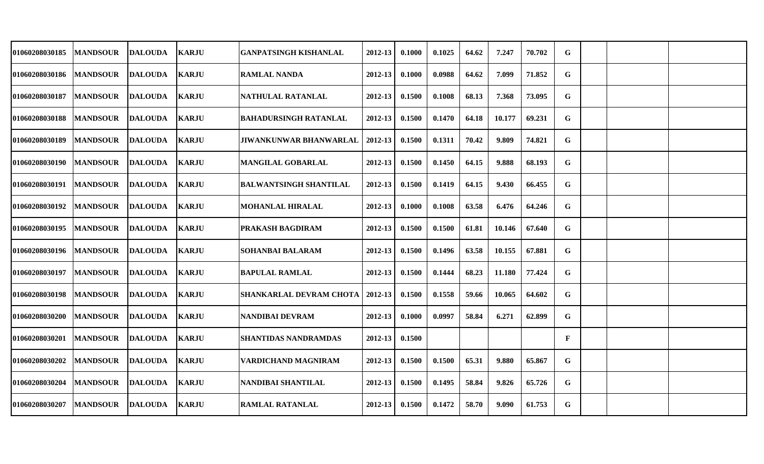| | | | | | | | | | | | | | | |
|---|---|---|---|---|---|---|---|---|---|---|---|---|---|---|
| 01060208030185 | MANDSOUR | DALOUDA | KARJU | GANPATSINGH KISHANLAL | 2012-13 | 0.1000 | 0.1025 | 64.62 | 7.247 | 70.702 | G | | | |
| 01060208030186 | MANDSOUR | DALOUDA | KARJU | RAMLAL NANDA | 2012-13 | 0.1000 | 0.0988 | 64.62 | 7.099 | 71.852 | G | | | |
| 01060208030187 | MANDSOUR | DALOUDA | KARJU | NATHULAL RATANLAL | 2012-13 | 0.1500 | 0.1008 | 68.13 | 7.368 | 73.095 | G | | | |
| 01060208030188 | MANDSOUR | DALOUDA | KARJU | BAHADURSINGH RATANLAL | 2012-13 | 0.1500 | 0.1470 | 64.18 | 10.177 | 69.231 | G | | | |
| 01060208030189 | MANDSOUR | DALOUDA | KARJU | JIWANKUNWAR BHANWARLAL | 2012-13 | 0.1500 | 0.1311 | 70.42 | 9.809 | 74.821 | G | | | |
| 01060208030190 | MANDSOUR | DALOUDA | KARJU | MANGILAL GOBARLAL | 2012-13 | 0.1500 | 0.1450 | 64.15 | 9.888 | 68.193 | G | | | |
| 01060208030191 | MANDSOUR | DALOUDA | KARJU | BALWANTSINGH SHANTILAL | 2012-13 | 0.1500 | 0.1419 | 64.15 | 9.430 | 66.455 | G | | | |
| 01060208030192 | MANDSOUR | DALOUDA | KARJU | MOHANLAL HIRALAL | 2012-13 | 0.1000 | 0.1008 | 63.58 | 6.476 | 64.246 | G | | | |
| 01060208030195 | MANDSOUR | DALOUDA | KARJU | PRAKASH BAGDIRAM | 2012-13 | 0.1500 | 0.1500 | 61.81 | 10.146 | 67.640 | G | | | |
| 01060208030196 | MANDSOUR | DALOUDA | KARJU | SOHANBAI BALARAM | 2012-13 | 0.1500 | 0.1496 | 63.58 | 10.155 | 67.881 | G | | | |
| 01060208030197 | MANDSOUR | DALOUDA | KARJU | BAPULAL RAMLAL | 2012-13 | 0.1500 | 0.1444 | 68.23 | 11.180 | 77.424 | G | | | |
| 01060208030198 | MANDSOUR | DALOUDA | KARJU | SHANKARLAL DEVRAM CHOTA | 2012-13 | 0.1500 | 0.1558 | 59.66 | 10.065 | 64.602 | G | | | |
| 01060208030200 | MANDSOUR | DALOUDA | KARJU | NANDIBAI DEVRAM | 2012-13 | 0.1000 | 0.0997 | 58.84 | 6.271 | 62.899 | G | | | |
| 01060208030201 | MANDSOUR | DALOUDA | KARJU | SHANTIDAS NANDRAMDAS | 2012-13 | 0.1500 | | | | | F | | | |
| 01060208030202 | MANDSOUR | DALOUDA | KARJU | VARDICHAND MAGNIRAM | 2012-13 | 0.1500 | 0.1500 | 65.31 | 9.880 | 65.867 | G | | | |
| 01060208030204 | MANDSOUR | DALOUDA | KARJU | NANDIBAI SHANTILAL | 2012-13 | 0.1500 | 0.1495 | 58.84 | 9.826 | 65.726 | G | | | |
| 01060208030207 | MANDSOUR | DALOUDA | KARJU | RAMLAL RATANLAL | 2012-13 | 0.1500 | 0.1472 | 58.70 | 9.090 | 61.753 | G | | | |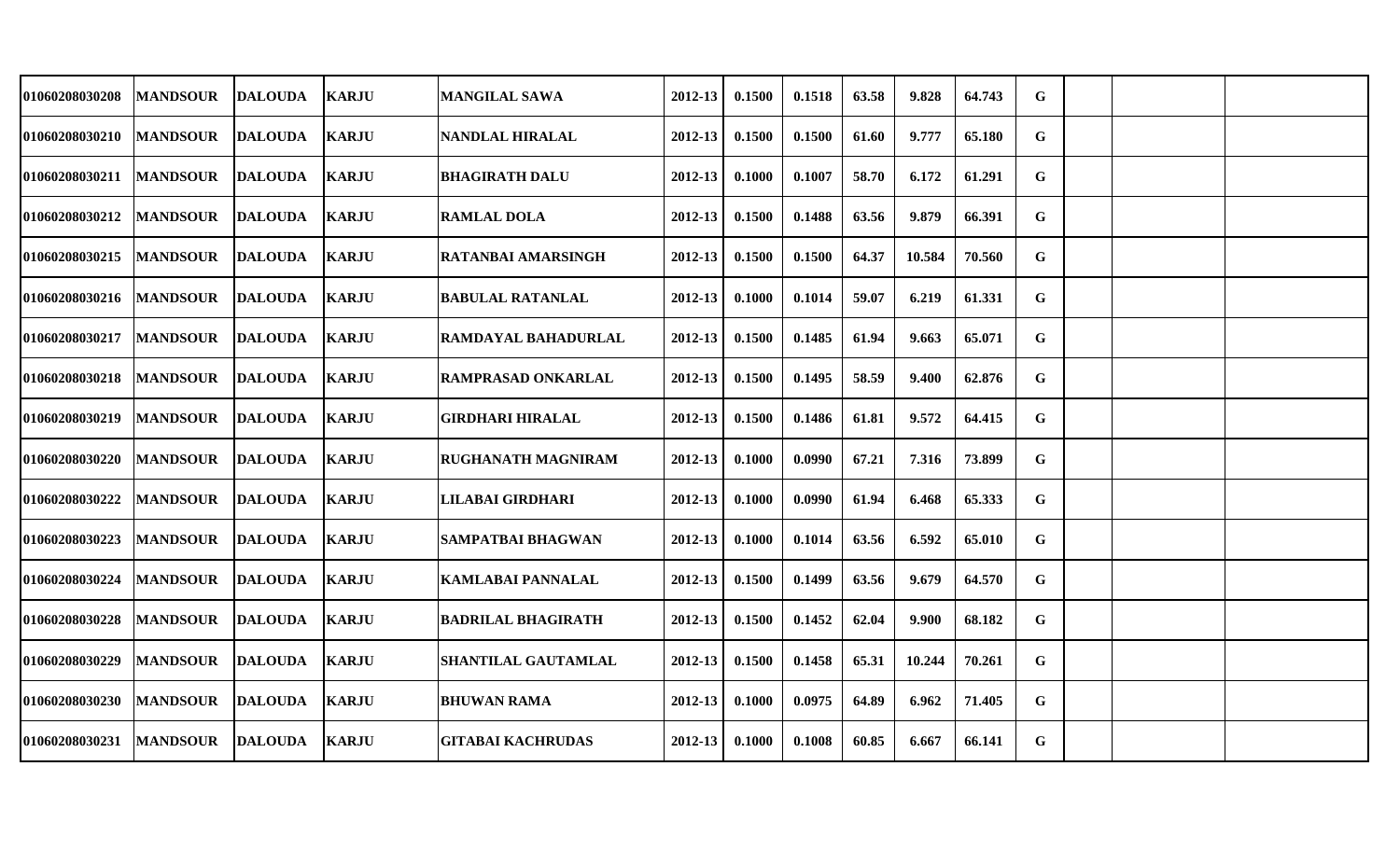| | | | | | | | | | | | | | | |
|---|---|---|---|---|---|---|---|---|---|---|---|---|---|---|
| 01060208030208 | MANDSOUR | DALOUDA | KARJU | MANGILAL SAWA | 2012-13 | 0.1500 | 0.1518 | 63.58 | 9.828 | 64.743 | G | | | |
| 01060208030210 | MANDSOUR | DALOUDA | KARJU | NANDLAL HIRALAL | 2012-13 | 0.1500 | 0.1500 | 61.60 | 9.777 | 65.180 | G | | | |
| 01060208030211 | MANDSOUR | DALOUDA | KARJU | BHAGIRATH DALU | 2012-13 | 0.1000 | 0.1007 | 58.70 | 6.172 | 61.291 | G | | | |
| 01060208030212 | MANDSOUR | DALOUDA | KARJU | RAMLAL DOLA | 2012-13 | 0.1500 | 0.1488 | 63.56 | 9.879 | 66.391 | G | | | |
| 01060208030215 | MANDSOUR | DALOUDA | KARJU | RATANBAI AMARSINGH | 2012-13 | 0.1500 | 0.1500 | 64.37 | 10.584 | 70.560 | G | | | |
| 01060208030216 | MANDSOUR | DALOUDA | KARJU | BABULAL RATANLAL | 2012-13 | 0.1000 | 0.1014 | 59.07 | 6.219 | 61.331 | G | | | |
| 01060208030217 | MANDSOUR | DALOUDA | KARJU | RAMDAYAL BAHADURLAL | 2012-13 | 0.1500 | 0.1485 | 61.94 | 9.663 | 65.071 | G | | | |
| 01060208030218 | MANDSOUR | DALOUDA | KARJU | RAMPRASAD ONKARLAL | 2012-13 | 0.1500 | 0.1495 | 58.59 | 9.400 | 62.876 | G | | | |
| 01060208030219 | MANDSOUR | DALOUDA | KARJU | GIRDHARI HIRALAL | 2012-13 | 0.1500 | 0.1486 | 61.81 | 9.572 | 64.415 | G | | | |
| 01060208030220 | MANDSOUR | DALOUDA | KARJU | RUGHANATH MAGNIRAM | 2012-13 | 0.1000 | 0.0990 | 67.21 | 7.316 | 73.899 | G | | | |
| 01060208030222 | MANDSOUR | DALOUDA | KARJU | LILABAI GIRDHARI | 2012-13 | 0.1000 | 0.0990 | 61.94 | 6.468 | 65.333 | G | | | |
| 01060208030223 | MANDSOUR | DALOUDA | KARJU | SAMPATBAI BHAGWAN | 2012-13 | 0.1000 | 0.1014 | 63.56 | 6.592 | 65.010 | G | | | |
| 01060208030224 | MANDSOUR | DALOUDA | KARJU | KAMLABAI PANNALAL | 2012-13 | 0.1500 | 0.1499 | 63.56 | 9.679 | 64.570 | G | | | |
| 01060208030228 | MANDSOUR | DALOUDA | KARJU | BADRILAL BHAGIRATH | 2012-13 | 0.1500 | 0.1452 | 62.04 | 9.900 | 68.182 | G | | | |
| 01060208030229 | MANDSOUR | DALOUDA | KARJU | SHANTILAL GAUTAMLAL | 2012-13 | 0.1500 | 0.1458 | 65.31 | 10.244 | 70.261 | G | | | |
| 01060208030230 | MANDSOUR | DALOUDA | KARJU | BHUWAN RAMA | 2012-13 | 0.1000 | 0.0975 | 64.89 | 6.962 | 71.405 | G | | | |
| 01060208030231 | MANDSOUR | DALOUDA | KARJU | GITABAI KACHRUDAS | 2012-13 | 0.1000 | 0.1008 | 60.85 | 6.667 | 66.141 | G | | | |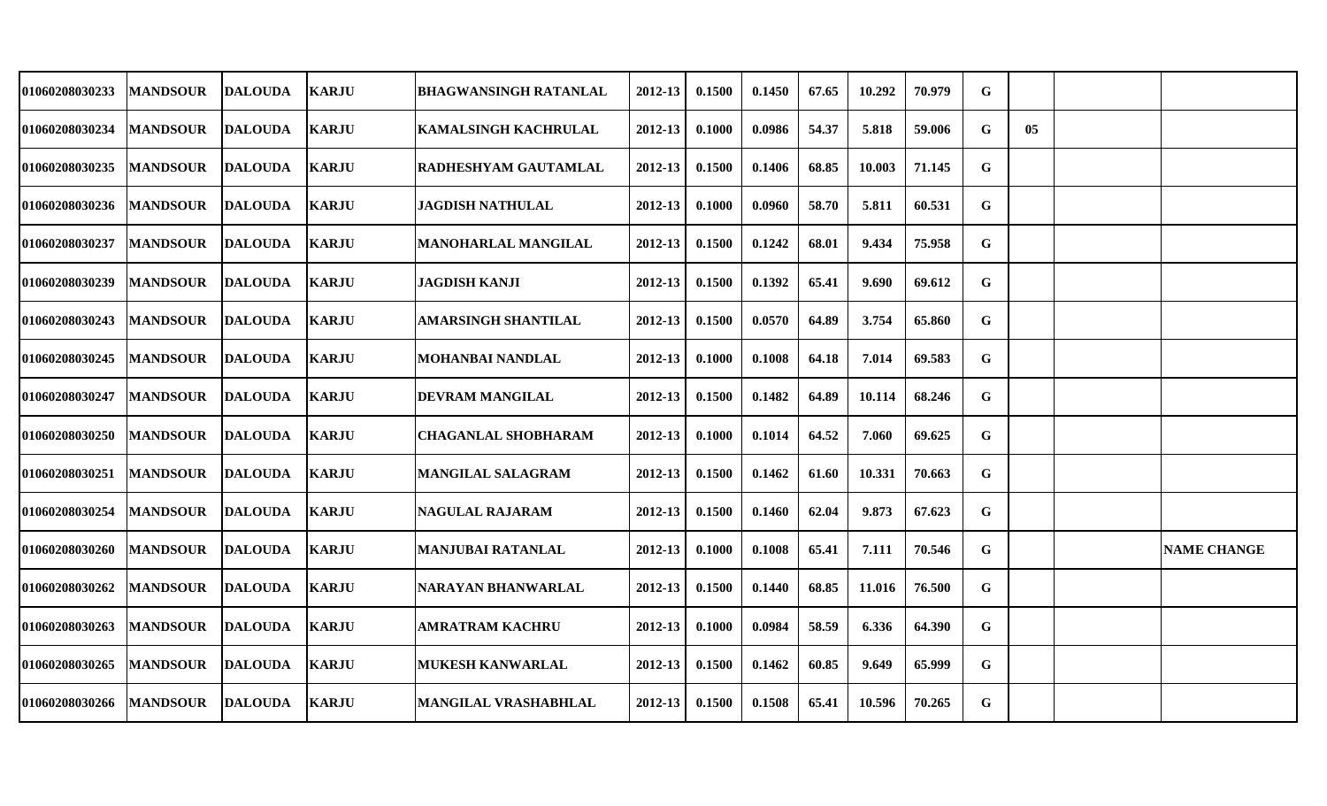| | | | | | | | | | | | | | | |
|---|---|---|---|---|---|---|---|---|---|---|---|---|---|---|
| 01060208030233 | MANDSOUR | DALOUDA | KARJU | BHAGWANSINGH RATANLAL | 2012-13 | 0.1500 | 0.1450 | 67.65 | 10.292 | 70.979 | G | | | |
| 01060208030234 | MANDSOUR | DALOUDA | KARJU | KAMALSINGH KACHRULAL | 2012-13 | 0.1000 | 0.0986 | 54.37 | 5.818 | 59.006 | G | 05 | | |
| 01060208030235 | MANDSOUR | DALOUDA | KARJU | RADHESHYAM GAUTAMLAL | 2012-13 | 0.1500 | 0.1406 | 68.85 | 10.003 | 71.145 | G | | | |
| 01060208030236 | MANDSOUR | DALOUDA | KARJU | JAGDISH NATHULAL | 2012-13 | 0.1000 | 0.0960 | 58.70 | 5.811 | 60.531 | G | | | |
| 01060208030237 | MANDSOUR | DALOUDA | KARJU | MANOHARLAL MANGILAL | 2012-13 | 0.1500 | 0.1242 | 68.01 | 9.434 | 75.958 | G | | | |
| 01060208030239 | MANDSOUR | DALOUDA | KARJU | JAGDISH KANJI | 2012-13 | 0.1500 | 0.1392 | 65.41 | 9.690 | 69.612 | G | | | |
| 01060208030243 | MANDSOUR | DALOUDA | KARJU | AMARSINGH SHANTILAL | 2012-13 | 0.1500 | 0.0570 | 64.89 | 3.754 | 65.860 | G | | | |
| 01060208030245 | MANDSOUR | DALOUDA | KARJU | MOHANBAI NANDLAL | 2012-13 | 0.1000 | 0.1008 | 64.18 | 7.014 | 69.583 | G | | | |
| 01060208030247 | MANDSOUR | DALOUDA | KARJU | DEVRAM MANGILAL | 2012-13 | 0.1500 | 0.1482 | 64.89 | 10.114 | 68.246 | G | | | |
| 01060208030250 | MANDSOUR | DALOUDA | KARJU | CHAGANLAL SHOBHARAM | 2012-13 | 0.1000 | 0.1014 | 64.52 | 7.060 | 69.625 | G | | | |
| 01060208030251 | MANDSOUR | DALOUDA | KARJU | MANGILAL SALAGRAM | 2012-13 | 0.1500 | 0.1462 | 61.60 | 10.331 | 70.663 | G | | | |
| 01060208030254 | MANDSOUR | DALOUDA | KARJU | NAGULAL RAJARAM | 2012-13 | 0.1500 | 0.1460 | 62.04 | 9.873 | 67.623 | G | | | |
| 01060208030260 | MANDSOUR | DALOUDA | KARJU | MANJUBAI RATANLAL | 2012-13 | 0.1000 | 0.1008 | 65.41 | 7.111 | 70.546 | G | | | NAME CHANGE |
| 01060208030262 | MANDSOUR | DALOUDA | KARJU | NARAYAN BHANWARLAL | 2012-13 | 0.1500 | 0.1440 | 68.85 | 11.016 | 76.500 | G | | | |
| 01060208030263 | MANDSOUR | DALOUDA | KARJU | AMRATRAM KACHRU | 2012-13 | 0.1000 | 0.0984 | 58.59 | 6.336 | 64.390 | G | | | |
| 01060208030265 | MANDSOUR | DALOUDA | KARJU | MUKESH KANWARLAL | 2012-13 | 0.1500 | 0.1462 | 60.85 | 9.649 | 65.999 | G | | | |
| 01060208030266 | MANDSOUR | DALOUDA | KARJU | MANGILAL VRASHABHLAL | 2012-13 | 0.1500 | 0.1508 | 65.41 | 10.596 | 70.265 | G | | | |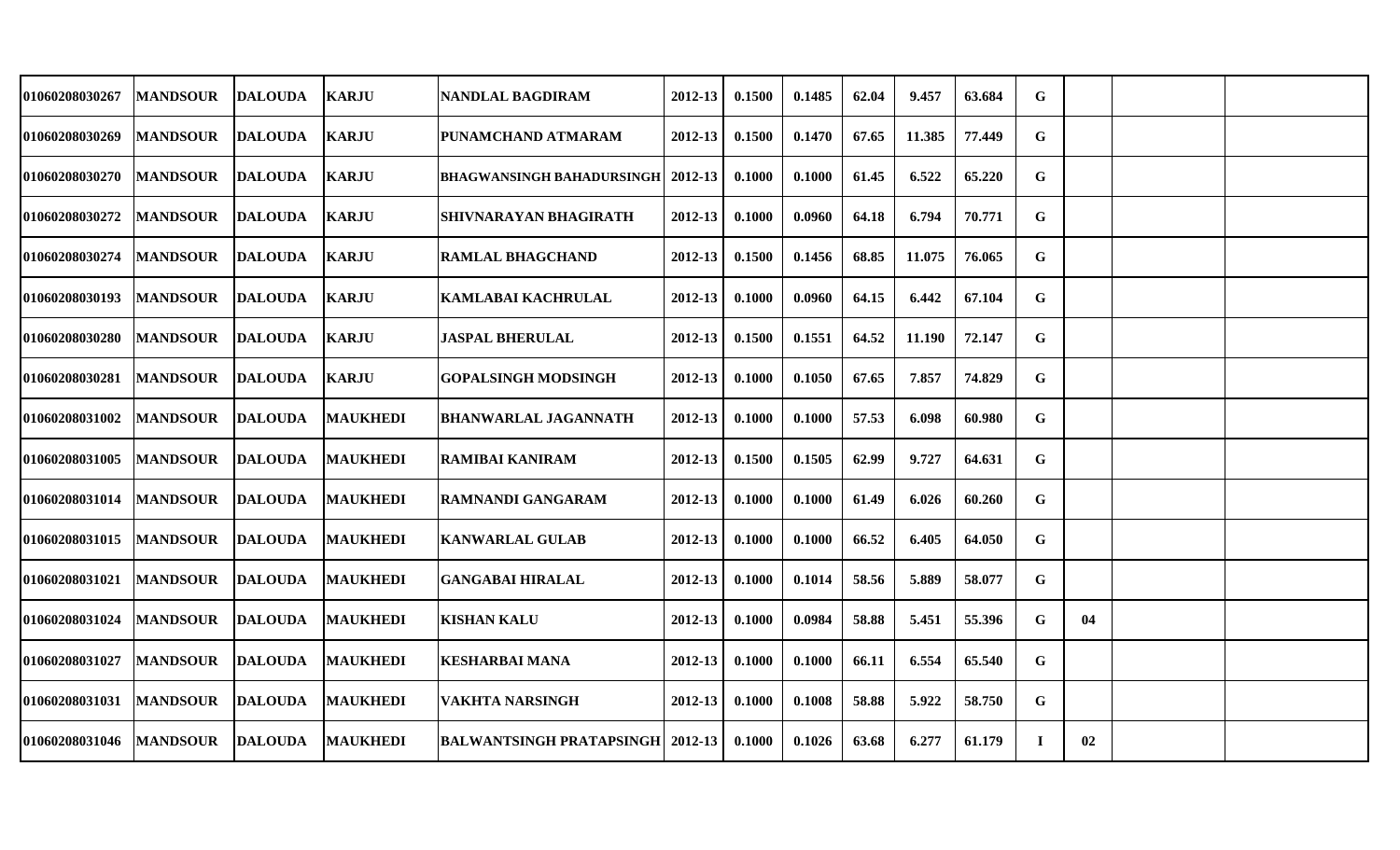| | | | | | | | | | | | | | | |
|---|---|---|---|---|---|---|---|---|---|---|---|---|---|---|
| 01060208030267 | MANDSOUR | DALOUDA | KARJU | NANDLAL BAGDIRAM | 2012-13 | 0.1500 | 0.1485 | 62.04 | 9.457 | 63.684 | G | | | |
| 01060208030269 | MANDSOUR | DALOUDA | KARJU | PUNAMCHAND ATMARAM | 2012-13 | 0.1500 | 0.1470 | 67.65 | 11.385 | 77.449 | G | | | |
| 01060208030270 | MANDSOUR | DALOUDA | KARJU | BHAGWANSINGH BAHADURSINGH | 2012-13 | 0.1000 | 0.1000 | 61.45 | 6.522 | 65.220 | G | | | |
| 01060208030272 | MANDSOUR | DALOUDA | KARJU | SHIVNARAYAN BHAGIRATH | 2012-13 | 0.1000 | 0.0960 | 64.18 | 6.794 | 70.771 | G | | | |
| 01060208030274 | MANDSOUR | DALOUDA | KARJU | RAMLAL BHAGCHAND | 2012-13 | 0.1500 | 0.1456 | 68.85 | 11.075 | 76.065 | G | | | |
| 01060208030193 | MANDSOUR | DALOUDA | KARJU | KAMLABAI KACHRULAL | 2012-13 | 0.1000 | 0.0960 | 64.15 | 6.442 | 67.104 | G | | | |
| 01060208030280 | MANDSOUR | DALOUDA | KARJU | JASPAL BHERULAL | 2012-13 | 0.1500 | 0.1551 | 64.52 | 11.190 | 72.147 | G | | | |
| 01060208030281 | MANDSOUR | DALOUDA | KARJU | GOPALSINGH MODSINGH | 2012-13 | 0.1000 | 0.1050 | 67.65 | 7.857 | 74.829 | G | | | |
| 01060208031002 | MANDSOUR | DALOUDA | MAUKHEDI | BHANWARLAL JAGANNATH | 2012-13 | 0.1000 | 0.1000 | 57.53 | 6.098 | 60.980 | G | | | |
| 01060208031005 | MANDSOUR | DALOUDA | MAUKHEDI | RAMIBAI KANIRAM | 2012-13 | 0.1500 | 0.1505 | 62.99 | 9.727 | 64.631 | G | | | |
| 01060208031014 | MANDSOUR | DALOUDA | MAUKHEDI | RAMNANDI GANGARAM | 2012-13 | 0.1000 | 0.1000 | 61.49 | 6.026 | 60.260 | G | | | |
| 01060208031015 | MANDSOUR | DALOUDA | MAUKHEDI | KANWARLAL GULAB | 2012-13 | 0.1000 | 0.1000 | 66.52 | 6.405 | 64.050 | G | | | |
| 01060208031021 | MANDSOUR | DALOUDA | MAUKHEDI | GANGABAI HIRALAL | 2012-13 | 0.1000 | 0.1014 | 58.56 | 5.889 | 58.077 | G | | | |
| 01060208031024 | MANDSOUR | DALOUDA | MAUKHEDI | KISHAN KALU | 2012-13 | 0.1000 | 0.0984 | 58.88 | 5.451 | 55.396 | G | 04 | | |
| 01060208031027 | MANDSOUR | DALOUDA | MAUKHEDI | KESHARBAI MANA | 2012-13 | 0.1000 | 0.1000 | 66.11 | 6.554 | 65.540 | G | | | |
| 01060208031031 | MANDSOUR | DALOUDA | MAUKHEDI | VAKHTA NARSINGH | 2012-13 | 0.1000 | 0.1008 | 58.88 | 5.922 | 58.750 | G | | | |
| 01060208031046 | MANDSOUR | DALOUDA | MAUKHEDI | BALWANTSINGH PRATAPSINGH | 2012-13 | 0.1000 | 0.1026 | 63.68 | 6.277 | 61.179 | I | 02 | | |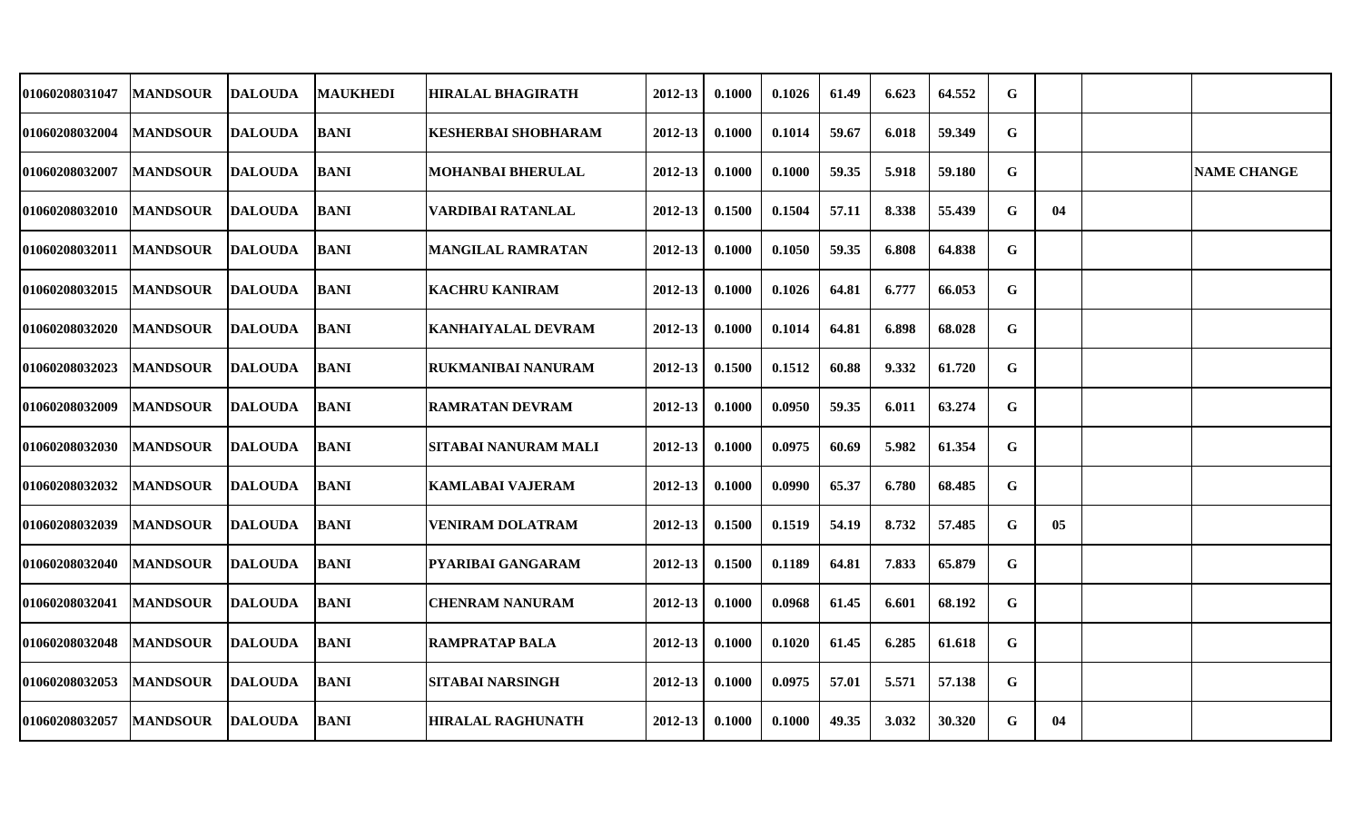| | | | | | | | | | | | | | | |
|---|---|---|---|---|---|---|---|---|---|---|---|---|---|---|
| 01060208031047 | MANDSOUR | DALOUDA | MAUKHEDI | HIRALAL BHAGIRATH | 2012-13 | 0.1000 | 0.1026 | 61.49 | 6.623 | 64.552 | G | | | |
| 01060208032004 | MANDSOUR | DALOUDA | BANI | KESHERBAI SHOBHARAM | 2012-13 | 0.1000 | 0.1014 | 59.67 | 6.018 | 59.349 | G | | | |
| 01060208032007 | MANDSOUR | DALOUDA | BANI | MOHANBAI BHERULAL | 2012-13 | 0.1000 | 0.1000 | 59.35 | 5.918 | 59.180 | G | | | NAME CHANGE |
| 01060208032010 | MANDSOUR | DALOUDA | BANI | VARDIBAI RATANLAL | 2012-13 | 0.1500 | 0.1504 | 57.11 | 8.338 | 55.439 | G | 04 | | |
| 01060208032011 | MANDSOUR | DALOUDA | BANI | MANGILAL RAMRATAN | 2012-13 | 0.1000 | 0.1050 | 59.35 | 6.808 | 64.838 | G | | | |
| 01060208032015 | MANDSOUR | DALOUDA | BANI | KACHRU KANIRAM | 2012-13 | 0.1000 | 0.1026 | 64.81 | 6.777 | 66.053 | G | | | |
| 01060208032020 | MANDSOUR | DALOUDA | BANI | KANHAIYALAL DEVRAM | 2012-13 | 0.1000 | 0.1014 | 64.81 | 6.898 | 68.028 | G | | | |
| 01060208032023 | MANDSOUR | DALOUDA | BANI | RUKMANIBAI NANURAM | 2012-13 | 0.1500 | 0.1512 | 60.88 | 9.332 | 61.720 | G | | | |
| 01060208032009 | MANDSOUR | DALOUDA | BANI | RAMRATAN DEVRAM | 2012-13 | 0.1000 | 0.0950 | 59.35 | 6.011 | 63.274 | G | | | |
| 01060208032030 | MANDSOUR | DALOUDA | BANI | SITABAI NANURAM MALI | 2012-13 | 0.1000 | 0.0975 | 60.69 | 5.982 | 61.354 | G | | | |
| 01060208032032 | MANDSOUR | DALOUDA | BANI | KAMLABAI VAJERAM | 2012-13 | 0.1000 | 0.0990 | 65.37 | 6.780 | 68.485 | G | | | |
| 01060208032039 | MANDSOUR | DALOUDA | BANI | VENIRAM DOLATRAM | 2012-13 | 0.1500 | 0.1519 | 54.19 | 8.732 | 57.485 | G | 05 | | |
| 01060208032040 | MANDSOUR | DALOUDA | BANI | PYARIBAI GANGARAM | 2012-13 | 0.1500 | 0.1189 | 64.81 | 7.833 | 65.879 | G | | | |
| 01060208032041 | MANDSOUR | DALOUDA | BANI | CHENRAM NANURAM | 2012-13 | 0.1000 | 0.0968 | 61.45 | 6.601 | 68.192 | G | | | |
| 01060208032048 | MANDSOUR | DALOUDA | BANI | RAMPRATAP BALA | 2012-13 | 0.1000 | 0.1020 | 61.45 | 6.285 | 61.618 | G | | | |
| 01060208032053 | MANDSOUR | DALOUDA | BANI | SITABAI NARSINGH | 2012-13 | 0.1000 | 0.0975 | 57.01 | 5.571 | 57.138 | G | | | |
| 01060208032057 | MANDSOUR | DALOUDA | BANI | HIRALAL RAGHUNATH | 2012-13 | 0.1000 | 0.1000 | 49.35 | 3.032 | 30.320 | G | 04 | | |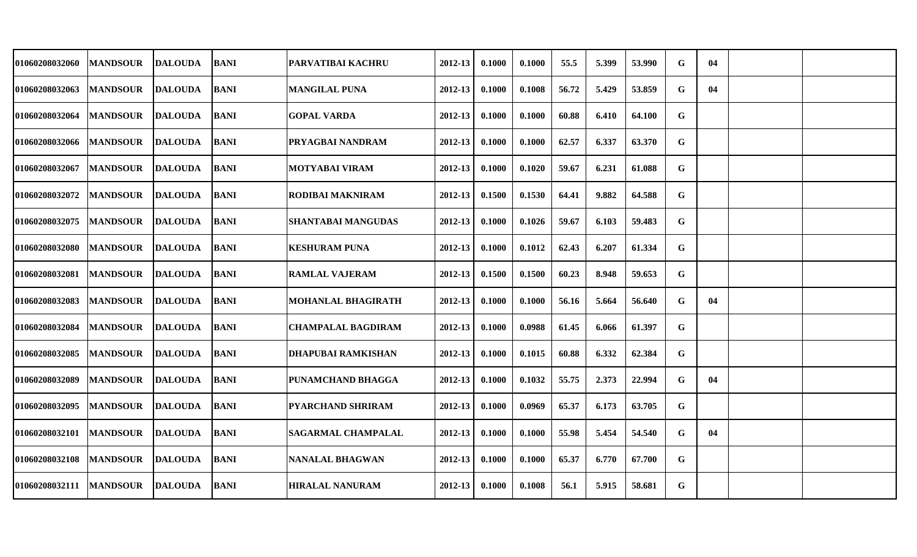| | | | | | | | | | | | | | | |
|---|---|---|---|---|---|---|---|---|---|---|---|---|---|---|
| 01060208032060 | MANDSOUR | DALOUDA | BANI | PARVATIBAI KACHRU | 2012-13 | 0.1000 | 0.1000 | 55.5 | 5.399 | 53.990 | G | 04 | | |
| 01060208032063 | MANDSOUR | DALOUDA | BANI | MANGILAL PUNA | 2012-13 | 0.1000 | 0.1008 | 56.72 | 5.429 | 53.859 | G | 04 | | |
| 01060208032064 | MANDSOUR | DALOUDA | BANI | GOPAL VARDA | 2012-13 | 0.1000 | 0.1000 | 60.88 | 6.410 | 64.100 | G | | | |
| 01060208032066 | MANDSOUR | DALOUDA | BANI | PRYAGBAI NANDRAM | 2012-13 | 0.1000 | 0.1000 | 62.57 | 6.337 | 63.370 | G | | | |
| 01060208032067 | MANDSOUR | DALOUDA | BANI | MOTYABAI VIRAM | 2012-13 | 0.1000 | 0.1020 | 59.67 | 6.231 | 61.088 | G | | | |
| 01060208032072 | MANDSOUR | DALOUDA | BANI | RODIBAI MAKNIRAM | 2012-13 | 0.1500 | 0.1530 | 64.41 | 9.882 | 64.588 | G | | | |
| 01060208032075 | MANDSOUR | DALOUDA | BANI | SHANTABAI MANGUDAS | 2012-13 | 0.1000 | 0.1026 | 59.67 | 6.103 | 59.483 | G | | | |
| 01060208032080 | MANDSOUR | DALOUDA | BANI | KESHURAM PUNA | 2012-13 | 0.1000 | 0.1012 | 62.43 | 6.207 | 61.334 | G | | | |
| 01060208032081 | MANDSOUR | DALOUDA | BANI | RAMLAL VAJERAM | 2012-13 | 0.1500 | 0.1500 | 60.23 | 8.948 | 59.653 | G | | | |
| 01060208032083 | MANDSOUR | DALOUDA | BANI | MOHANLAL BHAGIRATH | 2012-13 | 0.1000 | 0.1000 | 56.16 | 5.664 | 56.640 | G | 04 | | |
| 01060208032084 | MANDSOUR | DALOUDA | BANI | CHAMPALAL BAGDIRAM | 2012-13 | 0.1000 | 0.0988 | 61.45 | 6.066 | 61.397 | G | | | |
| 01060208032085 | MANDSOUR | DALOUDA | BANI | DHAPUBAI RAMKISHAN | 2012-13 | 0.1000 | 0.1015 | 60.88 | 6.332 | 62.384 | G | | | |
| 01060208032089 | MANDSOUR | DALOUDA | BANI | PUNAMCHAND BHAGGA | 2012-13 | 0.1000 | 0.1032 | 55.75 | 2.373 | 22.994 | G | 04 | | |
| 01060208032095 | MANDSOUR | DALOUDA | BANI | PYARCHAND SHRIRAM | 2012-13 | 0.1000 | 0.0969 | 65.37 | 6.173 | 63.705 | G | | | |
| 01060208032101 | MANDSOUR | DALOUDA | BANI | SAGARMAL CHAMPALAL | 2012-13 | 0.1000 | 0.1000 | 55.98 | 5.454 | 54.540 | G | 04 | | |
| 01060208032108 | MANDSOUR | DALOUDA | BANI | NANALAL BHAGWAN | 2012-13 | 0.1000 | 0.1000 | 65.37 | 6.770 | 67.700 | G | | | |
| 01060208032111 | MANDSOUR | DALOUDA | BANI | HIRALAL NANURAM | 2012-13 | 0.1000 | 0.1008 | 56.1 | 5.915 | 58.681 | G | | | |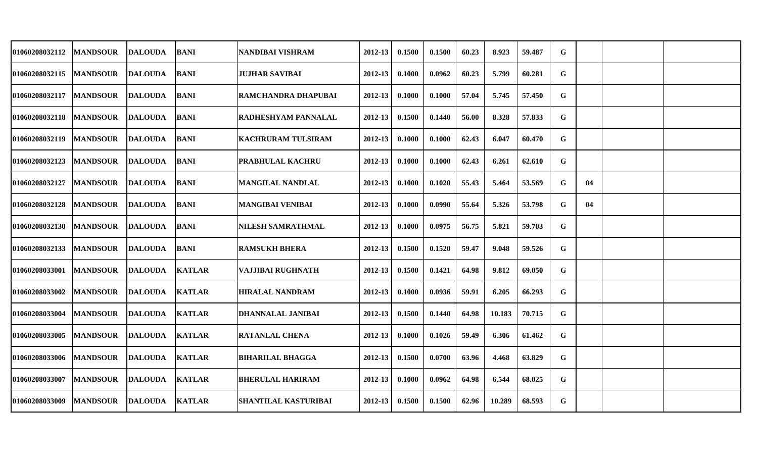| | | | | | | | | | | | | | | |
|---|---|---|---|---|---|---|---|---|---|---|---|---|---|---|
| 01060208032112 | MANDSOUR | DALOUDA | BANI | NANDIBAI VISHRAM | 2012-13 | 0.1500 | 0.1500 | 60.23 | 8.923 | 59.487 | G | | | |
| 01060208032115 | MANDSOUR | DALOUDA | BANI | JUJHAR SAVIBAI | 2012-13 | 0.1000 | 0.0962 | 60.23 | 5.799 | 60.281 | G | | | |
| 01060208032117 | MANDSOUR | DALOUDA | BANI | RAMCHANDRA DHAPUBAI | 2012-13 | 0.1000 | 0.1000 | 57.04 | 5.745 | 57.450 | G | | | |
| 01060208032118 | MANDSOUR | DALOUDA | BANI | RADHESHYAM PANNALAL | 2012-13 | 0.1500 | 0.1440 | 56.00 | 8.328 | 57.833 | G | | | |
| 01060208032119 | MANDSOUR | DALOUDA | BANI | KACHRURAM TULSIRAM | 2012-13 | 0.1000 | 0.1000 | 62.43 | 6.047 | 60.470 | G | | | |
| 01060208032123 | MANDSOUR | DALOUDA | BANI | PRABHULAL KACHRU | 2012-13 | 0.1000 | 0.1000 | 62.43 | 6.261 | 62.610 | G | | | |
| 01060208032127 | MANDSOUR | DALOUDA | BANI | MANGILAL NANDLAL | 2012-13 | 0.1000 | 0.1020 | 55.43 | 5.464 | 53.569 | G | 04 | | |
| 01060208032128 | MANDSOUR | DALOUDA | BANI | MANGIBAI VENIBAI | 2012-13 | 0.1000 | 0.0990 | 55.64 | 5.326 | 53.798 | G | 04 | | |
| 01060208032130 | MANDSOUR | DALOUDA | BANI | NILESH SAMRATHMAL | 2012-13 | 0.1000 | 0.0975 | 56.75 | 5.821 | 59.703 | G | | | |
| 01060208032133 | MANDSOUR | DALOUDA | BANI | RAMSUKH BHERA | 2012-13 | 0.1500 | 0.1520 | 59.47 | 9.048 | 59.526 | G | | | |
| 01060208033001 | MANDSOUR | DALOUDA | KATLAR | VAJJIBAI RUGHNATH | 2012-13 | 0.1500 | 0.1421 | 64.98 | 9.812 | 69.050 | G | | | |
| 01060208033002 | MANDSOUR | DALOUDA | KATLAR | HIRALAL NANDRAM | 2012-13 | 0.1000 | 0.0936 | 59.91 | 6.205 | 66.293 | G | | | |
| 01060208033004 | MANDSOUR | DALOUDA | KATLAR | DHANNALAL JANIBAI | 2012-13 | 0.1500 | 0.1440 | 64.98 | 10.183 | 70.715 | G | | | |
| 01060208033005 | MANDSOUR | DALOUDA | KATLAR | RATANLAL CHENA | 2012-13 | 0.1000 | 0.1026 | 59.49 | 6.306 | 61.462 | G | | | |
| 01060208033006 | MANDSOUR | DALOUDA | KATLAR | BIHARILAL BHAGGA | 2012-13 | 0.1500 | 0.0700 | 63.96 | 4.468 | 63.829 | G | | | |
| 01060208033007 | MANDSOUR | DALOUDA | KATLAR | BHERULAL HARIRAM | 2012-13 | 0.1000 | 0.0962 | 64.98 | 6.544 | 68.025 | G | | | |
| 01060208033009 | MANDSOUR | DALOUDA | KATLAR | SHANTILAL KASTURIBAI | 2012-13 | 0.1500 | 0.1500 | 62.96 | 10.289 | 68.593 | G | | | |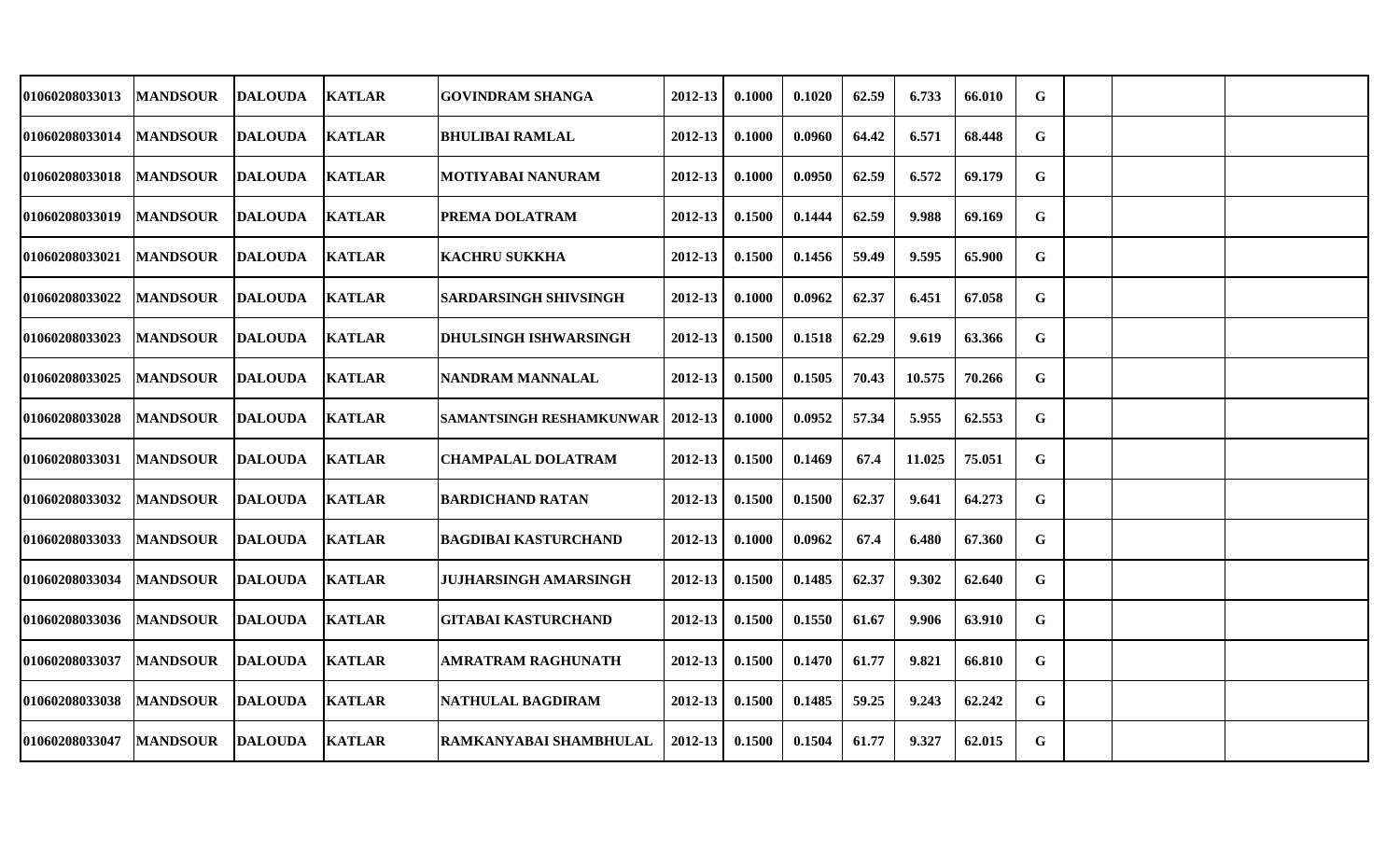| | | | | | | | | | | | | | | |
|---|---|---|---|---|---|---|---|---|---|---|---|---|---|---|
| 01060208033013 | MANDSOUR | DALOUDA | KATLAR | GOVINDRAM SHANGA | 2012-13 | 0.1000 | 0.1020 | 62.59 | 6.733 | 66.010 | G | | | |
| 01060208033014 | MANDSOUR | DALOUDA | KATLAR | BHULIBAI RAMLAL | 2012-13 | 0.1000 | 0.0960 | 64.42 | 6.571 | 68.448 | G | | | |
| 01060208033018 | MANDSOUR | DALOUDA | KATLAR | MOTIYABAI NANURAM | 2012-13 | 0.1000 | 0.0950 | 62.59 | 6.572 | 69.179 | G | | | |
| 01060208033019 | MANDSOUR | DALOUDA | KATLAR | PREMA DOLATRAM | 2012-13 | 0.1500 | 0.1444 | 62.59 | 9.988 | 69.169 | G | | | |
| 01060208033021 | MANDSOUR | DALOUDA | KATLAR | KACHRU SUKKHA | 2012-13 | 0.1500 | 0.1456 | 59.49 | 9.595 | 65.900 | G | | | |
| 01060208033022 | MANDSOUR | DALOUDA | KATLAR | SARDARSINGH SHIVSINGH | 2012-13 | 0.1000 | 0.0962 | 62.37 | 6.451 | 67.058 | G | | | |
| 01060208033023 | MANDSOUR | DALOUDA | KATLAR | DHULSINGH ISHWARSINGH | 2012-13 | 0.1500 | 0.1518 | 62.29 | 9.619 | 63.366 | G | | | |
| 01060208033025 | MANDSOUR | DALOUDA | KATLAR | NANDRAM MANNALAL | 2012-13 | 0.1500 | 0.1505 | 70.43 | 10.575 | 70.266 | G | | | |
| 01060208033028 | MANDSOUR | DALOUDA | KATLAR | SAMANTSINGH RESHAMKUNWAR | 2012-13 | 0.1000 | 0.0952 | 57.34 | 5.955 | 62.553 | G | | | |
| 01060208033031 | MANDSOUR | DALOUDA | KATLAR | CHAMPALAL DOLATRAM | 2012-13 | 0.1500 | 0.1469 | 67.4 | 11.025 | 75.051 | G | | | |
| 01060208033032 | MANDSOUR | DALOUDA | KATLAR | BARDICHAND RATAN | 2012-13 | 0.1500 | 0.1500 | 62.37 | 9.641 | 64.273 | G | | | |
| 01060208033033 | MANDSOUR | DALOUDA | KATLAR | BAGDIBAI KASTURCHAND | 2012-13 | 0.1000 | 0.0962 | 67.4 | 6.480 | 67.360 | G | | | |
| 01060208033034 | MANDSOUR | DALOUDA | KATLAR | JUJHARSINGH AMARSINGH | 2012-13 | 0.1500 | 0.1485 | 62.37 | 9.302 | 62.640 | G | | | |
| 01060208033036 | MANDSOUR | DALOUDA | KATLAR | GITABAI KASTURCHAND | 2012-13 | 0.1500 | 0.1550 | 61.67 | 9.906 | 63.910 | G | | | |
| 01060208033037 | MANDSOUR | DALOUDA | KATLAR | AMRATRAM RAGHUNATH | 2012-13 | 0.1500 | 0.1470 | 61.77 | 9.821 | 66.810 | G | | | |
| 01060208033038 | MANDSOUR | DALOUDA | KATLAR | NATHULAL BAGDIRAM | 2012-13 | 0.1500 | 0.1485 | 59.25 | 9.243 | 62.242 | G | | | |
| 01060208033047 | MANDSOUR | DALOUDA | KATLAR | RAMKANYABAI SHAMBHULAL | 2012-13 | 0.1500 | 0.1504 | 61.77 | 9.327 | 62.015 | G | | | |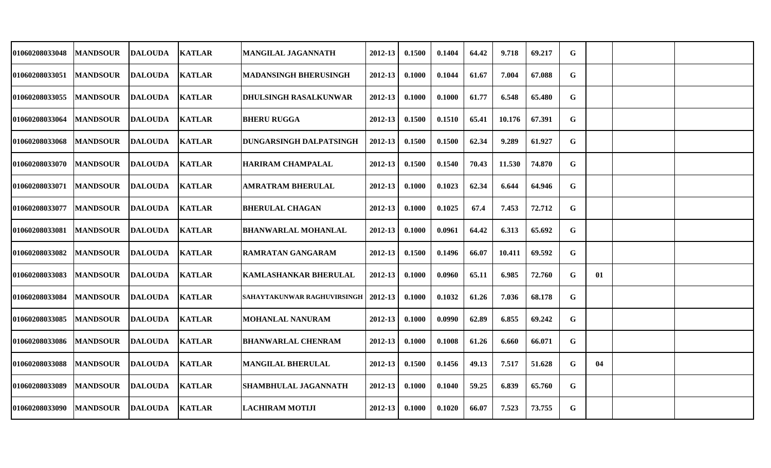| | | | | | | | | | | | | | | |
|---|---|---|---|---|---|---|---|---|---|---|---|---|---|---|
| 01060208033048 | MANDSOUR | DALOUDA | KATLAR | MANGILAL JAGANNATH | 2012-13 | 0.1500 | 0.1404 | 64.42 | 9.718 | 69.217 | G | | | |
| 01060208033051 | MANDSOUR | DALOUDA | KATLAR | MADANSINGH BHERUSINGH | 2012-13 | 0.1000 | 0.1044 | 61.67 | 7.004 | 67.088 | G | | | |
| 01060208033055 | MANDSOUR | DALOUDA | KATLAR | DHULSINGH RASALKUNWAR | 2012-13 | 0.1000 | 0.1000 | 61.77 | 6.548 | 65.480 | G | | | |
| 01060208033064 | MANDSOUR | DALOUDA | KATLAR | BHERU RUGGA | 2012-13 | 0.1500 | 0.1510 | 65.41 | 10.176 | 67.391 | G | | | |
| 01060208033068 | MANDSOUR | DALOUDA | KATLAR | DUNGARSINGH DALPATSINGH | 2012-13 | 0.1500 | 0.1500 | 62.34 | 9.289 | 61.927 | G | | | |
| 01060208033070 | MANDSOUR | DALOUDA | KATLAR | HARIRAM CHAMPALAL | 2012-13 | 0.1500 | 0.1540 | 70.43 | 11.530 | 74.870 | G | | | |
| 01060208033071 | MANDSOUR | DALOUDA | KATLAR | AMRATRAM BHERULAL | 2012-13 | 0.1000 | 0.1023 | 62.34 | 6.644 | 64.946 | G | | | |
| 01060208033077 | MANDSOUR | DALOUDA | KATLAR | BHERULAL CHAGAN | 2012-13 | 0.1000 | 0.1025 | 67.4 | 7.453 | 72.712 | G | | | |
| 01060208033081 | MANDSOUR | DALOUDA | KATLAR | BHANWARLAL MOHANLAL | 2012-13 | 0.1000 | 0.0961 | 64.42 | 6.313 | 65.692 | G | | | |
| 01060208033082 | MANDSOUR | DALOUDA | KATLAR | RAMRATAN GANGARAM | 2012-13 | 0.1500 | 0.1496 | 66.07 | 10.411 | 69.592 | G | | | |
| 01060208033083 | MANDSOUR | DALOUDA | KATLAR | KAMLASHANKAR BHERULAL | 2012-13 | 0.1000 | 0.0960 | 65.11 | 6.985 | 72.760 | G | 01 | | |
| 01060208033084 | MANDSOUR | DALOUDA | KATLAR | SAHAYTAKUNWAR RAGHUVIRSINGH | 2012-13 | 0.1000 | 0.1032 | 61.26 | 7.036 | 68.178 | G | | | |
| 01060208033085 | MANDSOUR | DALOUDA | KATLAR | MOHANLAL NANURAM | 2012-13 | 0.1000 | 0.0990 | 62.89 | 6.855 | 69.242 | G | | | |
| 01060208033086 | MANDSOUR | DALOUDA | KATLAR | BHANWARLAL CHENRAM | 2012-13 | 0.1000 | 0.1008 | 61.26 | 6.660 | 66.071 | G | | | |
| 01060208033088 | MANDSOUR | DALOUDA | KATLAR | MANGILAL BHERULAL | 2012-13 | 0.1500 | 0.1456 | 49.13 | 7.517 | 51.628 | G | 04 | | |
| 01060208033089 | MANDSOUR | DALOUDA | KATLAR | SHAMBHULAL JAGANNATH | 2012-13 | 0.1000 | 0.1040 | 59.25 | 6.839 | 65.760 | G | | | |
| 01060208033090 | MANDSOUR | DALOUDA | KATLAR | LACHIRAM MOTIJI | 2012-13 | 0.1000 | 0.1020 | 66.07 | 7.523 | 73.755 | G | | | |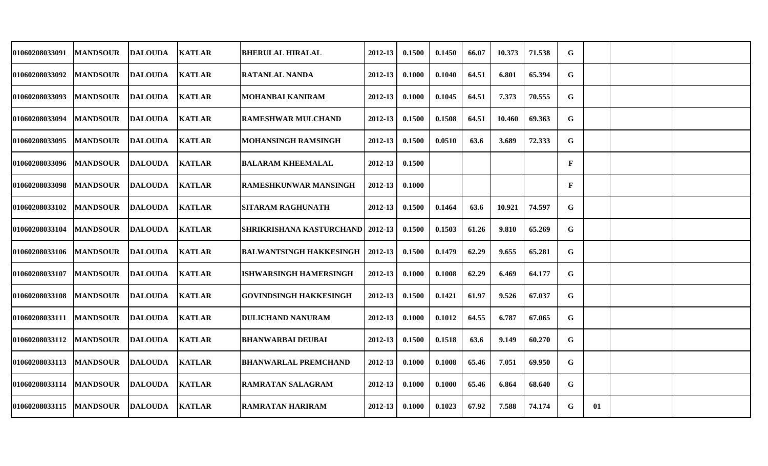| | | | | | | | | | | | | | | | |
|---|---|---|---|---|---|---|---|---|---|---|---|---|---|---|---|
| 01060208033091 | MANDSOUR | DALOUDA | KATLAR | BHERULAL HIRALAL | 2012-13 | 0.1500 | 0.1450 | 66.07 | 10.373 | 71.538 | G | | | |
| 01060208033092 | MANDSOUR | DALOUDA | KATLAR | RATANLAL NANDA | 2012-13 | 0.1000 | 0.1040 | 64.51 | 6.801 | 65.394 | G | | | |
| 01060208033093 | MANDSOUR | DALOUDA | KATLAR | MOHANBAI KANIRAM | 2012-13 | 0.1000 | 0.1045 | 64.51 | 7.373 | 70.555 | G | | | |
| 01060208033094 | MANDSOUR | DALOUDA | KATLAR | RAMESHWAR MULCHAND | 2012-13 | 0.1500 | 0.1508 | 64.51 | 10.460 | 69.363 | G | | | |
| 01060208033095 | MANDSOUR | DALOUDA | KATLAR | MOHANSINGH RAMSINGH | 2012-13 | 0.1500 | 0.0510 | 63.6 | 3.689 | 72.333 | G | | | |
| 01060208033096 | MANDSOUR | DALOUDA | KATLAR | BALARAM KHEEMALAL | 2012-13 | 0.1500 | | | | | F | | | |
| 01060208033098 | MANDSOUR | DALOUDA | KATLAR | RAMESHKUNWAR MANSINGH | 2012-13 | 0.1000 | | | | | F | | | |
| 01060208033102 | MANDSOUR | DALOUDA | KATLAR | SITARAM RAGHUNATH | 2012-13 | 0.1500 | 0.1464 | 63.6 | 10.921 | 74.597 | G | | | |
| 01060208033104 | MANDSOUR | DALOUDA | KATLAR | SHRIKRISHANA KASTURCHAND | 2012-13 | 0.1500 | 0.1503 | 61.26 | 9.810 | 65.269 | G | | | |
| 01060208033106 | MANDSOUR | DALOUDA | KATLAR | BALWANTSINGH HAKKESINGH | 2012-13 | 0.1500 | 0.1479 | 62.29 | 9.655 | 65.281 | G | | | |
| 01060208033107 | MANDSOUR | DALOUDA | KATLAR | ISHWARSINGH HAMERSINGH | 2012-13 | 0.1000 | 0.1008 | 62.29 | 6.469 | 64.177 | G | | | |
| 01060208033108 | MANDSOUR | DALOUDA | KATLAR | GOVINDSINGH HAKKESINGH | 2012-13 | 0.1500 | 0.1421 | 61.97 | 9.526 | 67.037 | G | | | |
| 01060208033111 | MANDSOUR | DALOUDA | KATLAR | DULICHAND NANURAM | 2012-13 | 0.1000 | 0.1012 | 64.55 | 6.787 | 67.065 | G | | | |
| 01060208033112 | MANDSOUR | DALOUDA | KATLAR | BHANWARBAI DEUBAI | 2012-13 | 0.1500 | 0.1518 | 63.6 | 9.149 | 60.270 | G | | | |
| 01060208033113 | MANDSOUR | DALOUDA | KATLAR | BHANWARLAL PREMCHAND | 2012-13 | 0.1000 | 0.1008 | 65.46 | 7.051 | 69.950 | G | | | |
| 01060208033114 | MANDSOUR | DALOUDA | KATLAR | RAMRATAN SALAGRAM | 2012-13 | 0.1000 | 0.1000 | 65.46 | 6.864 | 68.640 | G | | | |
| 01060208033115 | MANDSOUR | DALOUDA | KATLAR | RAMRATAN HARIRAM | 2012-13 | 0.1000 | 0.1023 | 67.92 | 7.588 | 74.174 | G | 01 | | |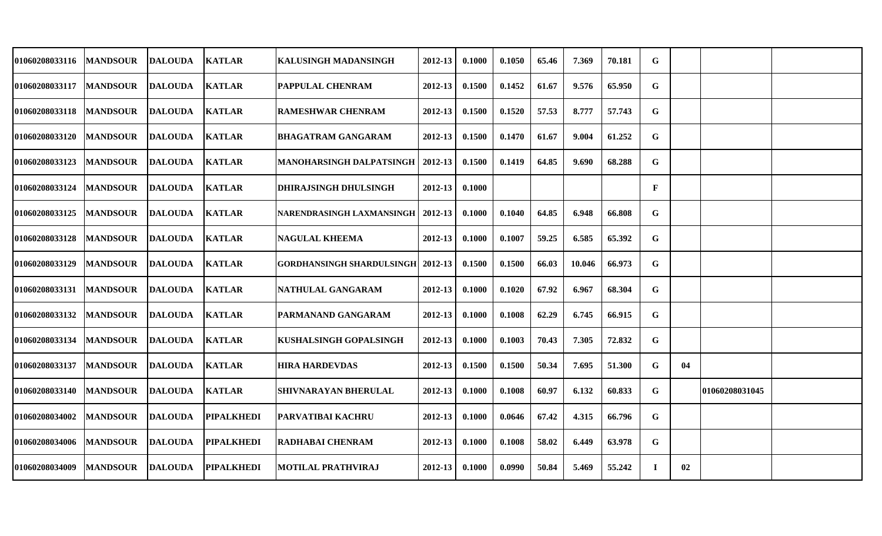| | | | | | | | | | | | | | | |
|---|---|---|---|---|---|---|---|---|---|---|---|---|---|---|
| 01060208033116 | MANDSOUR | DALOUDA | KATLAR | KALUSINGH MADANSINGH | 2012-13 | 0.1000 | 0.1050 | 65.46 | 7.369 | 70.181 | G | | | |
| 01060208033117 | MANDSOUR | DALOUDA | KATLAR | PAPPULAL CHENRAM | 2012-13 | 0.1500 | 0.1452 | 61.67 | 9.576 | 65.950 | G | | | |
| 01060208033118 | MANDSOUR | DALOUDA | KATLAR | RAMESHWAR CHENRAM | 2012-13 | 0.1500 | 0.1520 | 57.53 | 8.777 | 57.743 | G | | | |
| 01060208033120 | MANDSOUR | DALOUDA | KATLAR | BHAGATRAM GANGARAM | 2012-13 | 0.1500 | 0.1470 | 61.67 | 9.004 | 61.252 | G | | | |
| 01060208033123 | MANDSOUR | DALOUDA | KATLAR | MANOHARSINGH DALPATSINGH | 2012-13 | 0.1500 | 0.1419 | 64.85 | 9.690 | 68.288 | G | | | |
| 01060208033124 | MANDSOUR | DALOUDA | KATLAR | DHIRAJSINGH DHULSINGH | 2012-13 | 0.1000 | | | | | F | | | |
| 01060208033125 | MANDSOUR | DALOUDA | KATLAR | NARENDRASINGH LAXMANSINGH | 2012-13 | 0.1000 | 0.1040 | 64.85 | 6.948 | 66.808 | G | | | |
| 01060208033128 | MANDSOUR | DALOUDA | KATLAR | NAGULAL KHEEMA | 2012-13 | 0.1000 | 0.1007 | 59.25 | 6.585 | 65.392 | G | | | |
| 01060208033129 | MANDSOUR | DALOUDA | KATLAR | GORDHANSINGH SHARDULSINGH | 2012-13 | 0.1500 | 0.1500 | 66.03 | 10.046 | 66.973 | G | | | |
| 01060208033131 | MANDSOUR | DALOUDA | KATLAR | NATHULAL GANGARAM | 2012-13 | 0.1000 | 0.1020 | 67.92 | 6.967 | 68.304 | G | | | |
| 01060208033132 | MANDSOUR | DALOUDA | KATLAR | PARMANAND GANGARAM | 2012-13 | 0.1000 | 0.1008 | 62.29 | 6.745 | 66.915 | G | | | |
| 01060208033134 | MANDSOUR | DALOUDA | KATLAR | KUSHALSINGH GOPALSINGH | 2012-13 | 0.1000 | 0.1003 | 70.43 | 7.305 | 72.832 | G | | | |
| 01060208033137 | MANDSOUR | DALOUDA | KATLAR | HIRA HARDEVDAS | 2012-13 | 0.1500 | 0.1500 | 50.34 | 7.695 | 51.300 | G | 04 | | |
| 01060208033140 | MANDSOUR | DALOUDA | KATLAR | SHIVNARAYAN BHERULAL | 2012-13 | 0.1000 | 0.1008 | 60.97 | 6.132 | 60.833 | G | | 01060208031045 | |
| 01060208034002 | MANDSOUR | DALOUDA | PIPALKHEDI | PARVATIBAI KACHRU | 2012-13 | 0.1000 | 0.0646 | 67.42 | 4.315 | 66.796 | G | | | |
| 01060208034006 | MANDSOUR | DALOUDA | PIPALKHEDI | RADHABAI CHENRAM | 2012-13 | 0.1000 | 0.1008 | 58.02 | 6.449 | 63.978 | G | | | |
| 01060208034009 | MANDSOUR | DALOUDA | PIPALKHEDI | MOTILAL PRATHVIRAJ | 2012-13 | 0.1000 | 0.0990 | 50.84 | 5.469 | 55.242 | I | 02 | | |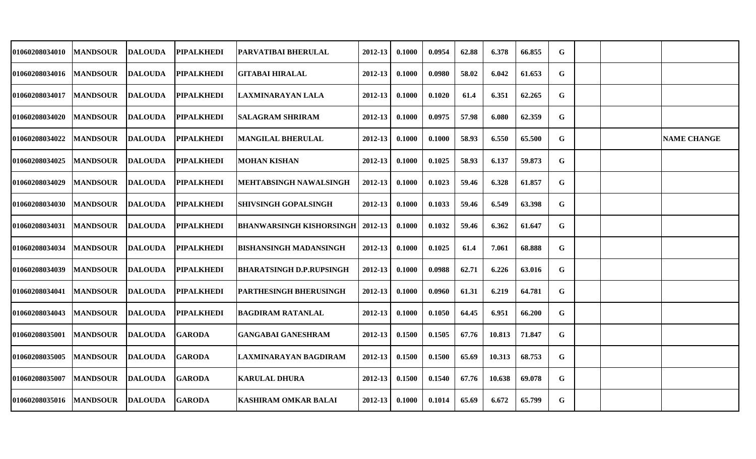| | | | | | | | | | | | | | | |
|---|---|---|---|---|---|---|---|---|---|---|---|---|---|---|
| 01060208034010 | MANDSOUR | DALOUDA | PIPALKHEDI | PARVATIBAI BHERULAL | 2012-13 | 0.1000 | 0.0954 | 62.88 | 6.378 | 66.855 | G | | | |
| 01060208034016 | MANDSOUR | DALOUDA | PIPALKHEDI | GITABAI HIRALAL | 2012-13 | 0.1000 | 0.0980 | 58.02 | 6.042 | 61.653 | G | | | |
| 01060208034017 | MANDSOUR | DALOUDA | PIPALKHEDI | LAXMINARAYAN LALA | 2012-13 | 0.1000 | 0.1020 | 61.4 | 6.351 | 62.265 | G | | | |
| 01060208034020 | MANDSOUR | DALOUDA | PIPALKHEDI | SALAGRAM SHRIRAM | 2012-13 | 0.1000 | 0.0975 | 57.98 | 6.080 | 62.359 | G | | | |
| 01060208034022 | MANDSOUR | DALOUDA | PIPALKHEDI | MANGILAL BHERULAL | 2012-13 | 0.1000 | 0.1000 | 58.93 | 6.550 | 65.500 | G | | | NAME CHANGE |
| 01060208034025 | MANDSOUR | DALOUDA | PIPALKHEDI | MOHAN KISHAN | 2012-13 | 0.1000 | 0.1025 | 58.93 | 6.137 | 59.873 | G | | | |
| 01060208034029 | MANDSOUR | DALOUDA | PIPALKHEDI | MEHTABSINGH NAWALSINGH | 2012-13 | 0.1000 | 0.1023 | 59.46 | 6.328 | 61.857 | G | | | |
| 01060208034030 | MANDSOUR | DALOUDA | PIPALKHEDI | SHIVSINGH GOPALSINGH | 2012-13 | 0.1000 | 0.1033 | 59.46 | 6.549 | 63.398 | G | | | |
| 01060208034031 | MANDSOUR | DALOUDA | PIPALKHEDI | BHANWARSINGH KISHORSINGH | 2012-13 | 0.1000 | 0.1032 | 59.46 | 6.362 | 61.647 | G | | | |
| 01060208034034 | MANDSOUR | DALOUDA | PIPALKHEDI | BISHANSINGH MADANSINGH | 2012-13 | 0.1000 | 0.1025 | 61.4 | 7.061 | 68.888 | G | | | |
| 01060208034039 | MANDSOUR | DALOUDA | PIPALKHEDI | BHARATSINGH D.P.RUPSINGH | 2012-13 | 0.1000 | 0.0988 | 62.71 | 6.226 | 63.016 | G | | | |
| 01060208034041 | MANDSOUR | DALOUDA | PIPALKHEDI | PARTHESINGH BHERUSINGH | 2012-13 | 0.1000 | 0.0960 | 61.31 | 6.219 | 64.781 | G | | | |
| 01060208034043 | MANDSOUR | DALOUDA | PIPALKHEDI | BAGDIRAM RATANLAL | 2012-13 | 0.1000 | 0.1050 | 64.45 | 6.951 | 66.200 | G | | | |
| 01060208035001 | MANDSOUR | DALOUDA | GARODA | GANGABAI GANESHRAM | 2012-13 | 0.1500 | 0.1505 | 67.76 | 10.813 | 71.847 | G | | | |
| 01060208035005 | MANDSOUR | DALOUDA | GARODA | LAXMINARAYAN BAGDIRAM | 2012-13 | 0.1500 | 0.1500 | 65.69 | 10.313 | 68.753 | G | | | |
| 01060208035007 | MANDSOUR | DALOUDA | GARODA | KARULAL DHURA | 2012-13 | 0.1500 | 0.1540 | 67.76 | 10.638 | 69.078 | G | | | |
| 01060208035016 | MANDSOUR | DALOUDA | GARODA | KASHIRAM OMKAR BALAI | 2012-13 | 0.1000 | 0.1014 | 65.69 | 6.672 | 65.799 | G | | | |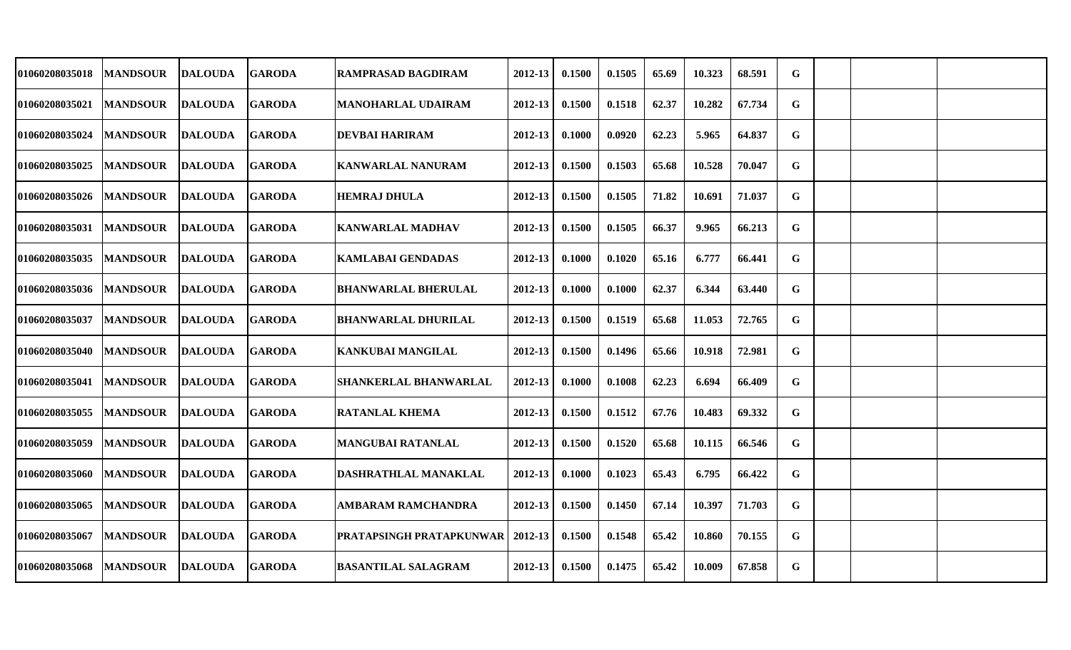| | | | | | | | | | | | | | | |
|---|---|---|---|---|---|---|---|---|---|---|---|---|---|---|
| 01060208035018 | MANDSOUR | DALOUDA | GARODA | RAMPRASAD BAGDIRAM | 2012-13 | 0.1500 | 0.1505 | 65.69 | 10.323 | 68.591 | G | | | |
| 01060208035021 | MANDSOUR | DALOUDA | GARODA | MANOHARLAL UDAIRAM | 2012-13 | 0.1500 | 0.1518 | 62.37 | 10.282 | 67.734 | G | | | |
| 01060208035024 | MANDSOUR | DALOUDA | GARODA | DEVBAI HARIRAM | 2012-13 | 0.1000 | 0.0920 | 62.23 | 5.965 | 64.837 | G | | | |
| 01060208035025 | MANDSOUR | DALOUDA | GARODA | KANWARLAL NANURAM | 2012-13 | 0.1500 | 0.1503 | 65.68 | 10.528 | 70.047 | G | | | |
| 01060208035026 | MANDSOUR | DALOUDA | GARODA | HEMRAJ DHULA | 2012-13 | 0.1500 | 0.1505 | 71.82 | 10.691 | 71.037 | G | | | |
| 01060208035031 | MANDSOUR | DALOUDA | GARODA | KANWARLAL MADHAV | 2012-13 | 0.1500 | 0.1505 | 66.37 | 9.965 | 66.213 | G | | | |
| 01060208035035 | MANDSOUR | DALOUDA | GARODA | KAMLABAI GENDADAS | 2012-13 | 0.1000 | 0.1020 | 65.16 | 6.777 | 66.441 | G | | | |
| 01060208035036 | MANDSOUR | DALOUDA | GARODA | BHANWARLAL BHERULAL | 2012-13 | 0.1000 | 0.1000 | 62.37 | 6.344 | 63.440 | G | | | |
| 01060208035037 | MANDSOUR | DALOUDA | GARODA | BHANWARLAL DHURILAL | 2012-13 | 0.1500 | 0.1519 | 65.68 | 11.053 | 72.765 | G | | | |
| 01060208035040 | MANDSOUR | DALOUDA | GARODA | KANKUBAI MANGILAL | 2012-13 | 0.1500 | 0.1496 | 65.66 | 10.918 | 72.981 | G | | | |
| 01060208035041 | MANDSOUR | DALOUDA | GARODA | SHANKERLAL BHANWARLAL | 2012-13 | 0.1000 | 0.1008 | 62.23 | 6.694 | 66.409 | G | | | |
| 01060208035055 | MANDSOUR | DALOUDA | GARODA | RATANLAL KHEMA | 2012-13 | 0.1500 | 0.1512 | 67.76 | 10.483 | 69.332 | G | | | |
| 01060208035059 | MANDSOUR | DALOUDA | GARODA | MANGUBAI RATANLAL | 2012-13 | 0.1500 | 0.1520 | 65.68 | 10.115 | 66.546 | G | | | |
| 01060208035060 | MANDSOUR | DALOUDA | GARODA | DASHRATHLAL MANAKLAL | 2012-13 | 0.1000 | 0.1023 | 65.43 | 6.795 | 66.422 | G | | | |
| 01060208035065 | MANDSOUR | DALOUDA | GARODA | AMBARAM RAMCHANDRA | 2012-13 | 0.1500 | 0.1450 | 67.14 | 10.397 | 71.703 | G | | | |
| 01060208035067 | MANDSOUR | DALOUDA | GARODA | PRATAPSINGH PRATAPKUNWAR | 2012-13 | 0.1500 | 0.1548 | 65.42 | 10.860 | 70.155 | G | | | |
| 01060208035068 | MANDSOUR | DALOUDA | GARODA | BASANTILAL SALAGRAM | 2012-13 | 0.1500 | 0.1475 | 65.42 | 10.009 | 67.858 | G | | | |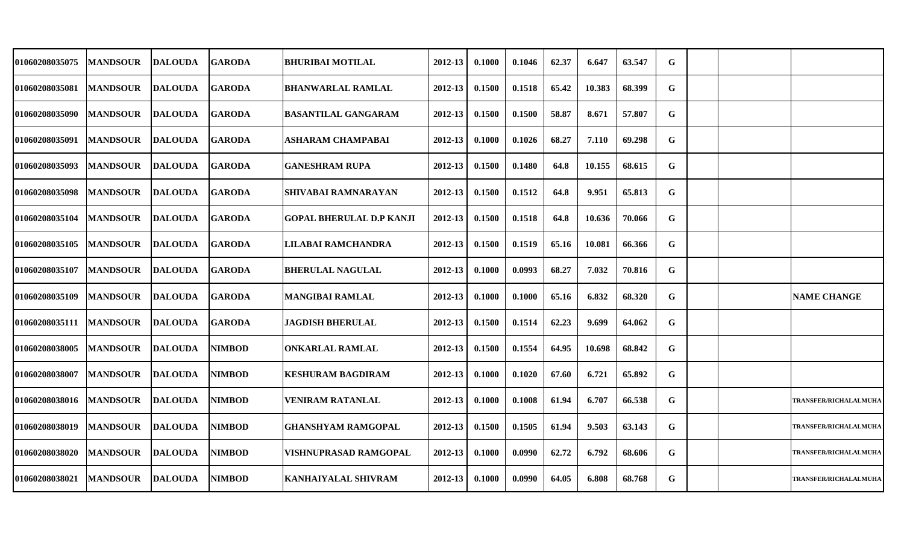| | | | | | | | | | | | | | | |
|---|---|---|---|---|---|---|---|---|---|---|---|---|---|---|
| 01060208035075 | MANDSOUR | DALOUDA | GARODA | BHURIBAI MOTILAL | 2012-13 | 0.1000 | 0.1046 | 62.37 | 6.647 | 63.547 | G | | | |
| 01060208035081 | MANDSOUR | DALOUDA | GARODA | BHANWARLAL RAMLAL | 2012-13 | 0.1500 | 0.1518 | 65.42 | 10.383 | 68.399 | G | | | |
| 01060208035090 | MANDSOUR | DALOUDA | GARODA | BASANTILAL GANGARAM | 2012-13 | 0.1500 | 0.1500 | 58.87 | 8.671 | 57.807 | G | | | |
| 01060208035091 | MANDSOUR | DALOUDA | GARODA | ASHARAM CHAMPABAI | 2012-13 | 0.1000 | 0.1026 | 68.27 | 7.110 | 69.298 | G | | | |
| 01060208035093 | MANDSOUR | DALOUDA | GARODA | GANESHRAM RUPA | 2012-13 | 0.1500 | 0.1480 | 64.8 | 10.155 | 68.615 | G | | | |
| 01060208035098 | MANDSOUR | DALOUDA | GARODA | SHIVABAI RAMNARAYAN | 2012-13 | 0.1500 | 0.1512 | 64.8 | 9.951 | 65.813 | G | | | |
| 01060208035104 | MANDSOUR | DALOUDA | GARODA | GOPAL BHERULAL D.P KANJI | 2012-13 | 0.1500 | 0.1518 | 64.8 | 10.636 | 70.066 | G | | | |
| 01060208035105 | MANDSOUR | DALOUDA | GARODA | LILABAI RAMCHANDRA | 2012-13 | 0.1500 | 0.1519 | 65.16 | 10.081 | 66.366 | G | | | |
| 01060208035107 | MANDSOUR | DALOUDA | GARODA | BHERULAL NAGULAL | 2012-13 | 0.1000 | 0.0993 | 68.27 | 7.032 | 70.816 | G | | | |
| 01060208035109 | MANDSOUR | DALOUDA | GARODA | MANGIBAI RAMLAL | 2012-13 | 0.1000 | 0.1000 | 65.16 | 6.832 | 68.320 | G | | | NAME CHANGE |
| 01060208035111 | MANDSOUR | DALOUDA | GARODA | JAGDISH BHERULAL | 2012-13 | 0.1500 | 0.1514 | 62.23 | 9.699 | 64.062 | G | | | |
| 01060208038005 | MANDSOUR | DALOUDA | NIMBOD | ONKARLAL RAMLAL | 2012-13 | 0.1500 | 0.1554 | 64.95 | 10.698 | 68.842 | G | | | |
| 01060208038007 | MANDSOUR | DALOUDA | NIMBOD | KESHURAM BAGDIRAM | 2012-13 | 0.1000 | 0.1020 | 67.60 | 6.721 | 65.892 | G | | | |
| 01060208038016 | MANDSOUR | DALOUDA | NIMBOD | VENIRAM RATANLAL | 2012-13 | 0.1000 | 0.1008 | 61.94 | 6.707 | 66.538 | G | | | TRANSFER/RICHALALMUHA |
| 01060208038019 | MANDSOUR | DALOUDA | NIMBOD | GHANSHYAM RAMGOPAL | 2012-13 | 0.1500 | 0.1505 | 61.94 | 9.503 | 63.143 | G | | | TRANSFER/RICHALALMUHA |
| 01060208038020 | MANDSOUR | DALOUDA | NIMBOD | VISHNUPRASAD RAMGOPAL | 2012-13 | 0.1000 | 0.0990 | 62.72 | 6.792 | 68.606 | G | | | TRANSFER/RICHALALMUHA |
| 01060208038021 | MANDSOUR | DALOUDA | NIMBOD | KANHAIYALAL SHIVRAM | 2012-13 | 0.1000 | 0.0990 | 64.05 | 6.808 | 68.768 | G | | | TRANSFER/RICHALALMUHA |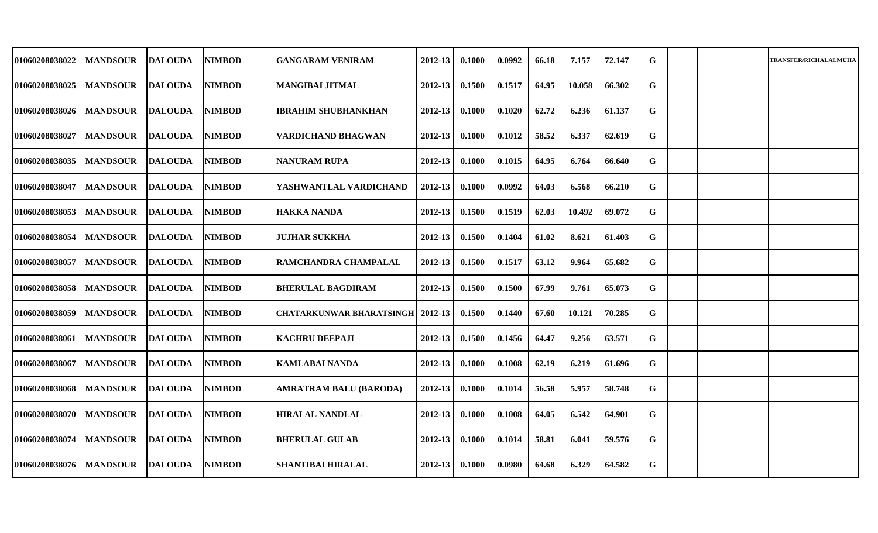| | | | | | | | | | | | | | | |
|---|---|---|---|---|---|---|---|---|---|---|---|---|---|---|
| 01060208038022 | MANDSOUR | DALOUDA | NIMBOD | GANGARAM VENIRAM | 2012-13 | 0.1000 | 0.0992 | 66.18 | 7.157 | 72.147 | G | | | TRANSFER/RICHALALMUHA |
| 01060208038025 | MANDSOUR | DALOUDA | NIMBOD | MANGIBAI JITMAL | 2012-13 | 0.1500 | 0.1517 | 64.95 | 10.058 | 66.302 | G | | | |
| 01060208038026 | MANDSOUR | DALOUDA | NIMBOD | IBRAHIM SHUBHANKHAN | 2012-13 | 0.1000 | 0.1020 | 62.72 | 6.236 | 61.137 | G | | | |
| 01060208038027 | MANDSOUR | DALOUDA | NIMBOD | VARDICHAND BHAGWAN | 2012-13 | 0.1000 | 0.1012 | 58.52 | 6.337 | 62.619 | G | | | |
| 01060208038035 | MANDSOUR | DALOUDA | NIMBOD | NANURAM RUPA | 2012-13 | 0.1000 | 0.1015 | 64.95 | 6.764 | 66.640 | G | | | |
| 01060208038047 | MANDSOUR | DALOUDA | NIMBOD | YASHWANTLAL VARDICHAND | 2012-13 | 0.1000 | 0.0992 | 64.03 | 6.568 | 66.210 | G | | | |
| 01060208038053 | MANDSOUR | DALOUDA | NIMBOD | HAKKA NANDA | 2012-13 | 0.1500 | 0.1519 | 62.03 | 10.492 | 69.072 | G | | | |
| 01060208038054 | MANDSOUR | DALOUDA | NIMBOD | JUJHAR SUKKHA | 2012-13 | 0.1500 | 0.1404 | 61.02 | 8.621 | 61.403 | G | | | |
| 01060208038057 | MANDSOUR | DALOUDA | NIMBOD | RAMCHANDRA CHAMPALAL | 2012-13 | 0.1500 | 0.1517 | 63.12 | 9.964 | 65.682 | G | | | |
| 01060208038058 | MANDSOUR | DALOUDA | NIMBOD | BHERULAL BAGDIRAM | 2012-13 | 0.1500 | 0.1500 | 67.99 | 9.761 | 65.073 | G | | | |
| 01060208038059 | MANDSOUR | DALOUDA | NIMBOD | CHATARKUNWAR BHARATSINGH | 2012-13 | 0.1500 | 0.1440 | 67.60 | 10.121 | 70.285 | G | | | |
| 01060208038061 | MANDSOUR | DALOUDA | NIMBOD | KACHRU DEEPAJI | 2012-13 | 0.1500 | 0.1456 | 64.47 | 9.256 | 63.571 | G | | | |
| 01060208038067 | MANDSOUR | DALOUDA | NIMBOD | KAMLABAI NANDA | 2012-13 | 0.1000 | 0.1008 | 62.19 | 6.219 | 61.696 | G | | | |
| 01060208038068 | MANDSOUR | DALOUDA | NIMBOD | AMRATRAM BALU (BARODA) | 2012-13 | 0.1000 | 0.1014 | 56.58 | 5.957 | 58.748 | G | | | |
| 01060208038070 | MANDSOUR | DALOUDA | NIMBOD | HIRALAL NANDLAL | 2012-13 | 0.1000 | 0.1008 | 64.05 | 6.542 | 64.901 | G | | | |
| 01060208038074 | MANDSOUR | DALOUDA | NIMBOD | BHERULAL GULAB | 2012-13 | 0.1000 | 0.1014 | 58.81 | 6.041 | 59.576 | G | | | |
| 01060208038076 | MANDSOUR | DALOUDA | NIMBOD | SHANTIBAI HIRALAL | 2012-13 | 0.1000 | 0.0980 | 64.68 | 6.329 | 64.582 | G | | | |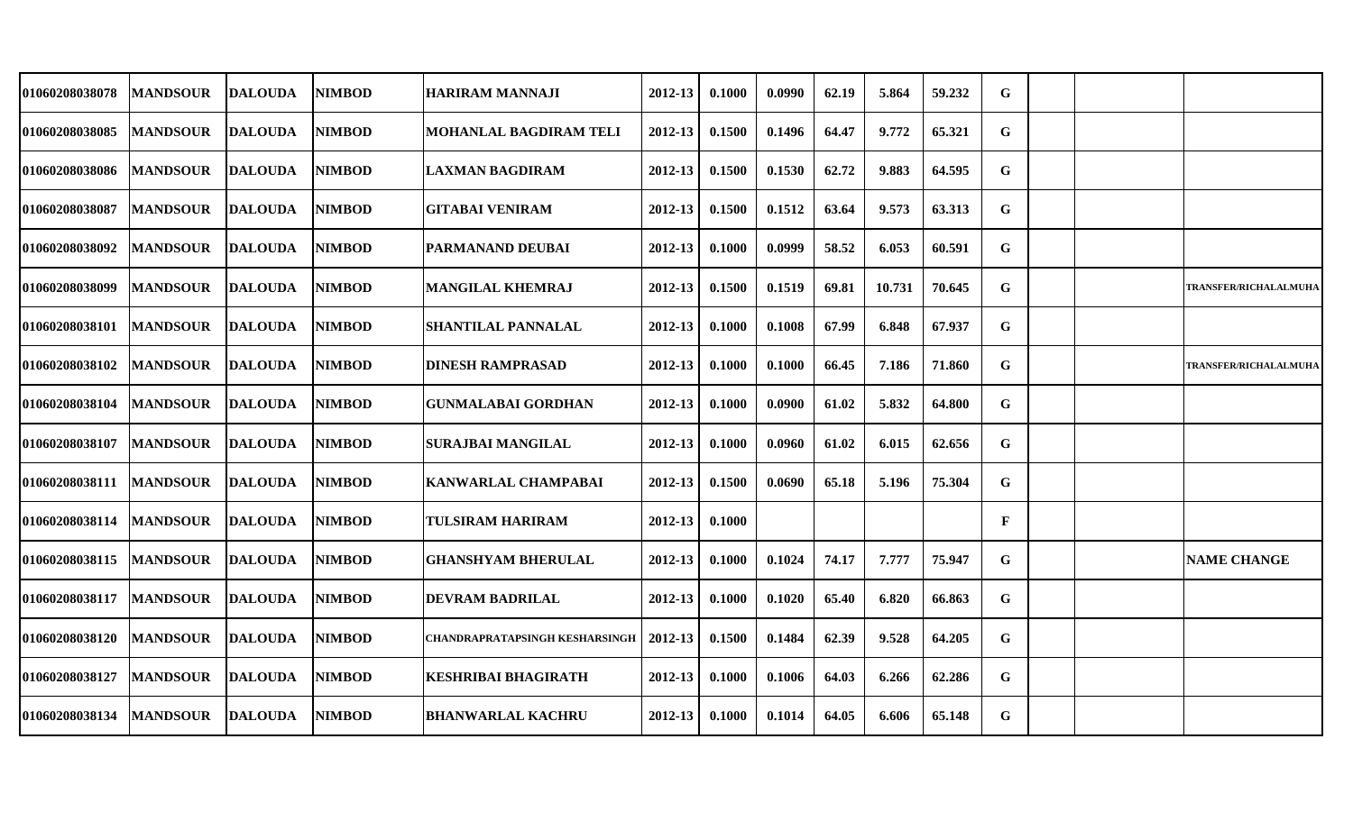| | | | | | | | | | | | | | | |
|---|---|---|---|---|---|---|---|---|---|---|---|---|---|---|
| 01060208038078 | MANDSOUR | DALOUDA | NIMBOD | HARIRAM MANNAJI | 2012-13 | 0.1000 | 0.0990 | 62.19 | 5.864 | 59.232 | G | | | |
| 01060208038085 | MANDSOUR | DALOUDA | NIMBOD | MOHANLAL BAGDIRAM TELI | 2012-13 | 0.1500 | 0.1496 | 64.47 | 9.772 | 65.321 | G | | | |
| 01060208038086 | MANDSOUR | DALOUDA | NIMBOD | LAXMAN BAGDIRAM | 2012-13 | 0.1500 | 0.1530 | 62.72 | 9.883 | 64.595 | G | | | |
| 01060208038087 | MANDSOUR | DALOUDA | NIMBOD | GITABAI VENIRAM | 2012-13 | 0.1500 | 0.1512 | 63.64 | 9.573 | 63.313 | G | | | |
| 01060208038092 | MANDSOUR | DALOUDA | NIMBOD | PARMANAND DEUBAI | 2012-13 | 0.1000 | 0.0999 | 58.52 | 6.053 | 60.591 | G | | | |
| 01060208038099 | MANDSOUR | DALOUDA | NIMBOD | MANGILAL KHEMRAJ | 2012-13 | 0.1500 | 0.1519 | 69.81 | 10.731 | 70.645 | G | | | TRANSFER/RICHALALMUHA |
| 01060208038101 | MANDSOUR | DALOUDA | NIMBOD | SHANTILAL PANNALAL | 2012-13 | 0.1000 | 0.1008 | 67.99 | 6.848 | 67.937 | G | | | |
| 01060208038102 | MANDSOUR | DALOUDA | NIMBOD | DINESH RAMPRASAD | 2012-13 | 0.1000 | 0.1000 | 66.45 | 7.186 | 71.860 | G | | | TRANSFER/RICHALALMUHA |
| 01060208038104 | MANDSOUR | DALOUDA | NIMBOD | GUNMALABAI GORDHAN | 2012-13 | 0.1000 | 0.0900 | 61.02 | 5.832 | 64.800 | G | | | |
| 01060208038107 | MANDSOUR | DALOUDA | NIMBOD | SURAJBAI MANGILAL | 2012-13 | 0.1000 | 0.0960 | 61.02 | 6.015 | 62.656 | G | | | |
| 01060208038111 | MANDSOUR | DALOUDA | NIMBOD | KANWARLAL CHAMPABAI | 2012-13 | 0.1500 | 0.0690 | 65.18 | 5.196 | 75.304 | G | | | |
| 01060208038114 | MANDSOUR | DALOUDA | NIMBOD | TULSIRAM HARIRAM | 2012-13 | 0.1000 | | | | | F | | | |
| 01060208038115 | MANDSOUR | DALOUDA | NIMBOD | GHANSHYAM BHERULAL | 2012-13 | 0.1000 | 0.1024 | 74.17 | 7.777 | 75.947 | G | | | NAME CHANGE |
| 01060208038117 | MANDSOUR | DALOUDA | NIMBOD | DEVRAM BADRILAL | 2012-13 | 0.1000 | 0.1020 | 65.40 | 6.820 | 66.863 | G | | | |
| 01060208038120 | MANDSOUR | DALOUDA | NIMBOD | CHANDRAPRATAPSINGH KESHARSINGH | 2012-13 | 0.1500 | 0.1484 | 62.39 | 9.528 | 64.205 | G | | | |
| 01060208038127 | MANDSOUR | DALOUDA | NIMBOD | KESHRIBAI BHAGIRATH | 2012-13 | 0.1000 | 0.1006 | 64.03 | 6.266 | 62.286 | G | | | |
| 01060208038134 | MANDSOUR | DALOUDA | NIMBOD | BHANWARLAL KACHRU | 2012-13 | 0.1000 | 0.1014 | 64.05 | 6.606 | 65.148 | G | | | |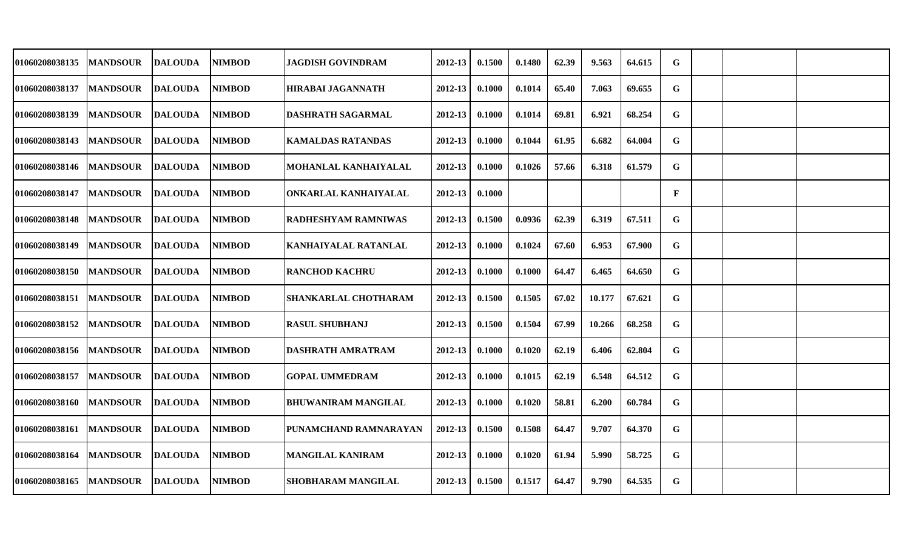| | | | | | | | | | | | | | | |
|---|---|---|---|---|---|---|---|---|---|---|---|---|---|---|
| 01060208038135 | MANDSOUR | DALOUDA | NIMBOD | JAGDISH GOVINDRAM | 2012-13 | 0.1500 | 0.1480 | 62.39 | 9.563 | 64.615 | G | | | |
| 01060208038137 | MANDSOUR | DALOUDA | NIMBOD | HIRABAI JAGANNATH | 2012-13 | 0.1000 | 0.1014 | 65.40 | 7.063 | 69.655 | G | | | |
| 01060208038139 | MANDSOUR | DALOUDA | NIMBOD | DASHRATH SAGARMAL | 2012-13 | 0.1000 | 0.1014 | 69.81 | 6.921 | 68.254 | G | | | |
| 01060208038143 | MANDSOUR | DALOUDA | NIMBOD | KAMALDAS RATANDAS | 2012-13 | 0.1000 | 0.1044 | 61.95 | 6.682 | 64.004 | G | | | |
| 01060208038146 | MANDSOUR | DALOUDA | NIMBOD | MOHANLAL KANHAIYALAL | 2012-13 | 0.1000 | 0.1026 | 57.66 | 6.318 | 61.579 | G | | | |
| 01060208038147 | MANDSOUR | DALOUDA | NIMBOD | ONKARLAL KANHAIYALAL | 2012-13 | 0.1000 | | | | | F | | | |
| 01060208038148 | MANDSOUR | DALOUDA | NIMBOD | RADHESHYAM RAMNIWAS | 2012-13 | 0.1500 | 0.0936 | 62.39 | 6.319 | 67.511 | G | | | |
| 01060208038149 | MANDSOUR | DALOUDA | NIMBOD | KANHAIYALAL RATANLAL | 2012-13 | 0.1000 | 0.1024 | 67.60 | 6.953 | 67.900 | G | | | |
| 01060208038150 | MANDSOUR | DALOUDA | NIMBOD | RANCHOD KACHRU | 2012-13 | 0.1000 | 0.1000 | 64.47 | 6.465 | 64.650 | G | | | |
| 01060208038151 | MANDSOUR | DALOUDA | NIMBOD | SHANKARLAL CHOTHARAM | 2012-13 | 0.1500 | 0.1505 | 67.02 | 10.177 | 67.621 | G | | | |
| 01060208038152 | MANDSOUR | DALOUDA | NIMBOD | RASUL SHUBHANJ | 2012-13 | 0.1500 | 0.1504 | 67.99 | 10.266 | 68.258 | G | | | |
| 01060208038156 | MANDSOUR | DALOUDA | NIMBOD | DASHRATH AMRATRAM | 2012-13 | 0.1000 | 0.1020 | 62.19 | 6.406 | 62.804 | G | | | |
| 01060208038157 | MANDSOUR | DALOUDA | NIMBOD | GOPAL UMMEDRAM | 2012-13 | 0.1000 | 0.1015 | 62.19 | 6.548 | 64.512 | G | | | |
| 01060208038160 | MANDSOUR | DALOUDA | NIMBOD | BHUWANIRAM MANGILAL | 2012-13 | 0.1000 | 0.1020 | 58.81 | 6.200 | 60.784 | G | | | |
| 01060208038161 | MANDSOUR | DALOUDA | NIMBOD | PUNAMCHAND RAMNARAYAN | 2012-13 | 0.1500 | 0.1508 | 64.47 | 9.707 | 64.370 | G | | | |
| 01060208038164 | MANDSOUR | DALOUDA | NIMBOD | MANGILAL KANIRAM | 2012-13 | 0.1000 | 0.1020 | 61.94 | 5.990 | 58.725 | G | | | |
| 01060208038165 | MANDSOUR | DALOUDA | NIMBOD | SHOBHARAM MANGILAL | 2012-13 | 0.1500 | 0.1517 | 64.47 | 9.790 | 64.535 | G | | | |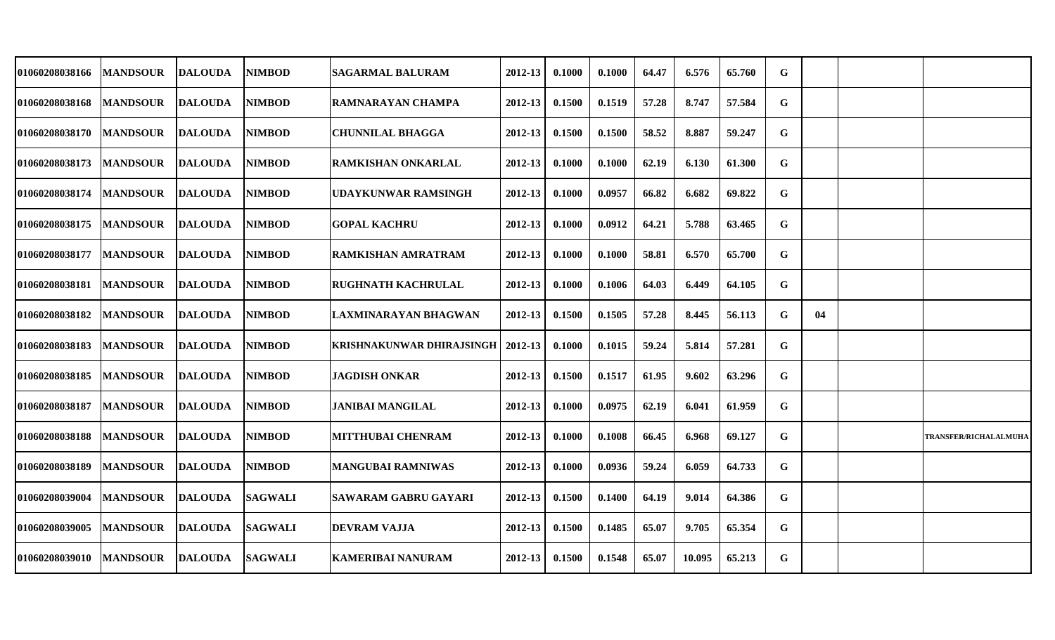| | | | | | | | | | | | | | | |
|---|---|---|---|---|---|---|---|---|---|---|---|---|---|---|
| 01060208038166 | MANDSOUR | DALOUDA | NIMBOD | SAGARMAL BALURAM | 2012-13 | 0.1000 | 0.1000 | 64.47 | 6.576 | 65.760 | G | | | |
| 01060208038168 | MANDSOUR | DALOUDA | NIMBOD | RAMNARAYAN CHAMPA | 2012-13 | 0.1500 | 0.1519 | 57.28 | 8.747 | 57.584 | G | | | |
| 01060208038170 | MANDSOUR | DALOUDA | NIMBOD | CHUNNILAL BHAGGA | 2012-13 | 0.1500 | 0.1500 | 58.52 | 8.887 | 59.247 | G | | | |
| 01060208038173 | MANDSOUR | DALOUDA | NIMBOD | RAMKISHAN ONKARLAL | 2012-13 | 0.1000 | 0.1000 | 62.19 | 6.130 | 61.300 | G | | | |
| 01060208038174 | MANDSOUR | DALOUDA | NIMBOD | UDAYKUNWAR RAMSINGH | 2012-13 | 0.1000 | 0.0957 | 66.82 | 6.682 | 69.822 | G | | | |
| 01060208038175 | MANDSOUR | DALOUDA | NIMBOD | GOPAL KACHRU | 2012-13 | 0.1000 | 0.0912 | 64.21 | 5.788 | 63.465 | G | | | |
| 01060208038177 | MANDSOUR | DALOUDA | NIMBOD | RAMKISHAN AMRATRAM | 2012-13 | 0.1000 | 0.1000 | 58.81 | 6.570 | 65.700 | G | | | |
| 01060208038181 | MANDSOUR | DALOUDA | NIMBOD | RUGHNATH KACHRULAL | 2012-13 | 0.1000 | 0.1006 | 64.03 | 6.449 | 64.105 | G | | | |
| 01060208038182 | MANDSOUR | DALOUDA | NIMBOD | LAXMINARAYAN BHAGWAN | 2012-13 | 0.1500 | 0.1505 | 57.28 | 8.445 | 56.113 | G | 04 | | |
| 01060208038183 | MANDSOUR | DALOUDA | NIMBOD | KRISHNAKUNWAR DHIRAJSINGH | 2012-13 | 0.1000 | 0.1015 | 59.24 | 5.814 | 57.281 | G | | | |
| 01060208038185 | MANDSOUR | DALOUDA | NIMBOD | JAGDISH ONKAR | 2012-13 | 0.1500 | 0.1517 | 61.95 | 9.602 | 63.296 | G | | | |
| 01060208038187 | MANDSOUR | DALOUDA | NIMBOD | JANIBAI MANGILAL | 2012-13 | 0.1000 | 0.0975 | 62.19 | 6.041 | 61.959 | G | | | |
| 01060208038188 | MANDSOUR | DALOUDA | NIMBOD | MITTHUBAI CHENRAM | 2012-13 | 0.1000 | 0.1008 | 66.45 | 6.968 | 69.127 | G | | | TRANSFER/RICHALALMUHA |
| 01060208038189 | MANDSOUR | DALOUDA | NIMBOD | MANGUBAI RAMNIWAS | 2012-13 | 0.1000 | 0.0936 | 59.24 | 6.059 | 64.733 | G | | | |
| 01060208039004 | MANDSOUR | DALOUDA | SAGWALI | SAWARAM GABRU GAYARI | 2012-13 | 0.1500 | 0.1400 | 64.19 | 9.014 | 64.386 | G | | | |
| 01060208039005 | MANDSOUR | DALOUDA | SAGWALI | DEVRAM VAJJA | 2012-13 | 0.1500 | 0.1485 | 65.07 | 9.705 | 65.354 | G | | | |
| 01060208039010 | MANDSOUR | DALOUDA | SAGWALI | KAMERIBAI NANURAM | 2012-13 | 0.1500 | 0.1548 | 65.07 | 10.095 | 65.213 | G | | | |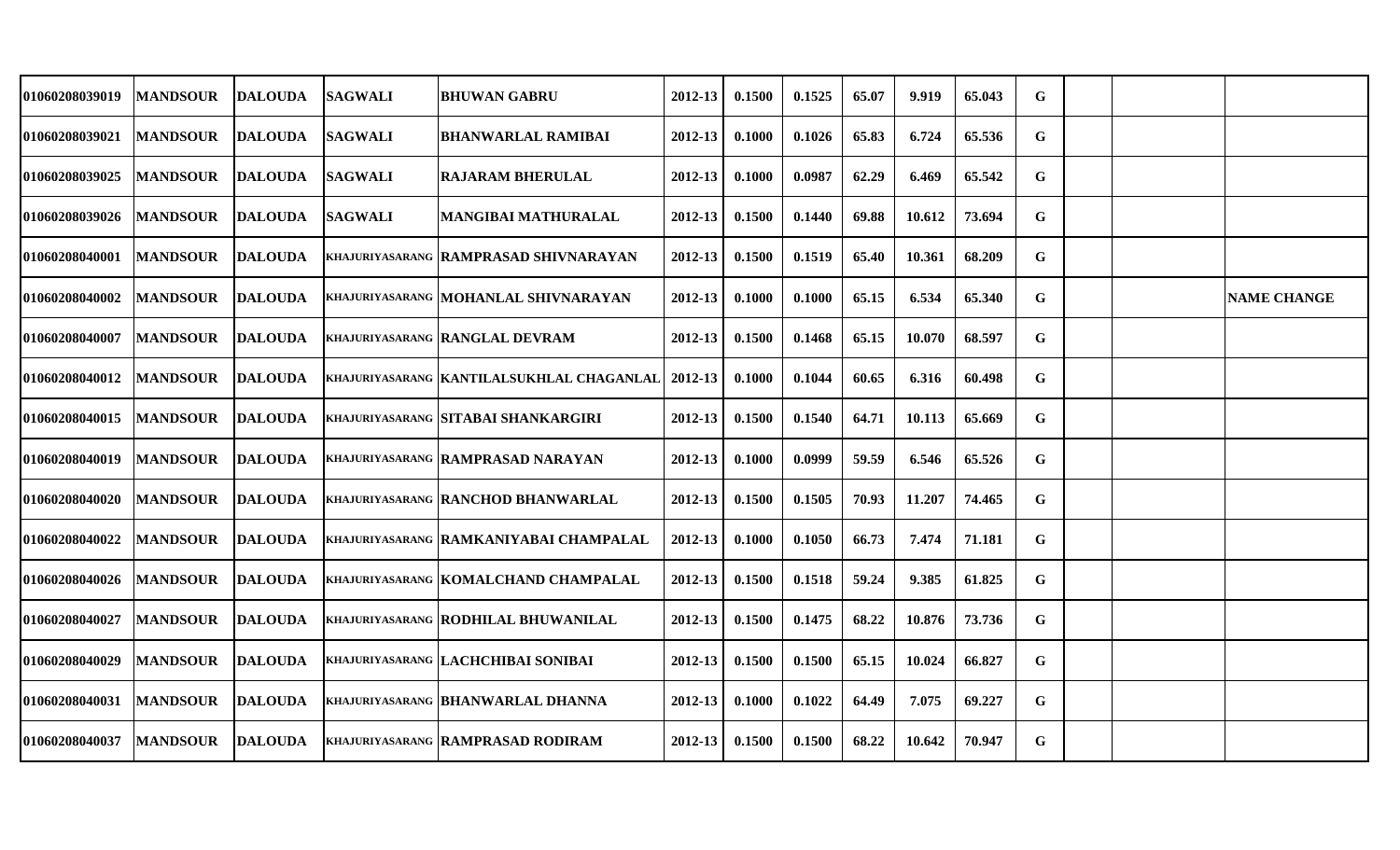| | | | | | | | | | | | | | | |
|---|---|---|---|---|---|---|---|---|---|---|---|---|---|---|
| 01060208039019 | MANDSOUR | DALOUDA | SAGWALI | BHUWAN GABRU | 2012-13 | 0.1500 | 0.1525 | 65.07 | 9.919 | 65.043 | G | | | |
| 01060208039021 | MANDSOUR | DALOUDA | SAGWALI | BHANWARLAL RAMIBAI | 2012-13 | 0.1000 | 0.1026 | 65.83 | 6.724 | 65.536 | G | | | |
| 01060208039025 | MANDSOUR | DALOUDA | SAGWALI | RAJARAM BHERULAL | 2012-13 | 0.1000 | 0.0987 | 62.29 | 6.469 | 65.542 | G | | | |
| 01060208039026 | MANDSOUR | DALOUDA | SAGWALI | MANGIBAI MATHURALAL | 2012-13 | 0.1500 | 0.1440 | 69.88 | 10.612 | 73.694 | G | | | |
| 01060208040001 | MANDSOUR | DALOUDA | KHAJURIYASARANG | RAMPRASAD SHIVNARAYAN | 2012-13 | 0.1500 | 0.1519 | 65.40 | 10.361 | 68.209 | G | | | |
| 01060208040002 | MANDSOUR | DALOUDA | KHAJURIYASARANG | MOHANLAL SHIVNARAYAN | 2012-13 | 0.1000 | 0.1000 | 65.15 | 6.534 | 65.340 | G | | | NAME CHANGE |
| 01060208040007 | MANDSOUR | DALOUDA | KHAJURIYASARANG | RANGLAL DEVRAM | 2012-13 | 0.1500 | 0.1468 | 65.15 | 10.070 | 68.597 | G | | | |
| 01060208040012 | MANDSOUR | DALOUDA | KHAJURIYASARANG | KANTILALSUKHLAL CHAGANLAL | 2012-13 | 0.1000 | 0.1044 | 60.65 | 6.316 | 60.498 | G | | | |
| 01060208040015 | MANDSOUR | DALOUDA | KHAJURIYASARANG | SITABAI SHANKARGIRI | 2012-13 | 0.1500 | 0.1540 | 64.71 | 10.113 | 65.669 | G | | | |
| 01060208040019 | MANDSOUR | DALOUDA | KHAJURIYASARANG | RAMPRASAD NARAYAN | 2012-13 | 0.1000 | 0.0999 | 59.59 | 6.546 | 65.526 | G | | | |
| 01060208040020 | MANDSOUR | DALOUDA | KHAJURIYASARANG | RANCHOD BHANWARLAL | 2012-13 | 0.1500 | 0.1505 | 70.93 | 11.207 | 74.465 | G | | | |
| 01060208040022 | MANDSOUR | DALOUDA | KHAJURIYASARANG | RAMKANIYABAI CHAMPALAL | 2012-13 | 0.1000 | 0.1050 | 66.73 | 7.474 | 71.181 | G | | | |
| 01060208040026 | MANDSOUR | DALOUDA | KHAJURIYASARANG | KOMALCHAND CHAMPALAL | 2012-13 | 0.1500 | 0.1518 | 59.24 | 9.385 | 61.825 | G | | | |
| 01060208040027 | MANDSOUR | DALOUDA | KHAJURIYASARANG | RODHILAL BHUWANILAL | 2012-13 | 0.1500 | 0.1475 | 68.22 | 10.876 | 73.736 | G | | | |
| 01060208040029 | MANDSOUR | DALOUDA | KHAJURIYASARANG | LACHCHIBAI SONIBAI | 2012-13 | 0.1500 | 0.1500 | 65.15 | 10.024 | 66.827 | G | | | |
| 01060208040031 | MANDSOUR | DALOUDA | KHAJURIYASARANG | BHANWARLAL DHANNA | 2012-13 | 0.1000 | 0.1022 | 64.49 | 7.075 | 69.227 | G | | | |
| 01060208040037 | MANDSOUR | DALOUDA | KHAJURIYASARANG | RAMPRASAD RODIRAM | 2012-13 | 0.1500 | 0.1500 | 68.22 | 10.642 | 70.947 | G | | | |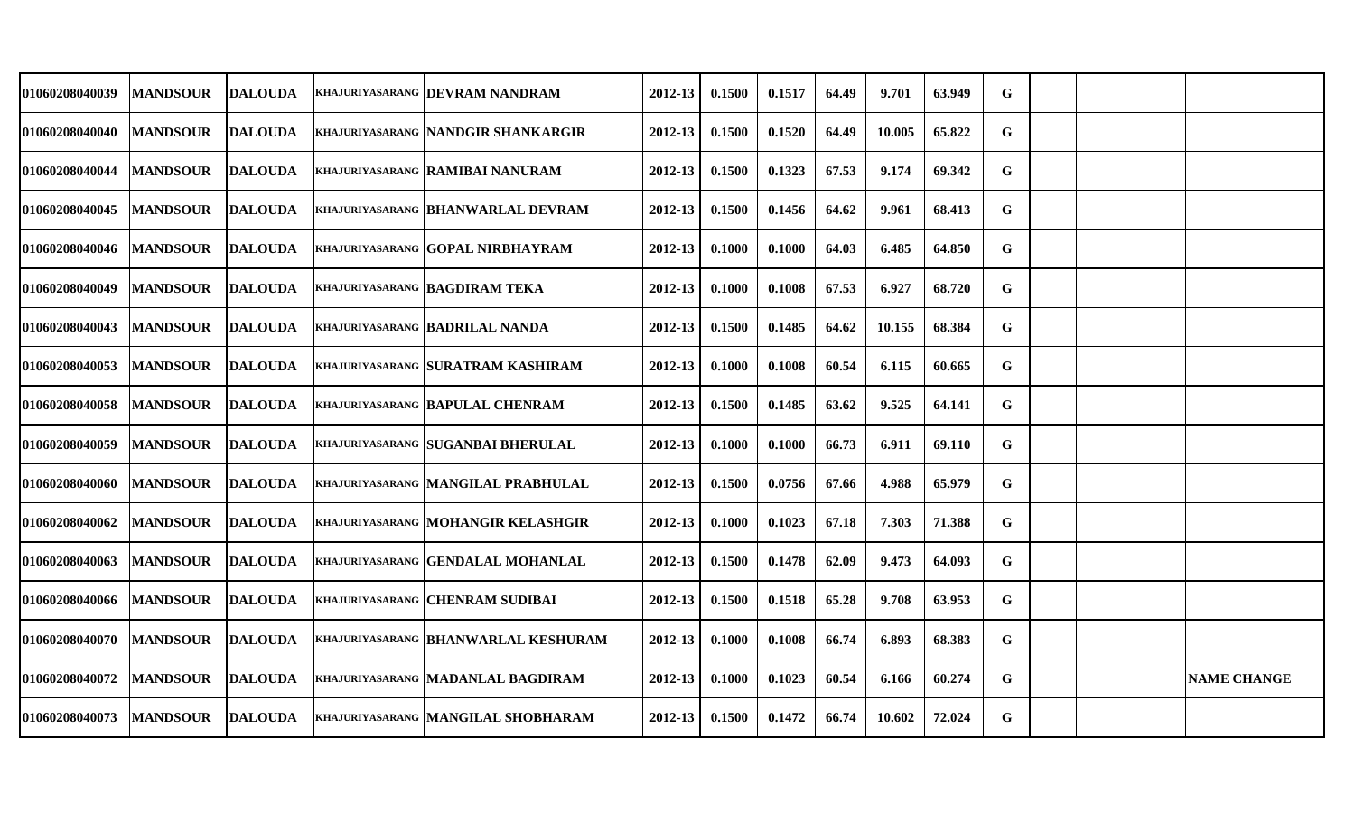| | | | | | | | | | | | | | | |
|---|---|---|---|---|---|---|---|---|---|---|---|---|---|---|
| 01060208040039 | MANDSOUR | DALOUDA | KHAJURIYASARANG | DEVRAM NANDRAM | 2012-13 | 0.1500 | 0.1517 | 64.49 | 9.701 | 63.949 | G | | | |
| 01060208040040 | MANDSOUR | DALOUDA | KHAJURIYASARANG | NANDGIR SHANKARGIR | 2012-13 | 0.1500 | 0.1520 | 64.49 | 10.005 | 65.822 | G | | | |
| 01060208040044 | MANDSOUR | DALOUDA | KHAJURIYASARANG | RAMIBAI NANURAM | 2012-13 | 0.1500 | 0.1323 | 67.53 | 9.174 | 69.342 | G | | | |
| 01060208040045 | MANDSOUR | DALOUDA | KHAJURIYASARANG | BHANWARLAL DEVRAM | 2012-13 | 0.1500 | 0.1456 | 64.62 | 9.961 | 68.413 | G | | | |
| 01060208040046 | MANDSOUR | DALOUDA | KHAJURIYASARANG | GOPAL NIRBHAYRAM | 2012-13 | 0.1000 | 0.1000 | 64.03 | 6.485 | 64.850 | G | | | |
| 01060208040049 | MANDSOUR | DALOUDA | KHAJURIYASARANG | BAGDIRAM TEKA | 2012-13 | 0.1000 | 0.1008 | 67.53 | 6.927 | 68.720 | G | | | |
| 01060208040043 | MANDSOUR | DALOUDA | KHAJURIYASARANG | BADRILAL NANDA | 2012-13 | 0.1500 | 0.1485 | 64.62 | 10.155 | 68.384 | G | | | |
| 01060208040053 | MANDSOUR | DALOUDA | KHAJURIYASARANG | SURATRAM KASHIRAM | 2012-13 | 0.1000 | 0.1008 | 60.54 | 6.115 | 60.665 | G | | | |
| 01060208040058 | MANDSOUR | DALOUDA | KHAJURIYASARANG | BAPULAL CHENRAM | 2012-13 | 0.1500 | 0.1485 | 63.62 | 9.525 | 64.141 | G | | | |
| 01060208040059 | MANDSOUR | DALOUDA | KHAJURIYASARANG | SUGANBAI BHERULAL | 2012-13 | 0.1000 | 0.1000 | 66.73 | 6.911 | 69.110 | G | | | |
| 01060208040060 | MANDSOUR | DALOUDA | KHAJURIYASARANG | MANGILAL PRABHULAL | 2012-13 | 0.1500 | 0.0756 | 67.66 | 4.988 | 65.979 | G | | | |
| 01060208040062 | MANDSOUR | DALOUDA | KHAJURIYASARANG | MOHANGIR KELASHGIR | 2012-13 | 0.1000 | 0.1023 | 67.18 | 7.303 | 71.388 | G | | | |
| 01060208040063 | MANDSOUR | DALOUDA | KHAJURIYASARANG | GENDALAL MOHANLAL | 2012-13 | 0.1500 | 0.1478 | 62.09 | 9.473 | 64.093 | G | | | |
| 01060208040066 | MANDSOUR | DALOUDA | KHAJURIYASARANG | CHENRAM SUDIBAI | 2012-13 | 0.1500 | 0.1518 | 65.28 | 9.708 | 63.953 | G | | | |
| 01060208040070 | MANDSOUR | DALOUDA | KHAJURIYASARANG | BHANWARLAL KESHURAM | 2012-13 | 0.1000 | 0.1008 | 66.74 | 6.893 | 68.383 | G | | | |
| 01060208040072 | MANDSOUR | DALOUDA | KHAJURIYASARANG | MADANLAL BAGDIRAM | 2012-13 | 0.1000 | 0.1023 | 60.54 | 6.166 | 60.274 | G | | | NAME CHANGE |
| 01060208040073 | MANDSOUR | DALOUDA | KHAJURIYASARANG | MANGILAL SHOBHARAM | 2012-13 | 0.1500 | 0.1472 | 66.74 | 10.602 | 72.024 | G | | | |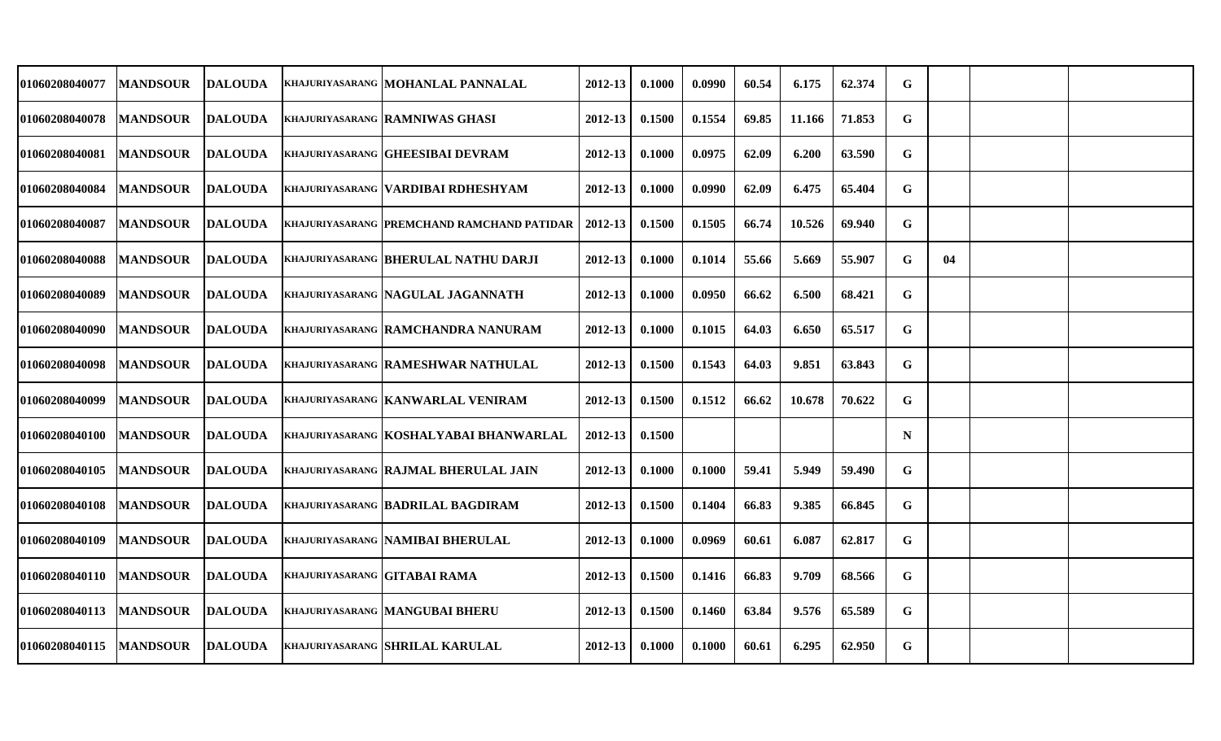| | | | | | | | | | | | | | | |
|---|---|---|---|---|---|---|---|---|---|---|---|---|---|---|
| 01060208040077 | MANDSOUR | DALOUDA | KHAJURIYASARANG | MOHANLAL PANNALAL | 2012-13 | 0.1000 | 0.0990 | 60.54 | 6.175 | 62.374 | G | | | |
| 01060208040078 | MANDSOUR | DALOUDA | KHAJURIYASARANG | RAMNIWAS GHASI | 2012-13 | 0.1500 | 0.1554 | 69.85 | 11.166 | 71.853 | G | | | |
| 01060208040081 | MANDSOUR | DALOUDA | KHAJURIYASARANG | GHEESIBAI DEVRAM | 2012-13 | 0.1000 | 0.0975 | 62.09 | 6.200 | 63.590 | G | | | |
| 01060208040084 | MANDSOUR | DALOUDA | KHAJURIYASARANG | VARDIBAI RDHESHYAM | 2012-13 | 0.1000 | 0.0990 | 62.09 | 6.475 | 65.404 | G | | | |
| 01060208040087 | MANDSOUR | DALOUDA | KHAJURIYASARANG | PREMCHAND RAMCHAND PATIDAR | 2012-13 | 0.1500 | 0.1505 | 66.74 | 10.526 | 69.940 | G | | | |
| 01060208040088 | MANDSOUR | DALOUDA | KHAJURIYASARANG | BHERULAL NATHU DARJI | 2012-13 | 0.1000 | 0.1014 | 55.66 | 5.669 | 55.907 | G | 04 | | |
| 01060208040089 | MANDSOUR | DALOUDA | KHAJURIYASARANG | NAGULAL JAGANNATH | 2012-13 | 0.1000 | 0.0950 | 66.62 | 6.500 | 68.421 | G | | | |
| 01060208040090 | MANDSOUR | DALOUDA | KHAJURIYASARANG | RAMCHANDRA NANURAM | 2012-13 | 0.1000 | 0.1015 | 64.03 | 6.650 | 65.517 | G | | | |
| 01060208040098 | MANDSOUR | DALOUDA | KHAJURIYASARANG | RAMESHWAR NATHULAL | 2012-13 | 0.1500 | 0.1543 | 64.03 | 9.851 | 63.843 | G | | | |
| 01060208040099 | MANDSOUR | DALOUDA | KHAJURIYASARANG | KANWARLAL VENIRAM | 2012-13 | 0.1500 | 0.1512 | 66.62 | 10.678 | 70.622 | G | | | |
| 01060208040100 | MANDSOUR | DALOUDA | KHAJURIYASARANG | KOSHALYABAI BHANWARLAL | 2012-13 | 0.1500 | | | | | N | | | |
| 01060208040105 | MANDSOUR | DALOUDA | KHAJURIYASARANG | RAJMAL BHERULAL JAIN | 2012-13 | 0.1000 | 0.1000 | 59.41 | 5.949 | 59.490 | G | | | |
| 01060208040108 | MANDSOUR | DALOUDA | KHAJURIYASARANG | BADRILAL BAGDIRAM | 2012-13 | 0.1500 | 0.1404 | 66.83 | 9.385 | 66.845 | G | | | |
| 01060208040109 | MANDSOUR | DALOUDA | KHAJURIYASARANG | NAMIBAI BHERULAL | 2012-13 | 0.1000 | 0.0969 | 60.61 | 6.087 | 62.817 | G | | | |
| 01060208040110 | MANDSOUR | DALOUDA | KHAJURIYASARANG | GITABAI RAMA | 2012-13 | 0.1500 | 0.1416 | 66.83 | 9.709 | 68.566 | G | | | |
| 01060208040113 | MANDSOUR | DALOUDA | KHAJURIYASARANG | MANGUBAI BHERU | 2012-13 | 0.1500 | 0.1460 | 63.84 | 9.576 | 65.589 | G | | | |
| 01060208040115 | MANDSOUR | DALOUDA | KHAJURIYASARANG | SHRILAL KARULAL | 2012-13 | 0.1000 | 0.1000 | 60.61 | 6.295 | 62.950 | G | | | |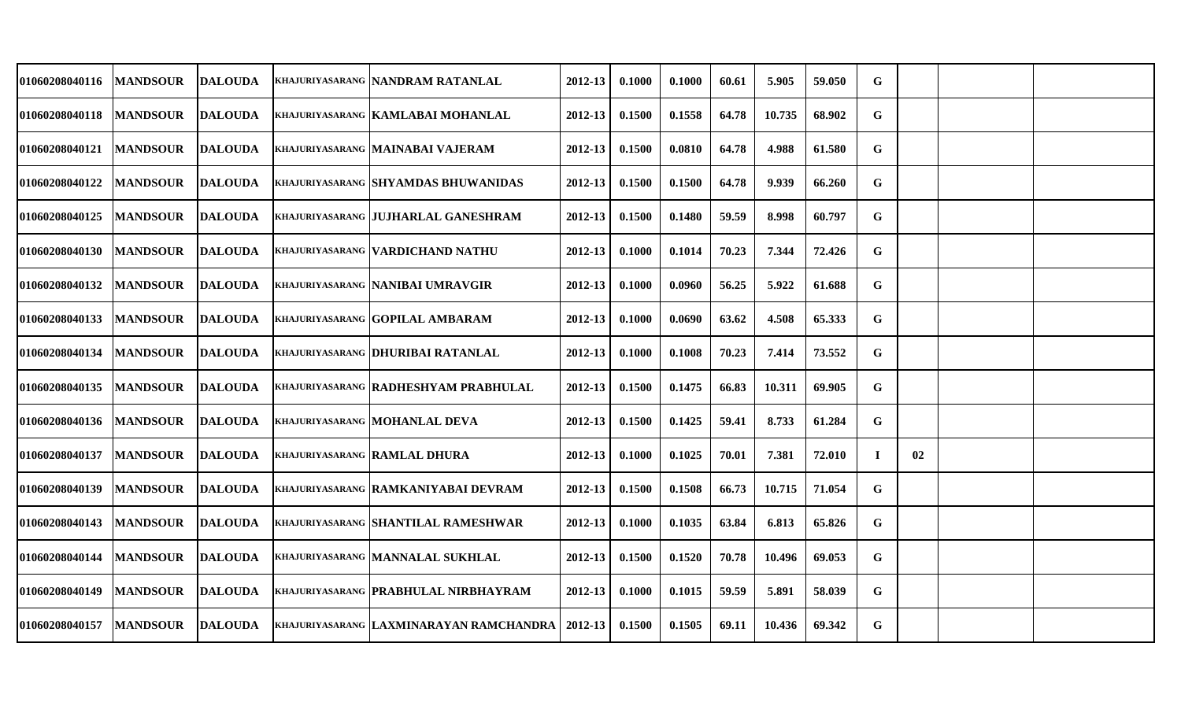| | | | | | | | | | | | | | | |
|---|---|---|---|---|---|---|---|---|---|---|---|---|---|---|
| 01060208040116 | MANDSOUR | DALOUDA | KHAJURIYASARANG | NANDRAM RATANLAL | 2012-13 | 0.1000 | 0.1000 | 60.61 | 5.905 | 59.050 | G | | | |
| 01060208040118 | MANDSOUR | DALOUDA | KHAJURIYASARANG | KAMLABAI MOHANLAL | 2012-13 | 0.1500 | 0.1558 | 64.78 | 10.735 | 68.902 | G | | | |
| 01060208040121 | MANDSOUR | DALOUDA | KHAJURIYASARANG | MAINABAI VAJERAM | 2012-13 | 0.1500 | 0.0810 | 64.78 | 4.988 | 61.580 | G | | | |
| 01060208040122 | MANDSOUR | DALOUDA | KHAJURIYASARANG | SHYAMDAS BHUWANIDAS | 2012-13 | 0.1500 | 0.1500 | 64.78 | 9.939 | 66.260 | G | | | |
| 01060208040125 | MANDSOUR | DALOUDA | KHAJURIYASARANG | JUJHARLAL GANESHRAM | 2012-13 | 0.1500 | 0.1480 | 59.59 | 8.998 | 60.797 | G | | | |
| 01060208040130 | MANDSOUR | DALOUDA | KHAJURIYASARANG | VARDICHAND NATHU | 2012-13 | 0.1000 | 0.1014 | 70.23 | 7.344 | 72.426 | G | | | |
| 01060208040132 | MANDSOUR | DALOUDA | KHAJURIYASARANG | NANIBAI UMRAVGIR | 2012-13 | 0.1000 | 0.0960 | 56.25 | 5.922 | 61.688 | G | | | |
| 01060208040133 | MANDSOUR | DALOUDA | KHAJURIYASARANG | GOPILAL AMBARAM | 2012-13 | 0.1000 | 0.0690 | 63.62 | 4.508 | 65.333 | G | | | |
| 01060208040134 | MANDSOUR | DALOUDA | KHAJURIYASARANG | DHURIBAI RATANLAL | 2012-13 | 0.1000 | 0.1008 | 70.23 | 7.414 | 73.552 | G | | | |
| 01060208040135 | MANDSOUR | DALOUDA | KHAJURIYASARANG | RADHESHYAM PRABHULAL | 2012-13 | 0.1500 | 0.1475 | 66.83 | 10.311 | 69.905 | G | | | |
| 01060208040136 | MANDSOUR | DALOUDA | KHAJURIYASARANG | MOHANLAL DEVA | 2012-13 | 0.1500 | 0.1425 | 59.41 | 8.733 | 61.284 | G | | | |
| 01060208040137 | MANDSOUR | DALOUDA | KHAJURIYASARANG | RAMLAL DHURA | 2012-13 | 0.1000 | 0.1025 | 70.01 | 7.381 | 72.010 | I | 02 | | |
| 01060208040139 | MANDSOUR | DALOUDA | KHAJURIYASARANG | RAMKANIYABAI DEVRAM | 2012-13 | 0.1500 | 0.1508 | 66.73 | 10.715 | 71.054 | G | | | |
| 01060208040143 | MANDSOUR | DALOUDA | KHAJURIYASARANG | SHANTILAL RAMESHWAR | 2012-13 | 0.1000 | 0.1035 | 63.84 | 6.813 | 65.826 | G | | | |
| 01060208040144 | MANDSOUR | DALOUDA | KHAJURIYASARANG | MANNALAL SUKHLAL | 2012-13 | 0.1500 | 0.1520 | 70.78 | 10.496 | 69.053 | G | | | |
| 01060208040149 | MANDSOUR | DALOUDA | KHAJURIYASARANG | PRABHULAL NIRBHAYRAM | 2012-13 | 0.1000 | 0.1015 | 59.59 | 5.891 | 58.039 | G | | | |
| 01060208040157 | MANDSOUR | DALOUDA | KHAJURIYASARANG | LAXMINARAYAN RAMCHANDRA | 2012-13 | 0.1500 | 0.1505 | 69.11 | 10.436 | 69.342 | G | | | |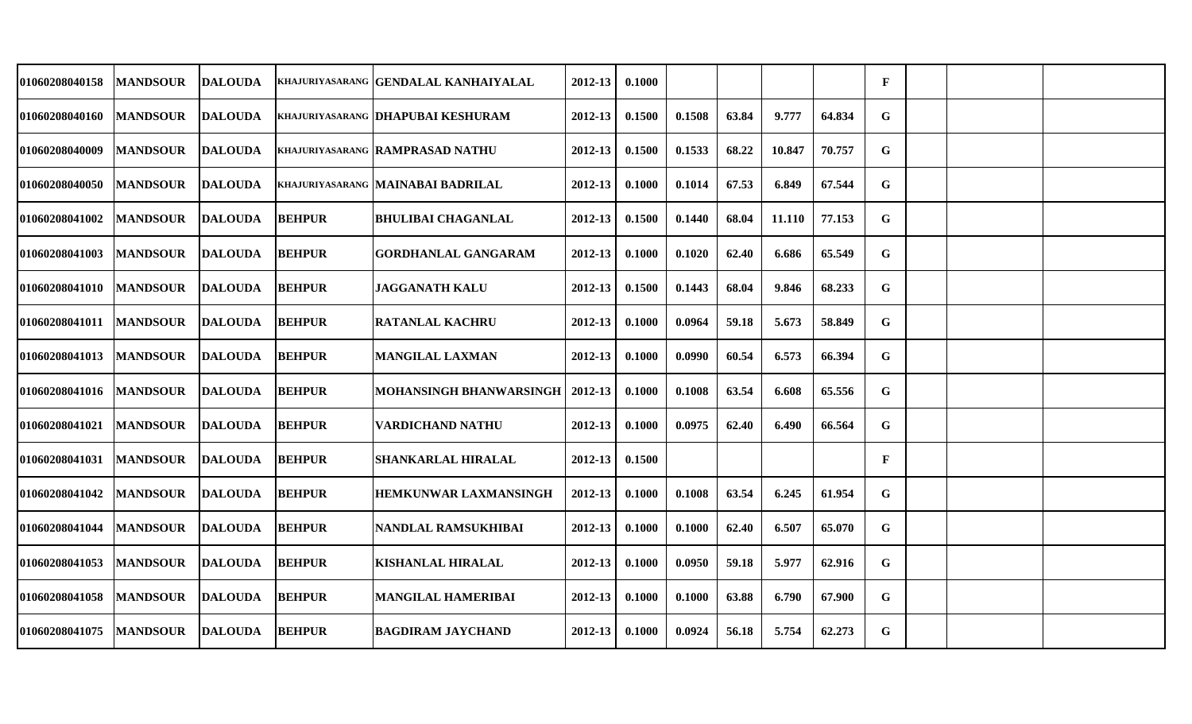| | | | | | | | | | | | | | | |
|---|---|---|---|---|---|---|---|---|---|---|---|---|---|---|
| 01060208040158 | MANDSOUR | DALOUDA | KHAJURIYASARANG | GENDALAL KANHAIYALAL | 2012-13 | 0.1000 | | | | | F | | | |
| 01060208040160 | MANDSOUR | DALOUDA | KHAJURIYASARANG | DHAPUBAI KESHURAM | 2012-13 | 0.1500 | 0.1508 | 63.84 | 9.777 | 64.834 | G | | | |
| 01060208040009 | MANDSOUR | DALOUDA | KHAJURIYASARANG | RAMPRASAD NATHU | 2012-13 | 0.1500 | 0.1533 | 68.22 | 10.847 | 70.757 | G | | | |
| 01060208040050 | MANDSOUR | DALOUDA | KHAJURIYASARANG | MAINABAI BADRILAL | 2012-13 | 0.1000 | 0.1014 | 67.53 | 6.849 | 67.544 | G | | | |
| 01060208041002 | MANDSOUR | DALOUDA | BEHPUR | BHULIBAI CHAGANLAL | 2012-13 | 0.1500 | 0.1440 | 68.04 | 11.110 | 77.153 | G | | | |
| 01060208041003 | MANDSOUR | DALOUDA | BEHPUR | GORDHANLAL GANGARAM | 2012-13 | 0.1000 | 0.1020 | 62.40 | 6.686 | 65.549 | G | | | |
| 01060208041010 | MANDSOUR | DALOUDA | BEHPUR | JAGGANATH KALU | 2012-13 | 0.1500 | 0.1443 | 68.04 | 9.846 | 68.233 | G | | | |
| 01060208041011 | MANDSOUR | DALOUDA | BEHPUR | RATANLAL KACHRU | 2012-13 | 0.1000 | 0.0964 | 59.18 | 5.673 | 58.849 | G | | | |
| 01060208041013 | MANDSOUR | DALOUDA | BEHPUR | MANGILAL LAXMAN | 2012-13 | 0.1000 | 0.0990 | 60.54 | 6.573 | 66.394 | G | | | |
| 01060208041016 | MANDSOUR | DALOUDA | BEHPUR | MOHANSINGH BHANWARSINGH | 2012-13 | 0.1000 | 0.1008 | 63.54 | 6.608 | 65.556 | G | | | |
| 01060208041021 | MANDSOUR | DALOUDA | BEHPUR | VARDICHAND NATHU | 2012-13 | 0.1000 | 0.0975 | 62.40 | 6.490 | 66.564 | G | | | |
| 01060208041031 | MANDSOUR | DALOUDA | BEHPUR | SHANKARLAL HIRALAL | 2012-13 | 0.1500 | | | | | F | | | |
| 01060208041042 | MANDSOUR | DALOUDA | BEHPUR | HEMKUNWAR LAXMANSINGH | 2012-13 | 0.1000 | 0.1008 | 63.54 | 6.245 | 61.954 | G | | | |
| 01060208041044 | MANDSOUR | DALOUDA | BEHPUR | NANDLAL RAMSUKHIBAI | 2012-13 | 0.1000 | 0.1000 | 62.40 | 6.507 | 65.070 | G | | | |
| 01060208041053 | MANDSOUR | DALOUDA | BEHPUR | KISHANLAL HIRALAL | 2012-13 | 0.1000 | 0.0950 | 59.18 | 5.977 | 62.916 | G | | | |
| 01060208041058 | MANDSOUR | DALOUDA | BEHPUR | MANGILAL HAMERIBAI | 2012-13 | 0.1000 | 0.1000 | 63.88 | 6.790 | 67.900 | G | | | |
| 01060208041075 | MANDSOUR | DALOUDA | BEHPUR | BAGDIRAM JAYCHAND | 2012-13 | 0.1000 | 0.0924 | 56.18 | 5.754 | 62.273 | G | | | |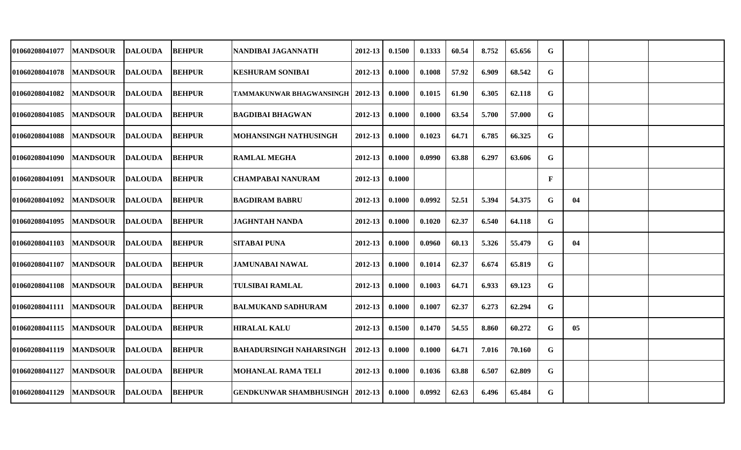| | | | | | | | | | | | | | | |
|---|---|---|---|---|---|---|---|---|---|---|---|---|---|---|
| 01060208041077 | MANDSOUR | DALOUDA | BEHPUR | NANDIBAI JAGANNATH | 2012-13 | 0.1500 | 0.1333 | 60.54 | 8.752 | 65.656 | G | | | |
| 01060208041078 | MANDSOUR | DALOUDA | BEHPUR | KESHURAM SONIBAI | 2012-13 | 0.1000 | 0.1008 | 57.92 | 6.909 | 68.542 | G | | | |
| 01060208041082 | MANDSOUR | DALOUDA | BEHPUR | TAMMAKUNWAR BHAGWANSINGH | 2012-13 | 0.1000 | 0.1015 | 61.90 | 6.305 | 62.118 | G | | | |
| 01060208041085 | MANDSOUR | DALOUDA | BEHPUR | BAGDIBAI BHAGWAN | 2012-13 | 0.1000 | 0.1000 | 63.54 | 5.700 | 57.000 | G | | | |
| 01060208041088 | MANDSOUR | DALOUDA | BEHPUR | MOHANSINGH NATHUSINGH | 2012-13 | 0.1000 | 0.1023 | 64.71 | 6.785 | 66.325 | G | | | |
| 01060208041090 | MANDSOUR | DALOUDA | BEHPUR | RAMLAL MEGHA | 2012-13 | 0.1000 | 0.0990 | 63.88 | 6.297 | 63.606 | G | | | |
| 01060208041091 | MANDSOUR | DALOUDA | BEHPUR | CHAMPABAI NANURAM | 2012-13 | 0.1000 | | | | | F | | | |
| 01060208041092 | MANDSOUR | DALOUDA | BEHPUR | BAGDIRAM BABRU | 2012-13 | 0.1000 | 0.0992 | 52.51 | 5.394 | 54.375 | G | 04 | | |
| 01060208041095 | MANDSOUR | DALOUDA | BEHPUR | JAGHNTAH NANDA | 2012-13 | 0.1000 | 0.1020 | 62.37 | 6.540 | 64.118 | G | | | |
| 01060208041103 | MANDSOUR | DALOUDA | BEHPUR | SITABAI PUNA | 2012-13 | 0.1000 | 0.0960 | 60.13 | 5.326 | 55.479 | G | 04 | | |
| 01060208041107 | MANDSOUR | DALOUDA | BEHPUR | JAMUNABAI NAWAL | 2012-13 | 0.1000 | 0.1014 | 62.37 | 6.674 | 65.819 | G | | | |
| 01060208041108 | MANDSOUR | DALOUDA | BEHPUR | TULSIBAI RAMLAL | 2012-13 | 0.1000 | 0.1003 | 64.71 | 6.933 | 69.123 | G | | | |
| 01060208041111 | MANDSOUR | DALOUDA | BEHPUR | BALMUKAND SADHURAM | 2012-13 | 0.1000 | 0.1007 | 62.37 | 6.273 | 62.294 | G | | | |
| 01060208041115 | MANDSOUR | DALOUDA | BEHPUR | HIRALAL KALU | 2012-13 | 0.1500 | 0.1470 | 54.55 | 8.860 | 60.272 | G | 05 | | |
| 01060208041119 | MANDSOUR | DALOUDA | BEHPUR | BAHADURSINGH NAHARSINGH | 2012-13 | 0.1000 | 0.1000 | 64.71 | 7.016 | 70.160 | G | | | |
| 01060208041127 | MANDSOUR | DALOUDA | BEHPUR | MOHANLAL RAMA TELI | 2012-13 | 0.1000 | 0.1036 | 63.88 | 6.507 | 62.809 | G | | | |
| 01060208041129 | MANDSOUR | DALOUDA | BEHPUR | GENDKUNWAR SHAMBHUSINGH | 2012-13 | 0.1000 | 0.0992 | 62.63 | 6.496 | 65.484 | G | | | |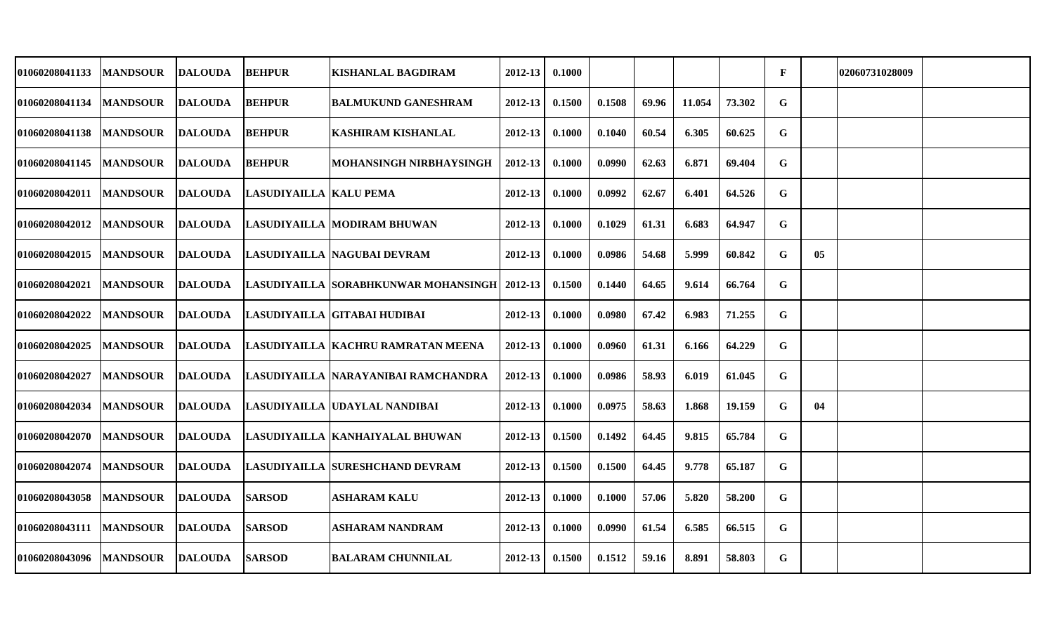| | | | | | | | | | | | | | | |
|---|---|---|---|---|---|---|---|---|---|---|---|---|---|---|
| 01060208041133 | MANDSOUR | DALOUDA | BEHPUR | KISHANLAL BAGDIRAM | 2012-13 | 0.1000 | | | | | F | | 02060731028009 | |
| 01060208041134 | MANDSOUR | DALOUDA | BEHPUR | BALMUKUND GANESHRAM | 2012-13 | 0.1500 | 0.1508 | 69.96 | 11.054 | 73.302 | G | | | |
| 01060208041138 | MANDSOUR | DALOUDA | BEHPUR | KASHIRAM KISHANLAL | 2012-13 | 0.1000 | 0.1040 | 60.54 | 6.305 | 60.625 | G | | | |
| 01060208041145 | MANDSOUR | DALOUDA | BEHPUR | MOHANSINGH NIRBHAYSINGH | 2012-13 | 0.1000 | 0.0990 | 62.63 | 6.871 | 69.404 | G | | | |
| 01060208042011 | MANDSOUR | DALOUDA | LASUDIYAILLA | KALU PEMA | 2012-13 | 0.1000 | 0.0992 | 62.67 | 6.401 | 64.526 | G | | | |
| 01060208042012 | MANDSOUR | DALOUDA | LASUDIYAILLA | MODIRAM BHUWAN | 2012-13 | 0.1000 | 0.1029 | 61.31 | 6.683 | 64.947 | G | | | |
| 01060208042015 | MANDSOUR | DALOUDA | LASUDIYAILLA | NAGUBAI DEVRAM | 2012-13 | 0.1000 | 0.0986 | 54.68 | 5.999 | 60.842 | G | 05 | | |
| 01060208042021 | MANDSOUR | DALOUDA | LASUDIYAILLA | SORABHKUNWAR MOHANSINGH | 2012-13 | 0.1500 | 0.1440 | 64.65 | 9.614 | 66.764 | G | | | |
| 01060208042022 | MANDSOUR | DALOUDA | LASUDIYAILLA | GITABAI HUDIBAI | 2012-13 | 0.1000 | 0.0980 | 67.42 | 6.983 | 71.255 | G | | | |
| 01060208042025 | MANDSOUR | DALOUDA | LASUDIYAILLA | KACHRU RAMRATAN MEENA | 2012-13 | 0.1000 | 0.0960 | 61.31 | 6.166 | 64.229 | G | | | |
| 01060208042027 | MANDSOUR | DALOUDA | LASUDIYAILLA | NARAYANIBAI RAMCHANDRA | 2012-13 | 0.1000 | 0.0986 | 58.93 | 6.019 | 61.045 | G | | | |
| 01060208042034 | MANDSOUR | DALOUDA | LASUDIYAILLA | UDAYLAL NANDIBAI | 2012-13 | 0.1000 | 0.0975 | 58.63 | 1.868 | 19.159 | G | 04 | | |
| 01060208042070 | MANDSOUR | DALOUDA | LASUDIYAILLA | KANHAIYALAL BHUWAN | 2012-13 | 0.1500 | 0.1492 | 64.45 | 9.815 | 65.784 | G | | | |
| 01060208042074 | MANDSOUR | DALOUDA | LASUDIYAILLA | SURESHCHAND DEVRAM | 2012-13 | 0.1500 | 0.1500 | 64.45 | 9.778 | 65.187 | G | | | |
| 01060208043058 | MANDSOUR | DALOUDA | SARSOD | ASHARAM KALU | 2012-13 | 0.1000 | 0.1000 | 57.06 | 5.820 | 58.200 | G | | | |
| 01060208043111 | MANDSOUR | DALOUDA | SARSOD | ASHARAM NANDRAM | 2012-13 | 0.1000 | 0.0990 | 61.54 | 6.585 | 66.515 | G | | | |
| 01060208043096 | MANDSOUR | DALOUDA | SARSOD | BALARAM CHUNNILAL | 2012-13 | 0.1500 | 0.1512 | 59.16 | 8.891 | 58.803 | G | | | |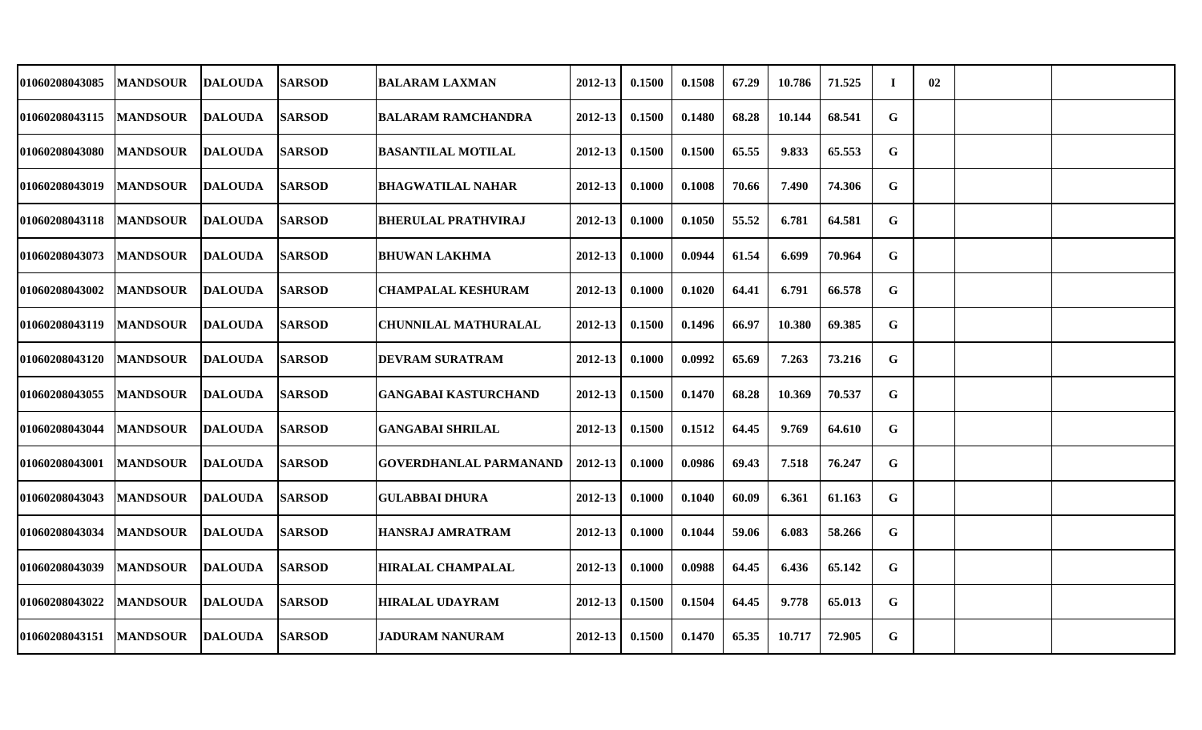| | | | | | | | | | | | | | | | |
|---|---|---|---|---|---|---|---|---|---|---|---|---|---|---|---|
| 01060208043085 | MANDSOUR | DALOUDA | SARSOD | BALARAM LAXMAN | 2012-13 | 0.1500 | 0.1508 | 67.29 | 10.786 | 71.525 | I | 02 | | | |
| 01060208043115 | MANDSOUR | DALOUDA | SARSOD | BALARAM RAMCHANDRA | 2012-13 | 0.1500 | 0.1480 | 68.28 | 10.144 | 68.541 | G | | | | |
| 01060208043080 | MANDSOUR | DALOUDA | SARSOD | BASANTILAL MOTILAL | 2012-13 | 0.1500 | 0.1500 | 65.55 | 9.833 | 65.553 | G | | | | |
| 01060208043019 | MANDSOUR | DALOUDA | SARSOD | BHAGWATILAL NAHAR | 2012-13 | 0.1000 | 0.1008 | 70.66 | 7.490 | 74.306 | G | | | | |
| 01060208043118 | MANDSOUR | DALOUDA | SARSOD | BHERULAL PRATHVIRAJ | 2012-13 | 0.1000 | 0.1050 | 55.52 | 6.781 | 64.581 | G | | | | |
| 01060208043073 | MANDSOUR | DALOUDA | SARSOD | BHUWAN LAKHMA | 2012-13 | 0.1000 | 0.0944 | 61.54 | 6.699 | 70.964 | G | | | | |
| 01060208043002 | MANDSOUR | DALOUDA | SARSOD | CHAMPALAL KESHURAM | 2012-13 | 0.1000 | 0.1020 | 64.41 | 6.791 | 66.578 | G | | | | |
| 01060208043119 | MANDSOUR | DALOUDA | SARSOD | CHUNNILAL MATHURALAL | 2012-13 | 0.1500 | 0.1496 | 66.97 | 10.380 | 69.385 | G | | | | |
| 01060208043120 | MANDSOUR | DALOUDA | SARSOD | DEVRAM SURATRAM | 2012-13 | 0.1000 | 0.0992 | 65.69 | 7.263 | 73.216 | G | | | | |
| 01060208043055 | MANDSOUR | DALOUDA | SARSOD | GANGABAI KASTURCHAND | 2012-13 | 0.1500 | 0.1470 | 68.28 | 10.369 | 70.537 | G | | | | |
| 01060208043044 | MANDSOUR | DALOUDA | SARSOD | GANGABAI SHRILAL | 2012-13 | 0.1500 | 0.1512 | 64.45 | 9.769 | 64.610 | G | | | | |
| 01060208043001 | MANDSOUR | DALOUDA | SARSOD | GOVERDHANLAL PARMANAND | 2012-13 | 0.1000 | 0.0986 | 69.43 | 7.518 | 76.247 | G | | | | |
| 01060208043043 | MANDSOUR | DALOUDA | SARSOD | GULABBAI DHURA | 2012-13 | 0.1000 | 0.1040 | 60.09 | 6.361 | 61.163 | G | | | | |
| 01060208043034 | MANDSOUR | DALOUDA | SARSOD | HANSRAJ AMRATRAM | 2012-13 | 0.1000 | 0.1044 | 59.06 | 6.083 | 58.266 | G | | | | |
| 01060208043039 | MANDSOUR | DALOUDA | SARSOD | HIRALAL CHAMPALAL | 2012-13 | 0.1000 | 0.0988 | 64.45 | 6.436 | 65.142 | G | | | | |
| 01060208043022 | MANDSOUR | DALOUDA | SARSOD | HIRALAL UDAYRAM | 2012-13 | 0.1500 | 0.1504 | 64.45 | 9.778 | 65.013 | G | | | | |
| 01060208043151 | MANDSOUR | DALOUDA | SARSOD | JADURAM NANURAM | 2012-13 | 0.1500 | 0.1470 | 65.35 | 10.717 | 72.905 | G | | | | |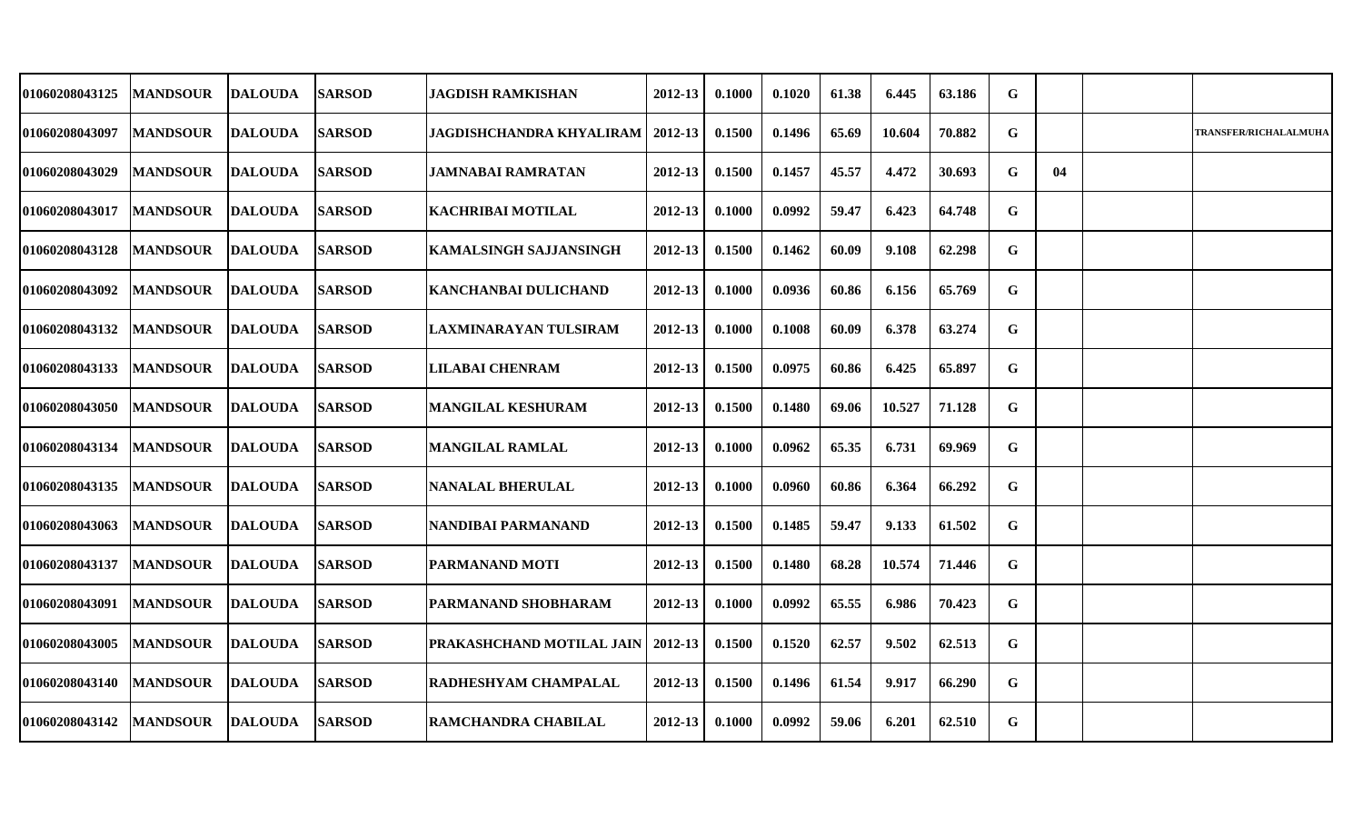| | | | | | | | | | | | | | | |
|---|---|---|---|---|---|---|---|---|---|---|---|---|---|---|
| 01060208043125 | MANDSOUR | DALOUDA | SARSOD | JAGDISH RAMKISHAN | 2012-13 | 0.1000 | 0.1020 | 61.38 | 6.445 | 63.186 | G | | | |
| 01060208043097 | MANDSOUR | DALOUDA | SARSOD | JAGDISHCHANDRA KHYALIRAM | 2012-13 | 0.1500 | 0.1496 | 65.69 | 10.604 | 70.882 | G | | | TRANSFER/RICHALALMUHA |
| 01060208043029 | MANDSOUR | DALOUDA | SARSOD | JAMNABAI RAMRATAN | 2012-13 | 0.1500 | 0.1457 | 45.57 | 4.472 | 30.693 | G | 04 | | |
| 01060208043017 | MANDSOUR | DALOUDA | SARSOD | KACHRIBAI MOTILAL | 2012-13 | 0.1000 | 0.0992 | 59.47 | 6.423 | 64.748 | G | | | |
| 01060208043128 | MANDSOUR | DALOUDA | SARSOD | KAMALSINGH SAJJANSINGH | 2012-13 | 0.1500 | 0.1462 | 60.09 | 9.108 | 62.298 | G | | | |
| 01060208043092 | MANDSOUR | DALOUDA | SARSOD | KANCHANBAI DULICHAND | 2012-13 | 0.1000 | 0.0936 | 60.86 | 6.156 | 65.769 | G | | | |
| 01060208043132 | MANDSOUR | DALOUDA | SARSOD | LAXMINARAYAN TULSIRAM | 2012-13 | 0.1000 | 0.1008 | 60.09 | 6.378 | 63.274 | G | | | |
| 01060208043133 | MANDSOUR | DALOUDA | SARSOD | LILABAI CHENRAM | 2012-13 | 0.1500 | 0.0975 | 60.86 | 6.425 | 65.897 | G | | | |
| 01060208043050 | MANDSOUR | DALOUDA | SARSOD | MANGILAL KESHURAM | 2012-13 | 0.1500 | 0.1480 | 69.06 | 10.527 | 71.128 | G | | | |
| 01060208043134 | MANDSOUR | DALOUDA | SARSOD | MANGILAL RAMLAL | 2012-13 | 0.1000 | 0.0962 | 65.35 | 6.731 | 69.969 | G | | | |
| 01060208043135 | MANDSOUR | DALOUDA | SARSOD | NANALAL BHERULAL | 2012-13 | 0.1000 | 0.0960 | 60.86 | 6.364 | 66.292 | G | | | |
| 01060208043063 | MANDSOUR | DALOUDA | SARSOD | NANDIBAI PARMANAND | 2012-13 | 0.1500 | 0.1485 | 59.47 | 9.133 | 61.502 | G | | | |
| 01060208043137 | MANDSOUR | DALOUDA | SARSOD | PARMANAND MOTI | 2012-13 | 0.1500 | 0.1480 | 68.28 | 10.574 | 71.446 | G | | | |
| 01060208043091 | MANDSOUR | DALOUDA | SARSOD | PARMANAND SHOBHARAM | 2012-13 | 0.1000 | 0.0992 | 65.55 | 6.986 | 70.423 | G | | | |
| 01060208043005 | MANDSOUR | DALOUDA | SARSOD | PRAKASHCHAND MOTILAL JAIN | 2012-13 | 0.1500 | 0.1520 | 62.57 | 9.502 | 62.513 | G | | | |
| 01060208043140 | MANDSOUR | DALOUDA | SARSOD | RADHESHYAM CHAMPALAL | 2012-13 | 0.1500 | 0.1496 | 61.54 | 9.917 | 66.290 | G | | | |
| 01060208043142 | MANDSOUR | DALOUDA | SARSOD | RAMCHANDRA CHABILAL | 2012-13 | 0.1000 | 0.0992 | 59.06 | 6.201 | 62.510 | G | | | |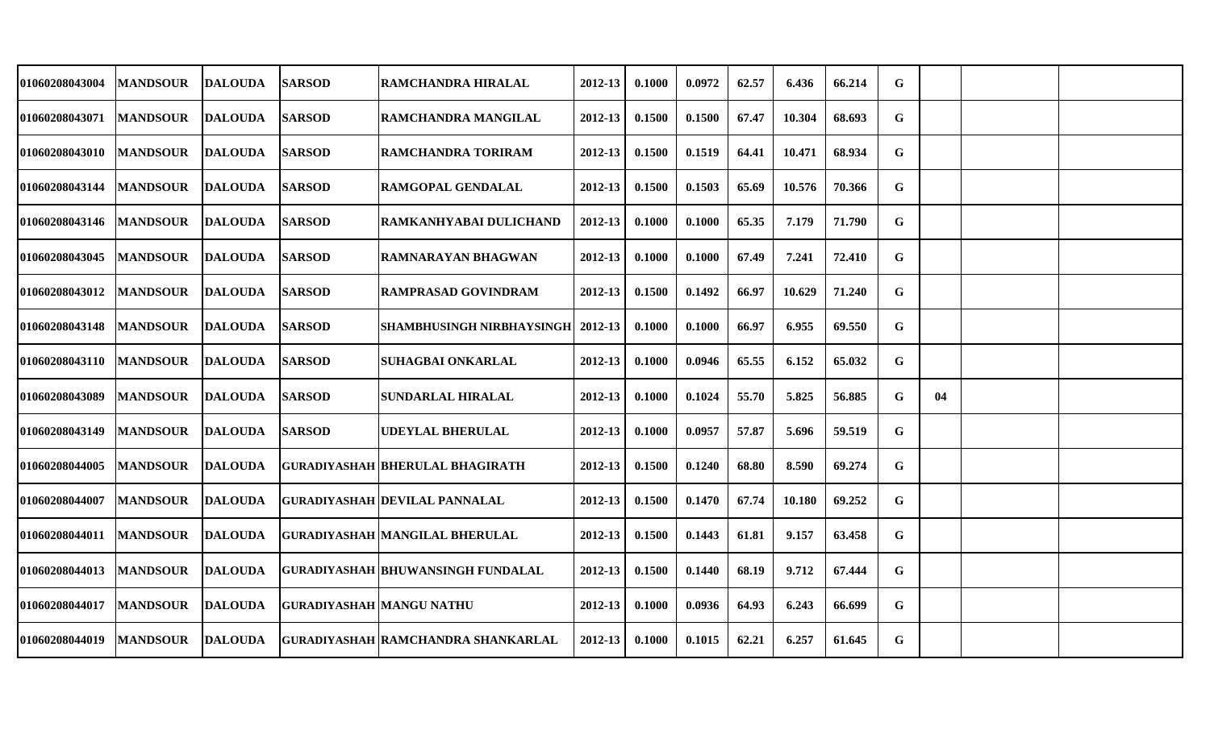| | | | | | | | | | | | | | | |
|---|---|---|---|---|---|---|---|---|---|---|---|---|---|---|
| 01060208043004 | MANDSOUR | DALOUDA | SARSOD | RAMCHANDRA HIRALAL | 2012-13 | 0.1000 | 0.0972 | 62.57 | 6.436 | 66.214 | G | | | |
| 01060208043071 | MANDSOUR | DALOUDA | SARSOD | RAMCHANDRA MANGILAL | 2012-13 | 0.1500 | 0.1500 | 67.47 | 10.304 | 68.693 | G | | | |
| 01060208043010 | MANDSOUR | DALOUDA | SARSOD | RAMCHANDRA TORIRAM | 2012-13 | 0.1500 | 0.1519 | 64.41 | 10.471 | 68.934 | G | | | |
| 01060208043144 | MANDSOUR | DALOUDA | SARSOD | RAMGOPAL GENDALAL | 2012-13 | 0.1500 | 0.1503 | 65.69 | 10.576 | 70.366 | G | | | |
| 01060208043146 | MANDSOUR | DALOUDA | SARSOD | RAMKANHYABAI DULICHAND | 2012-13 | 0.1000 | 0.1000 | 65.35 | 7.179 | 71.790 | G | | | |
| 01060208043045 | MANDSOUR | DALOUDA | SARSOD | RAMNARAYAN BHAGWAN | 2012-13 | 0.1000 | 0.1000 | 67.49 | 7.241 | 72.410 | G | | | |
| 01060208043012 | MANDSOUR | DALOUDA | SARSOD | RAMPRASAD GOVINDRAM | 2012-13 | 0.1500 | 0.1492 | 66.97 | 10.629 | 71.240 | G | | | |
| 01060208043148 | MANDSOUR | DALOUDA | SARSOD | SHAMBHUSINGH NIRBHAYSINGH | 2012-13 | 0.1000 | 0.1000 | 66.97 | 6.955 | 69.550 | G | | | |
| 01060208043110 | MANDSOUR | DALOUDA | SARSOD | SUHAGBAI ONKARLAL | 2012-13 | 0.1000 | 0.0946 | 65.55 | 6.152 | 65.032 | G | | | |
| 01060208043089 | MANDSOUR | DALOUDA | SARSOD | SUNDARLAL HIRALAL | 2012-13 | 0.1000 | 0.1024 | 55.70 | 5.825 | 56.885 | G | 04 | | |
| 01060208043149 | MANDSOUR | DALOUDA | SARSOD | UDEYLAL BHERULAL | 2012-13 | 0.1000 | 0.0957 | 57.87 | 5.696 | 59.519 | G | | | |
| 01060208044005 | MANDSOUR | DALOUDA | GURADIYASHAH | BHERULAL BHAGIRATH | 2012-13 | 0.1500 | 0.1240 | 68.80 | 8.590 | 69.274 | G | | | |
| 01060208044007 | MANDSOUR | DALOUDA | GURADIYASHAH | DEVILAL PANNALAL | 2012-13 | 0.1500 | 0.1470 | 67.74 | 10.180 | 69.252 | G | | | |
| 01060208044011 | MANDSOUR | DALOUDA | GURADIYASHAH | MANGILAL BHERULAL | 2012-13 | 0.1500 | 0.1443 | 61.81 | 9.157 | 63.458 | G | | | |
| 01060208044013 | MANDSOUR | DALOUDA | GURADIYASHAH | BHUWANSINGH FUNDALAL | 2012-13 | 0.1500 | 0.1440 | 68.19 | 9.712 | 67.444 | G | | | |
| 01060208044017 | MANDSOUR | DALOUDA | GURADIYASHAH | MANGU NATHU | 2012-13 | 0.1000 | 0.0936 | 64.93 | 6.243 | 66.699 | G | | | |
| 01060208044019 | MANDSOUR | DALOUDA | GURADIYASHAH | RAMCHANDRA SHANKARLAL | 2012-13 | 0.1000 | 0.1015 | 62.21 | 6.257 | 61.645 | G | | | |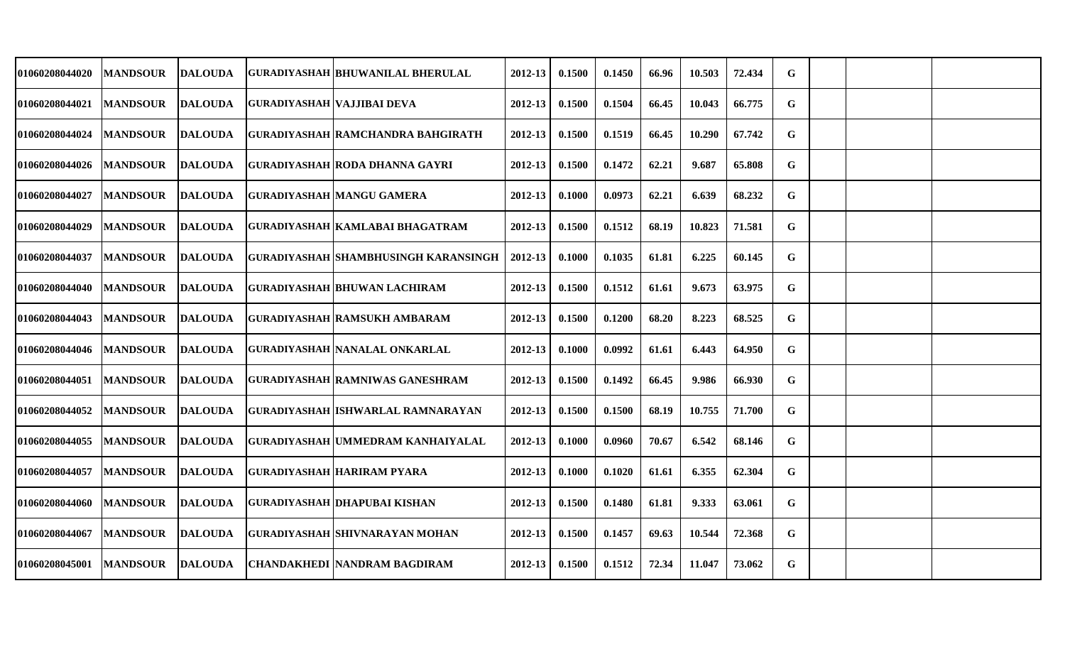| | | | | | | | | | | | | | | | |
|---|---|---|---|---|---|---|---|---|---|---|---|---|---|---|---|
| 01060208044020 | MANDSOUR | DALOUDA | GURADIYASHAH | BHUWANILAL BHERULAL | 2012-13 | 0.1500 | 0.1450 | 66.96 | 10.503 | 72.434 | G | | | | |
| 01060208044021 | MANDSOUR | DALOUDA | GURADIYASHAH | VAJJIBAI DEVA | 2012-13 | 0.1500 | 0.1504 | 66.45 | 10.043 | 66.775 | G | | | | |
| 01060208044024 | MANDSOUR | DALOUDA | GURADIYASHAH | RAMCHANDRA BAHGIRATH | 2012-13 | 0.1500 | 0.1519 | 66.45 | 10.290 | 67.742 | G | | | | |
| 01060208044026 | MANDSOUR | DALOUDA | GURADIYASHAH | RODA DHANNA GAYRI | 2012-13 | 0.1500 | 0.1472 | 62.21 | 9.687 | 65.808 | G | | | | |
| 01060208044027 | MANDSOUR | DALOUDA | GURADIYASHAH | MANGU GAMERA | 2012-13 | 0.1000 | 0.0973 | 62.21 | 6.639 | 68.232 | G | | | | |
| 01060208044029 | MANDSOUR | DALOUDA | GURADIYASHAH | KAMLABAI BHAGATRAM | 2012-13 | 0.1500 | 0.1512 | 68.19 | 10.823 | 71.581 | G | | | | |
| 01060208044037 | MANDSOUR | DALOUDA | GURADIYASHAH | SHAMBHUSINGH KARANSINGH | 2012-13 | 0.1000 | 0.1035 | 61.81 | 6.225 | 60.145 | G | | | | |
| 01060208044040 | MANDSOUR | DALOUDA | GURADIYASHAH | BHUWAN LACHIRAM | 2012-13 | 0.1500 | 0.1512 | 61.61 | 9.673 | 63.975 | G | | | | |
| 01060208044043 | MANDSOUR | DALOUDA | GURADIYASHAH | RAMSUKH AMBARAM | 2012-13 | 0.1500 | 0.1200 | 68.20 | 8.223 | 68.525 | G | | | | |
| 01060208044046 | MANDSOUR | DALOUDA | GURADIYASHAH | NANALAL ONKARLAL | 2012-13 | 0.1000 | 0.0992 | 61.61 | 6.443 | 64.950 | G | | | | |
| 01060208044051 | MANDSOUR | DALOUDA | GURADIYASHAH | RAMNIWAS GANESHRAM | 2012-13 | 0.1500 | 0.1492 | 66.45 | 9.986 | 66.930 | G | | | | |
| 01060208044052 | MANDSOUR | DALOUDA | GURADIYASHAH | ISHWARLAL RAMNARAYAN | 2012-13 | 0.1500 | 0.1500 | 68.19 | 10.755 | 71.700 | G | | | | |
| 01060208044055 | MANDSOUR | DALOUDA | GURADIYASHAH | UMMEDRAM KANHAIYALAL | 2012-13 | 0.1000 | 0.0960 | 70.67 | 6.542 | 68.146 | G | | | | |
| 01060208044057 | MANDSOUR | DALOUDA | GURADIYASHAH | HARIRAM PYARA | 2012-13 | 0.1000 | 0.1020 | 61.61 | 6.355 | 62.304 | G | | | | |
| 01060208044060 | MANDSOUR | DALOUDA | GURADIYASHAH | DHAPUBAI KISHAN | 2012-13 | 0.1500 | 0.1480 | 61.81 | 9.333 | 63.061 | G | | | | |
| 01060208044067 | MANDSOUR | DALOUDA | GURADIYASHAH | SHIVNARAYAN MOHAN | 2012-13 | 0.1500 | 0.1457 | 69.63 | 10.544 | 72.368 | G | | | | |
| 01060208045001 | MANDSOUR | DALOUDA | CHANDAKHEDI | NANDRAM BAGDIRAM | 2012-13 | 0.1500 | 0.1512 | 72.34 | 11.047 | 73.062 | G | | | | |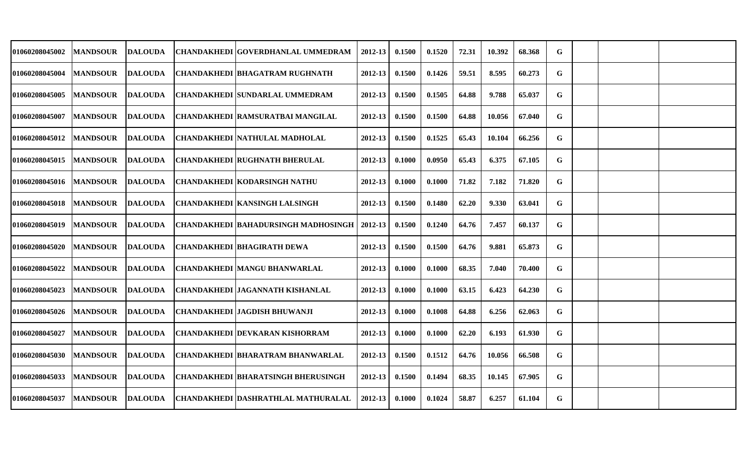| | | | | | | | | | | | | | | |
|---|---|---|---|---|---|---|---|---|---|---|---|---|---|---|
| 01060208045002 | MANDSOUR | DALOUDA | CHANDAKHEDI | GOVERDHANLAL UMMEDRAM | 2012-13 | 0.1500 | 0.1520 | 72.31 | 10.392 | 68.368 | G | | | |
| 01060208045004 | MANDSOUR | DALOUDA | CHANDAKHEDI | BHAGATRAM RUGHNATH | 2012-13 | 0.1500 | 0.1426 | 59.51 | 8.595 | 60.273 | G | | | |
| 01060208045005 | MANDSOUR | DALOUDA | CHANDAKHEDI | SUNDARLAL UMMEDRAM | 2012-13 | 0.1500 | 0.1505 | 64.88 | 9.788 | 65.037 | G | | | |
| 01060208045007 | MANDSOUR | DALOUDA | CHANDAKHEDI | RAMSURATBAI MANGILAL | 2012-13 | 0.1500 | 0.1500 | 64.88 | 10.056 | 67.040 | G | | | |
| 01060208045012 | MANDSOUR | DALOUDA | CHANDAKHEDI | NATHULAL MADHOLAL | 2012-13 | 0.1500 | 0.1525 | 65.43 | 10.104 | 66.256 | G | | | |
| 01060208045015 | MANDSOUR | DALOUDA | CHANDAKHEDI | RUGHNATH BHERULAL | 2012-13 | 0.1000 | 0.0950 | 65.43 | 6.375 | 67.105 | G | | | |
| 01060208045016 | MANDSOUR | DALOUDA | CHANDAKHEDI | KODARSINGH NATHU | 2012-13 | 0.1000 | 0.1000 | 71.82 | 7.182 | 71.820 | G | | | |
| 01060208045018 | MANDSOUR | DALOUDA | CHANDAKHEDI | KANSINGH LALSINGH | 2012-13 | 0.1500 | 0.1480 | 62.20 | 9.330 | 63.041 | G | | | |
| 01060208045019 | MANDSOUR | DALOUDA | CHANDAKHEDI | BAHADURSINGH MADHOSINGH | 2012-13 | 0.1500 | 0.1240 | 64.76 | 7.457 | 60.137 | G | | | |
| 01060208045020 | MANDSOUR | DALOUDA | CHANDAKHEDI | BHAGIRATH DEWA | 2012-13 | 0.1500 | 0.1500 | 64.76 | 9.881 | 65.873 | G | | | |
| 01060208045022 | MANDSOUR | DALOUDA | CHANDAKHEDI | MANGU BHANWARLAL | 2012-13 | 0.1000 | 0.1000 | 68.35 | 7.040 | 70.400 | G | | | |
| 01060208045023 | MANDSOUR | DALOUDA | CHANDAKHEDI | JAGANNATH KISHANLAL | 2012-13 | 0.1000 | 0.1000 | 63.15 | 6.423 | 64.230 | G | | | |
| 01060208045026 | MANDSOUR | DALOUDA | CHANDAKHEDI | JAGDISH BHUWANJI | 2012-13 | 0.1000 | 0.1008 | 64.88 | 6.256 | 62.063 | G | | | |
| 01060208045027 | MANDSOUR | DALOUDA | CHANDAKHEDI | DEVKARAN KISHORRAM | 2012-13 | 0.1000 | 0.1000 | 62.20 | 6.193 | 61.930 | G | | | |
| 01060208045030 | MANDSOUR | DALOUDA | CHANDAKHEDI | BHARATRAM BHANWARLAL | 2012-13 | 0.1500 | 0.1512 | 64.76 | 10.056 | 66.508 | G | | | |
| 01060208045033 | MANDSOUR | DALOUDA | CHANDAKHEDI | BHARATSINGH BHERUSINGH | 2012-13 | 0.1500 | 0.1494 | 68.35 | 10.145 | 67.905 | G | | | |
| 01060208045037 | MANDSOUR | DALOUDA | CHANDAKHEDI | DASHRATHLAL MATHURALAL | 2012-13 | 0.1000 | 0.1024 | 58.87 | 6.257 | 61.104 | G | | | |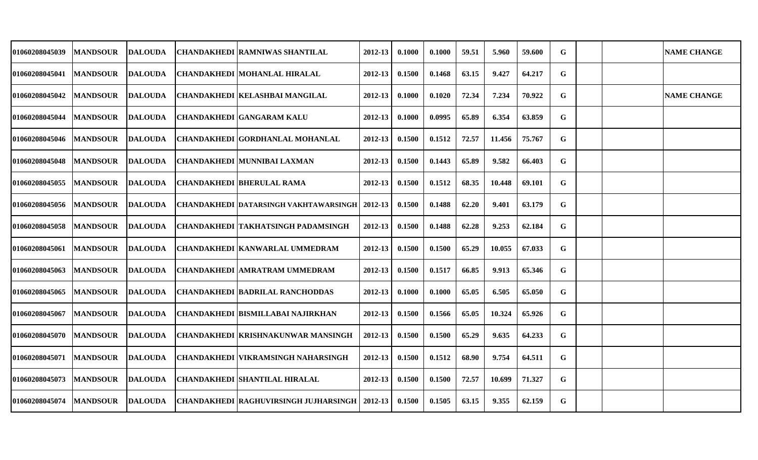| | | | | | | | | | | | | | | |
|---|---|---|---|---|---|---|---|---|---|---|---|---|---|---|
| 01060208045039 | MANDSOUR | DALOUDA | CHANDAKHEDI | RAMNIWAS SHANTILAL | 2012-13 | 0.1000 | 0.1000 | 59.51 | 5.960 | 59.600 | G | | | NAME CHANGE |
| 01060208045041 | MANDSOUR | DALOUDA | CHANDAKHEDI | MOHANLAL HIRALAL | 2012-13 | 0.1500 | 0.1468 | 63.15 | 9.427 | 64.217 | G | | | |
| 01060208045042 | MANDSOUR | DALOUDA | CHANDAKHEDI | KELASHBAI MANGILAL | 2012-13 | 0.1000 | 0.1020 | 72.34 | 7.234 | 70.922 | G | | | NAME CHANGE |
| 01060208045044 | MANDSOUR | DALOUDA | CHANDAKHEDI | GANGARAM KALU | 2012-13 | 0.1000 | 0.0995 | 65.89 | 6.354 | 63.859 | G | | | |
| 01060208045046 | MANDSOUR | DALOUDA | CHANDAKHEDI | GORDHANLAL MOHANLAL | 2012-13 | 0.1500 | 0.1512 | 72.57 | 11.456 | 75.767 | G | | | |
| 01060208045048 | MANDSOUR | DALOUDA | CHANDAKHEDI | MUNNIBAI LAXMAN | 2012-13 | 0.1500 | 0.1443 | 65.89 | 9.582 | 66.403 | G | | | |
| 01060208045055 | MANDSOUR | DALOUDA | CHANDAKHEDI | BHERULAL RAMA | 2012-13 | 0.1500 | 0.1512 | 68.35 | 10.448 | 69.101 | G | | | |
| 01060208045056 | MANDSOUR | DALOUDA | CHANDAKHEDI | DATARSINGH VAKHTAWARSINGH | 2012-13 | 0.1500 | 0.1488 | 62.20 | 9.401 | 63.179 | G | | | |
| 01060208045058 | MANDSOUR | DALOUDA | CHANDAKHEDI | TAKHATSINGH PADAMSINGH | 2012-13 | 0.1500 | 0.1488 | 62.28 | 9.253 | 62.184 | G | | | |
| 01060208045061 | MANDSOUR | DALOUDA | CHANDAKHEDI | KANWARLAL UMMEDRAM | 2012-13 | 0.1500 | 0.1500 | 65.29 | 10.055 | 67.033 | G | | | |
| 01060208045063 | MANDSOUR | DALOUDA | CHANDAKHEDI | AMRATRAM UMMEDRAM | 2012-13 | 0.1500 | 0.1517 | 66.85 | 9.913 | 65.346 | G | | | |
| 01060208045065 | MANDSOUR | DALOUDA | CHANDAKHEDI | BADRILAL RANCHODDAS | 2012-13 | 0.1000 | 0.1000 | 65.05 | 6.505 | 65.050 | G | | | |
| 01060208045067 | MANDSOUR | DALOUDA | CHANDAKHEDI | BISMILLABAI NAJIRKHAN | 2012-13 | 0.1500 | 0.1566 | 65.05 | 10.324 | 65.926 | G | | | |
| 01060208045070 | MANDSOUR | DALOUDA | CHANDAKHEDI | KRISHNAKUNWAR MANSINGH | 2012-13 | 0.1500 | 0.1500 | 65.29 | 9.635 | 64.233 | G | | | |
| 01060208045071 | MANDSOUR | DALOUDA | CHANDAKHEDI | VIKRAMSINGH NAHARSINGH | 2012-13 | 0.1500 | 0.1512 | 68.90 | 9.754 | 64.511 | G | | | |
| 01060208045073 | MANDSOUR | DALOUDA | CHANDAKHEDI | SHANTILAL HIRALAL | 2012-13 | 0.1500 | 0.1500 | 72.57 | 10.699 | 71.327 | G | | | |
| 01060208045074 | MANDSOUR | DALOUDA | CHANDAKHEDI | RAGHUVIRSINGH JUJHARSINGH | 2012-13 | 0.1500 | 0.1505 | 63.15 | 9.355 | 62.159 | G | | | |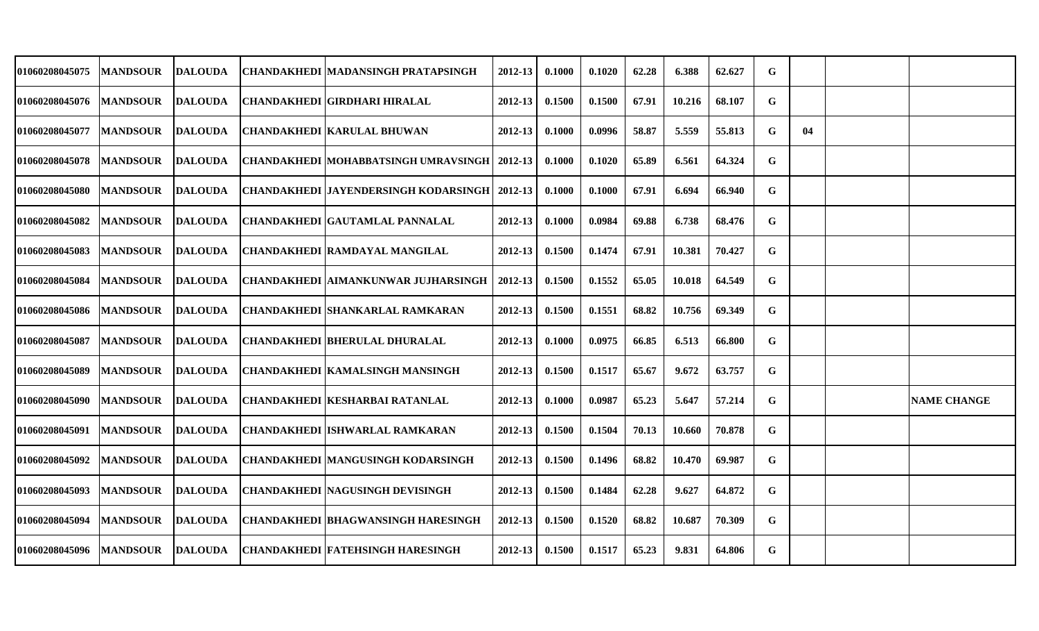| | | | | | | | | | | | | | | |
|---|---|---|---|---|---|---|---|---|---|---|---|---|---|---|
| 01060208045075 | MANDSOUR | DALOUDA | CHANDAKHEDI | MADANSINGH PRATAPSINGH | 2012-13 | 0.1000 | 0.1020 | 62.28 | 6.388 | 62.627 | G | | | |
| 01060208045076 | MANDSOUR | DALOUDA | CHANDAKHEDI | GIRDHARI HIRALAL | 2012-13 | 0.1500 | 0.1500 | 67.91 | 10.216 | 68.107 | G | | | |
| 01060208045077 | MANDSOUR | DALOUDA | CHANDAKHEDI | KARULAL BHUWAN | 2012-13 | 0.1000 | 0.0996 | 58.87 | 5.559 | 55.813 | G | 04 | | |
| 01060208045078 | MANDSOUR | DALOUDA | CHANDAKHEDI | MOHABBATSINGH UMRAVSINGH | 2012-13 | 0.1000 | 0.1020 | 65.89 | 6.561 | 64.324 | G | | | |
| 01060208045080 | MANDSOUR | DALOUDA | CHANDAKHEDI | JAYENDERSINGH KODARSINGH | 2012-13 | 0.1000 | 0.1000 | 67.91 | 6.694 | 66.940 | G | | | |
| 01060208045082 | MANDSOUR | DALOUDA | CHANDAKHEDI | GAUTAMLAL PANNALAL | 2012-13 | 0.1000 | 0.0984 | 69.88 | 6.738 | 68.476 | G | | | |
| 01060208045083 | MANDSOUR | DALOUDA | CHANDAKHEDI | RAMDAYAL MANGILAL | 2012-13 | 0.1500 | 0.1474 | 67.91 | 10.381 | 70.427 | G | | | |
| 01060208045084 | MANDSOUR | DALOUDA | CHANDAKHEDI | AIMANKUNWAR JUJHARSINGH | 2012-13 | 0.1500 | 0.1552 | 65.05 | 10.018 | 64.549 | G | | | |
| 01060208045086 | MANDSOUR | DALOUDA | CHANDAKHEDI | SHANKARLAL RAMKARAN | 2012-13 | 0.1500 | 0.1551 | 68.82 | 10.756 | 69.349 | G | | | |
| 01060208045087 | MANDSOUR | DALOUDA | CHANDAKHEDI | BHERULAL DHURALAL | 2012-13 | 0.1000 | 0.0975 | 66.85 | 6.513 | 66.800 | G | | | |
| 01060208045089 | MANDSOUR | DALOUDA | CHANDAKHEDI | KAMALSINGH MANSINGH | 2012-13 | 0.1500 | 0.1517 | 65.67 | 9.672 | 63.757 | G | | | |
| 01060208045090 | MANDSOUR | DALOUDA | CHANDAKHEDI | KESHARBAI RATANLAL | 2012-13 | 0.1000 | 0.0987 | 65.23 | 5.647 | 57.214 | G | | | NAME CHANGE |
| 01060208045091 | MANDSOUR | DALOUDA | CHANDAKHEDI | ISHWARLAL RAMKARAN | 2012-13 | 0.1500 | 0.1504 | 70.13 | 10.660 | 70.878 | G | | | |
| 01060208045092 | MANDSOUR | DALOUDA | CHANDAKHEDI | MANGUSINGH KODARSINGH | 2012-13 | 0.1500 | 0.1496 | 68.82 | 10.470 | 69.987 | G | | | |
| 01060208045093 | MANDSOUR | DALOUDA | CHANDAKHEDI | NAGUSINGH DEVISINGH | 2012-13 | 0.1500 | 0.1484 | 62.28 | 9.627 | 64.872 | G | | | |
| 01060208045094 | MANDSOUR | DALOUDA | CHANDAKHEDI | BHAGWANSINGH HARESINGH | 2012-13 | 0.1500 | 0.1520 | 68.82 | 10.687 | 70.309 | G | | | |
| 01060208045096 | MANDSOUR | DALOUDA | CHANDAKHEDI | FATEHSINGH HARESINGH | 2012-13 | 0.1500 | 0.1517 | 65.23 | 9.831 | 64.806 | G | | | |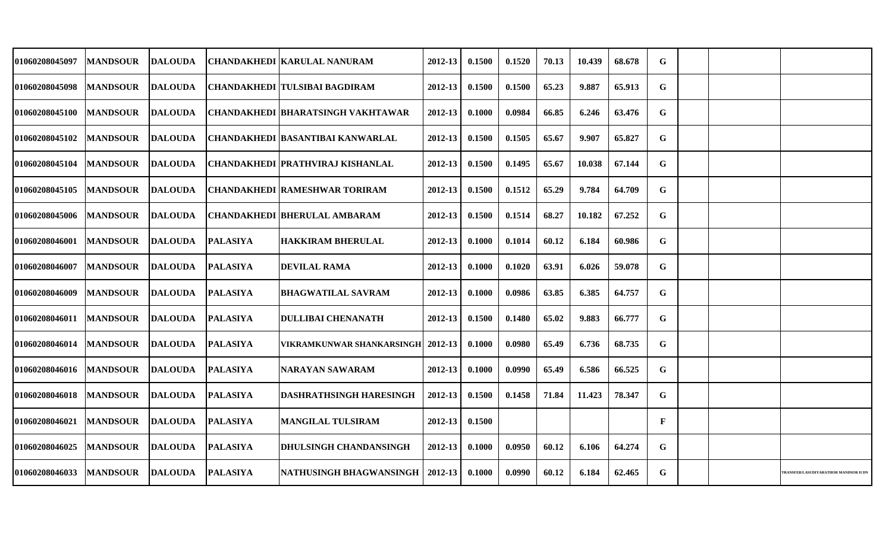| | | | | | | | | | | | | | | |
|---|---|---|---|---|---|---|---|---|---|---|---|---|---|---|
| 01060208045097 | MANDSOUR | DALOUDA | CHANDAKHEDI | KARULAL NANURAM | 2012-13 | 0.1500 | 0.1520 | 70.13 | 10.439 | 68.678 | G | | | |
| 01060208045098 | MANDSOUR | DALOUDA | CHANDAKHEDI | TULSIBAI BAGDIRAM | 2012-13 | 0.1500 | 0.1500 | 65.23 | 9.887 | 65.913 | G | | | |
| 01060208045100 | MANDSOUR | DALOUDA | CHANDAKHEDI | BHARATSINGH VAKHTAWAR | 2012-13 | 0.1000 | 0.0984 | 66.85 | 6.246 | 63.476 | G | | | |
| 01060208045102 | MANDSOUR | DALOUDA | CHANDAKHEDI | BASANTIBAI KANWARLAL | 2012-13 | 0.1500 | 0.1505 | 65.67 | 9.907 | 65.827 | G | | | |
| 01060208045104 | MANDSOUR | DALOUDA | CHANDAKHEDI | PRATHVIRAJ KISHANLAL | 2012-13 | 0.1500 | 0.1495 | 65.67 | 10.038 | 67.144 | G | | | |
| 01060208045105 | MANDSOUR | DALOUDA | CHANDAKHEDI | RAMESHWAR TORIRAM | 2012-13 | 0.1500 | 0.1512 | 65.29 | 9.784 | 64.709 | G | | | |
| 01060208045006 | MANDSOUR | DALOUDA | CHANDAKHEDI | BHERULAL AMBARAM | 2012-13 | 0.1500 | 0.1514 | 68.27 | 10.182 | 67.252 | G | | | |
| 01060208046001 | MANDSOUR | DALOUDA | PALASIYA | HAKKIRAM BHERULAL | 2012-13 | 0.1000 | 0.1014 | 60.12 | 6.184 | 60.986 | G | | | |
| 01060208046007 | MANDSOUR | DALOUDA | PALASIYA | DEVILAL RAMA | 2012-13 | 0.1000 | 0.1020 | 63.91 | 6.026 | 59.078 | G | | | |
| 01060208046009 | MANDSOUR | DALOUDA | PALASIYA | BHAGWATILAL SAVRAM | 2012-13 | 0.1000 | 0.0986 | 63.85 | 6.385 | 64.757 | G | | | |
| 01060208046011 | MANDSOUR | DALOUDA | PALASIYA | DULLIBAI CHENANATH | 2012-13 | 0.1500 | 0.1480 | 65.02 | 9.883 | 66.777 | G | | | |
| 01060208046014 | MANDSOUR | DALOUDA | PALASIYA | VIKRAMKUNWAR SHANKARSINGH | 2012-13 | 0.1000 | 0.0980 | 65.49 | 6.736 | 68.735 | G | | | |
| 01060208046016 | MANDSOUR | DALOUDA | PALASIYA | NARAYAN SAWARAM | 2012-13 | 0.1000 | 0.0990 | 65.49 | 6.586 | 66.525 | G | | | |
| 01060208046018 | MANDSOUR | DALOUDA | PALASIYA | DASHRATHSINGH HARESINGH | 2012-13 | 0.1500 | 0.1458 | 71.84 | 11.423 | 78.347 | G | | | |
| 01060208046021 | MANDSOUR | DALOUDA | PALASIYA | MANGILAL TULSIRAM | 2012-13 | 0.1500 | | | | | F | | | |
| 01060208046025 | MANDSOUR | DALOUDA | PALASIYA | DHULSINGH CHANDANSINGH | 2012-13 | 0.1000 | 0.0950 | 60.12 | 6.106 | 64.274 | G | | | |
| 01060208046033 | MANDSOUR | DALOUDA | PALASIYA | NATHUSINGH BHAGWANSINGH | 2012-13 | 0.1000 | 0.0990 | 60.12 | 6.184 | 62.465 | G | | | TRANSFER/LASUDIYARATHOR MANDSOR II DN |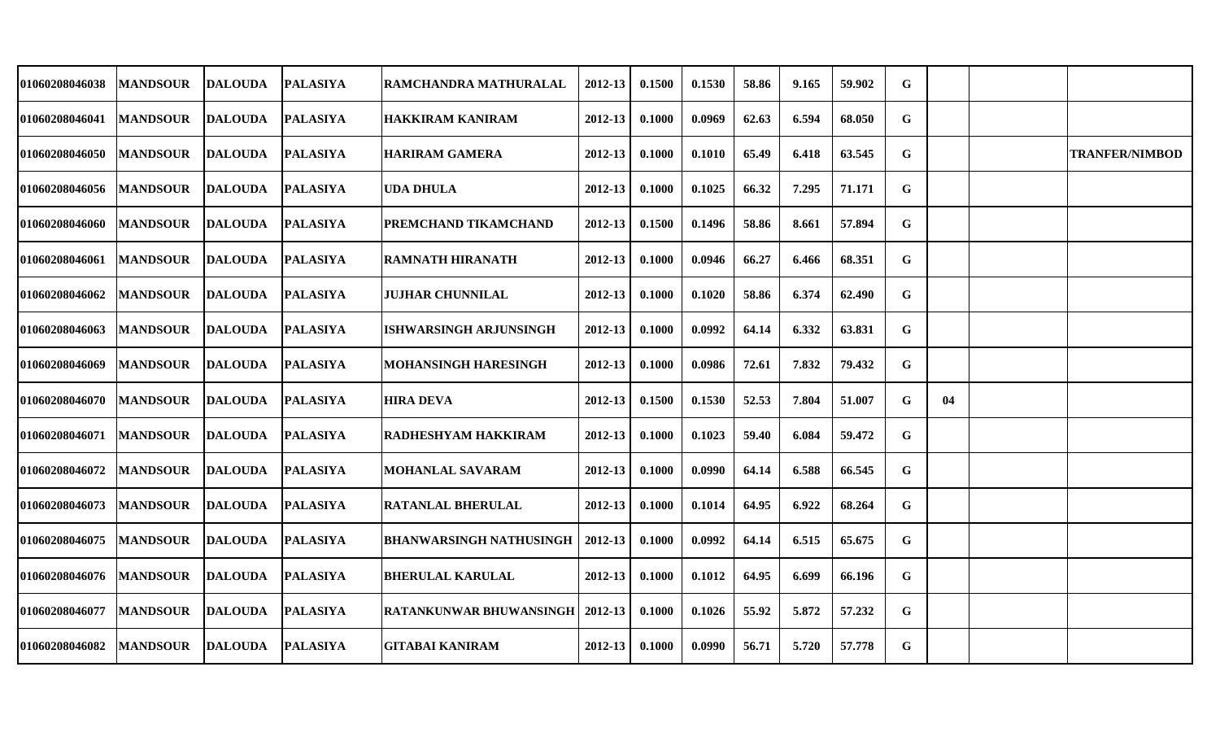| | | | | | | | | | | | | | | |
|---|---|---|---|---|---|---|---|---|---|---|---|---|---|---|
| 01060208046038 | MANDSOUR | DALOUDA | PALASIYA | RAMCHANDRA MATHURALAL | 2012-13 | 0.1500 | 0.1530 | 58.86 | 9.165 | 59.902 | G | | | |
| 01060208046041 | MANDSOUR | DALOUDA | PALASIYA | HAKKIRAM KANIRAM | 2012-13 | 0.1000 | 0.0969 | 62.63 | 6.594 | 68.050 | G | | | |
| 01060208046050 | MANDSOUR | DALOUDA | PALASIYA | HARIRAM GAMERA | 2012-13 | 0.1000 | 0.1010 | 65.49 | 6.418 | 63.545 | G | | | TRANFER/NIMBOD |
| 01060208046056 | MANDSOUR | DALOUDA | PALASIYA | UDA DHULA | 2012-13 | 0.1000 | 0.1025 | 66.32 | 7.295 | 71.171 | G | | | |
| 01060208046060 | MANDSOUR | DALOUDA | PALASIYA | PREMCHAND TIKAMCHAND | 2012-13 | 0.1500 | 0.1496 | 58.86 | 8.661 | 57.894 | G | | | |
| 01060208046061 | MANDSOUR | DALOUDA | PALASIYA | RAMNATH HIRANATH | 2012-13 | 0.1000 | 0.0946 | 66.27 | 6.466 | 68.351 | G | | | |
| 01060208046062 | MANDSOUR | DALOUDA | PALASIYA | JUJHAR CHUNNILAL | 2012-13 | 0.1000 | 0.1020 | 58.86 | 6.374 | 62.490 | G | | | |
| 01060208046063 | MANDSOUR | DALOUDA | PALASIYA | ISHWARSINGH ARJUNSINGH | 2012-13 | 0.1000 | 0.0992 | 64.14 | 6.332 | 63.831 | G | | | |
| 01060208046069 | MANDSOUR | DALOUDA | PALASIYA | MOHANSINGH HARESINGH | 2012-13 | 0.1000 | 0.0986 | 72.61 | 7.832 | 79.432 | G | | | |
| 01060208046070 | MANDSOUR | DALOUDA | PALASIYA | HIRA DEVA | 2012-13 | 0.1500 | 0.1530 | 52.53 | 7.804 | 51.007 | G | 04 | | |
| 01060208046071 | MANDSOUR | DALOUDA | PALASIYA | RADHESHYAM HAKKIRAM | 2012-13 | 0.1000 | 0.1023 | 59.40 | 6.084 | 59.472 | G | | | |
| 01060208046072 | MANDSOUR | DALOUDA | PALASIYA | MOHANLAL SAVARAM | 2012-13 | 0.1000 | 0.0990 | 64.14 | 6.588 | 66.545 | G | | | |
| 01060208046073 | MANDSOUR | DALOUDA | PALASIYA | RATANLAL BHERULAL | 2012-13 | 0.1000 | 0.1014 | 64.95 | 6.922 | 68.264 | G | | | |
| 01060208046075 | MANDSOUR | DALOUDA | PALASIYA | BHANWARSINGH NATHUSINGH | 2012-13 | 0.1000 | 0.0992 | 64.14 | 6.515 | 65.675 | G | | | |
| 01060208046076 | MANDSOUR | DALOUDA | PALASIYA | BHERULAL KARULAL | 2012-13 | 0.1000 | 0.1012 | 64.95 | 6.699 | 66.196 | G | | | |
| 01060208046077 | MANDSOUR | DALOUDA | PALASIYA | RATANKUNWAR BHUWANSINGH | 2012-13 | 0.1000 | 0.1026 | 55.92 | 5.872 | 57.232 | G | | | |
| 01060208046082 | MANDSOUR | DALOUDA | PALASIYA | GITABAI KANIRAM | 2012-13 | 0.1000 | 0.0990 | 56.71 | 5.720 | 57.778 | G | | | |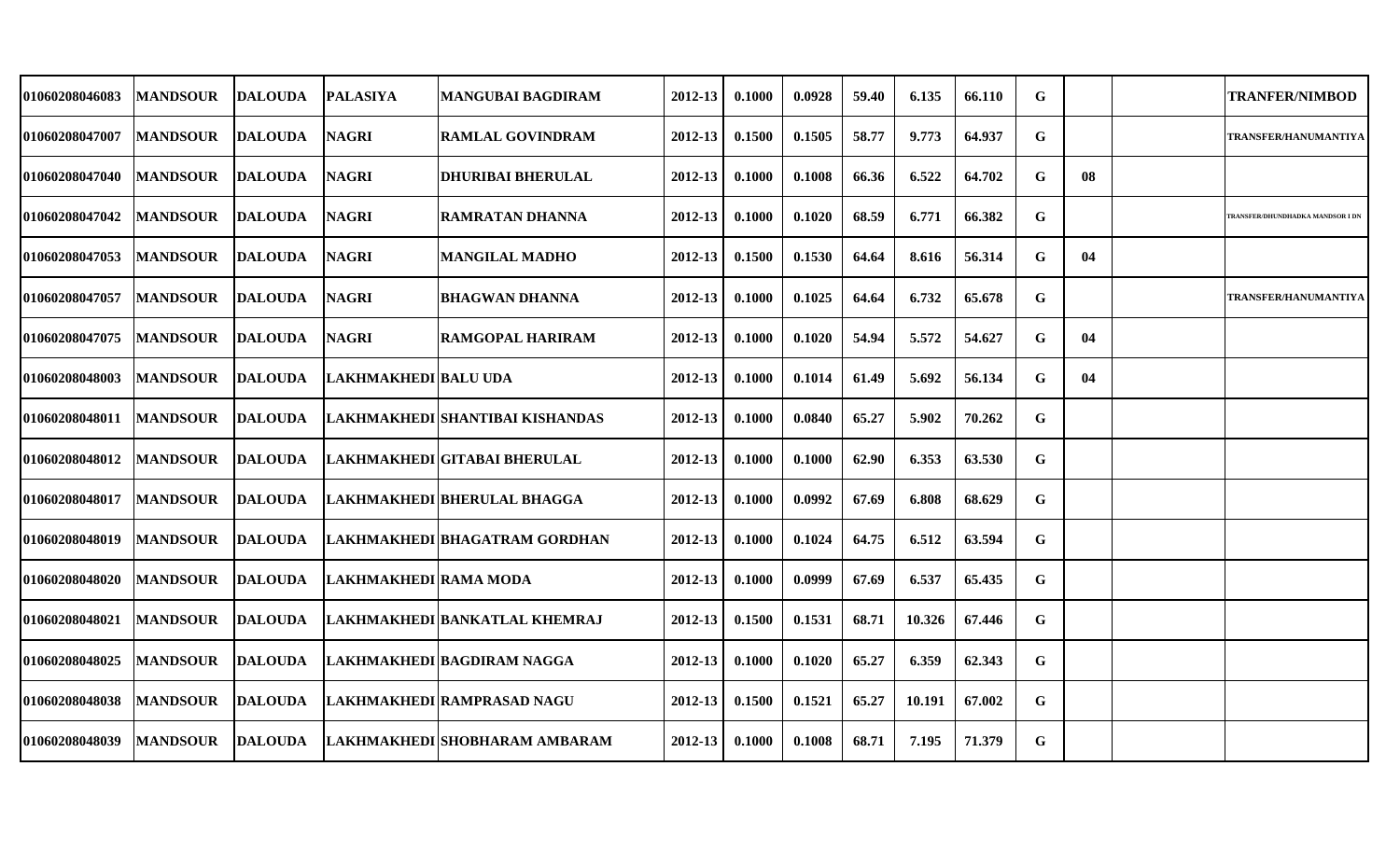| | | | | | | | | | | | | | | |
|---|---|---|---|---|---|---|---|---|---|---|---|---|---|---|
| 01060208046083 | MANDSOUR | DALOUDA | PALASIYA | MANGUBAI BAGDIRAM | 2012-13 | 0.1000 | 0.0928 | 59.40 | 6.135 | 66.110 | G | | | TRANFER/NIMBOD |
| 01060208047007 | MANDSOUR | DALOUDA | NAGRI | RAMLAL GOVINDRAM | 2012-13 | 0.1500 | 0.1505 | 58.77 | 9.773 | 64.937 | G | | | TRANSFER/HANUMANTIYA |
| 01060208047040 | MANDSOUR | DALOUDA | NAGRI | DHURIBAI BHERULAL | 2012-13 | 0.1000 | 0.1008 | 66.36 | 6.522 | 64.702 | G | 08 | | |
| 01060208047042 | MANDSOUR | DALOUDA | NAGRI | RAMRATAN DHANNA | 2012-13 | 0.1000 | 0.1020 | 68.59 | 6.771 | 66.382 | G | | | TRANSFER/DHUNDHADKA MANDSOR I DN |
| 01060208047053 | MANDSOUR | DALOUDA | NAGRI | MANGILAL MADHO | 2012-13 | 0.1500 | 0.1530 | 64.64 | 8.616 | 56.314 | G | 04 | | |
| 01060208047057 | MANDSOUR | DALOUDA | NAGRI | BHAGWAN DHANNA | 2012-13 | 0.1000 | 0.1025 | 64.64 | 6.732 | 65.678 | G | | | TRANSFER/HANUMANTIYA |
| 01060208047075 | MANDSOUR | DALOUDA | NAGRI | RAMGOPAL HARIRAM | 2012-13 | 0.1000 | 0.1020 | 54.94 | 5.572 | 54.627 | G | 04 | | |
| 01060208048003 | MANDSOUR | DALOUDA | LAKHMAKHEDI | BALU UDA | 2012-13 | 0.1000 | 0.1014 | 61.49 | 5.692 | 56.134 | G | 04 | | |
| 01060208048011 | MANDSOUR | DALOUDA | LAKHMAKHEDI | SHANTIBAI KISHANDAS | 2012-13 | 0.1000 | 0.0840 | 65.27 | 5.902 | 70.262 | G | | | |
| 01060208048012 | MANDSOUR | DALOUDA | LAKHMAKHEDI | GITABAI BHERULAL | 2012-13 | 0.1000 | 0.1000 | 62.90 | 6.353 | 63.530 | G | | | |
| 01060208048017 | MANDSOUR | DALOUDA | LAKHMAKHEDI | BHERULAL BHAGGA | 2012-13 | 0.1000 | 0.0992 | 67.69 | 6.808 | 68.629 | G | | | |
| 01060208048019 | MANDSOUR | DALOUDA | LAKHMAKHEDI | BHAGATRAM GORDHAN | 2012-13 | 0.1000 | 0.1024 | 64.75 | 6.512 | 63.594 | G | | | |
| 01060208048020 | MANDSOUR | DALOUDA | LAKHMAKHEDI | RAMA MODA | 2012-13 | 0.1000 | 0.0999 | 67.69 | 6.537 | 65.435 | G | | | |
| 01060208048021 | MANDSOUR | DALOUDA | LAKHMAKHEDI | BANKATLAL KHEMRAJ | 2012-13 | 0.1500 | 0.1531 | 68.71 | 10.326 | 67.446 | G | | | |
| 01060208048025 | MANDSOUR | DALOUDA | LAKHMAKHEDI | BAGDIRAM NAGGA | 2012-13 | 0.1000 | 0.1020 | 65.27 | 6.359 | 62.343 | G | | | |
| 01060208048038 | MANDSOUR | DALOUDA | LAKHMAKHEDI | RAMPRASAD NAGU | 2012-13 | 0.1500 | 0.1521 | 65.27 | 10.191 | 67.002 | G | | | |
| 01060208048039 | MANDSOUR | DALOUDA | LAKHMAKHEDI | SHOBHARAM AMBARAM | 2012-13 | 0.1000 | 0.1008 | 68.71 | 7.195 | 71.379 | G | | | |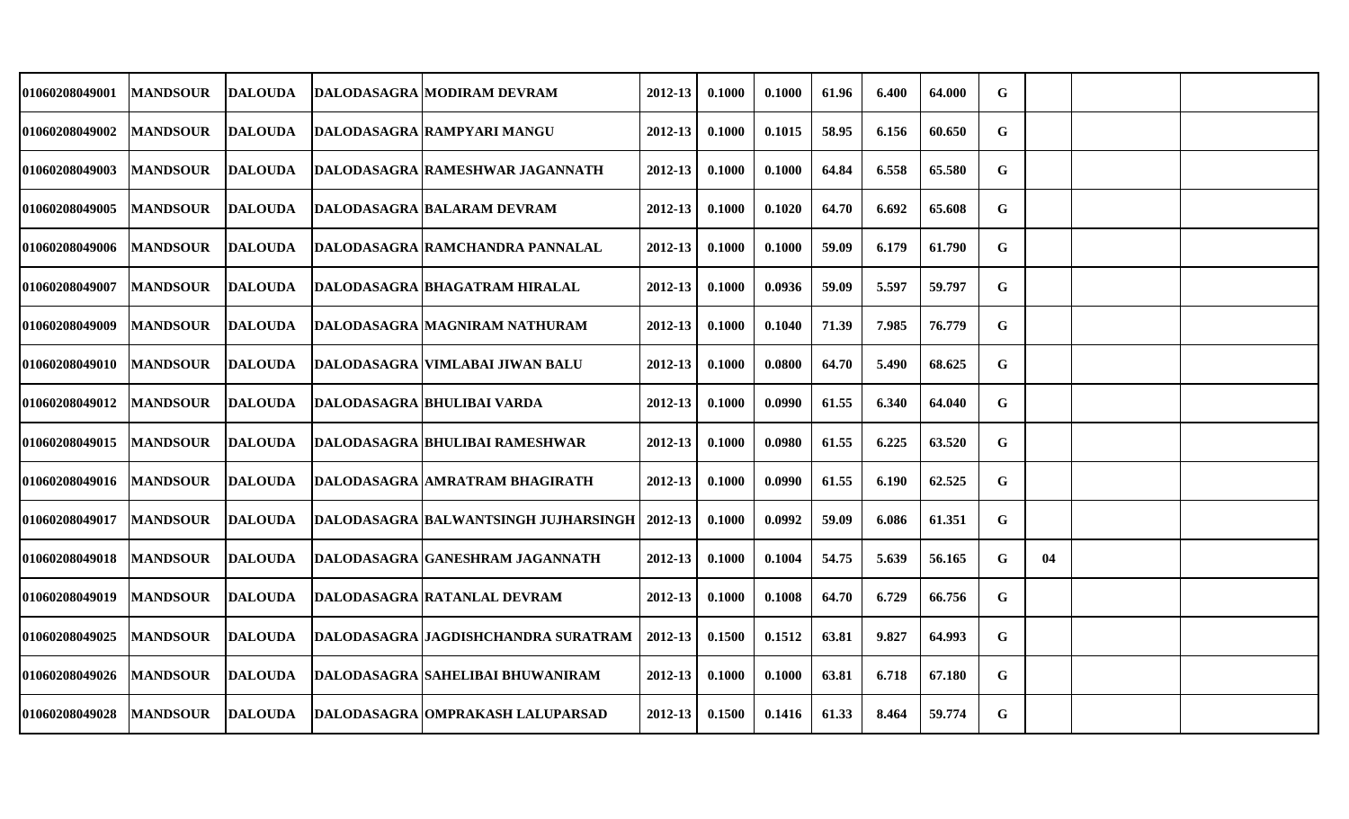| | | | | | | | | | | | | | | |
|---|---|---|---|---|---|---|---|---|---|---|---|---|---|---|
| 01060208049001 | MANDSOUR | DALOUDA | DALODASAGRA | MODIRAM DEVRAM | 2012-13 | 0.1000 | 0.1000 | 61.96 | 6.400 | 64.000 | G | | | |
| 01060208049002 | MANDSOUR | DALOUDA | DALODASAGRA | RAMPYARI MANGU | 2012-13 | 0.1000 | 0.1015 | 58.95 | 6.156 | 60.650 | G | | | |
| 01060208049003 | MANDSOUR | DALOUDA | DALODASAGRA | RAMESHWAR JAGANNATH | 2012-13 | 0.1000 | 0.1000 | 64.84 | 6.558 | 65.580 | G | | | |
| 01060208049005 | MANDSOUR | DALOUDA | DALODASAGRA | BALARAM DEVRAM | 2012-13 | 0.1000 | 0.1020 | 64.70 | 6.692 | 65.608 | G | | | |
| 01060208049006 | MANDSOUR | DALOUDA | DALODASAGRA | RAMCHANDRA PANNALAL | 2012-13 | 0.1000 | 0.1000 | 59.09 | 6.179 | 61.790 | G | | | |
| 01060208049007 | MANDSOUR | DALOUDA | DALODASAGRA | BHAGATRAM HIRALAL | 2012-13 | 0.1000 | 0.0936 | 59.09 | 5.597 | 59.797 | G | | | |
| 01060208049009 | MANDSOUR | DALOUDA | DALODASAGRA | MAGNIRAM NATHURAM | 2012-13 | 0.1000 | 0.1040 | 71.39 | 7.985 | 76.779 | G | | | |
| 01060208049010 | MANDSOUR | DALOUDA | DALODASAGRA | VIMLABAI JIWAN BALU | 2012-13 | 0.1000 | 0.0800 | 64.70 | 5.490 | 68.625 | G | | | |
| 01060208049012 | MANDSOUR | DALOUDA | DALODASAGRA | BHULIBAI VARDA | 2012-13 | 0.1000 | 0.0990 | 61.55 | 6.340 | 64.040 | G | | | |
| 01060208049015 | MANDSOUR | DALOUDA | DALODASAGRA | BHULIBAI RAMESHWAR | 2012-13 | 0.1000 | 0.0980 | 61.55 | 6.225 | 63.520 | G | | | |
| 01060208049016 | MANDSOUR | DALOUDA | DALODASAGRA | AMRATRAM BHAGIRATH | 2012-13 | 0.1000 | 0.0990 | 61.55 | 6.190 | 62.525 | G | | | |
| 01060208049017 | MANDSOUR | DALOUDA | DALODASAGRA | BALWANTSINGH JUJHARSINGH | 2012-13 | 0.1000 | 0.0992 | 59.09 | 6.086 | 61.351 | G | | | |
| 01060208049018 | MANDSOUR | DALOUDA | DALODASAGRA | GANESHRAM JAGANNATH | 2012-13 | 0.1000 | 0.1004 | 54.75 | 5.639 | 56.165 | G | 04 | | |
| 01060208049019 | MANDSOUR | DALOUDA | DALODASAGRA | RATANLAL DEVRAM | 2012-13 | 0.1000 | 0.1008 | 64.70 | 6.729 | 66.756 | G | | | |
| 01060208049025 | MANDSOUR | DALOUDA | DALODASAGRA | JAGDISHCHANDRA SURATRAM | 2012-13 | 0.1500 | 0.1512 | 63.81 | 9.827 | 64.993 | G | | | |
| 01060208049026 | MANDSOUR | DALOUDA | DALODASAGRA | SAHELIBAI BHUWANIRAM | 2012-13 | 0.1000 | 0.1000 | 63.81 | 6.718 | 67.180 | G | | | |
| 01060208049028 | MANDSOUR | DALOUDA | DALODASAGRA | OMPRAKASH LALUPARSAD | 2012-13 | 0.1500 | 0.1416 | 61.33 | 8.464 | 59.774 | G | | | |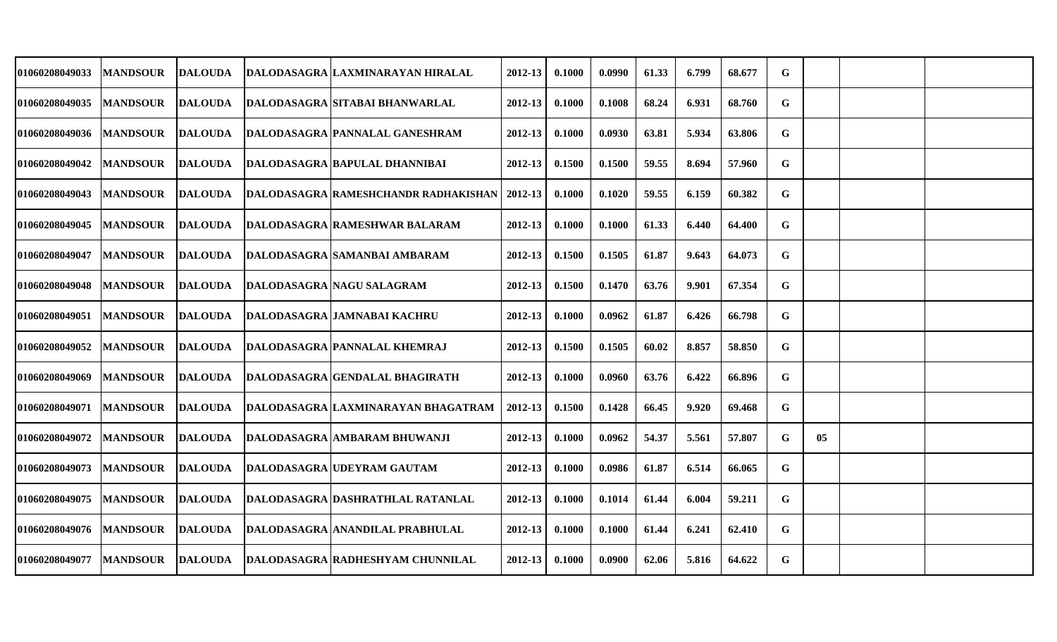| | | | | | | | | | | | | | | |
|---|---|---|---|---|---|---|---|---|---|---|---|---|---|---|
| 01060208049033 | MANDSOUR | DALOUDA | DALODASAGRA | LAXMINARAYAN HIRALAL | 2012-13 | 0.1000 | 0.0990 | 61.33 | 6.799 | 68.677 | G | | | |
| 01060208049035 | MANDSOUR | DALOUDA | DALODASAGRA | SITABAI BHANWARLAL | 2012-13 | 0.1000 | 0.1008 | 68.24 | 6.931 | 68.760 | G | | | |
| 01060208049036 | MANDSOUR | DALOUDA | DALODASAGRA | PANNALAL GANESHRAM | 2012-13 | 0.1000 | 0.0930 | 63.81 | 5.934 | 63.806 | G | | | |
| 01060208049042 | MANDSOUR | DALOUDA | DALODASAGRA | BAPULAL DHANNIBAI | 2012-13 | 0.1500 | 0.1500 | 59.55 | 8.694 | 57.960 | G | | | |
| 01060208049043 | MANDSOUR | DALOUDA | DALODASAGRA | RAMESHCHANDR RADHAKISHAN | 2012-13 | 0.1000 | 0.1020 | 59.55 | 6.159 | 60.382 | G | | | |
| 01060208049045 | MANDSOUR | DALOUDA | DALODASAGRA | RAMESHWAR BALARAM | 2012-13 | 0.1000 | 0.1000 | 61.33 | 6.440 | 64.400 | G | | | |
| 01060208049047 | MANDSOUR | DALOUDA | DALODASAGRA | SAMANBAI AMBARAM | 2012-13 | 0.1500 | 0.1505 | 61.87 | 9.643 | 64.073 | G | | | |
| 01060208049048 | MANDSOUR | DALOUDA | DALODASAGRA | NAGU SALAGRAM | 2012-13 | 0.1500 | 0.1470 | 63.76 | 9.901 | 67.354 | G | | | |
| 01060208049051 | MANDSOUR | DALOUDA | DALODASAGRA | JAMNABAI KACHRU | 2012-13 | 0.1000 | 0.0962 | 61.87 | 6.426 | 66.798 | G | | | |
| 01060208049052 | MANDSOUR | DALOUDA | DALODASAGRA | PANNALAL KHEMRAJ | 2012-13 | 0.1500 | 0.1505 | 60.02 | 8.857 | 58.850 | G | | | |
| 01060208049069 | MANDSOUR | DALOUDA | DALODASAGRA | GENDALAL BHAGIRATH | 2012-13 | 0.1000 | 0.0960 | 63.76 | 6.422 | 66.896 | G | | | |
| 01060208049071 | MANDSOUR | DALOUDA | DALODASAGRA | LAXMINARAYAN BHAGATRAM | 2012-13 | 0.1500 | 0.1428 | 66.45 | 9.920 | 69.468 | G | | | |
| 01060208049072 | MANDSOUR | DALOUDA | DALODASAGRA | AMBARAM BHUWANJI | 2012-13 | 0.1000 | 0.0962 | 54.37 | 5.561 | 57.807 | G | 05 | | |
| 01060208049073 | MANDSOUR | DALOUDA | DALODASAGRA | UDEYRAM GAUTAM | 2012-13 | 0.1000 | 0.0986 | 61.87 | 6.514 | 66.065 | G | | | |
| 01060208049075 | MANDSOUR | DALOUDA | DALODASAGRA | DASHRATHLAL RATANLAL | 2012-13 | 0.1000 | 0.1014 | 61.44 | 6.004 | 59.211 | G | | | |
| 01060208049076 | MANDSOUR | DALOUDA | DALODASAGRA | ANANDILAL PRABHULAL | 2012-13 | 0.1000 | 0.1000 | 61.44 | 6.241 | 62.410 | G | | | |
| 01060208049077 | MANDSOUR | DALOUDA | DALODASAGRA | RADHESHYAM CHUNNILAL | 2012-13 | 0.1000 | 0.0900 | 62.06 | 5.816 | 64.622 | G | | | |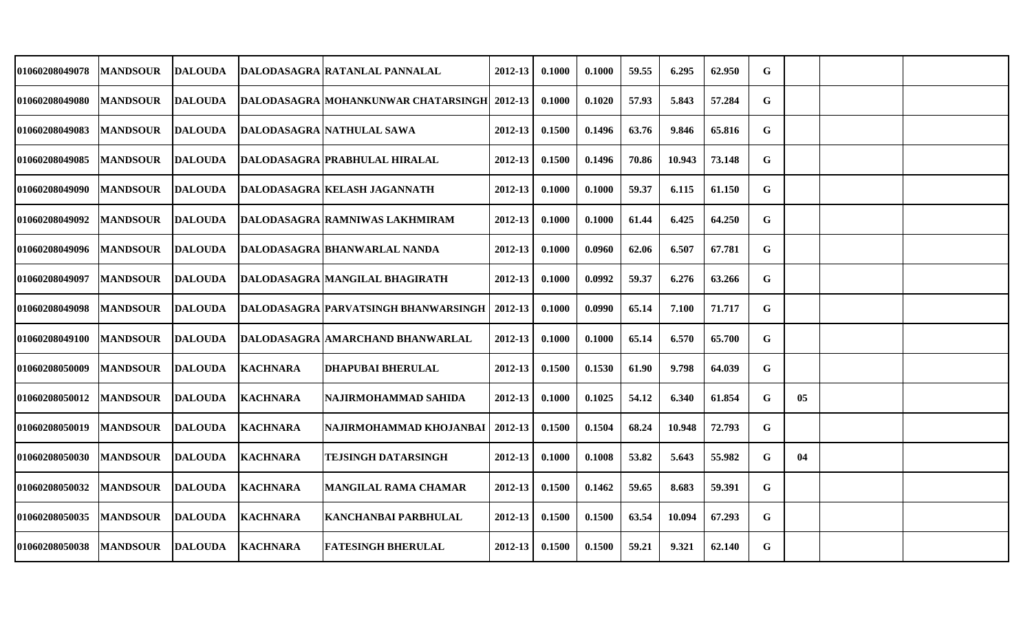| | | | | | | | | | | | | | | |
|---|---|---|---|---|---|---|---|---|---|---|---|---|---|---|
| 01060208049078 | MANDSOUR | DALOUDA | DALODASAGRA | RATANLAL PANNALAL | 2012-13 | 0.1000 | 0.1000 | 59.55 | 6.295 | 62.950 | G | | | |
| 01060208049080 | MANDSOUR | DALOUDA | DALODASAGRA | MOHANKUNWAR CHATARSINGH | 2012-13 | 0.1000 | 0.1020 | 57.93 | 5.843 | 57.284 | G | | | |
| 01060208049083 | MANDSOUR | DALOUDA | DALODASAGRA | NATHULAL SAWA | 2012-13 | 0.1500 | 0.1496 | 63.76 | 9.846 | 65.816 | G | | | |
| 01060208049085 | MANDSOUR | DALOUDA | DALODASAGRA | PRABHULAL HIRALAL | 2012-13 | 0.1500 | 0.1496 | 70.86 | 10.943 | 73.148 | G | | | |
| 01060208049090 | MANDSOUR | DALOUDA | DALODASAGRA | KELASH JAGANNATH | 2012-13 | 0.1000 | 0.1000 | 59.37 | 6.115 | 61.150 | G | | | |
| 01060208049092 | MANDSOUR | DALOUDA | DALODASAGRA | RAMNIWAS LAKHMIRAM | 2012-13 | 0.1000 | 0.1000 | 61.44 | 6.425 | 64.250 | G | | | |
| 01060208049096 | MANDSOUR | DALOUDA | DALODASAGRA | BHANWARLAL NANDA | 2012-13 | 0.1000 | 0.0960 | 62.06 | 6.507 | 67.781 | G | | | |
| 01060208049097 | MANDSOUR | DALOUDA | DALODASAGRA | MANGILAL BHAGIRATH | 2012-13 | 0.1000 | 0.0992 | 59.37 | 6.276 | 63.266 | G | | | |
| 01060208049098 | MANDSOUR | DALOUDA | DALODASAGRA | PARVATSINGH BHANWARSINGH | 2012-13 | 0.1000 | 0.0990 | 65.14 | 7.100 | 71.717 | G | | | |
| 01060208049100 | MANDSOUR | DALOUDA | DALODASAGRA | AMARCHAND BHANWARLAL | 2012-13 | 0.1000 | 0.1000 | 65.14 | 6.570 | 65.700 | G | | | |
| 01060208050009 | MANDSOUR | DALOUDA | KACHNARA | DHAPUBAI BHERULAL | 2012-13 | 0.1500 | 0.1530 | 61.90 | 9.798 | 64.039 | G | | | |
| 01060208050012 | MANDSOUR | DALOUDA | KACHNARA | NAJIRMOHAMMAD SAHIDA | 2012-13 | 0.1000 | 0.1025 | 54.12 | 6.340 | 61.854 | G | 05 | | |
| 01060208050019 | MANDSOUR | DALOUDA | KACHNARA | NAJIRMOHAMMAD KHOJANBAI | 2012-13 | 0.1500 | 0.1504 | 68.24 | 10.948 | 72.793 | G | | | |
| 01060208050030 | MANDSOUR | DALOUDA | KACHNARA | TEJSINGH DATARSINGH | 2012-13 | 0.1000 | 0.1008 | 53.82 | 5.643 | 55.982 | G | 04 | | |
| 01060208050032 | MANDSOUR | DALOUDA | KACHNARA | MANGILAL RAMA CHAMAR | 2012-13 | 0.1500 | 0.1462 | 59.65 | 8.683 | 59.391 | G | | | |
| 01060208050035 | MANDSOUR | DALOUDA | KACHNARA | KANCHANBAI PARBHULAL | 2012-13 | 0.1500 | 0.1500 | 63.54 | 10.094 | 67.293 | G | | | |
| 01060208050038 | MANDSOUR | DALOUDA | KACHNARA | FATESINGH BHERULAL | 2012-13 | 0.1500 | 0.1500 | 59.21 | 9.321 | 62.140 | G | | | |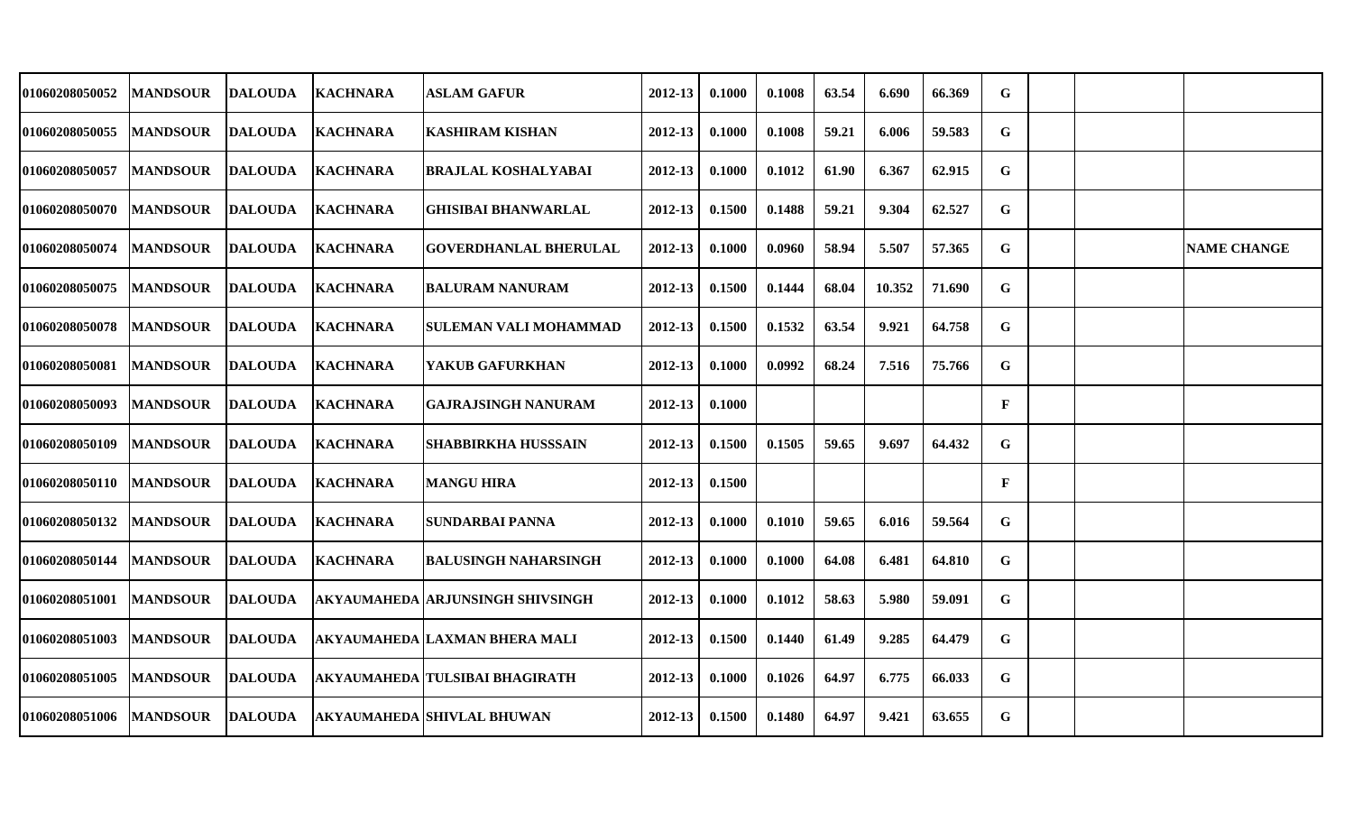| | | | | | | | | | | | | | | |
|---|---|---|---|---|---|---|---|---|---|---|---|---|---|---|
| 01060208050052 | MANDSOUR | DALOUDA | KACHNARA | ASLAM GAFUR | 2012-13 | 0.1000 | 0.1008 | 63.54 | 6.690 | 66.369 | G | | | |
| 01060208050055 | MANDSOUR | DALOUDA | KACHNARA | KASHIRAM KISHAN | 2012-13 | 0.1000 | 0.1008 | 59.21 | 6.006 | 59.583 | G | | | |
| 01060208050057 | MANDSOUR | DALOUDA | KACHNARA | BRAJLAL KOSHALYABAI | 2012-13 | 0.1000 | 0.1012 | 61.90 | 6.367 | 62.915 | G | | | |
| 01060208050070 | MANDSOUR | DALOUDA | KACHNARA | GHISIBAI BHANWARLAL | 2012-13 | 0.1500 | 0.1488 | 59.21 | 9.304 | 62.527 | G | | | |
| 01060208050074 | MANDSOUR | DALOUDA | KACHNARA | GOVERDHANLAL BHERULAL | 2012-13 | 0.1000 | 0.0960 | 58.94 | 5.507 | 57.365 | G | | | NAME CHANGE |
| 01060208050075 | MANDSOUR | DALOUDA | KACHNARA | BALURAM NANURAM | 2012-13 | 0.1500 | 0.1444 | 68.04 | 10.352 | 71.690 | G | | | |
| 01060208050078 | MANDSOUR | DALOUDA | KACHNARA | SULEMAN VALI MOHAMMAD | 2012-13 | 0.1500 | 0.1532 | 63.54 | 9.921 | 64.758 | G | | | |
| 01060208050081 | MANDSOUR | DALOUDA | KACHNARA | YAKUB GAFURKHAN | 2012-13 | 0.1000 | 0.0992 | 68.24 | 7.516 | 75.766 | G | | | |
| 01060208050093 | MANDSOUR | DALOUDA | KACHNARA | GAJRAJSINGH NANURAM | 2012-13 | 0.1000 | | | | | F | | | |
| 01060208050109 | MANDSOUR | DALOUDA | KACHNARA | SHABBIRKHA HUSSSAIN | 2012-13 | 0.1500 | 0.1505 | 59.65 | 9.697 | 64.432 | G | | | |
| 01060208050110 | MANDSOUR | DALOUDA | KACHNARA | MANGU HIRA | 2012-13 | 0.1500 | | | | | F | | | |
| 01060208050132 | MANDSOUR | DALOUDA | KACHNARA | SUNDARBAI PANNA | 2012-13 | 0.1000 | 0.1010 | 59.65 | 6.016 | 59.564 | G | | | |
| 01060208050144 | MANDSOUR | DALOUDA | KACHNARA | BALUSINGH NAHARSINGH | 2012-13 | 0.1000 | 0.1000 | 64.08 | 6.481 | 64.810 | G | | | |
| 01060208051001 | MANDSOUR | DALOUDA | AKYAUMAHEDA | ARJUNSINGH SHIVSINGH | 2012-13 | 0.1000 | 0.1012 | 58.63 | 5.980 | 59.091 | G | | | |
| 01060208051003 | MANDSOUR | DALOUDA | AKYAUMAHEDA | LAXMAN BHERA MALI | 2012-13 | 0.1500 | 0.1440 | 61.49 | 9.285 | 64.479 | G | | | |
| 01060208051005 | MANDSOUR | DALOUDA | AKYAUMAHEDA | TULSIBAI BHAGIRATH | 2012-13 | 0.1000 | 0.1026 | 64.97 | 6.775 | 66.033 | G | | | |
| 01060208051006 | MANDSOUR | DALOUDA | AKYAUMAHEDA | SHIVLAL BHUWAN | 2012-13 | 0.1500 | 0.1480 | 64.97 | 9.421 | 63.655 | G | | | |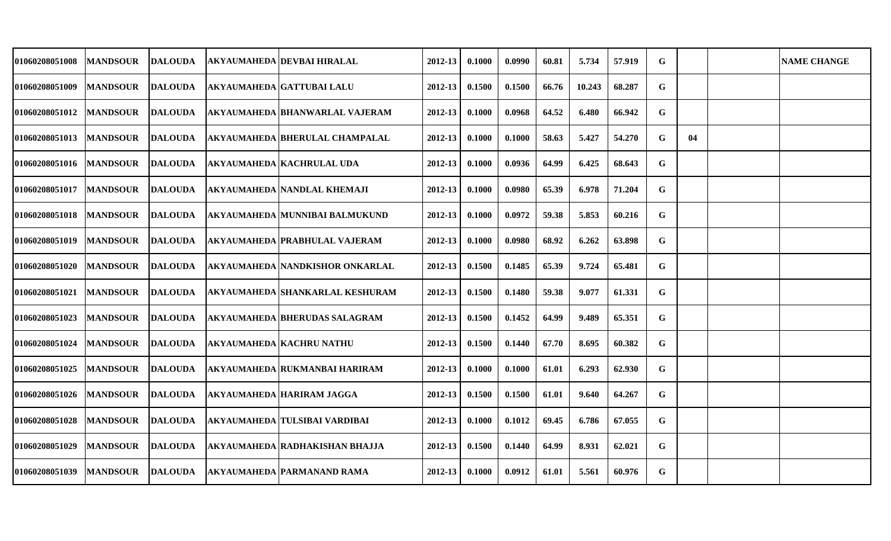| 01060208051008 | MANDSOUR | DALOUDA | AKYAUMAHEDA | DEVBAI HIRALAL | 2012-13 | 0.1000 | 0.0990 | 60.81 | 5.734 | 57.919 | G | | | NAME CHANGE |
|---|---|---|---|---|---|---|---|---|---|---|---|---|---|---|
| 01060208051009 | MANDSOUR | DALOUDA | AKYAUMAHEDA | GATTUBAI LALU | 2012-13 | 0.1500 | 0.1500 | 66.76 | 10.243 | 68.287 | G | | | |
| 01060208051012 | MANDSOUR | DALOUDA | AKYAUMAHEDA | BHANWARLAL VAJERAM | 2012-13 | 0.1000 | 0.0968 | 64.52 | 6.480 | 66.942 | G | | | |
| 01060208051013 | MANDSOUR | DALOUDA | AKYAUMAHEDA | BHERULAL CHAMPALAL | 2012-13 | 0.1000 | 0.1000 | 58.63 | 5.427 | 54.270 | G | 04 | | |
| 01060208051016 | MANDSOUR | DALOUDA | AKYAUMAHEDA | KACHRULAL UDA | 2012-13 | 0.1000 | 0.0936 | 64.99 | 6.425 | 68.643 | G | | | |
| 01060208051017 | MANDSOUR | DALOUDA | AKYAUMAHEDA | NANDLAL KHEMAJI | 2012-13 | 0.1000 | 0.0980 | 65.39 | 6.978 | 71.204 | G | | | |
| 01060208051018 | MANDSOUR | DALOUDA | AKYAUMAHEDA | MUNNIBAI BALMUKUND | 2012-13 | 0.1000 | 0.0972 | 59.38 | 5.853 | 60.216 | G | | | |
| 01060208051019 | MANDSOUR | DALOUDA | AKYAUMAHEDA | PRABHULAL VAJERAM | 2012-13 | 0.1000 | 0.0980 | 68.92 | 6.262 | 63.898 | G | | | |
| 01060208051020 | MANDSOUR | DALOUDA | AKYAUMAHEDA | NANDKISHOR ONKARLAL | 2012-13 | 0.1500 | 0.1485 | 65.39 | 9.724 | 65.481 | G | | | |
| 01060208051021 | MANDSOUR | DALOUDA | AKYAUMAHEDA | SHANKARLAL KESHURAM | 2012-13 | 0.1500 | 0.1480 | 59.38 | 9.077 | 61.331 | G | | | |
| 01060208051023 | MANDSOUR | DALOUDA | AKYAUMAHEDA | BHERUDAS SALAGRAM | 2012-13 | 0.1500 | 0.1452 | 64.99 | 9.489 | 65.351 | G | | | |
| 01060208051024 | MANDSOUR | DALOUDA | AKYAUMAHEDA | KACHRU NATHU | 2012-13 | 0.1500 | 0.1440 | 67.70 | 8.695 | 60.382 | G | | | |
| 01060208051025 | MANDSOUR | DALOUDA | AKYAUMAHEDA | RUKMANBAI HARIRAM | 2012-13 | 0.1000 | 0.1000 | 61.01 | 6.293 | 62.930 | G | | | |
| 01060208051026 | MANDSOUR | DALOUDA | AKYAUMAHEDA | HARIRAM JAGGA | 2012-13 | 0.1500 | 0.1500 | 61.01 | 9.640 | 64.267 | G | | | |
| 01060208051028 | MANDSOUR | DALOUDA | AKYAUMAHEDA | TULSIBAI VARDIBAI | 2012-13 | 0.1000 | 0.1012 | 69.45 | 6.786 | 67.055 | G | | | |
| 01060208051029 | MANDSOUR | DALOUDA | AKYAUMAHEDA | RADHAKISHAN BHAJJA | 2012-13 | 0.1500 | 0.1440 | 64.99 | 8.931 | 62.021 | G | | | |
| 01060208051039 | MANDSOUR | DALOUDA | AKYAUMAHEDA | PARMANAND RAMA | 2012-13 | 0.1000 | 0.0912 | 61.01 | 5.561 | 60.976 | G | | | |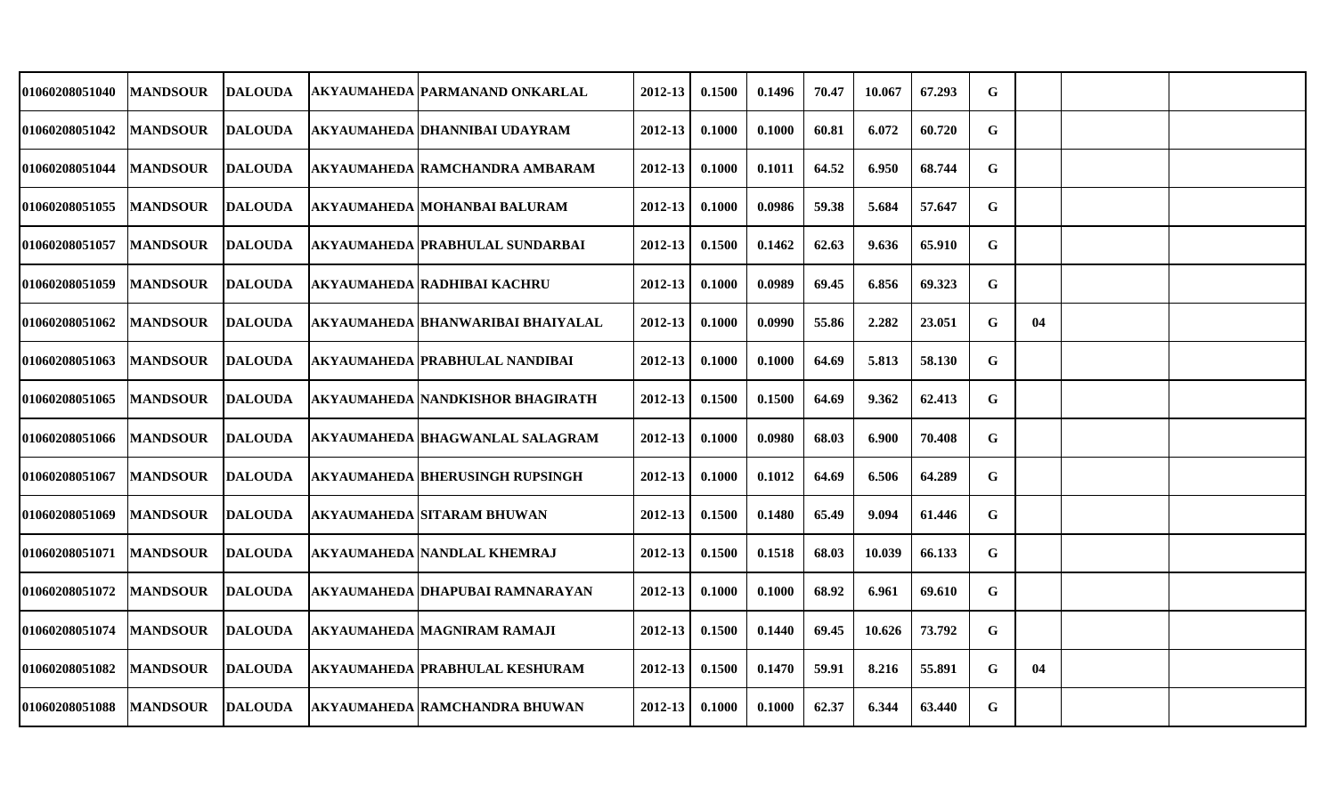| | | | | | | | | | | | | | | |
|---|---|---|---|---|---|---|---|---|---|---|---|---|---|---|
| 01060208051040 | MANDSOUR | DALOUDA | AKYAUMAHEDA | PARMANAND ONKARLAL | 2012-13 | 0.1500 | 0.1496 | 70.47 | 10.067 | 67.293 | G | | | |
| 01060208051042 | MANDSOUR | DALOUDA | AKYAUMAHEDA | DHANNIBAI UDAYRAM | 2012-13 | 0.1000 | 0.1000 | 60.81 | 6.072 | 60.720 | G | | | |
| 01060208051044 | MANDSOUR | DALOUDA | AKYAUMAHEDA | RAMCHANDRA AMBARAM | 2012-13 | 0.1000 | 0.1011 | 64.52 | 6.950 | 68.744 | G | | | |
| 01060208051055 | MANDSOUR | DALOUDA | AKYAUMAHEDA | MOHANBAI BALURAM | 2012-13 | 0.1000 | 0.0986 | 59.38 | 5.684 | 57.647 | G | | | |
| 01060208051057 | MANDSOUR | DALOUDA | AKYAUMAHEDA | PRABHULAL SUNDARBAI | 2012-13 | 0.1500 | 0.1462 | 62.63 | 9.636 | 65.910 | G | | | |
| 01060208051059 | MANDSOUR | DALOUDA | AKYAUMAHEDA | RADHIBAI KACHRU | 2012-13 | 0.1000 | 0.0989 | 69.45 | 6.856 | 69.323 | G | | | |
| 01060208051062 | MANDSOUR | DALOUDA | AKYAUMAHEDA | BHANWARIBAI BHAIYALAL | 2012-13 | 0.1000 | 0.0990 | 55.86 | 2.282 | 23.051 | G | 04 | | |
| 01060208051063 | MANDSOUR | DALOUDA | AKYAUMAHEDA | PRABHULAL NANDIBAI | 2012-13 | 0.1000 | 0.1000 | 64.69 | 5.813 | 58.130 | G | | | |
| 01060208051065 | MANDSOUR | DALOUDA | AKYAUMAHEDA | NANDKISHOR BHAGIRATH | 2012-13 | 0.1500 | 0.1500 | 64.69 | 9.362 | 62.413 | G | | | |
| 01060208051066 | MANDSOUR | DALOUDA | AKYAUMAHEDA | BHAGWANLAL SALAGRAM | 2012-13 | 0.1000 | 0.0980 | 68.03 | 6.900 | 70.408 | G | | | |
| 01060208051067 | MANDSOUR | DALOUDA | AKYAUMAHEDA | BHERUSINGH RUPSINGH | 2012-13 | 0.1000 | 0.1012 | 64.69 | 6.506 | 64.289 | G | | | |
| 01060208051069 | MANDSOUR | DALOUDA | AKYAUMAHEDA | SITARAM BHUWAN | 2012-13 | 0.1500 | 0.1480 | 65.49 | 9.094 | 61.446 | G | | | |
| 01060208051071 | MANDSOUR | DALOUDA | AKYAUMAHEDA | NANDLAL KHEMRAJ | 2012-13 | 0.1500 | 0.1518 | 68.03 | 10.039 | 66.133 | G | | | |
| 01060208051072 | MANDSOUR | DALOUDA | AKYAUMAHEDA | DHAPUBAI RAMNARAYAN | 2012-13 | 0.1000 | 0.1000 | 68.92 | 6.961 | 69.610 | G | | | |
| 01060208051074 | MANDSOUR | DALOUDA | AKYAUMAHEDA | MAGNIRAM RAMAJI | 2012-13 | 0.1500 | 0.1440 | 69.45 | 10.626 | 73.792 | G | | | |
| 01060208051082 | MANDSOUR | DALOUDA | AKYAUMAHEDA | PRABHULAL KESHURAM | 2012-13 | 0.1500 | 0.1470 | 59.91 | 8.216 | 55.891 | G | 04 | | |
| 01060208051088 | MANDSOUR | DALOUDA | AKYAUMAHEDA | RAMCHANDRA BHUWAN | 2012-13 | 0.1000 | 0.1000 | 62.37 | 6.344 | 63.440 | G | | | |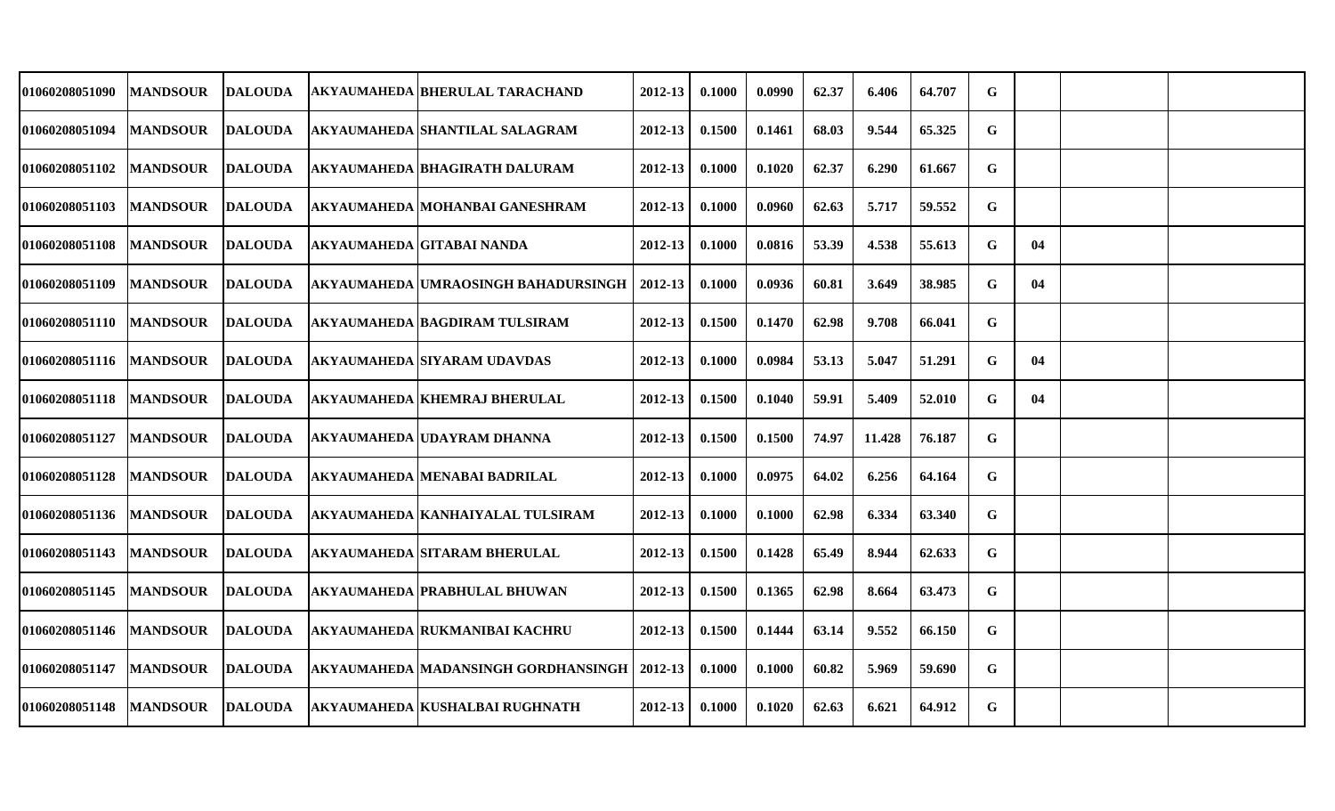| | | | | | | | | | | | | | | |
|---|---|---|---|---|---|---|---|---|---|---|---|---|---|---|
| 01060208051090 | MANDSOUR | DALOUDA | AKYAUMAHEDA | BHERULAL TARACHAND | 2012-13 | 0.1000 | 0.0990 | 62.37 | 6.406 | 64.707 | G | | | |
| 01060208051094 | MANDSOUR | DALOUDA | AKYAUMAHEDA | SHANTILAL SALAGRAM | 2012-13 | 0.1500 | 0.1461 | 68.03 | 9.544 | 65.325 | G | | | |
| 01060208051102 | MANDSOUR | DALOUDA | AKYAUMAHEDA | BHAGIRATH DALURAM | 2012-13 | 0.1000 | 0.1020 | 62.37 | 6.290 | 61.667 | G | | | |
| 01060208051103 | MANDSOUR | DALOUDA | AKYAUMAHEDA | MOHANBAI GANESHRAM | 2012-13 | 0.1000 | 0.0960 | 62.63 | 5.717 | 59.552 | G | | | |
| 01060208051108 | MANDSOUR | DALOUDA | AKYAUMAHEDA | GITABAI NANDA | 2012-13 | 0.1000 | 0.0816 | 53.39 | 4.538 | 55.613 | G | 04 | | |
| 01060208051109 | MANDSOUR | DALOUDA | AKYAUMAHEDA | UMRAOSINGH BAHADURSINGH | 2012-13 | 0.1000 | 0.0936 | 60.81 | 3.649 | 38.985 | G | 04 | | |
| 01060208051110 | MANDSOUR | DALOUDA | AKYAUMAHEDA | BAGDIRAM TULSIRAM | 2012-13 | 0.1500 | 0.1470 | 62.98 | 9.708 | 66.041 | G | | | |
| 01060208051116 | MANDSOUR | DALOUDA | AKYAUMAHEDA | SIYARAM UDAVDAS | 2012-13 | 0.1000 | 0.0984 | 53.13 | 5.047 | 51.291 | G | 04 | | |
| 01060208051118 | MANDSOUR | DALOUDA | AKYAUMAHEDA | KHEMRAJ BHERULAL | 2012-13 | 0.1500 | 0.1040 | 59.91 | 5.409 | 52.010 | G | 04 | | |
| 01060208051127 | MANDSOUR | DALOUDA | AKYAUMAHEDA | UDAYRAM DHANNA | 2012-13 | 0.1500 | 0.1500 | 74.97 | 11.428 | 76.187 | G | | | |
| 01060208051128 | MANDSOUR | DALOUDA | AKYAUMAHEDA | MENABAI BADRILAL | 2012-13 | 0.1000 | 0.0975 | 64.02 | 6.256 | 64.164 | G | | | |
| 01060208051136 | MANDSOUR | DALOUDA | AKYAUMAHEDA | KANHAIYALAL TULSIRAM | 2012-13 | 0.1000 | 0.1000 | 62.98 | 6.334 | 63.340 | G | | | |
| 01060208051143 | MANDSOUR | DALOUDA | AKYAUMAHEDA | SITARAM BHERULAL | 2012-13 | 0.1500 | 0.1428 | 65.49 | 8.944 | 62.633 | G | | | |
| 01060208051145 | MANDSOUR | DALOUDA | AKYAUMAHEDA | PRABHULAL BHUWAN | 2012-13 | 0.1500 | 0.1365 | 62.98 | 8.664 | 63.473 | G | | | |
| 01060208051146 | MANDSOUR | DALOUDA | AKYAUMAHEDA | RUKMANIBAI KACHRU | 2012-13 | 0.1500 | 0.1444 | 63.14 | 9.552 | 66.150 | G | | | |
| 01060208051147 | MANDSOUR | DALOUDA | AKYAUMAHEDA | MADANSINGH GORDHANSINGH | 2012-13 | 0.1000 | 0.1000 | 60.82 | 5.969 | 59.690 | G | | | |
| 01060208051148 | MANDSOUR | DALOUDA | AKYAUMAHEDA | KUSHALBAI RUGHNATH | 2012-13 | 0.1000 | 0.1020 | 62.63 | 6.621 | 64.912 | G | | | |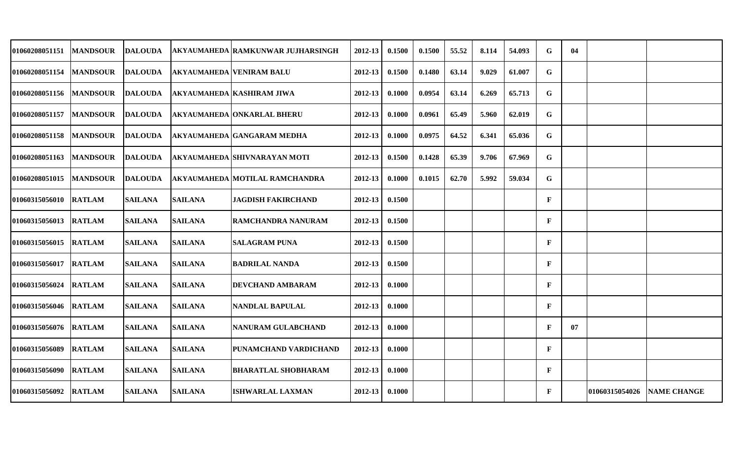| | | | | | | | | | | | | | | |
|---|---|---|---|---|---|---|---|---|---|---|---|---|---|---|
| 01060208051151 | MANDSOUR | DALOUDA | AKYAUMAHEDA | RAMKUNWAR JUJHARSINGH | 2012-13 | 0.1500 | 0.1500 | 55.52 | 8.114 | 54.093 | G | 04 | | |
| 01060208051154 | MANDSOUR | DALOUDA | AKYAUMAHEDA | VENIRAM BALU | 2012-13 | 0.1500 | 0.1480 | 63.14 | 9.029 | 61.007 | G | | | |
| 01060208051156 | MANDSOUR | DALOUDA | AKYAUMAHEDA | KASHIRAM JIWA | 2012-13 | 0.1000 | 0.0954 | 63.14 | 6.269 | 65.713 | G | | | |
| 01060208051157 | MANDSOUR | DALOUDA | AKYAUMAHEDA | ONKARLAL BHERU | 2012-13 | 0.1000 | 0.0961 | 65.49 | 5.960 | 62.019 | G | | | |
| 01060208051158 | MANDSOUR | DALOUDA | AKYAUMAHEDA | GANGARAM MEDHA | 2012-13 | 0.1000 | 0.0975 | 64.52 | 6.341 | 65.036 | G | | | |
| 01060208051163 | MANDSOUR | DALOUDA | AKYAUMAHEDA | SHIVNARAYAN MOTI | 2012-13 | 0.1500 | 0.1428 | 65.39 | 9.706 | 67.969 | G | | | |
| 01060208051015 | MANDSOUR | DALOUDA | AKYAUMAHEDA | MOTILAL RAMCHANDRA | 2012-13 | 0.1000 | 0.1015 | 62.70 | 5.992 | 59.034 | G | | | |
| 01060315056010 | RATLAM | SAILANA | SAILANA | JAGDISH FAKIRCHAND | 2012-13 | 0.1500 | | | | | F | | | |
| 01060315056013 | RATLAM | SAILANA | SAILANA | RAMCHANDRA NANURAM | 2012-13 | 0.1500 | | | | | F | | | |
| 01060315056015 | RATLAM | SAILANA | SAILANA | SALAGRAM PUNA | 2012-13 | 0.1500 | | | | | F | | | |
| 01060315056017 | RATLAM | SAILANA | SAILANA | BADRILAL NANDA | 2012-13 | 0.1500 | | | | | F | | | |
| 01060315056024 | RATLAM | SAILANA | SAILANA | DEVCHAND AMBARAM | 2012-13 | 0.1000 | | | | | F | | | |
| 01060315056046 | RATLAM | SAILANA | SAILANA | NANDLAL BAPULAL | 2012-13 | 0.1000 | | | | | F | | | |
| 01060315056076 | RATLAM | SAILANA | SAILANA | NANURAM GULABCHAND | 2012-13 | 0.1000 | | | | | F | 07 | | |
| 01060315056089 | RATLAM | SAILANA | SAILANA | PUNAMCHAND VARDICHAND | 2012-13 | 0.1000 | | | | | F | | | |
| 01060315056090 | RATLAM | SAILANA | SAILANA | BHARATLAL SHOBHARAM | 2012-13 | 0.1000 | | | | | F | | | |
| 01060315056092 | RATLAM | SAILANA | SAILANA | ISHWARLAL LAXMAN | 2012-13 | 0.1000 | | | | | F | | 01060315054026 | NAME CHANGE |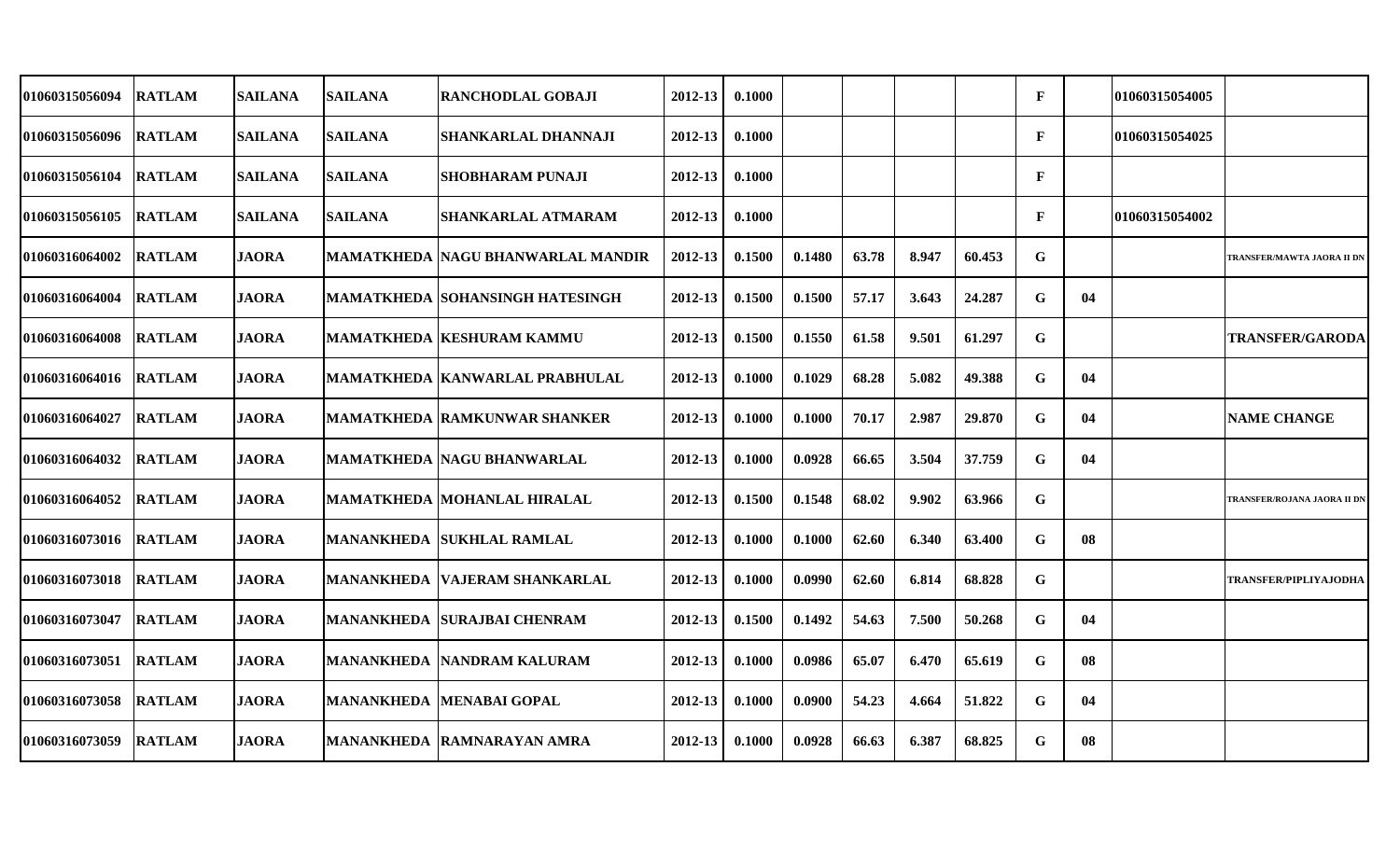| | | | | | | | | | | | | | | |
|---|---|---|---|---|---|---|---|---|---|---|---|---|---|---|
| 01060315056094 | RATLAM | SAILANA | SAILANA | RANCHODLAL GOBAJI | 2012-13 | 0.1000 | | | | | F | | 01060315054005 | |
| 01060315056096 | RATLAM | SAILANA | SAILANA | SHANKARLAL DHANNAJI | 2012-13 | 0.1000 | | | | | F | | 01060315054025 | |
| 01060315056104 | RATLAM | SAILANA | SAILANA | SHOBHARAM PUNAJI | 2012-13 | 0.1000 | | | | | F | | | |
| 01060315056105 | RATLAM | SAILANA | SAILANA | SHANKARLAL ATMARAM | 2012-13 | 0.1000 | | | | | F | | 01060315054002 | |
| 01060316064002 | RATLAM | JAORA | MAMATKHEDA | NAGU BHANWARLAL MANDIR | 2012-13 | 0.1500 | 0.1480 | 63.78 | 8.947 | 60.453 | G | | | TRANSFER/MAWTA JAORA II DN |
| 01060316064004 | RATLAM | JAORA | MAMATKHEDA | SOHANSINGH HATESINGH | 2012-13 | 0.1500 | 0.1500 | 57.17 | 3.643 | 24.287 | G | 04 | | |
| 01060316064008 | RATLAM | JAORA | MAMATKHEDA | KESHURAM KAMMU | 2012-13 | 0.1500 | 0.1550 | 61.58 | 9.501 | 61.297 | G | | | TRANSFER/GARODA |
| 01060316064016 | RATLAM | JAORA | MAMATKHEDA | KANWARLAL PRABHULAL | 2012-13 | 0.1000 | 0.1029 | 68.28 | 5.082 | 49.388 | G | 04 | | |
| 01060316064027 | RATLAM | JAORA | MAMATKHEDA | RAMKUNWAR SHANKER | 2012-13 | 0.1000 | 0.1000 | 70.17 | 2.987 | 29.870 | G | 04 | | NAME CHANGE |
| 01060316064032 | RATLAM | JAORA | MAMATKHEDA | NAGU BHANWARLAL | 2012-13 | 0.1000 | 0.0928 | 66.65 | 3.504 | 37.759 | G | 04 | | |
| 01060316064052 | RATLAM | JAORA | MAMATKHEDA | MOHANLAL HIRALAL | 2012-13 | 0.1500 | 0.1548 | 68.02 | 9.902 | 63.966 | G | | | TRANSFER/ROJANA JAORA II DN |
| 01060316073016 | RATLAM | JAORA | MANANKHEDA | SUKHLAL RAMLAL | 2012-13 | 0.1000 | 0.1000 | 62.60 | 6.340 | 63.400 | G | 08 | | |
| 01060316073018 | RATLAM | JAORA | MANANKHEDA | VAJERAM SHANKARLAL | 2012-13 | 0.1000 | 0.0990 | 62.60 | 6.814 | 68.828 | G | | | TRANSFER/PIPLIYAJODHA |
| 01060316073047 | RATLAM | JAORA | MANANKHEDA | SURAJBAI CHENRAM | 2012-13 | 0.1500 | 0.1492 | 54.63 | 7.500 | 50.268 | G | 04 | | |
| 01060316073051 | RATLAM | JAORA | MANANKHEDA | NANDRAM KALURAM | 2012-13 | 0.1000 | 0.0986 | 65.07 | 6.470 | 65.619 | G | 08 | | |
| 01060316073058 | RATLAM | JAORA | MANANKHEDA | MENABAI GOPAL | 2012-13 | 0.1000 | 0.0900 | 54.23 | 4.664 | 51.822 | G | 04 | | |
| 01060316073059 | RATLAM | JAORA | MANANKHEDA | RAMNARAYAN AMRA | 2012-13 | 0.1000 | 0.0928 | 66.63 | 6.387 | 68.825 | G | 08 | | |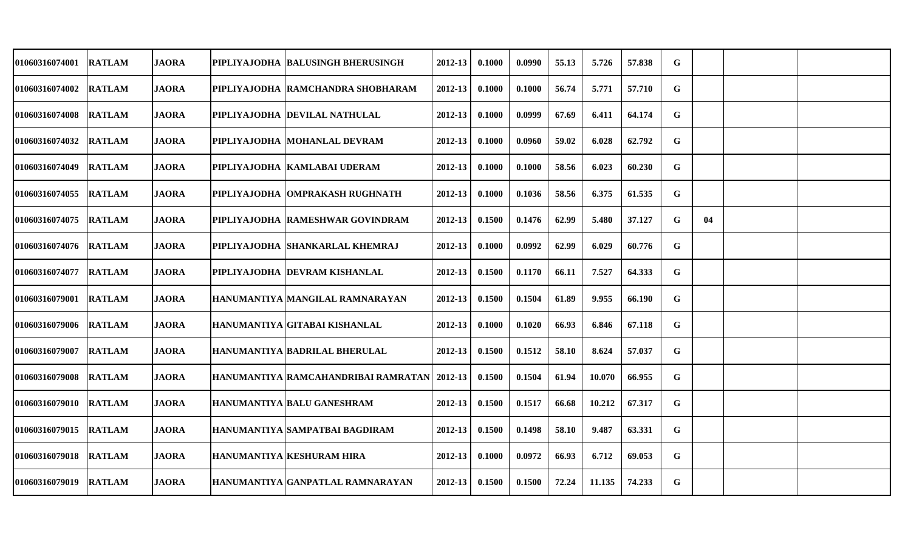| | | | | | | | | | | | | | | |
|---|---|---|---|---|---|---|---|---|---|---|---|---|---|---|
| 01060316074001 | RATLAM | JAORA | PIPLIYAJODHA | BALUSINGH BHERUSINGH | 2012-13 | 0.1000 | 0.0990 | 55.13 | 5.726 | 57.838 | G | | | |
| 01060316074002 | RATLAM | JAORA | PIPLIYAJODHA | RAMCHANDRA SHOBHARAM | 2012-13 | 0.1000 | 0.1000 | 56.74 | 5.771 | 57.710 | G | | | |
| 01060316074008 | RATLAM | JAORA | PIPLIYAJODHA | DEVILAL NATHULAL | 2012-13 | 0.1000 | 0.0999 | 67.69 | 6.411 | 64.174 | G | | | |
| 01060316074032 | RATLAM | JAORA | PIPLIYAJODHA | MOHANLAL DEVRAM | 2012-13 | 0.1000 | 0.0960 | 59.02 | 6.028 | 62.792 | G | | | |
| 01060316074049 | RATLAM | JAORA | PIPLIYAJODHA | KAMLABAI UDERAM | 2012-13 | 0.1000 | 0.1000 | 58.56 | 6.023 | 60.230 | G | | | |
| 01060316074055 | RATLAM | JAORA | PIPLIYAJODHA | OMPRAKASH RUGHNATH | 2012-13 | 0.1000 | 0.1036 | 58.56 | 6.375 | 61.535 | G | | | |
| 01060316074075 | RATLAM | JAORA | PIPLIYAJODHA | RAMESHWAR GOVINDRAM | 2012-13 | 0.1500 | 0.1476 | 62.99 | 5.480 | 37.127 | G | 04 | | |
| 01060316074076 | RATLAM | JAORA | PIPLIYAJODHA | SHANKARLAL KHEMRAJ | 2012-13 | 0.1000 | 0.0992 | 62.99 | 6.029 | 60.776 | G | | | |
| 01060316074077 | RATLAM | JAORA | PIPLIYAJODHA | DEVRAM KISHANLAL | 2012-13 | 0.1500 | 0.1170 | 66.11 | 7.527 | 64.333 | G | | | |
| 01060316079001 | RATLAM | JAORA | HANUMANTIYA | MANGILAL RAMNARAYAN | 2012-13 | 0.1500 | 0.1504 | 61.89 | 9.955 | 66.190 | G | | | |
| 01060316079006 | RATLAM | JAORA | HANUMANTIYA | GITABAI KISHANLAL | 2012-13 | 0.1000 | 0.1020 | 66.93 | 6.846 | 67.118 | G | | | |
| 01060316079007 | RATLAM | JAORA | HANUMANTIYA | BADRILAL BHERULAL | 2012-13 | 0.1500 | 0.1512 | 58.10 | 8.624 | 57.037 | G | | | |
| 01060316079008 | RATLAM | JAORA | HANUMANTIYA | RAMCAHANDRIBAI RAMRATAN | 2012-13 | 0.1500 | 0.1504 | 61.94 | 10.070 | 66.955 | G | | | |
| 01060316079010 | RATLAM | JAORA | HANUMANTIYA | BALU GANESHRAM | 2012-13 | 0.1500 | 0.1517 | 66.68 | 10.212 | 67.317 | G | | | |
| 01060316079015 | RATLAM | JAORA | HANUMANTIYA | SAMPATBAI BAGDIRAM | 2012-13 | 0.1500 | 0.1498 | 58.10 | 9.487 | 63.331 | G | | | |
| 01060316079018 | RATLAM | JAORA | HANUMANTIYA | KESHURAM HIRA | 2012-13 | 0.1000 | 0.0972 | 66.93 | 6.712 | 69.053 | G | | | |
| 01060316079019 | RATLAM | JAORA | HANUMANTIYA | GANPATLAL RAMNARAYAN | 2012-13 | 0.1500 | 0.1500 | 72.24 | 11.135 | 74.233 | G | | | |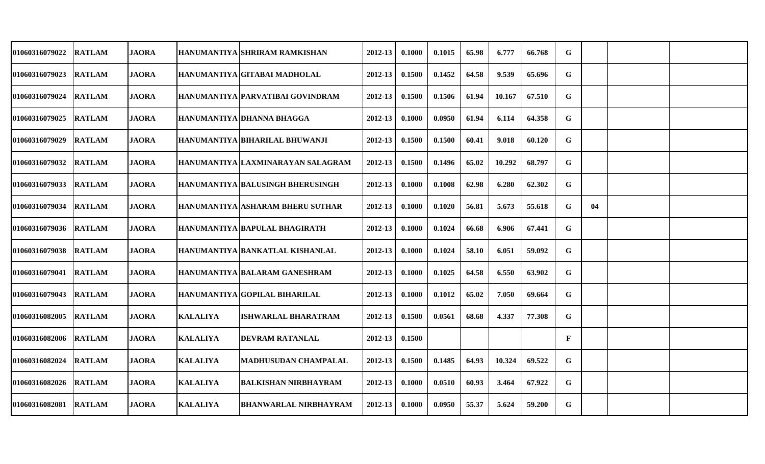| | | | | | | | | | | | | | | | |
|---|---|---|---|---|---|---|---|---|---|---|---|---|---|---|---|
| 01060316079022 | RATLAM | JAORA | HANUMANTIYA | SHRIRAM RAMKISHAN | 2012-13 | 0.1000 | 0.1015 | 65.98 | 6.777 | 66.768 | G | | | |
| 01060316079023 | RATLAM | JAORA | HANUMANTIYA | GITABAI MADHOLAL | 2012-13 | 0.1500 | 0.1452 | 64.58 | 9.539 | 65.696 | G | | | |
| 01060316079024 | RATLAM | JAORA | HANUMANTIYA | PARVATIBAI GOVINDRAM | 2012-13 | 0.1500 | 0.1506 | 61.94 | 10.167 | 67.510 | G | | | |
| 01060316079025 | RATLAM | JAORA | HANUMANTIYA | DHANNA BHAGGA | 2012-13 | 0.1000 | 0.0950 | 61.94 | 6.114 | 64.358 | G | | | |
| 01060316079029 | RATLAM | JAORA | HANUMANTIYA | BIHARILAL BHUWANJI | 2012-13 | 0.1500 | 0.1500 | 60.41 | 9.018 | 60.120 | G | | | |
| 01060316079032 | RATLAM | JAORA | HANUMANTIYA | LAXMINARAYAN SALAGRAM | 2012-13 | 0.1500 | 0.1496 | 65.02 | 10.292 | 68.797 | G | | | |
| 01060316079033 | RATLAM | JAORA | HANUMANTIYA | BALUSINGH BHERUSINGH | 2012-13 | 0.1000 | 0.1008 | 62.98 | 6.280 | 62.302 | G | | | |
| 01060316079034 | RATLAM | JAORA | HANUMANTIYA | ASHARAM BHERU SUTHAR | 2012-13 | 0.1000 | 0.1020 | 56.81 | 5.673 | 55.618 | G | 04 | | |
| 01060316079036 | RATLAM | JAORA | HANUMANTIYA | BAPULAL BHAGIRATH | 2012-13 | 0.1000 | 0.1024 | 66.68 | 6.906 | 67.441 | G | | | |
| 01060316079038 | RATLAM | JAORA | HANUMANTIYA | BANKATLAL KISHANLAL | 2012-13 | 0.1000 | 0.1024 | 58.10 | 6.051 | 59.092 | G | | | |
| 01060316079041 | RATLAM | JAORA | HANUMANTIYA | BALARAM GANESHRAM | 2012-13 | 0.1000 | 0.1025 | 64.58 | 6.550 | 63.902 | G | | | |
| 01060316079043 | RATLAM | JAORA | HANUMANTIYA | GOPILAL BIHARILAL | 2012-13 | 0.1000 | 0.1012 | 65.02 | 7.050 | 69.664 | G | | | |
| 01060316082005 | RATLAM | JAORA | KALALIYA | ISHWARLAL BHARATRAM | 2012-13 | 0.1500 | 0.0561 | 68.68 | 4.337 | 77.308 | G | | | |
| 01060316082006 | RATLAM | JAORA | KALALIYA | DEVRAM RATANLAL | 2012-13 | 0.1500 | | | | | F | | | |
| 01060316082024 | RATLAM | JAORA | KALALIYA | MADHUSUDAN CHAMPALAL | 2012-13 | 0.1500 | 0.1485 | 64.93 | 10.324 | 69.522 | G | | | |
| 01060316082026 | RATLAM | JAORA | KALALIYA | BALKISHAN NIRBHAYRAM | 2012-13 | 0.1000 | 0.0510 | 60.93 | 3.464 | 67.922 | G | | | |
| 01060316082081 | RATLAM | JAORA | KALALIYA | BHANWARLAL NIRBHAYRAM | 2012-13 | 0.1000 | 0.0950 | 55.37 | 5.624 | 59.200 | G | | | |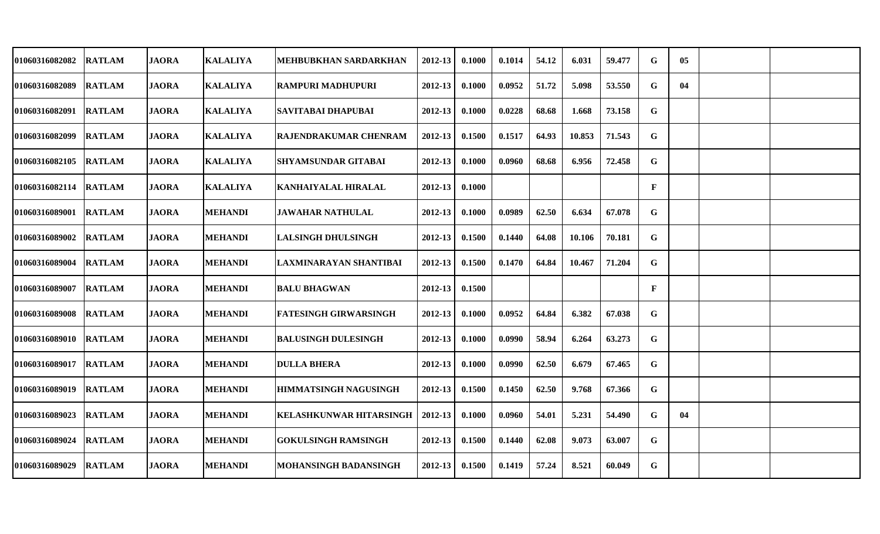| | | | | | | | | | | | | | | |
|---|---|---|---|---|---|---|---|---|---|---|---|---|---|---|
| 01060316082082 | RATLAM | JAORA | KALALIYA | MEHBUBKHAN SARDARKHAN | 2012-13 | 0.1000 | 0.1014 | 54.12 | 6.031 | 59.477 | G | 05 | | |
| 01060316082089 | RATLAM | JAORA | KALALIYA | RAMPURI MADHUPURI | 2012-13 | 0.1000 | 0.0952 | 51.72 | 5.098 | 53.550 | G | 04 | | |
| 01060316082091 | RATLAM | JAORA | KALALIYA | SAVITABAI DHAPUBAI | 2012-13 | 0.1000 | 0.0228 | 68.68 | 1.668 | 73.158 | G | | | |
| 01060316082099 | RATLAM | JAORA | KALALIYA | RAJENDRAKUMAR CHENRAM | 2012-13 | 0.1500 | 0.1517 | 64.93 | 10.853 | 71.543 | G | | | |
| 01060316082105 | RATLAM | JAORA | KALALIYA | SHYAMSUNDAR GITABAI | 2012-13 | 0.1000 | 0.0960 | 68.68 | 6.956 | 72.458 | G | | | |
| 01060316082114 | RATLAM | JAORA | KALALIYA | KANHAIYALAL HIRALAL | 2012-13 | 0.1000 | | | | | F | | | |
| 01060316089001 | RATLAM | JAORA | MEHANDI | JAWAHAR NATHULAL | 2012-13 | 0.1000 | 0.0989 | 62.50 | 6.634 | 67.078 | G | | | |
| 01060316089002 | RATLAM | JAORA | MEHANDI | LALSINGH DHULSINGH | 2012-13 | 0.1500 | 0.1440 | 64.08 | 10.106 | 70.181 | G | | | |
| 01060316089004 | RATLAM | JAORA | MEHANDI | LAXMINARAYAN SHANTIBAI | 2012-13 | 0.1500 | 0.1470 | 64.84 | 10.467 | 71.204 | G | | | |
| 01060316089007 | RATLAM | JAORA | MEHANDI | BALU BHAGWAN | 2012-13 | 0.1500 | | | | | F | | | |
| 01060316089008 | RATLAM | JAORA | MEHANDI | FATESINGH GIRWARSINGH | 2012-13 | 0.1000 | 0.0952 | 64.84 | 6.382 | 67.038 | G | | | |
| 01060316089010 | RATLAM | JAORA | MEHANDI | BALUSINGH DULESINGH | 2012-13 | 0.1000 | 0.0990 | 58.94 | 6.264 | 63.273 | G | | | |
| 01060316089017 | RATLAM | JAORA | MEHANDI | DULLA BHERA | 2012-13 | 0.1000 | 0.0990 | 62.50 | 6.679 | 67.465 | G | | | |
| 01060316089019 | RATLAM | JAORA | MEHANDI | HIMMATSINGH NAGUSINGH | 2012-13 | 0.1500 | 0.1450 | 62.50 | 9.768 | 67.366 | G | | | |
| 01060316089023 | RATLAM | JAORA | MEHANDI | KELASHKUNWAR HITARSINGH | 2012-13 | 0.1000 | 0.0960 | 54.01 | 5.231 | 54.490 | G | 04 | | |
| 01060316089024 | RATLAM | JAORA | MEHANDI | GOKULSINGH RAMSINGH | 2012-13 | 0.1500 | 0.1440 | 62.08 | 9.073 | 63.007 | G | | | |
| 01060316089029 | RATLAM | JAORA | MEHANDI | MOHANSINGH BADANSINGH | 2012-13 | 0.1500 | 0.1419 | 57.24 | 8.521 | 60.049 | G | | | |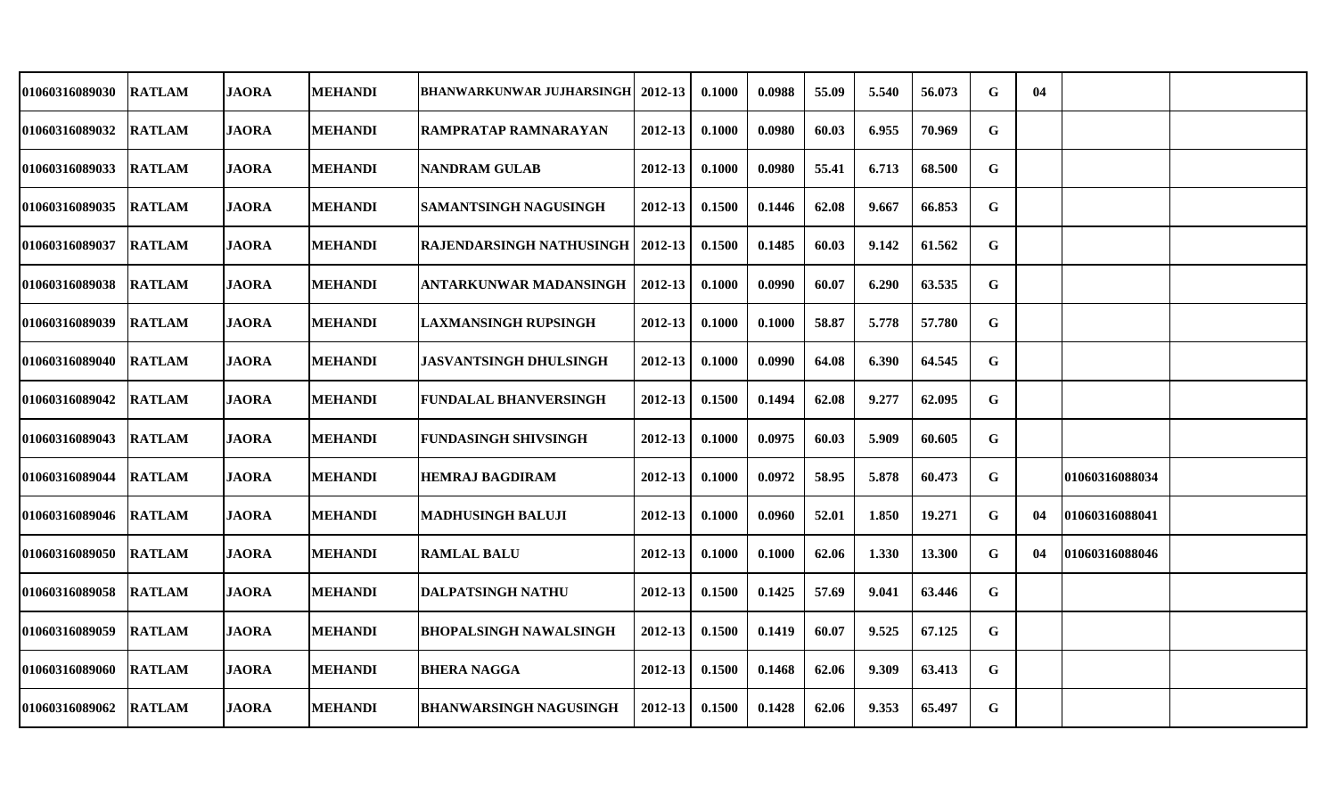| | | | | | | | | | | | | | | |
|---|---|---|---|---|---|---|---|---|---|---|---|---|---|---|
| 01060316089030 | RATLAM | JAORA | MEHANDI | BHANWARKUNWAR JUJHARSINGH | 2012-13 | 0.1000 | 0.0988 | 55.09 | 5.540 | 56.073 | G | 04 | | |
| 01060316089032 | RATLAM | JAORA | MEHANDI | RAMPRATAP RAMNARAYAN | 2012-13 | 0.1000 | 0.0980 | 60.03 | 6.955 | 70.969 | G | | | |
| 01060316089033 | RATLAM | JAORA | MEHANDI | NANDRAM GULAB | 2012-13 | 0.1000 | 0.0980 | 55.41 | 6.713 | 68.500 | G | | | |
| 01060316089035 | RATLAM | JAORA | MEHANDI | SAMANTSINGH NAGUSINGH | 2012-13 | 0.1500 | 0.1446 | 62.08 | 9.667 | 66.853 | G | | | |
| 01060316089037 | RATLAM | JAORA | MEHANDI | RAJENDARSINGH NATHUSINGH | 2012-13 | 0.1500 | 0.1485 | 60.03 | 9.142 | 61.562 | G | | | |
| 01060316089038 | RATLAM | JAORA | MEHANDI | ANTARKUNWAR MADANSINGH | 2012-13 | 0.1000 | 0.0990 | 60.07 | 6.290 | 63.535 | G | | | |
| 01060316089039 | RATLAM | JAORA | MEHANDI | LAXMANSINGH RUPSINGH | 2012-13 | 0.1000 | 0.1000 | 58.87 | 5.778 | 57.780 | G | | | |
| 01060316089040 | RATLAM | JAORA | MEHANDI | JASVANTSINGH DHULSINGH | 2012-13 | 0.1000 | 0.0990 | 64.08 | 6.390 | 64.545 | G | | | |
| 01060316089042 | RATLAM | JAORA | MEHANDI | FUNDALAL BHANVERSINGH | 2012-13 | 0.1500 | 0.1494 | 62.08 | 9.277 | 62.095 | G | | | |
| 01060316089043 | RATLAM | JAORA | MEHANDI | FUNDASINGH SHIVSINGH | 2012-13 | 0.1000 | 0.0975 | 60.03 | 5.909 | 60.605 | G | | | |
| 01060316089044 | RATLAM | JAORA | MEHANDI | HEMRAJ BAGDIRAM | 2012-13 | 0.1000 | 0.0972 | 58.95 | 5.878 | 60.473 | G | | 01060316088034 | |
| 01060316089046 | RATLAM | JAORA | MEHANDI | MADHUSINGH BALUJI | 2012-13 | 0.1000 | 0.0960 | 52.01 | 1.850 | 19.271 | G | 04 | 01060316088041 | |
| 01060316089050 | RATLAM | JAORA | MEHANDI | RAMLAL BALU | 2012-13 | 0.1000 | 0.1000 | 62.06 | 1.330 | 13.300 | G | 04 | 01060316088046 | |
| 01060316089058 | RATLAM | JAORA | MEHANDI | DALPATSINGH NATHU | 2012-13 | 0.1500 | 0.1425 | 57.69 | 9.041 | 63.446 | G | | | |
| 01060316089059 | RATLAM | JAORA | MEHANDI | BHOPALSINGH NAWALSINGH | 2012-13 | 0.1500 | 0.1419 | 60.07 | 9.525 | 67.125 | G | | | |
| 01060316089060 | RATLAM | JAORA | MEHANDI | BHERA NAGGA | 2012-13 | 0.1500 | 0.1468 | 62.06 | 9.309 | 63.413 | G | | | |
| 01060316089062 | RATLAM | JAORA | MEHANDI | BHANWARSINGH NAGUSINGH | 2012-13 | 0.1500 | 0.1428 | 62.06 | 9.353 | 65.497 | G | | | |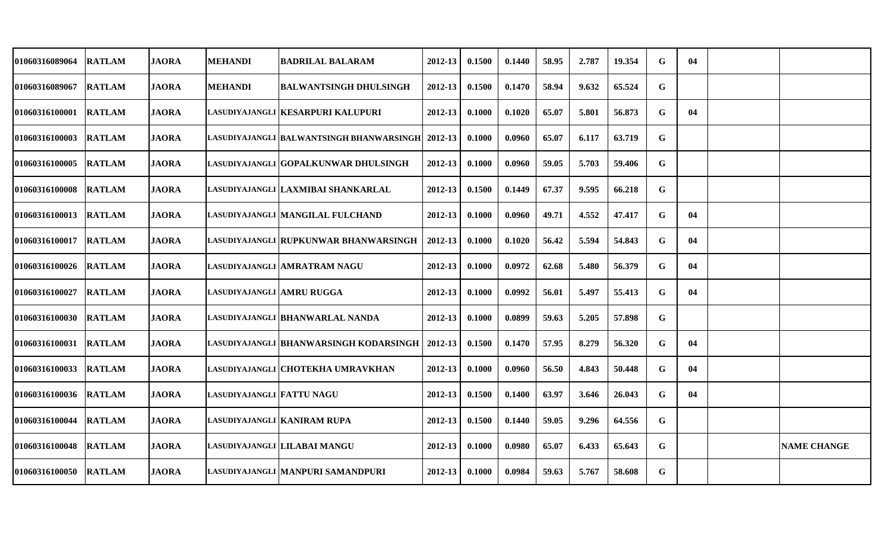| | | | | | | | | | | | | | | |
|---|---|---|---|---|---|---|---|---|---|---|---|---|---|---|
| 01060316089064 | RATLAM | JAORA | MEHANDI | BADRILAL BALARAM | 2012-13 | 0.1500 | 0.1440 | 58.95 | 2.787 | 19.354 | G | 04 | | |
| 01060316089067 | RATLAM | JAORA | MEHANDI | BALWANTSINGH DHULSINGH | 2012-13 | 0.1500 | 0.1470 | 58.94 | 9.632 | 65.524 | G | | | |
| 01060316100001 | RATLAM | JAORA | LASUDIYAJANGLI | KESARPURI KALUPURI | 2012-13 | 0.1000 | 0.1020 | 65.07 | 5.801 | 56.873 | G | 04 | | |
| 01060316100003 | RATLAM | JAORA | LASUDIYAJANGLI | BALWANTSINGH BHANWARSINGH | 2012-13 | 0.1000 | 0.0960 | 65.07 | 6.117 | 63.719 | G | | | |
| 01060316100005 | RATLAM | JAORA | LASUDIYAJANGLI | GOPALKUNWAR DHULSINGH | 2012-13 | 0.1000 | 0.0960 | 59.05 | 5.703 | 59.406 | G | | | |
| 01060316100008 | RATLAM | JAORA | LASUDIYAJANGLI | LAXMIBAI SHANKARLAL | 2012-13 | 0.1500 | 0.1449 | 67.37 | 9.595 | 66.218 | G | | | |
| 01060316100013 | RATLAM | JAORA | LASUDIYAJANGLI | MANGILAL FULCHAND | 2012-13 | 0.1000 | 0.0960 | 49.71 | 4.552 | 47.417 | G | 04 | | |
| 01060316100017 | RATLAM | JAORA | LASUDIYAJANGLI | RUPKUNWAR BHANWARSINGH | 2012-13 | 0.1000 | 0.1020 | 56.42 | 5.594 | 54.843 | G | 04 | | |
| 01060316100026 | RATLAM | JAORA | LASUDIYAJANGLI | AMRATRAM NAGU | 2012-13 | 0.1000 | 0.0972 | 62.68 | 5.480 | 56.379 | G | 04 | | |
| 01060316100027 | RATLAM | JAORA | LASUDIYAJANGLI | AMRU RUGGA | 2012-13 | 0.1000 | 0.0992 | 56.01 | 5.497 | 55.413 | G | 04 | | |
| 01060316100030 | RATLAM | JAORA | LASUDIYAJANGLI | BHANWARLAL NANDA | 2012-13 | 0.1000 | 0.0899 | 59.63 | 5.205 | 57.898 | G | | | |
| 01060316100031 | RATLAM | JAORA | LASUDIYAJANGLI | BHANWARSINGH KODARSINGH | 2012-13 | 0.1500 | 0.1470 | 57.95 | 8.279 | 56.320 | G | 04 | | |
| 01060316100033 | RATLAM | JAORA | LASUDIYAJANGLI | CHOTEKHA UMRAVKHAN | 2012-13 | 0.1000 | 0.0960 | 56.50 | 4.843 | 50.448 | G | 04 | | |
| 01060316100036 | RATLAM | JAORA | LASUDIYAJANGLI | FATTU NAGU | 2012-13 | 0.1500 | 0.1400 | 63.97 | 3.646 | 26.043 | G | 04 | | |
| 01060316100044 | RATLAM | JAORA | LASUDIYAJANGLI | KANIRAM RUPA | 2012-13 | 0.1500 | 0.1440 | 59.05 | 9.296 | 64.556 | G | | | |
| 01060316100048 | RATLAM | JAORA | LASUDIYAJANGLI | LILABAI MANGU | 2012-13 | 0.1000 | 0.0980 | 65.07 | 6.433 | 65.643 | G | | | NAME CHANGE |
| 01060316100050 | RATLAM | JAORA | LASUDIYAJANGLI | MANPURI SAMANDPURI | 2012-13 | 0.1000 | 0.0984 | 59.63 | 5.767 | 58.608 | G | | | |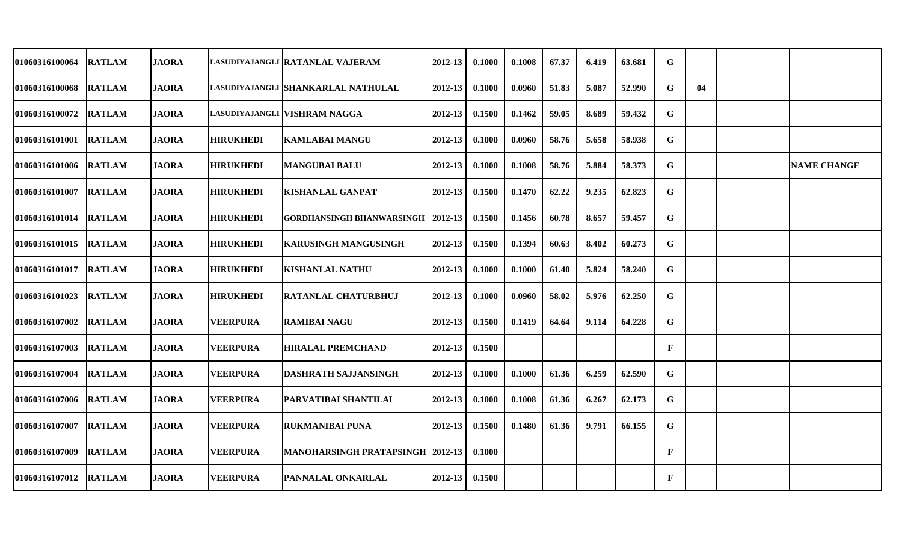| | | | | | | | | | | | | | | |
|---|---|---|---|---|---|---|---|---|---|---|---|---|---|---|
| 01060316100064 | RATLAM | JAORA | LASUDIYAJANGLI | RATANLAL VAJERAM | 2012-13 | 0.1000 | 0.1008 | 67.37 | 6.419 | 63.681 | G | | | |
| 01060316100068 | RATLAM | JAORA | LASUDIYAJANGLI | SHANKARLAL NATHULAL | 2012-13 | 0.1000 | 0.0960 | 51.83 | 5.087 | 52.990 | G | 04 | | |
| 01060316100072 | RATLAM | JAORA | LASUDIYAJANGLI | VISHRAM NAGGA | 2012-13 | 0.1500 | 0.1462 | 59.05 | 8.689 | 59.432 | G | | | |
| 01060316101001 | RATLAM | JAORA | HIRUKHEDI | KAMLABAI MANGU | 2012-13 | 0.1000 | 0.0960 | 58.76 | 5.658 | 58.938 | G | | | |
| 01060316101006 | RATLAM | JAORA | HIRUKHEDI | MANGUBAI BALU | 2012-13 | 0.1000 | 0.1008 | 58.76 | 5.884 | 58.373 | G | | | NAME CHANGE |
| 01060316101007 | RATLAM | JAORA | HIRUKHEDI | KISHANLAL GANPAT | 2012-13 | 0.1500 | 0.1470 | 62.22 | 9.235 | 62.823 | G | | | |
| 01060316101014 | RATLAM | JAORA | HIRUKHEDI | GORDHANSINGH BHANWARSINGH | 2012-13 | 0.1500 | 0.1456 | 60.78 | 8.657 | 59.457 | G | | | |
| 01060316101015 | RATLAM | JAORA | HIRUKHEDI | KARUSINGH MANGUSINGH | 2012-13 | 0.1500 | 0.1394 | 60.63 | 8.402 | 60.273 | G | | | |
| 01060316101017 | RATLAM | JAORA | HIRUKHEDI | KISHANLAL NATHU | 2012-13 | 0.1000 | 0.1000 | 61.40 | 5.824 | 58.240 | G | | | |
| 01060316101023 | RATLAM | JAORA | HIRUKHEDI | RATANLAL CHATURBHUJ | 2012-13 | 0.1000 | 0.0960 | 58.02 | 5.976 | 62.250 | G | | | |
| 01060316107002 | RATLAM | JAORA | VEERPURA | RAMIBAI NAGU | 2012-13 | 0.1500 | 0.1419 | 64.64 | 9.114 | 64.228 | G | | | |
| 01060316107003 | RATLAM | JAORA | VEERPURA | HIRALAL PREMCHAND | 2012-13 | 0.1500 | | | | | F | | | |
| 01060316107004 | RATLAM | JAORA | VEERPURA | DASHRATH SAJJANSINGH | 2012-13 | 0.1000 | 0.1000 | 61.36 | 6.259 | 62.590 | G | | | |
| 01060316107006 | RATLAM | JAORA | VEERPURA | PARVATIBAI SHANTILAL | 2012-13 | 0.1000 | 0.1008 | 61.36 | 6.267 | 62.173 | G | | | |
| 01060316107007 | RATLAM | JAORA | VEERPURA | RUKMANIBAI PUNA | 2012-13 | 0.1500 | 0.1480 | 61.36 | 9.791 | 66.155 | G | | | |
| 01060316107009 | RATLAM | JAORA | VEERPURA | MANOHARSINGH PRATAPSINGH | 2012-13 | 0.1000 | | | | | F | | | |
| 01060316107012 | RATLAM | JAORA | VEERPURA | PANNALAL ONKARLAL | 2012-13 | 0.1500 | | | | | F | | | |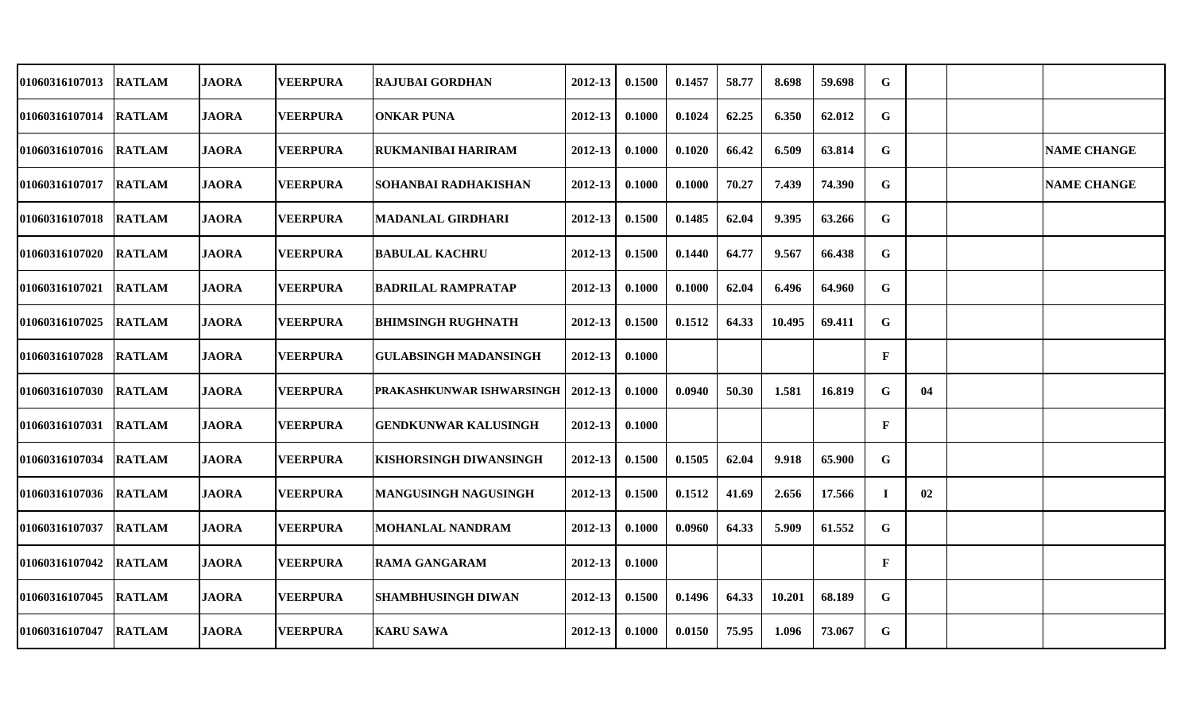| | | | | | | | | | | | | | | |
|---|---|---|---|---|---|---|---|---|---|---|---|---|---|---|
| 01060316107013 | RATLAM | JAORA | VEERPURA | RAJUBAI GORDHAN | 2012-13 | 0.1500 | 0.1457 | 58.77 | 8.698 | 59.698 | G | | | |
| 01060316107014 | RATLAM | JAORA | VEERPURA | ONKAR PUNA | 2012-13 | 0.1000 | 0.1024 | 62.25 | 6.350 | 62.012 | G | | | |
| 01060316107016 | RATLAM | JAORA | VEERPURA | RUKMANIBAI HARIRAM | 2012-13 | 0.1000 | 0.1020 | 66.42 | 6.509 | 63.814 | G | | | NAME CHANGE |
| 01060316107017 | RATLAM | JAORA | VEERPURA | SOHANBAI RADHAKISHAN | 2012-13 | 0.1000 | 0.1000 | 70.27 | 7.439 | 74.390 | G | | | NAME CHANGE |
| 01060316107018 | RATLAM | JAORA | VEERPURA | MADANLAL GIRDHARI | 2012-13 | 0.1500 | 0.1485 | 62.04 | 9.395 | 63.266 | G | | | |
| 01060316107020 | RATLAM | JAORA | VEERPURA | BABULAL KACHRU | 2012-13 | 0.1500 | 0.1440 | 64.77 | 9.567 | 66.438 | G | | | |
| 01060316107021 | RATLAM | JAORA | VEERPURA | BADRILAL RAMPRATAP | 2012-13 | 0.1000 | 0.1000 | 62.04 | 6.496 | 64.960 | G | | | |
| 01060316107025 | RATLAM | JAORA | VEERPURA | BHIMSINGH RUGHNATH | 2012-13 | 0.1500 | 0.1512 | 64.33 | 10.495 | 69.411 | G | | | |
| 01060316107028 | RATLAM | JAORA | VEERPURA | GULABSINGH MADANSINGH | 2012-13 | 0.1000 | | | | | F | | | |
| 01060316107030 | RATLAM | JAORA | VEERPURA | PRAKASHKUNWAR ISHWARSINGH | 2012-13 | 0.1000 | 0.0940 | 50.30 | 1.581 | 16.819 | G | 04 | | |
| 01060316107031 | RATLAM | JAORA | VEERPURA | GENDKUNWAR KALUSINGH | 2012-13 | 0.1000 | | | | | F | | | |
| 01060316107034 | RATLAM | JAORA | VEERPURA | KISHORSINGH DIWANSINGH | 2012-13 | 0.1500 | 0.1505 | 62.04 | 9.918 | 65.900 | G | | | |
| 01060316107036 | RATLAM | JAORA | VEERPURA | MANGUSINGH NAGUSINGH | 2012-13 | 0.1500 | 0.1512 | 41.69 | 2.656 | 17.566 | I | 02 | | |
| 01060316107037 | RATLAM | JAORA | VEERPURA | MOHANLAL NANDRAM | 2012-13 | 0.1000 | 0.0960 | 64.33 | 5.909 | 61.552 | G | | | |
| 01060316107042 | RATLAM | JAORA | VEERPURA | RAMA GANGARAM | 2012-13 | 0.1000 | | | | | F | | | |
| 01060316107045 | RATLAM | JAORA | VEERPURA | SHAMBHUSINGH DIWAN | 2012-13 | 0.1500 | 0.1496 | 64.33 | 10.201 | 68.189 | G | | | |
| 01060316107047 | RATLAM | JAORA | VEERPURA | KARU SAWA | 2012-13 | 0.1000 | 0.0150 | 75.95 | 1.096 | 73.067 | G | | | |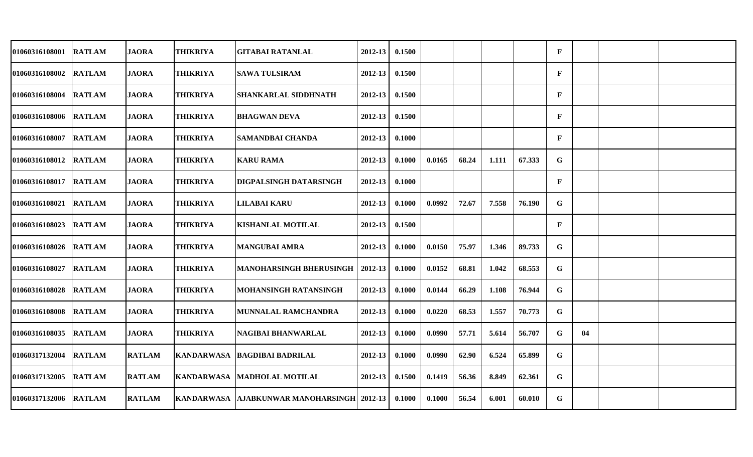| | | | | | | | | | | | | | | | |
|---|---|---|---|---|---|---|---|---|---|---|---|---|---|---|---|
| 01060316108001 | RATLAM | JAORA | THIKRIYA | GITABAI RATANLAL | 2012-13 | 0.1500 | | | | | F | | | |
| 01060316108002 | RATLAM | JAORA | THIKRIYA | SAWA TULSIRAM | 2012-13 | 0.1500 | | | | | F | | | |
| 01060316108004 | RATLAM | JAORA | THIKRIYA | SHANKARLAL SIDDHNATH | 2012-13 | 0.1500 | | | | | F | | | |
| 01060316108006 | RATLAM | JAORA | THIKRIYA | BHAGWAN DEVA | 2012-13 | 0.1500 | | | | | F | | | |
| 01060316108007 | RATLAM | JAORA | THIKRIYA | SAMANDBAI CHANDA | 2012-13 | 0.1000 | | | | | F | | | |
| 01060316108012 | RATLAM | JAORA | THIKRIYA | KARU RAMA | 2012-13 | 0.1000 | 0.0165 | 68.24 | 1.111 | 67.333 | G | | | |
| 01060316108017 | RATLAM | JAORA | THIKRIYA | DIGPALSINGH DATARSINGH | 2012-13 | 0.1000 | | | | | F | | | |
| 01060316108021 | RATLAM | JAORA | THIKRIYA | LILABAI KARU | 2012-13 | 0.1000 | 0.0992 | 72.67 | 7.558 | 76.190 | G | | | |
| 01060316108023 | RATLAM | JAORA | THIKRIYA | KISHANLAL MOTILAL | 2012-13 | 0.1500 | | | | | F | | | |
| 01060316108026 | RATLAM | JAORA | THIKRIYA | MANGUBAI AMRA | 2012-13 | 0.1000 | 0.0150 | 75.97 | 1.346 | 89.733 | G | | | |
| 01060316108027 | RATLAM | JAORA | THIKRIYA | MANOHARSINGH BHERUSINGH | 2012-13 | 0.1000 | 0.0152 | 68.81 | 1.042 | 68.553 | G | | | |
| 01060316108028 | RATLAM | JAORA | THIKRIYA | MOHANSINGH RATANSINGH | 2012-13 | 0.1000 | 0.0144 | 66.29 | 1.108 | 76.944 | G | | | |
| 01060316108008 | RATLAM | JAORA | THIKRIYA | MUNNALAL RAMCHANDRA | 2012-13 | 0.1000 | 0.0220 | 68.53 | 1.557 | 70.773 | G | | | |
| 01060316108035 | RATLAM | JAORA | THIKRIYA | NAGIBAI BHANWARLAL | 2012-13 | 0.1000 | 0.0990 | 57.71 | 5.614 | 56.707 | G | 04 | | |
| 01060317132004 | RATLAM | RATLAM | KANDARWASA | BAGDIBAI BADRILAL | 2012-13 | 0.1000 | 0.0990 | 62.90 | 6.524 | 65.899 | G | | | |
| 01060317132005 | RATLAM | RATLAM | KANDARWASA | MADHOLAL MOTILAL | 2012-13 | 0.1500 | 0.1419 | 56.36 | 8.849 | 62.361 | G | | | |
| 01060317132006 | RATLAM | RATLAM | KANDARWASA | AJABKUNWAR MANOHARSINGH | 2012-13 | 0.1000 | 0.1000 | 56.54 | 6.001 | 60.010 | G | | | |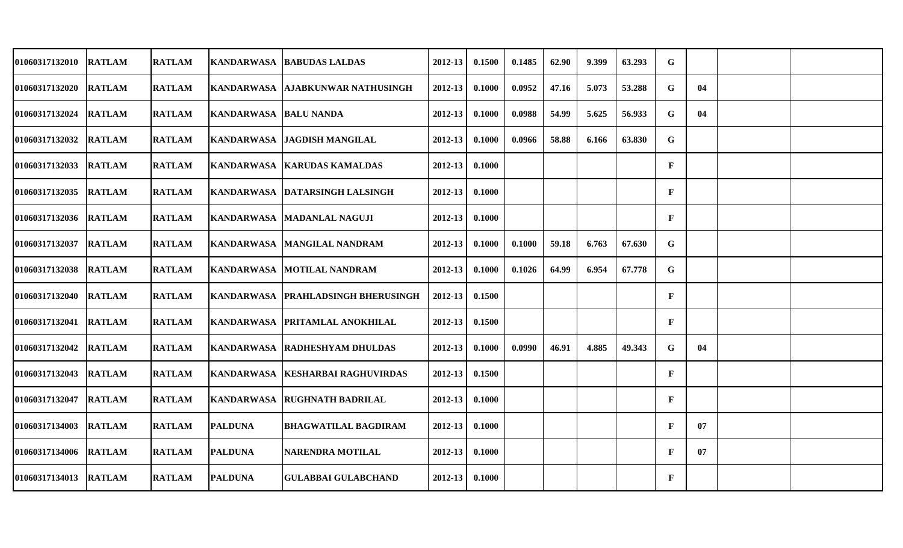| | | | | | | | | | | | | | | |
|---|---|---|---|---|---|---|---|---|---|---|---|---|---|---|
| 01060317132010 | RATLAM | RATLAM | KANDARWASA | BABUDAS LALDAS | 2012-13 | 0.1500 | 0.1485 | 62.90 | 9.399 | 63.293 | G | | | |
| 01060317132020 | RATLAM | RATLAM | KANDARWASA | AJABKUNWAR NATHUSINGH | 2012-13 | 0.1000 | 0.0952 | 47.16 | 5.073 | 53.288 | G | 04 | | |
| 01060317132024 | RATLAM | RATLAM | KANDARWASA | BALU NANDA | 2012-13 | 0.1000 | 0.0988 | 54.99 | 5.625 | 56.933 | G | 04 | | |
| 01060317132032 | RATLAM | RATLAM | KANDARWASA | JAGDISH MANGILAL | 2012-13 | 0.1000 | 0.0966 | 58.88 | 6.166 | 63.830 | G | | | |
| 01060317132033 | RATLAM | RATLAM | KANDARWASA | KARUDAS KAMALDAS | 2012-13 | 0.1000 | | | | | F | | | |
| 01060317132035 | RATLAM | RATLAM | KANDARWASA | DATARSINGH LALSINGH | 2012-13 | 0.1000 | | | | | F | | | |
| 01060317132036 | RATLAM | RATLAM | KANDARWASA | MADANLAL NAGUJI | 2012-13 | 0.1000 | | | | | F | | | |
| 01060317132037 | RATLAM | RATLAM | KANDARWASA | MANGILAL NANDRAM | 2012-13 | 0.1000 | 0.1000 | 59.18 | 6.763 | 67.630 | G | | | |
| 01060317132038 | RATLAM | RATLAM | KANDARWASA | MOTILAL NANDRAM | 2012-13 | 0.1000 | 0.1026 | 64.99 | 6.954 | 67.778 | G | | | |
| 01060317132040 | RATLAM | RATLAM | KANDARWASA | PRAHLADSINGH BHERUSINGH | 2012-13 | 0.1500 | | | | | F | | | |
| 01060317132041 | RATLAM | RATLAM | KANDARWASA | PRITAMLAL ANOKHILAL | 2012-13 | 0.1500 | | | | | F | | | |
| 01060317132042 | RATLAM | RATLAM | KANDARWASA | RADHESHYAM DHULDAS | 2012-13 | 0.1000 | 0.0990 | 46.91 | 4.885 | 49.343 | G | 04 | | |
| 01060317132043 | RATLAM | RATLAM | KANDARWASA | KESHARBAI RAGHUVIRDAS | 2012-13 | 0.1500 | | | | | F | | | |
| 01060317132047 | RATLAM | RATLAM | KANDARWASA | RUGHNATH BADRILAL | 2012-13 | 0.1000 | | | | | F | | | |
| 01060317134003 | RATLAM | RATLAM | PALDUNA | BHAGWATILAL BAGDIRAM | 2012-13 | 0.1000 | | | | | F | 07 | | |
| 01060317134006 | RATLAM | RATLAM | PALDUNA | NARENDRA MOTILAL | 2012-13 | 0.1000 | | | | | F | 07 | | |
| 01060317134013 | RATLAM | RATLAM | PALDUNA | GULABBAI GULABCHAND | 2012-13 | 0.1000 | | | | | F | | | |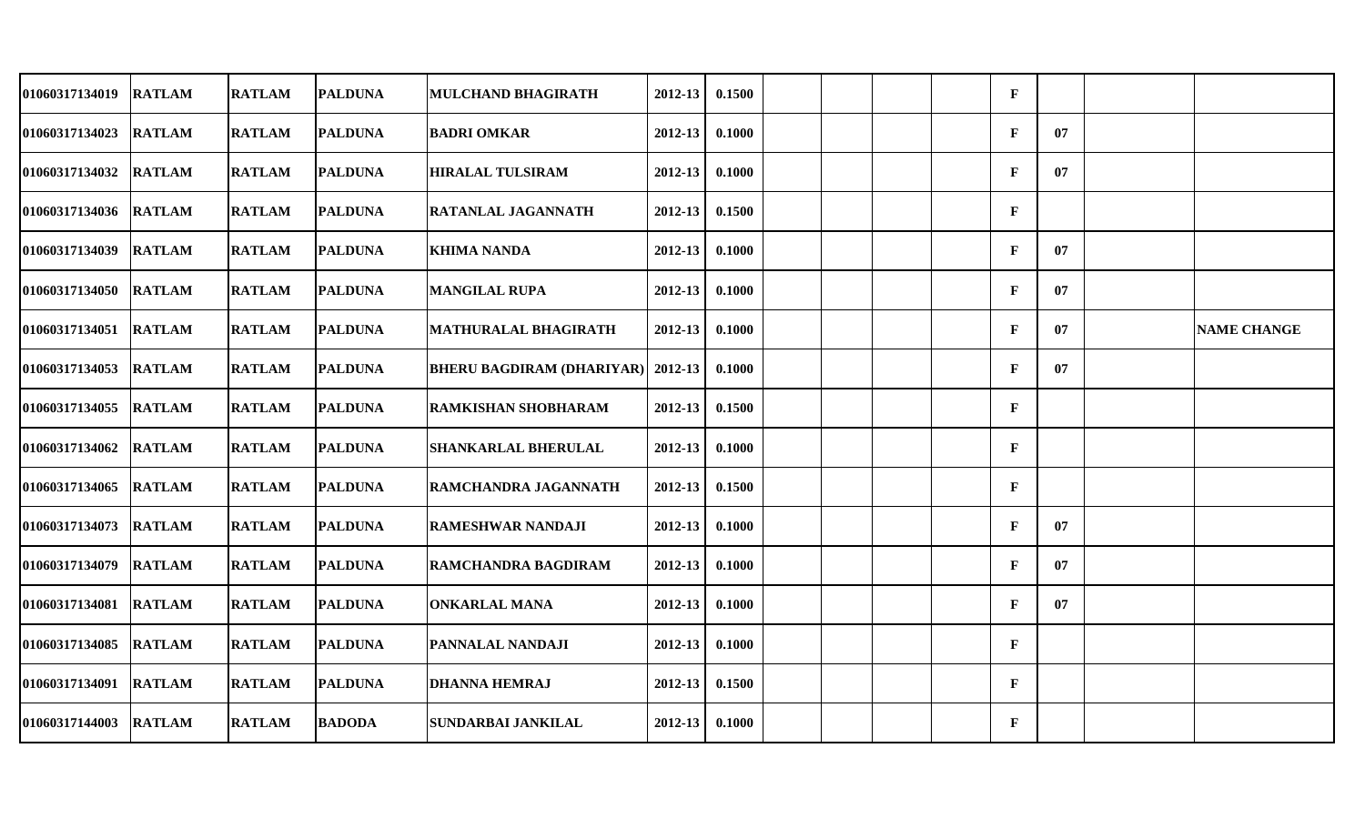| | | | | | | | | | | | | | | |
|---|---|---|---|---|---|---|---|---|---|---|---|---|---|---|
| 01060317134019 | RATLAM | RATLAM | PALDUNA | MULCHAND BHAGIRATH | 2012-13 | 0.1500 | | | | | F | | | |
| 01060317134023 | RATLAM | RATLAM | PALDUNA | BADRI OMKAR | 2012-13 | 0.1000 | | | | | F | 07 | | |
| 01060317134032 | RATLAM | RATLAM | PALDUNA | HIRALAL TULSIRAM | 2012-13 | 0.1000 | | | | | F | 07 | | |
| 01060317134036 | RATLAM | RATLAM | PALDUNA | RATANLAL JAGANNATH | 2012-13 | 0.1500 | | | | | F | | | |
| 01060317134039 | RATLAM | RATLAM | PALDUNA | KHIMA NANDA | 2012-13 | 0.1000 | | | | | F | 07 | | |
| 01060317134050 | RATLAM | RATLAM | PALDUNA | MANGILAL RUPA | 2012-13 | 0.1000 | | | | | F | 07 | | |
| 01060317134051 | RATLAM | RATLAM | PALDUNA | MATHURALAL BHAGIRATH | 2012-13 | 0.1000 | | | | | F | 07 | | NAME CHANGE |
| 01060317134053 | RATLAM | RATLAM | PALDUNA | BHERU BAGDIRAM (DHARIYAR) | 2012-13 | 0.1000 | | | | | F | 07 | | |
| 01060317134055 | RATLAM | RATLAM | PALDUNA | RAMKISHAN SHOBHARAM | 2012-13 | 0.1500 | | | | | F | | | |
| 01060317134062 | RATLAM | RATLAM | PALDUNA | SHANKARLAL BHERULAL | 2012-13 | 0.1000 | | | | | F | | | |
| 01060317134065 | RATLAM | RATLAM | PALDUNA | RAMCHANDRA JAGANNATH | 2012-13 | 0.1500 | | | | | F | | | |
| 01060317134073 | RATLAM | RATLAM | PALDUNA | RAMESHWAR NANDAJI | 2012-13 | 0.1000 | | | | | F | 07 | | |
| 01060317134079 | RATLAM | RATLAM | PALDUNA | RAMCHANDRA BAGDIRAM | 2012-13 | 0.1000 | | | | | F | 07 | | |
| 01060317134081 | RATLAM | RATLAM | PALDUNA | ONKARLAL MANA | 2012-13 | 0.1000 | | | | | F | 07 | | |
| 01060317134085 | RATLAM | RATLAM | PALDUNA | PANNALAL NANDAJI | 2012-13 | 0.1000 | | | | | F | | | |
| 01060317134091 | RATLAM | RATLAM | PALDUNA | DHANNA HEMRAJ | 2012-13 | 0.1500 | | | | | F | | | |
| 01060317144003 | RATLAM | RATLAM | BADODA | SUNDARBAI JANKILAL | 2012-13 | 0.1000 | | | | | F | | | |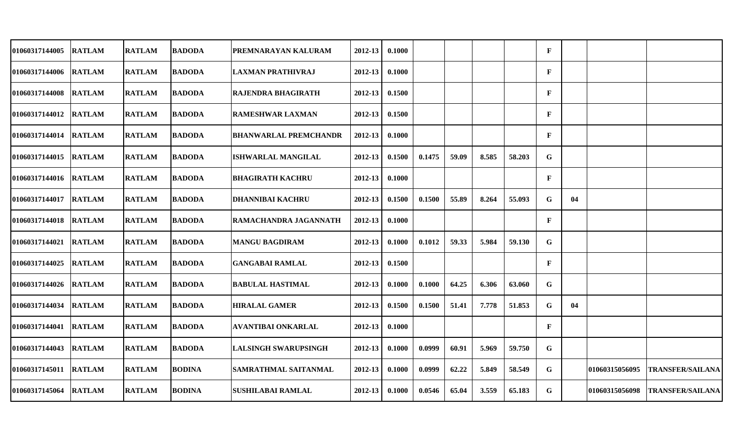| | | | | | | | | | | | | | | |
|---|---|---|---|---|---|---|---|---|---|---|---|---|---|---|
| 01060317144005 | RATLAM | RATLAM | BADODA | PREMNARAYAN KALURAM | 2012-13 | 0.1000 | | | | | F | | | |
| 01060317144006 | RATLAM | RATLAM | BADODA | LAXMAN PRATHIVRAJ | 2012-13 | 0.1000 | | | | | F | | | |
| 01060317144008 | RATLAM | RATLAM | BADODA | RAJENDRA BHAGIRATH | 2012-13 | 0.1500 | | | | | F | | | |
| 01060317144012 | RATLAM | RATLAM | BADODA | RAMESHWAR LAXMAN | 2012-13 | 0.1500 | | | | | F | | | |
| 01060317144014 | RATLAM | RATLAM | BADODA | BHANWARLAL PREMCHANDR | 2012-13 | 0.1000 | | | | | F | | | |
| 01060317144015 | RATLAM | RATLAM | BADODA | ISHWARLAL MANGILAL | 2012-13 | 0.1500 | 0.1475 | 59.09 | 8.585 | 58.203 | G | | | |
| 01060317144016 | RATLAM | RATLAM | BADODA | BHAGIRATH KACHRU | 2012-13 | 0.1000 | | | | | F | | | |
| 01060317144017 | RATLAM | RATLAM | BADODA | DHANNIBAI KACHRU | 2012-13 | 0.1500 | 0.1500 | 55.89 | 8.264 | 55.093 | G | 04 | | |
| 01060317144018 | RATLAM | RATLAM | BADODA | RAMACHANDRA JAGANNATH | 2012-13 | 0.1000 | | | | | F | | | |
| 01060317144021 | RATLAM | RATLAM | BADODA | MANGU BAGDIRAM | 2012-13 | 0.1000 | 0.1012 | 59.33 | 5.984 | 59.130 | G | | | |
| 01060317144025 | RATLAM | RATLAM | BADODA | GANGABAI RAMLAL | 2012-13 | 0.1500 | | | | | F | | | |
| 01060317144026 | RATLAM | RATLAM | BADODA | BABULAL HASTIMAL | 2012-13 | 0.1000 | 0.1000 | 64.25 | 6.306 | 63.060 | G | | | |
| 01060317144034 | RATLAM | RATLAM | BADODA | HIRALAL GAMER | 2012-13 | 0.1500 | 0.1500 | 51.41 | 7.778 | 51.853 | G | 04 | | |
| 01060317144041 | RATLAM | RATLAM | BADODA | AVANTIBAI ONKARLAL | 2012-13 | 0.1000 | | | | | F | | | |
| 01060317144043 | RATLAM | RATLAM | BADODA | LALSINGH SWARUPSINGH | 2012-13 | 0.1000 | 0.0999 | 60.91 | 5.969 | 59.750 | G | | | |
| 01060317145011 | RATLAM | RATLAM | BODINA | SAMRATHMAL SAITANMAL | 2012-13 | 0.1000 | 0.0999 | 62.22 | 5.849 | 58.549 | G | | 01060315056095 | TRANSFER/SAILANA |
| 01060317145064 | RATLAM | RATLAM | BODINA | SUSHILABAI RAMLAL | 2012-13 | 0.1000 | 0.0546 | 65.04 | 3.559 | 65.183 | G | | 01060315056098 | TRANSFER/SAILANA |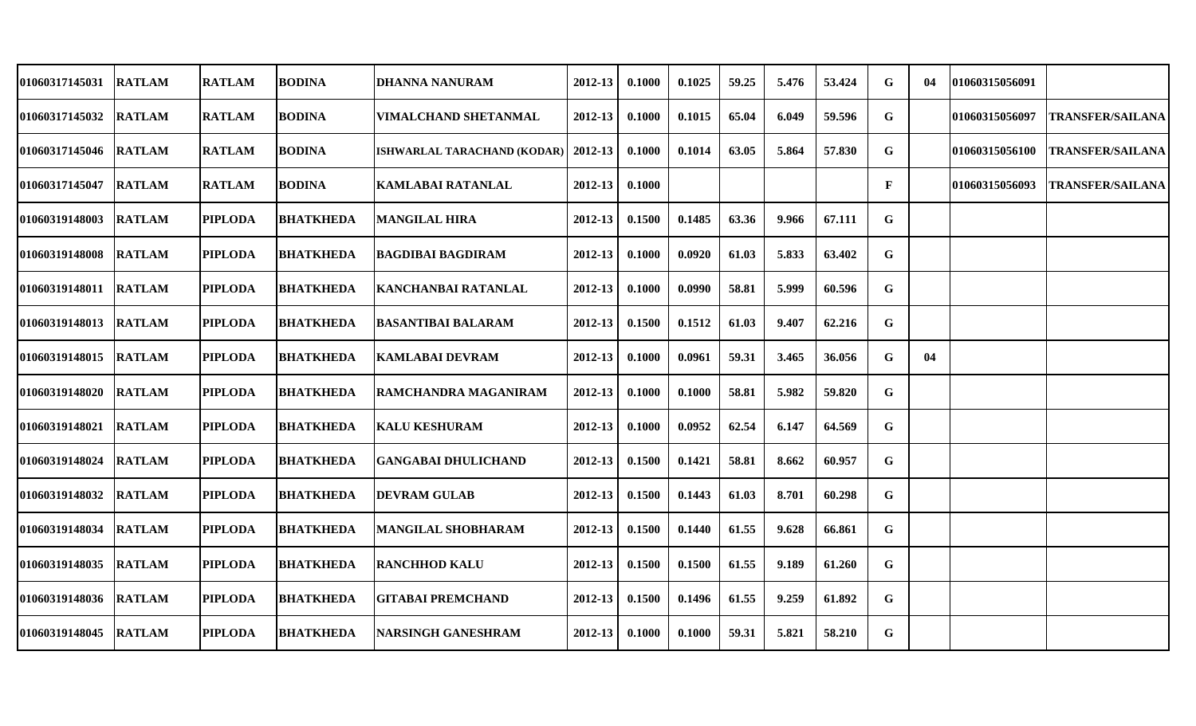| | | | | | | | | | | | | | | |
|---|---|---|---|---|---|---|---|---|---|---|---|---|---|---|
| 01060317145031 | RATLAM | RATLAM | BODINA | DHANNA NANURAM | 2012-13 | 0.1000 | 0.1025 | 59.25 | 5.476 | 53.424 | G | 04 | 01060315056091 | |
| 01060317145032 | RATLAM | RATLAM | BODINA | VIMALCHAND SHETANMAL | 2012-13 | 0.1000 | 0.1015 | 65.04 | 6.049 | 59.596 | G | | 01060315056097 | TRANSFER/SAILANA |
| 01060317145046 | RATLAM | RATLAM | BODINA | ISHWARLAL TARACHAND (KODAR) | 2012-13 | 0.1000 | 0.1014 | 63.05 | 5.864 | 57.830 | G | | 01060315056100 | TRANSFER/SAILANA |
| 01060317145047 | RATLAM | RATLAM | BODINA | KAMLABAI RATANLAL | 2012-13 | 0.1000 | | | | | F | | 01060315056093 | TRANSFER/SAILANA |
| 01060319148003 | RATLAM | PIPLODA | BHATKHEDA | MANGILAL HIRA | 2012-13 | 0.1500 | 0.1485 | 63.36 | 9.966 | 67.111 | G | | | |
| 01060319148008 | RATLAM | PIPLODA | BHATKHEDA | BAGDIBAI BAGDIRAM | 2012-13 | 0.1000 | 0.0920 | 61.03 | 5.833 | 63.402 | G | | | |
| 01060319148011 | RATLAM | PIPLODA | BHATKHEDA | KANCHANBAI RATANLAL | 2012-13 | 0.1000 | 0.0990 | 58.81 | 5.999 | 60.596 | G | | | |
| 01060319148013 | RATLAM | PIPLODA | BHATKHEDA | BASANTIBAI BALARAM | 2012-13 | 0.1500 | 0.1512 | 61.03 | 9.407 | 62.216 | G | | | |
| 01060319148015 | RATLAM | PIPLODA | BHATKHEDA | KAMLABAI DEVRAM | 2012-13 | 0.1000 | 0.0961 | 59.31 | 3.465 | 36.056 | G | 04 | | |
| 01060319148020 | RATLAM | PIPLODA | BHATKHEDA | RAMCHANDRA MAGANIRAM | 2012-13 | 0.1000 | 0.1000 | 58.81 | 5.982 | 59.820 | G | | | |
| 01060319148021 | RATLAM | PIPLODA | BHATKHEDA | KALU KESHURAM | 2012-13 | 0.1000 | 0.0952 | 62.54 | 6.147 | 64.569 | G | | | |
| 01060319148024 | RATLAM | PIPLODA | BHATKHEDA | GANGABAI DHULICHAND | 2012-13 | 0.1500 | 0.1421 | 58.81 | 8.662 | 60.957 | G | | | |
| 01060319148032 | RATLAM | PIPLODA | BHATKHEDA | DEVRAM GULAB | 2012-13 | 0.1500 | 0.1443 | 61.03 | 8.701 | 60.298 | G | | | |
| 01060319148034 | RATLAM | PIPLODA | BHATKHEDA | MANGILAL SHOBHARAM | 2012-13 | 0.1500 | 0.1440 | 61.55 | 9.628 | 66.861 | G | | | |
| 01060319148035 | RATLAM | PIPLODA | BHATKHEDA | RANCHHOD KALU | 2012-13 | 0.1500 | 0.1500 | 61.55 | 9.189 | 61.260 | G | | | |
| 01060319148036 | RATLAM | PIPLODA | BHATKHEDA | GITABAI PREMCHAND | 2012-13 | 0.1500 | 0.1496 | 61.55 | 9.259 | 61.892 | G | | | |
| 01060319148045 | RATLAM | PIPLODA | BHATKHEDA | NARSINGH GANESHRAM | 2012-13 | 0.1000 | 0.1000 | 59.31 | 5.821 | 58.210 | G | | | |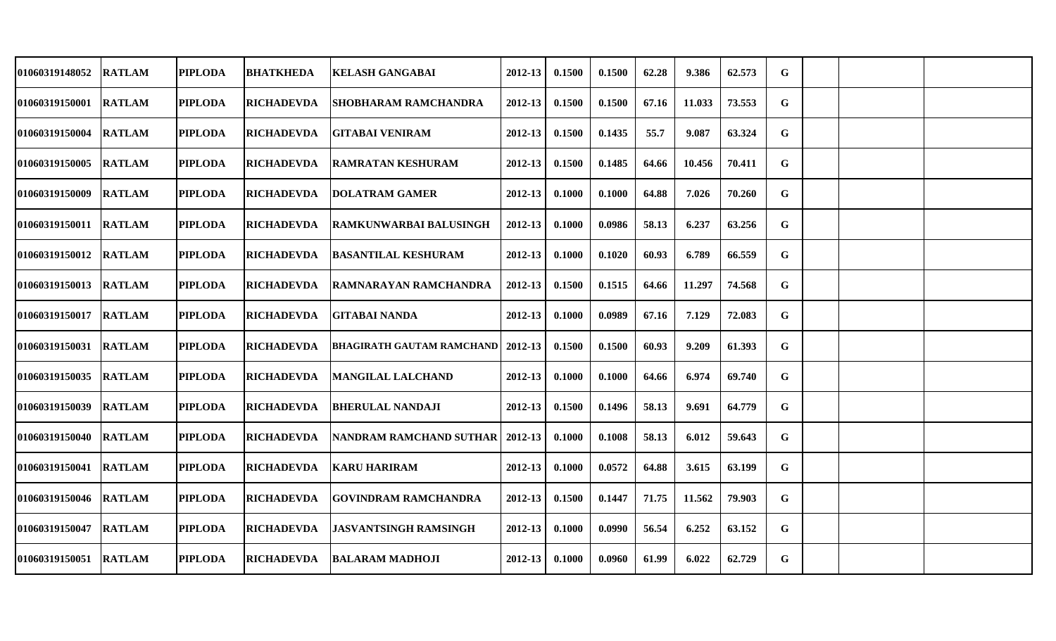| | | | | | | | | | | | | | | |
|---|---|---|---|---|---|---|---|---|---|---|---|---|---|---|
| 01060319148052 | RATLAM | PIPLODA | BHATKHEDA | KELASH GANGABAI | 2012-13 | 0.1500 | 0.1500 | 62.28 | 9.386 | 62.573 | G | | | |
| 01060319150001 | RATLAM | PIPLODA | RICHADEVDA | SHOBHARAM RAMCHANDRA | 2012-13 | 0.1500 | 0.1500 | 67.16 | 11.033 | 73.553 | G | | | |
| 01060319150004 | RATLAM | PIPLODA | RICHADEVDA | GITABAI VENIRAM | 2012-13 | 0.1500 | 0.1435 | 55.7 | 9.087 | 63.324 | G | | | |
| 01060319150005 | RATLAM | PIPLODA | RICHADEVDA | RAMRATAN KESHURAM | 2012-13 | 0.1500 | 0.1485 | 64.66 | 10.456 | 70.411 | G | | | |
| 01060319150009 | RATLAM | PIPLODA | RICHADEVDA | DOLATRAM GAMER | 2012-13 | 0.1000 | 0.1000 | 64.88 | 7.026 | 70.260 | G | | | |
| 01060319150011 | RATLAM | PIPLODA | RICHADEVDA | RAMKUNWARBAI BALUSINGH | 2012-13 | 0.1000 | 0.0986 | 58.13 | 6.237 | 63.256 | G | | | |
| 01060319150012 | RATLAM | PIPLODA | RICHADEVDA | BASANTILAL KESHURAM | 2012-13 | 0.1000 | 0.1020 | 60.93 | 6.789 | 66.559 | G | | | |
| 01060319150013 | RATLAM | PIPLODA | RICHADEVDA | RAMNARAYAN RAMCHANDRA | 2012-13 | 0.1500 | 0.1515 | 64.66 | 11.297 | 74.568 | G | | | |
| 01060319150017 | RATLAM | PIPLODA | RICHADEVDA | GITABAI NANDA | 2012-13 | 0.1000 | 0.0989 | 67.16 | 7.129 | 72.083 | G | | | |
| 01060319150031 | RATLAM | PIPLODA | RICHADEVDA | BHAGIRATH GAUTAM RAMCHAND | 2012-13 | 0.1500 | 0.1500 | 60.93 | 9.209 | 61.393 | G | | | |
| 01060319150035 | RATLAM | PIPLODA | RICHADEVDA | MANGILAL LALCHAND | 2012-13 | 0.1000 | 0.1000 | 64.66 | 6.974 | 69.740 | G | | | |
| 01060319150039 | RATLAM | PIPLODA | RICHADEVDA | BHERULAL NANDAJI | 2012-13 | 0.1500 | 0.1496 | 58.13 | 9.691 | 64.779 | G | | | |
| 01060319150040 | RATLAM | PIPLODA | RICHADEVDA | NANDRAM RAMCHAND SUTHAR | 2012-13 | 0.1000 | 0.1008 | 58.13 | 6.012 | 59.643 | G | | | |
| 01060319150041 | RATLAM | PIPLODA | RICHADEVDA | KARU HARIRAM | 2012-13 | 0.1000 | 0.0572 | 64.88 | 3.615 | 63.199 | G | | | |
| 01060319150046 | RATLAM | PIPLODA | RICHADEVDA | GOVINDRAM RAMCHANDRA | 2012-13 | 0.1500 | 0.1447 | 71.75 | 11.562 | 79.903 | G | | | |
| 01060319150047 | RATLAM | PIPLODA | RICHADEVDA | JASVANTSINGH RAMSINGH | 2012-13 | 0.1000 | 0.0990 | 56.54 | 6.252 | 63.152 | G | | | |
| 01060319150051 | RATLAM | PIPLODA | RICHADEVDA | BALARAM MADHOJI | 2012-13 | 0.1000 | 0.0960 | 61.99 | 6.022 | 62.729 | G | | | |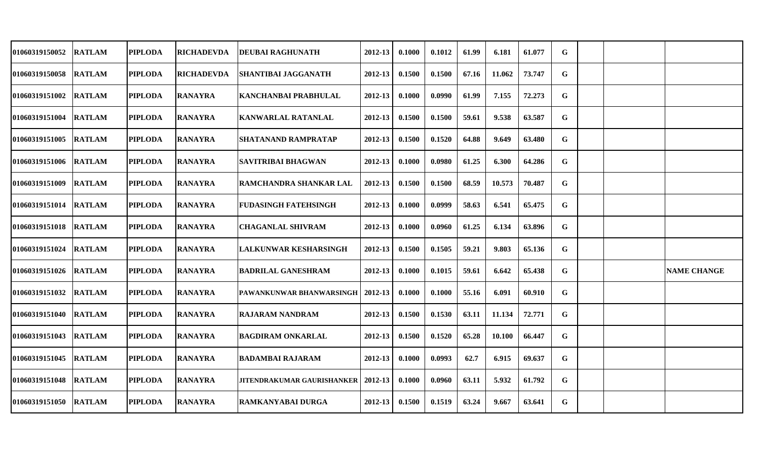| | | | | | | | | | | | | | | |
|---|---|---|---|---|---|---|---|---|---|---|---|---|---|---|
| 01060319150052 | RATLAM | PIPLODA | RICHADEVDA | DEUBAI RAGHUNATH | 2012-13 | 0.1000 | 0.1012 | 61.99 | 6.181 | 61.077 | G | | | |
| 01060319150058 | RATLAM | PIPLODA | RICHADEVDA | SHANTIBAI JAGGANATH | 2012-13 | 0.1500 | 0.1500 | 67.16 | 11.062 | 73.747 | G | | | |
| 01060319151002 | RATLAM | PIPLODA | RANAYRA | KANCHANBAI PRABHULAL | 2012-13 | 0.1000 | 0.0990 | 61.99 | 7.155 | 72.273 | G | | | |
| 01060319151004 | RATLAM | PIPLODA | RANAYRA | KANWARLAL RATANLAL | 2012-13 | 0.1500 | 0.1500 | 59.61 | 9.538 | 63.587 | G | | | |
| 01060319151005 | RATLAM | PIPLODA | RANAYRA | SHATANAND RAMPRATAP | 2012-13 | 0.1500 | 0.1520 | 64.88 | 9.649 | 63.480 | G | | | |
| 01060319151006 | RATLAM | PIPLODA | RANAYRA | SAVITRIBAI BHAGWAN | 2012-13 | 0.1000 | 0.0980 | 61.25 | 6.300 | 64.286 | G | | | |
| 01060319151009 | RATLAM | PIPLODA | RANAYRA | RAMCHANDRA SHANKAR LAL | 2012-13 | 0.1500 | 0.1500 | 68.59 | 10.573 | 70.487 | G | | | |
| 01060319151014 | RATLAM | PIPLODA | RANAYRA | FUDASINGH FATEHSINGH | 2012-13 | 0.1000 | 0.0999 | 58.63 | 6.541 | 65.475 | G | | | |
| 01060319151018 | RATLAM | PIPLODA | RANAYRA | CHAGANLAL SHIVRAM | 2012-13 | 0.1000 | 0.0960 | 61.25 | 6.134 | 63.896 | G | | | |
| 01060319151024 | RATLAM | PIPLODA | RANAYRA | LALKUNWAR KESHARSINGH | 2012-13 | 0.1500 | 0.1505 | 59.21 | 9.803 | 65.136 | G | | | |
| 01060319151026 | RATLAM | PIPLODA | RANAYRA | BADRILAL GANESHRAM | 2012-13 | 0.1000 | 0.1015 | 59.61 | 6.642 | 65.438 | G | | | NAME CHANGE |
| 01060319151032 | RATLAM | PIPLODA | RANAYRA | PAWANKUNWAR BHANWARSINGH | 2012-13 | 0.1000 | 0.1000 | 55.16 | 6.091 | 60.910 | G | | | |
| 01060319151040 | RATLAM | PIPLODA | RANAYRA | RAJARAM NANDRAM | 2012-13 | 0.1500 | 0.1530 | 63.11 | 11.134 | 72.771 | G | | | |
| 01060319151043 | RATLAM | PIPLODA | RANAYRA | BAGDIRAM ONKARLAL | 2012-13 | 0.1500 | 0.1520 | 65.28 | 10.100 | 66.447 | G | | | |
| 01060319151045 | RATLAM | PIPLODA | RANAYRA | BADAMBAI RAJARAM | 2012-13 | 0.1000 | 0.0993 | 62.7 | 6.915 | 69.637 | G | | | |
| 01060319151048 | RATLAM | PIPLODA | RANAYRA | JITENDRAKUMAR GAURISHANKER | 2012-13 | 0.1000 | 0.0960 | 63.11 | 5.932 | 61.792 | G | | | |
| 01060319151050 | RATLAM | PIPLODA | RANAYRA | RAMKANYABAI DURGA | 2012-13 | 0.1500 | 0.1519 | 63.24 | 9.667 | 63.641 | G | | | |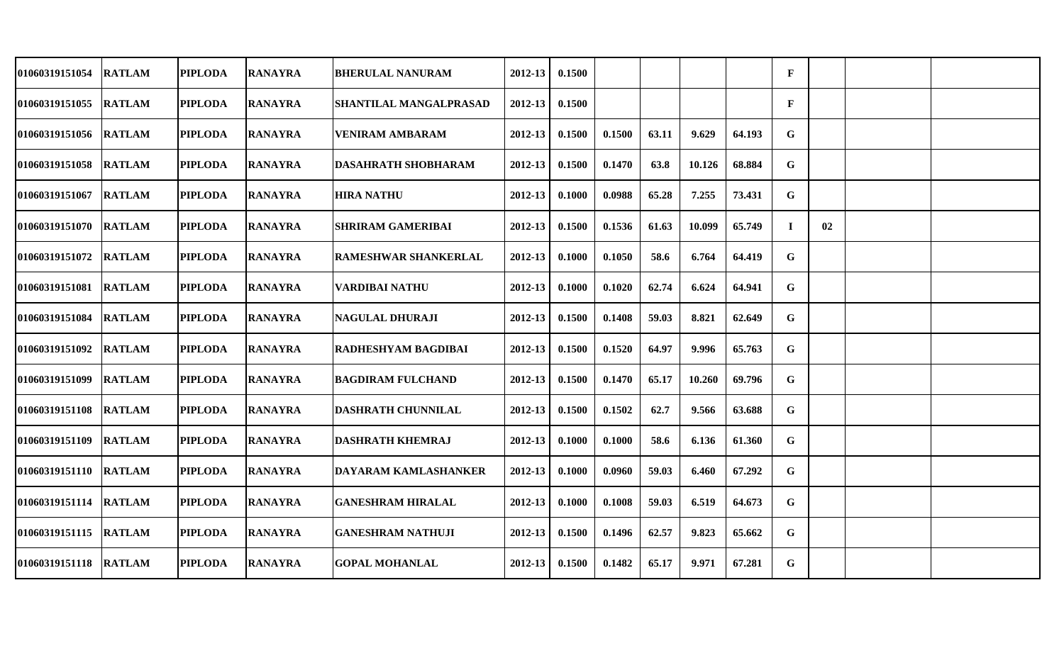| | | | | | | | | | | | | | | | |
|---|---|---|---|---|---|---|---|---|---|---|---|---|---|---|---|
| 01060319151054 | RATLAM | PIPLODA | RANAYRA | BHERULAL NANURAM | 2012-13 | 0.1500 | | | | | F | | | |
| 01060319151055 | RATLAM | PIPLODA | RANAYRA | SHANTILAL MANGALPRASAD | 2012-13 | 0.1500 | | | | | F | | | |
| 01060319151056 | RATLAM | PIPLODA | RANAYRA | VENIRAM AMBARAM | 2012-13 | 0.1500 | 0.1500 | 63.11 | 9.629 | 64.193 | G | | | |
| 01060319151058 | RATLAM | PIPLODA | RANAYRA | DASAHRATH SHOBHARAM | 2012-13 | 0.1500 | 0.1470 | 63.8 | 10.126 | 68.884 | G | | | |
| 01060319151067 | RATLAM | PIPLODA | RANAYRA | HIRA NATHU | 2012-13 | 0.1000 | 0.0988 | 65.28 | 7.255 | 73.431 | G | | | |
| 01060319151070 | RATLAM | PIPLODA | RANAYRA | SHRIRAM GAMERIBAI | 2012-13 | 0.1500 | 0.1536 | 61.63 | 10.099 | 65.749 | I | 02 | | |
| 01060319151072 | RATLAM | PIPLODA | RANAYRA | RAMESHWAR SHANKERLAL | 2012-13 | 0.1000 | 0.1050 | 58.6 | 6.764 | 64.419 | G | | | |
| 01060319151081 | RATLAM | PIPLODA | RANAYRA | VARDIBAI NATHU | 2012-13 | 0.1000 | 0.1020 | 62.74 | 6.624 | 64.941 | G | | | |
| 01060319151084 | RATLAM | PIPLODA | RANAYRA | NAGULAL DHURAJI | 2012-13 | 0.1500 | 0.1408 | 59.03 | 8.821 | 62.649 | G | | | |
| 01060319151092 | RATLAM | PIPLODA | RANAYRA | RADHESHYAM BAGDIBAI | 2012-13 | 0.1500 | 0.1520 | 64.97 | 9.996 | 65.763 | G | | | |
| 01060319151099 | RATLAM | PIPLODA | RANAYRA | BAGDIRAM FULCHAND | 2012-13 | 0.1500 | 0.1470 | 65.17 | 10.260 | 69.796 | G | | | |
| 01060319151108 | RATLAM | PIPLODA | RANAYRA | DASHRATH CHUNNILAL | 2012-13 | 0.1500 | 0.1502 | 62.7 | 9.566 | 63.688 | G | | | |
| 01060319151109 | RATLAM | PIPLODA | RANAYRA | DASHRATH KHEMRAJ | 2012-13 | 0.1000 | 0.1000 | 58.6 | 6.136 | 61.360 | G | | | |
| 01060319151110 | RATLAM | PIPLODA | RANAYRA | DAYARAM KAMLASHANKER | 2012-13 | 0.1000 | 0.0960 | 59.03 | 6.460 | 67.292 | G | | | |
| 01060319151114 | RATLAM | PIPLODA | RANAYRA | GANESHRAM HIRALAL | 2012-13 | 0.1000 | 0.1008 | 59.03 | 6.519 | 64.673 | G | | | |
| 01060319151115 | RATLAM | PIPLODA | RANAYRA | GANESHRAM NATHUJI | 2012-13 | 0.1500 | 0.1496 | 62.57 | 9.823 | 65.662 | G | | | |
| 01060319151118 | RATLAM | PIPLODA | RANAYRA | GOPAL MOHANLAL | 2012-13 | 0.1500 | 0.1482 | 65.17 | 9.971 | 67.281 | G | | | |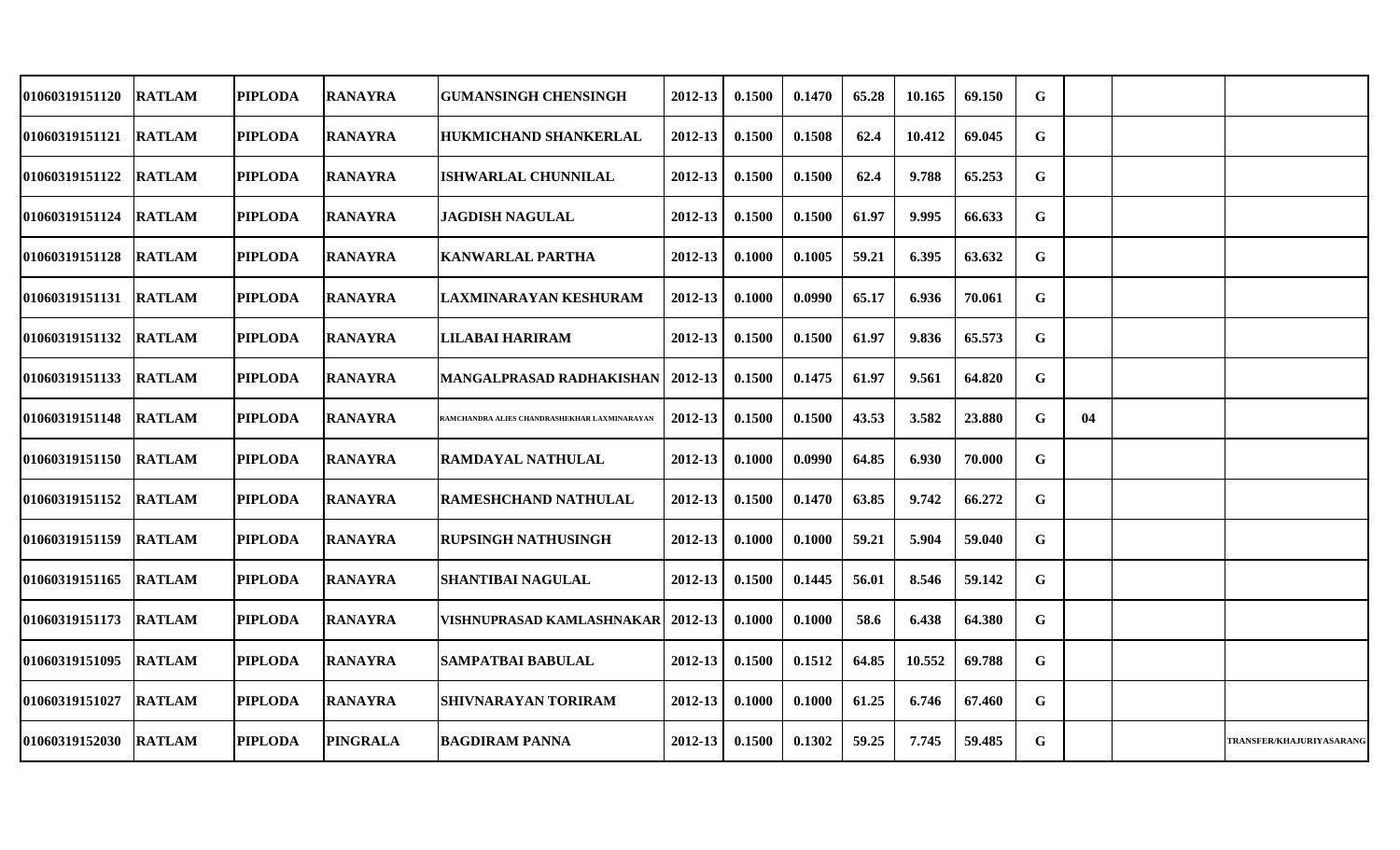| | | | | | | | | | | | | | | |
|---|---|---|---|---|---|---|---|---|---|---|---|---|---|---|
| 01060319151120 | RATLAM | PIPLODA | RANAYRA | GUMANSINGH CHENSINGH | 2012-13 | 0.1500 | 0.1470 | 65.28 | 10.165 | 69.150 | G | | | |
| 01060319151121 | RATLAM | PIPLODA | RANAYRA | HUKMICHAND SHANKERLAL | 2012-13 | 0.1500 | 0.1508 | 62.4 | 10.412 | 69.045 | G | | | |
| 01060319151122 | RATLAM | PIPLODA | RANAYRA | ISHWARLAL CHUNNILAL | 2012-13 | 0.1500 | 0.1500 | 62.4 | 9.788 | 65.253 | G | | | |
| 01060319151124 | RATLAM | PIPLODA | RANAYRA | JAGDISH NAGULAL | 2012-13 | 0.1500 | 0.1500 | 61.97 | 9.995 | 66.633 | G | | | |
| 01060319151128 | RATLAM | PIPLODA | RANAYRA | KANWARLAL PARTHA | 2012-13 | 0.1000 | 0.1005 | 59.21 | 6.395 | 63.632 | G | | | |
| 01060319151131 | RATLAM | PIPLODA | RANAYRA | LAXMINARAYAN KESHURAM | 2012-13 | 0.1000 | 0.0990 | 65.17 | 6.936 | 70.061 | G | | | |
| 01060319151132 | RATLAM | PIPLODA | RANAYRA | LILABAI HARIRAM | 2012-13 | 0.1500 | 0.1500 | 61.97 | 9.836 | 65.573 | G | | | |
| 01060319151133 | RATLAM | PIPLODA | RANAYRA | MANGALPRASAD RADHAKISHAN | 2012-13 | 0.1500 | 0.1475 | 61.97 | 9.561 | 64.820 | G | | | |
| 01060319151148 | RATLAM | PIPLODA | RANAYRA | RAMCHANDRA ALIES CHANDRASHEKHAR LAXMINARAYAN | 2012-13 | 0.1500 | 0.1500 | 43.53 | 3.582 | 23.880 | G | 04 | | |
| 01060319151150 | RATLAM | PIPLODA | RANAYRA | RAMDAYAL NATHULAL | 2012-13 | 0.1000 | 0.0990 | 64.85 | 6.930 | 70.000 | G | | | |
| 01060319151152 | RATLAM | PIPLODA | RANAYRA | RAMESHCHAND NATHULAL | 2012-13 | 0.1500 | 0.1470 | 63.85 | 9.742 | 66.272 | G | | | |
| 01060319151159 | RATLAM | PIPLODA | RANAYRA | RUPSINGH NATHUSINGH | 2012-13 | 0.1000 | 0.1000 | 59.21 | 5.904 | 59.040 | G | | | |
| 01060319151165 | RATLAM | PIPLODA | RANAYRA | SHANTIBAI NAGULAL | 2012-13 | 0.1500 | 0.1445 | 56.01 | 8.546 | 59.142 | G | | | |
| 01060319151173 | RATLAM | PIPLODA | RANAYRA | VISHNUPRASAD KAMLASHNAKAR | 2012-13 | 0.1000 | 0.1000 | 58.6 | 6.438 | 64.380 | G | | | |
| 01060319151095 | RATLAM | PIPLODA | RANAYRA | SAMPATBAI BABULAL | 2012-13 | 0.1500 | 0.1512 | 64.85 | 10.552 | 69.788 | G | | | |
| 01060319151027 | RATLAM | PIPLODA | RANAYRA | SHIVNARAYAN TORIRAM | 2012-13 | 0.1000 | 0.1000 | 61.25 | 6.746 | 67.460 | G | | | |
| 01060319152030 | RATLAM | PIPLODA | PINGRALA | BAGDIRAM PANNA | 2012-13 | 0.1500 | 0.1302 | 59.25 | 7.745 | 59.485 | G | | | TRANSFER/KHAJURIYASARANG |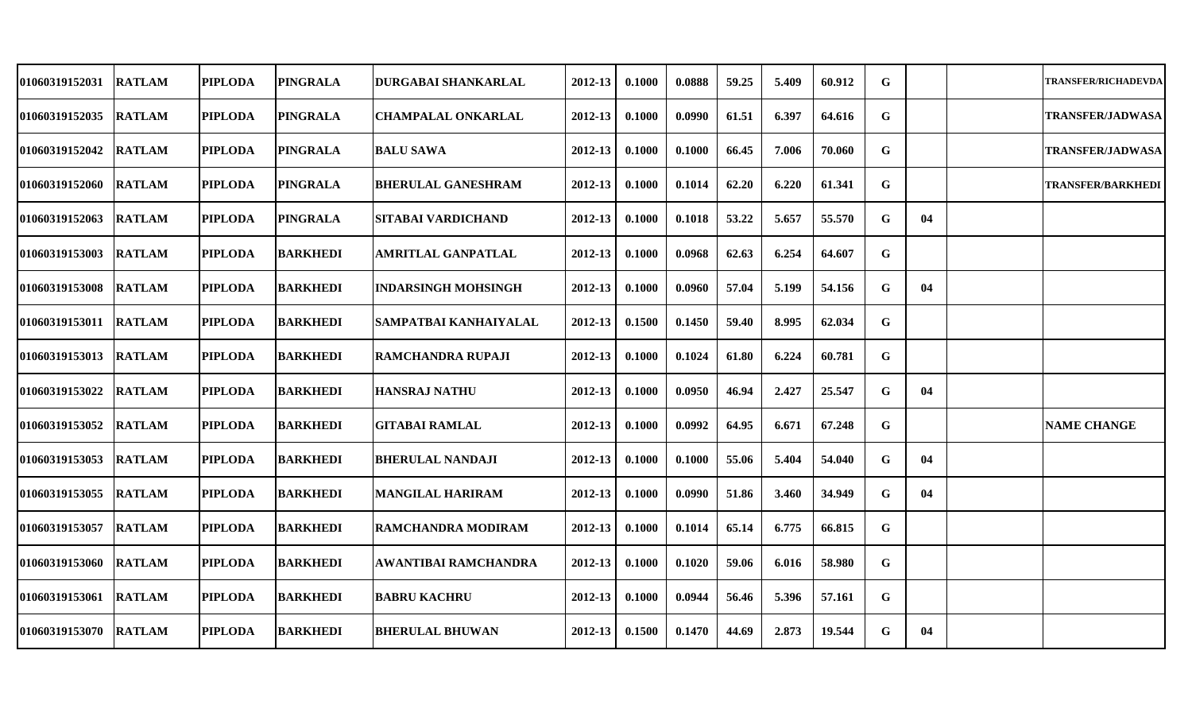| | | | | | | | | | | | | | | |
|---|---|---|---|---|---|---|---|---|---|---|---|---|---|---|
| 01060319152031 | RATLAM | PIPLODA | PINGRALA | DURGABAI SHANKARLAL | 2012-13 | 0.1000 | 0.0888 | 59.25 | 5.409 | 60.912 | G | | | TRANSFER/RICHADEVDA |
| 01060319152035 | RATLAM | PIPLODA | PINGRALA | CHAMPALAL ONKARLAL | 2012-13 | 0.1000 | 0.0990 | 61.51 | 6.397 | 64.616 | G | | | TRANSFER/JADWASA |
| 01060319152042 | RATLAM | PIPLODA | PINGRALA | BALU SAWA | 2012-13 | 0.1000 | 0.1000 | 66.45 | 7.006 | 70.060 | G | | | TRANSFER/JADWASA |
| 01060319152060 | RATLAM | PIPLODA | PINGRALA | BHERULAL GANESHRAM | 2012-13 | 0.1000 | 0.1014 | 62.20 | 6.220 | 61.341 | G | | | TRANSFER/BARKHEDI |
| 01060319152063 | RATLAM | PIPLODA | PINGRALA | SITABAI VARDICHAND | 2012-13 | 0.1000 | 0.1018 | 53.22 | 5.657 | 55.570 | G | 04 | | |
| 01060319153003 | RATLAM | PIPLODA | BARKHEDI | AMRITLAL GANPATLAL | 2012-13 | 0.1000 | 0.0968 | 62.63 | 6.254 | 64.607 | G | | | |
| 01060319153008 | RATLAM | PIPLODA | BARKHEDI | INDARSINGH MOHSINGH | 2012-13 | 0.1000 | 0.0960 | 57.04 | 5.199 | 54.156 | G | 04 | | |
| 01060319153011 | RATLAM | PIPLODA | BARKHEDI | SAMPATBAI KANHAIYALAL | 2012-13 | 0.1500 | 0.1450 | 59.40 | 8.995 | 62.034 | G | | | |
| 01060319153013 | RATLAM | PIPLODA | BARKHEDI | RAMCHANDRA RUPAJI | 2012-13 | 0.1000 | 0.1024 | 61.80 | 6.224 | 60.781 | G | | | |
| 01060319153022 | RATLAM | PIPLODA | BARKHEDI | HANSRAJ NATHU | 2012-13 | 0.1000 | 0.0950 | 46.94 | 2.427 | 25.547 | G | 04 | | |
| 01060319153052 | RATLAM | PIPLODA | BARKHEDI | GITABAI RAMLAL | 2012-13 | 0.1000 | 0.0992 | 64.95 | 6.671 | 67.248 | G | | | NAME CHANGE |
| 01060319153053 | RATLAM | PIPLODA | BARKHEDI | BHERULAL NANDAJI | 2012-13 | 0.1000 | 0.1000 | 55.06 | 5.404 | 54.040 | G | 04 | | |
| 01060319153055 | RATLAM | PIPLODA | BARKHEDI | MANGILAL HARIRAM | 2012-13 | 0.1000 | 0.0990 | 51.86 | 3.460 | 34.949 | G | 04 | | |
| 01060319153057 | RATLAM | PIPLODA | BARKHEDI | RAMCHANDRA MODIRAM | 2012-13 | 0.1000 | 0.1014 | 65.14 | 6.775 | 66.815 | G | | | |
| 01060319153060 | RATLAM | PIPLODA | BARKHEDI | AWANTIBAI RAMCHANDRA | 2012-13 | 0.1000 | 0.1020 | 59.06 | 6.016 | 58.980 | G | | | |
| 01060319153061 | RATLAM | PIPLODA | BARKHEDI | BABRU KACHRU | 2012-13 | 0.1000 | 0.0944 | 56.46 | 5.396 | 57.161 | G | | | |
| 01060319153070 | RATLAM | PIPLODA | BARKHEDI | BHERULAL BHUWAN | 2012-13 | 0.1500 | 0.1470 | 44.69 | 2.873 | 19.544 | G | 04 | | |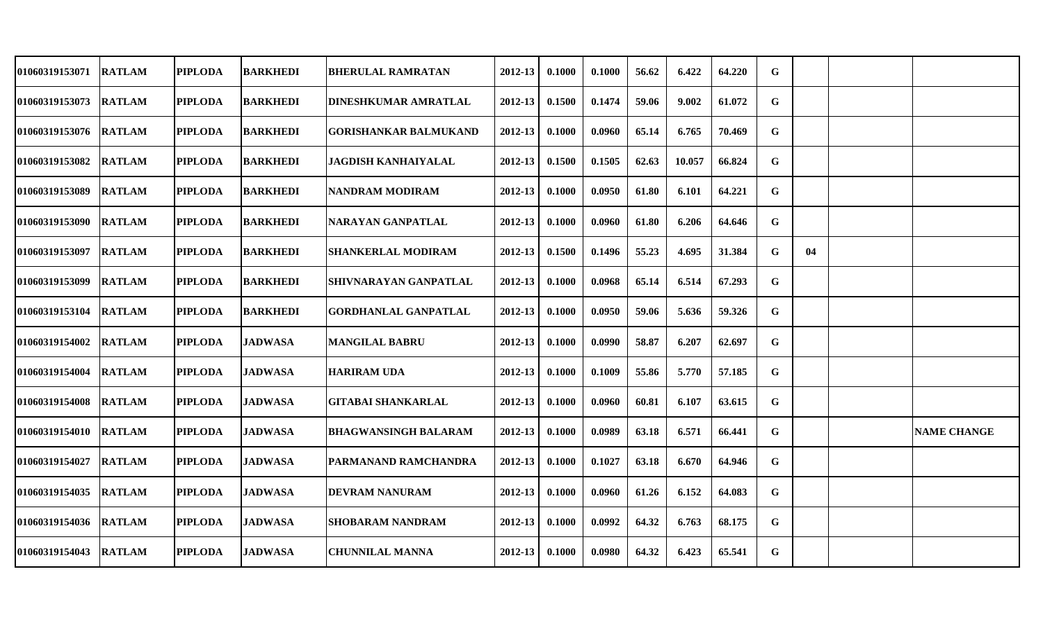| | | | | | | | | | | | | | | |
|---|---|---|---|---|---|---|---|---|---|---|---|---|---|---|
| 01060319153071 | RATLAM | PIPLODA | BARKHEDI | BHERULAL RAMRATAN | 2012-13 | 0.1000 | 0.1000 | 56.62 | 6.422 | 64.220 | G | | | |
| 01060319153073 | RATLAM | PIPLODA | BARKHEDI | DINESHKUMAR AMRATLAL | 2012-13 | 0.1500 | 0.1474 | 59.06 | 9.002 | 61.072 | G | | | |
| 01060319153076 | RATLAM | PIPLODA | BARKHEDI | GORISHANKAR BALMUKAND | 2012-13 | 0.1000 | 0.0960 | 65.14 | 6.765 | 70.469 | G | | | |
| 01060319153082 | RATLAM | PIPLODA | BARKHEDI | JAGDISH KANHAIYALAL | 2012-13 | 0.1500 | 0.1505 | 62.63 | 10.057 | 66.824 | G | | | |
| 01060319153089 | RATLAM | PIPLODA | BARKHEDI | NANDRAM MODIRAM | 2012-13 | 0.1000 | 0.0950 | 61.80 | 6.101 | 64.221 | G | | | |
| 01060319153090 | RATLAM | PIPLODA | BARKHEDI | NARAYAN GANPATLAL | 2012-13 | 0.1000 | 0.0960 | 61.80 | 6.206 | 64.646 | G | | | |
| 01060319153097 | RATLAM | PIPLODA | BARKHEDI | SHANKERLAL MODIRAM | 2012-13 | 0.1500 | 0.1496 | 55.23 | 4.695 | 31.384 | G | 04 | | |
| 01060319153099 | RATLAM | PIPLODA | BARKHEDI | SHIVNARAYAN GANPATLAL | 2012-13 | 0.1000 | 0.0968 | 65.14 | 6.514 | 67.293 | G | | | |
| 01060319153104 | RATLAM | PIPLODA | BARKHEDI | GORDHANLAL GANPATLAL | 2012-13 | 0.1000 | 0.0950 | 59.06 | 5.636 | 59.326 | G | | | |
| 01060319154002 | RATLAM | PIPLODA | JADWASA | MANGILAL BABRU | 2012-13 | 0.1000 | 0.0990 | 58.87 | 6.207 | 62.697 | G | | | |
| 01060319154004 | RATLAM | PIPLODA | JADWASA | HARIRAM UDA | 2012-13 | 0.1000 | 0.1009 | 55.86 | 5.770 | 57.185 | G | | | |
| 01060319154008 | RATLAM | PIPLODA | JADWASA | GITABAI SHANKARLAL | 2012-13 | 0.1000 | 0.0960 | 60.81 | 6.107 | 63.615 | G | | | |
| 01060319154010 | RATLAM | PIPLODA | JADWASA | BHAGWANSINGH BALARAM | 2012-13 | 0.1000 | 0.0989 | 63.18 | 6.571 | 66.441 | G | | | NAME CHANGE |
| 01060319154027 | RATLAM | PIPLODA | JADWASA | PARMANAND RAMCHANDRA | 2012-13 | 0.1000 | 0.1027 | 63.18 | 6.670 | 64.946 | G | | | |
| 01060319154035 | RATLAM | PIPLODA | JADWASA | DEVRAM NANURAM | 2012-13 | 0.1000 | 0.0960 | 61.26 | 6.152 | 64.083 | G | | | |
| 01060319154036 | RATLAM | PIPLODA | JADWASA | SHOBARAM NANDRAM | 2012-13 | 0.1000 | 0.0992 | 64.32 | 6.763 | 68.175 | G | | | |
| 01060319154043 | RATLAM | PIPLODA | JADWASA | CHUNNILAL MANNA | 2012-13 | 0.1000 | 0.0980 | 64.32 | 6.423 | 65.541 | G | | | |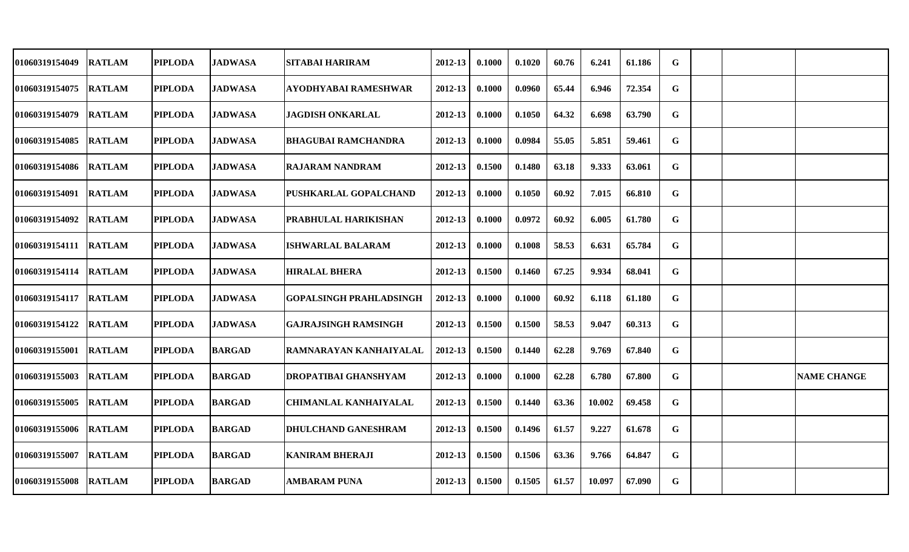| | | | | | | | | | | | | | | |
|---|---|---|---|---|---|---|---|---|---|---|---|---|---|---|
| 01060319154049 | RATLAM | PIPLODA | JADWASA | SITABAI HARIRAM | 2012-13 | 0.1000 | 0.1020 | 60.76 | 6.241 | 61.186 | G | | | |
| 01060319154075 | RATLAM | PIPLODA | JADWASA | AYODHYABAI RAMESHWAR | 2012-13 | 0.1000 | 0.0960 | 65.44 | 6.946 | 72.354 | G | | | |
| 01060319154079 | RATLAM | PIPLODA | JADWASA | JAGDISH ONKARLAL | 2012-13 | 0.1000 | 0.1050 | 64.32 | 6.698 | 63.790 | G | | | |
| 01060319154085 | RATLAM | PIPLODA | JADWASA | BHAGUBAI RAMCHANDRA | 2012-13 | 0.1000 | 0.0984 | 55.05 | 5.851 | 59.461 | G | | | |
| 01060319154086 | RATLAM | PIPLODA | JADWASA | RAJARAM NANDRAM | 2012-13 | 0.1500 | 0.1480 | 63.18 | 9.333 | 63.061 | G | | | |
| 01060319154091 | RATLAM | PIPLODA | JADWASA | PUSHKARLAL GOPALCHAND | 2012-13 | 0.1000 | 0.1050 | 60.92 | 7.015 | 66.810 | G | | | |
| 01060319154092 | RATLAM | PIPLODA | JADWASA | PRABHULAL HARIKISHAN | 2012-13 | 0.1000 | 0.0972 | 60.92 | 6.005 | 61.780 | G | | | |
| 01060319154111 | RATLAM | PIPLODA | JADWASA | ISHWARLAL BALARAM | 2012-13 | 0.1000 | 0.1008 | 58.53 | 6.631 | 65.784 | G | | | |
| 01060319154114 | RATLAM | PIPLODA | JADWASA | HIRALAL BHERA | 2012-13 | 0.1500 | 0.1460 | 67.25 | 9.934 | 68.041 | G | | | |
| 01060319154117 | RATLAM | PIPLODA | JADWASA | GOPALSINGH PRAHLADSINGH | 2012-13 | 0.1000 | 0.1000 | 60.92 | 6.118 | 61.180 | G | | | |
| 01060319154122 | RATLAM | PIPLODA | JADWASA | GAJRAJSINGH RAMSINGH | 2012-13 | 0.1500 | 0.1500 | 58.53 | 9.047 | 60.313 | G | | | |
| 01060319155001 | RATLAM | PIPLODA | BARGAD | RAMNARAYAN KANHAIYALAL | 2012-13 | 0.1500 | 0.1440 | 62.28 | 9.769 | 67.840 | G | | | |
| 01060319155003 | RATLAM | PIPLODA | BARGAD | DROPATIBAI GHANSHYAM | 2012-13 | 0.1000 | 0.1000 | 62.28 | 6.780 | 67.800 | G | | | NAME CHANGE |
| 01060319155005 | RATLAM | PIPLODA | BARGAD | CHIMANLAL KANHAIYALAL | 2012-13 | 0.1500 | 0.1440 | 63.36 | 10.002 | 69.458 | G | | | |
| 01060319155006 | RATLAM | PIPLODA | BARGAD | DHULCHAND GANESHRAM | 2012-13 | 0.1500 | 0.1496 | 61.57 | 9.227 | 61.678 | G | | | |
| 01060319155007 | RATLAM | PIPLODA | BARGAD | KANIRAM BHERAJI | 2012-13 | 0.1500 | 0.1506 | 63.36 | 9.766 | 64.847 | G | | | |
| 01060319155008 | RATLAM | PIPLODA | BARGAD | AMBARAM PUNA | 2012-13 | 0.1500 | 0.1505 | 61.57 | 10.097 | 67.090 | G | | | |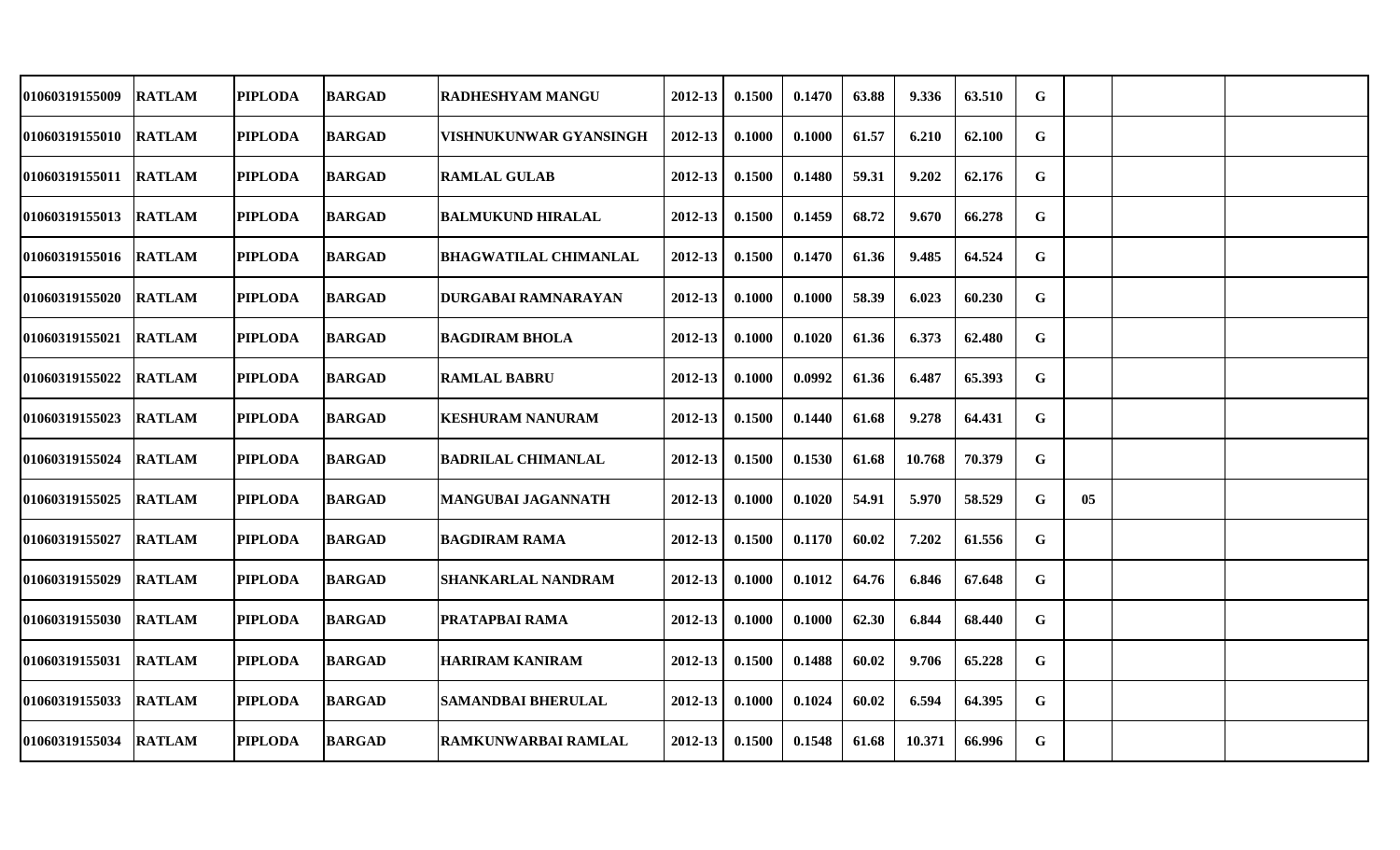| | | | | | | | | | | | | | | |
|---|---|---|---|---|---|---|---|---|---|---|---|---|---|---|
| 01060319155009 | RATLAM | PIPLODA | BARGAD | RADHESHYAM MANGU | 2012-13 | 0.1500 | 0.1470 | 63.88 | 9.336 | 63.510 | G | | | |
| 01060319155010 | RATLAM | PIPLODA | BARGAD | VISHNUKUNWAR GYANSINGH | 2012-13 | 0.1000 | 0.1000 | 61.57 | 6.210 | 62.100 | G | | | |
| 01060319155011 | RATLAM | PIPLODA | BARGAD | RAMLAL GULAB | 2012-13 | 0.1500 | 0.1480 | 59.31 | 9.202 | 62.176 | G | | | |
| 01060319155013 | RATLAM | PIPLODA | BARGAD | BALMUKUND HIRALAL | 2012-13 | 0.1500 | 0.1459 | 68.72 | 9.670 | 66.278 | G | | | |
| 01060319155016 | RATLAM | PIPLODA | BARGAD | BHAGWATILAL CHIMANLAL | 2012-13 | 0.1500 | 0.1470 | 61.36 | 9.485 | 64.524 | G | | | |
| 01060319155020 | RATLAM | PIPLODA | BARGAD | DURGABAI RAMNARAYAN | 2012-13 | 0.1000 | 0.1000 | 58.39 | 6.023 | 60.230 | G | | | |
| 01060319155021 | RATLAM | PIPLODA | BARGAD | BAGDIRAM BHOLA | 2012-13 | 0.1000 | 0.1020 | 61.36 | 6.373 | 62.480 | G | | | |
| 01060319155022 | RATLAM | PIPLODA | BARGAD | RAMLAL BABRU | 2012-13 | 0.1000 | 0.0992 | 61.36 | 6.487 | 65.393 | G | | | |
| 01060319155023 | RATLAM | PIPLODA | BARGAD | KESHURAM NANURAM | 2012-13 | 0.1500 | 0.1440 | 61.68 | 9.278 | 64.431 | G | | | |
| 01060319155024 | RATLAM | PIPLODA | BARGAD | BADRILAL CHIMANLAL | 2012-13 | 0.1500 | 0.1530 | 61.68 | 10.768 | 70.379 | G | | | |
| 01060319155025 | RATLAM | PIPLODA | BARGAD | MANGUBAI JAGANNATH | 2012-13 | 0.1000 | 0.1020 | 54.91 | 5.970 | 58.529 | G | 05 | | |
| 01060319155027 | RATLAM | PIPLODA | BARGAD | BAGDIRAM RAMA | 2012-13 | 0.1500 | 0.1170 | 60.02 | 7.202 | 61.556 | G | | | |
| 01060319155029 | RATLAM | PIPLODA | BARGAD | SHANKARLAL NANDRAM | 2012-13 | 0.1000 | 0.1012 | 64.76 | 6.846 | 67.648 | G | | | |
| 01060319155030 | RATLAM | PIPLODA | BARGAD | PRATAPBAI RAMA | 2012-13 | 0.1000 | 0.1000 | 62.30 | 6.844 | 68.440 | G | | | |
| 01060319155031 | RATLAM | PIPLODA | BARGAD | HARIRAM KANIRAM | 2012-13 | 0.1500 | 0.1488 | 60.02 | 9.706 | 65.228 | G | | | |
| 01060319155033 | RATLAM | PIPLODA | BARGAD | SAMANDBAI BHERULAL | 2012-13 | 0.1000 | 0.1024 | 60.02 | 6.594 | 64.395 | G | | | |
| 01060319155034 | RATLAM | PIPLODA | BARGAD | RAMKUNWARBAI RAMLAL | 2012-13 | 0.1500 | 0.1548 | 61.68 | 10.371 | 66.996 | G | | | |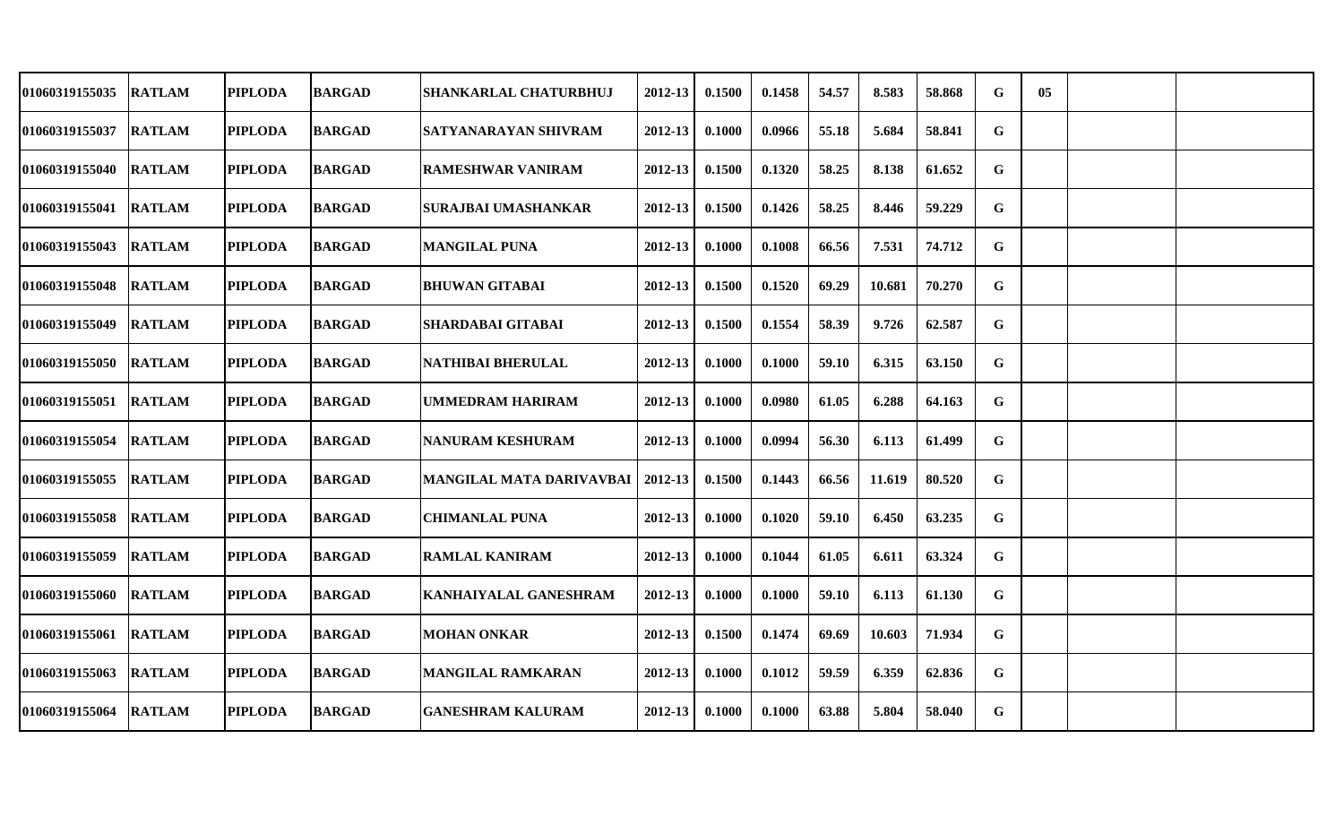| | | | | | | | | | | | | | | | |
|---|---|---|---|---|---|---|---|---|---|---|---|---|---|---|---|
| 01060319155035 | RATLAM | PIPLODA | BARGAD | SHANKARLAL CHATURBHUJ | 2012-13 | 0.1500 | 0.1458 | 54.57 | 8.583 | 58.868 | G | 05 | | | |
| 01060319155037 | RATLAM | PIPLODA | BARGAD | SATYANARAYAN SHIVRAM | 2012-13 | 0.1000 | 0.0966 | 55.18 | 5.684 | 58.841 | G | | | | |
| 01060319155040 | RATLAM | PIPLODA | BARGAD | RAMESHWAR VANIRAM | 2012-13 | 0.1500 | 0.1320 | 58.25 | 8.138 | 61.652 | G | | | | |
| 01060319155041 | RATLAM | PIPLODA | BARGAD | SURAJBAI UMASHANKAR | 2012-13 | 0.1500 | 0.1426 | 58.25 | 8.446 | 59.229 | G | | | | |
| 01060319155043 | RATLAM | PIPLODA | BARGAD | MANGILAL PUNA | 2012-13 | 0.1000 | 0.1008 | 66.56 | 7.531 | 74.712 | G | | | | |
| 01060319155048 | RATLAM | PIPLODA | BARGAD | BHUWAN GITABAI | 2012-13 | 0.1500 | 0.1520 | 69.29 | 10.681 | 70.270 | G | | | | |
| 01060319155049 | RATLAM | PIPLODA | BARGAD | SHARDABAI GITABAI | 2012-13 | 0.1500 | 0.1554 | 58.39 | 9.726 | 62.587 | G | | | | |
| 01060319155050 | RATLAM | PIPLODA | BARGAD | NATHIBAI BHERULAL | 2012-13 | 0.1000 | 0.1000 | 59.10 | 6.315 | 63.150 | G | | | | |
| 01060319155051 | RATLAM | PIPLODA | BARGAD | UMMEDRAM HARIRAM | 2012-13 | 0.1000 | 0.0980 | 61.05 | 6.288 | 64.163 | G | | | | |
| 01060319155054 | RATLAM | PIPLODA | BARGAD | NANURAM KESHURAM | 2012-13 | 0.1000 | 0.0994 | 56.30 | 6.113 | 61.499 | G | | | | |
| 01060319155055 | RATLAM | PIPLODA | BARGAD | MANGILAL MATA DARIVAVBAI | 2012-13 | 0.1500 | 0.1443 | 66.56 | 11.619 | 80.520 | G | | | | |
| 01060319155058 | RATLAM | PIPLODA | BARGAD | CHIMANLAL PUNA | 2012-13 | 0.1000 | 0.1020 | 59.10 | 6.450 | 63.235 | G | | | | |
| 01060319155059 | RATLAM | PIPLODA | BARGAD | RAMLAL KANIRAM | 2012-13 | 0.1000 | 0.1044 | 61.05 | 6.611 | 63.324 | G | | | | |
| 01060319155060 | RATLAM | PIPLODA | BARGAD | KANHAIYALAL GANESHRAM | 2012-13 | 0.1000 | 0.1000 | 59.10 | 6.113 | 61.130 | G | | | | |
| 01060319155061 | RATLAM | PIPLODA | BARGAD | MOHAN ONKAR | 2012-13 | 0.1500 | 0.1474 | 69.69 | 10.603 | 71.934 | G | | | | |
| 01060319155063 | RATLAM | PIPLODA | BARGAD | MANGILAL RAMKARAN | 2012-13 | 0.1000 | 0.1012 | 59.59 | 6.359 | 62.836 | G | | | | |
| 01060319155064 | RATLAM | PIPLODA | BARGAD | GANESHRAM KALURAM | 2012-13 | 0.1000 | 0.1000 | 63.88 | 5.804 | 58.040 | G | | | | |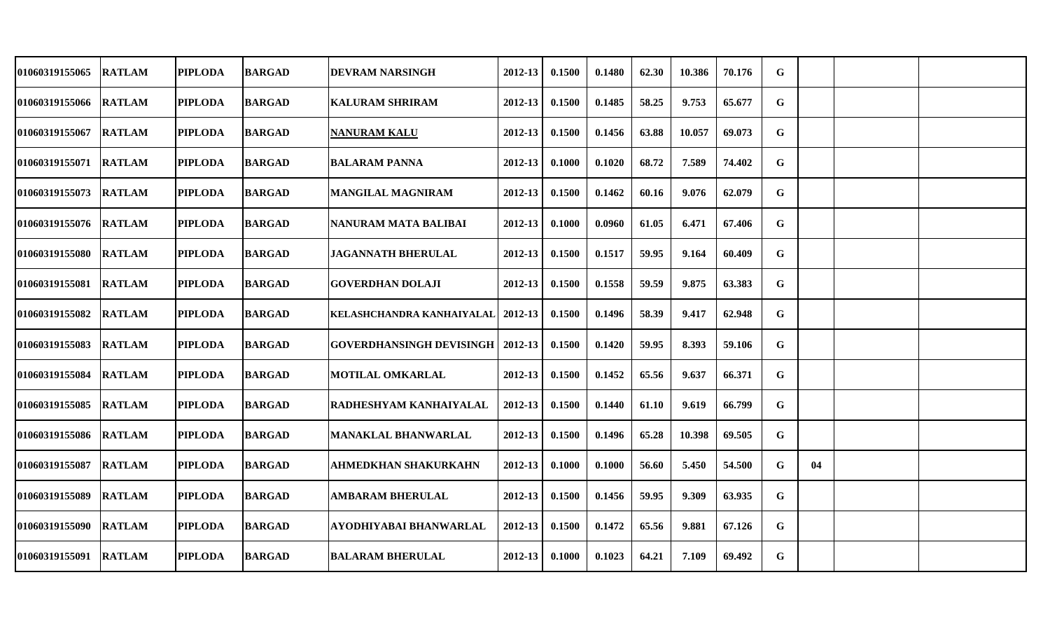| | | | | | | | | | | | | | | |
|---|---|---|---|---|---|---|---|---|---|---|---|---|---|---|
| 01060319155065 | RATLAM | PIPLODA | BARGAD | DEVRAM NARSINGH | 2012-13 | 0.1500 | 0.1480 | 62.30 | 10.386 | 70.176 | G | | | |
| 01060319155066 | RATLAM | PIPLODA | BARGAD | KALURAM SHRIRAM | 2012-13 | 0.1500 | 0.1485 | 58.25 | 9.753 | 65.677 | G | | | |
| 01060319155067 | RATLAM | PIPLODA | BARGAD | NANURAM KALU | 2012-13 | 0.1500 | 0.1456 | 63.88 | 10.057 | 69.073 | G | | | |
| 01060319155071 | RATLAM | PIPLODA | BARGAD | BALARAM PANNA | 2012-13 | 0.1000 | 0.1020 | 68.72 | 7.589 | 74.402 | G | | | |
| 01060319155073 | RATLAM | PIPLODA | BARGAD | MANGILAL MAGNIRAM | 2012-13 | 0.1500 | 0.1462 | 60.16 | 9.076 | 62.079 | G | | | |
| 01060319155076 | RATLAM | PIPLODA | BARGAD | NANURAM MATA BALIBAI | 2012-13 | 0.1000 | 0.0960 | 61.05 | 6.471 | 67.406 | G | | | |
| 01060319155080 | RATLAM | PIPLODA | BARGAD | JAGANNATH BHERULAL | 2012-13 | 0.1500 | 0.1517 | 59.95 | 9.164 | 60.409 | G | | | |
| 01060319155081 | RATLAM | PIPLODA | BARGAD | GOVERDHAN DOLAJI | 2012-13 | 0.1500 | 0.1558 | 59.59 | 9.875 | 63.383 | G | | | |
| 01060319155082 | RATLAM | PIPLODA | BARGAD | KELASHCHANDRA KANHAIYALAL | 2012-13 | 0.1500 | 0.1496 | 58.39 | 9.417 | 62.948 | G | | | |
| 01060319155083 | RATLAM | PIPLODA | BARGAD | GOVERDHANSINGH DEVISINGH | 2012-13 | 0.1500 | 0.1420 | 59.95 | 8.393 | 59.106 | G | | | |
| 01060319155084 | RATLAM | PIPLODA | BARGAD | MOTILAL OMKARLAL | 2012-13 | 0.1500 | 0.1452 | 65.56 | 9.637 | 66.371 | G | | | |
| 01060319155085 | RATLAM | PIPLODA | BARGAD | RADHESHYAM KANHAIYALAL | 2012-13 | 0.1500 | 0.1440 | 61.10 | 9.619 | 66.799 | G | | | |
| 01060319155086 | RATLAM | PIPLODA | BARGAD | MANAKLAL BHANWARLAL | 2012-13 | 0.1500 | 0.1496 | 65.28 | 10.398 | 69.505 | G | | | |
| 01060319155087 | RATLAM | PIPLODA | BARGAD | AHMEDKHAN SHAKURKAHN | 2012-13 | 0.1000 | 0.1000 | 56.60 | 5.450 | 54.500 | G | 04 | | |
| 01060319155089 | RATLAM | PIPLODA | BARGAD | AMBARAM BHERULAL | 2012-13 | 0.1500 | 0.1456 | 59.95 | 9.309 | 63.935 | G | | | |
| 01060319155090 | RATLAM | PIPLODA | BARGAD | AYODHIYABAI BHANWARLAL | 2012-13 | 0.1500 | 0.1472 | 65.56 | 9.881 | 67.126 | G | | | |
| 01060319155091 | RATLAM | PIPLODA | BARGAD | BALARAM BHERULAL | 2012-13 | 0.1000 | 0.1023 | 64.21 | 7.109 | 69.492 | G | | | |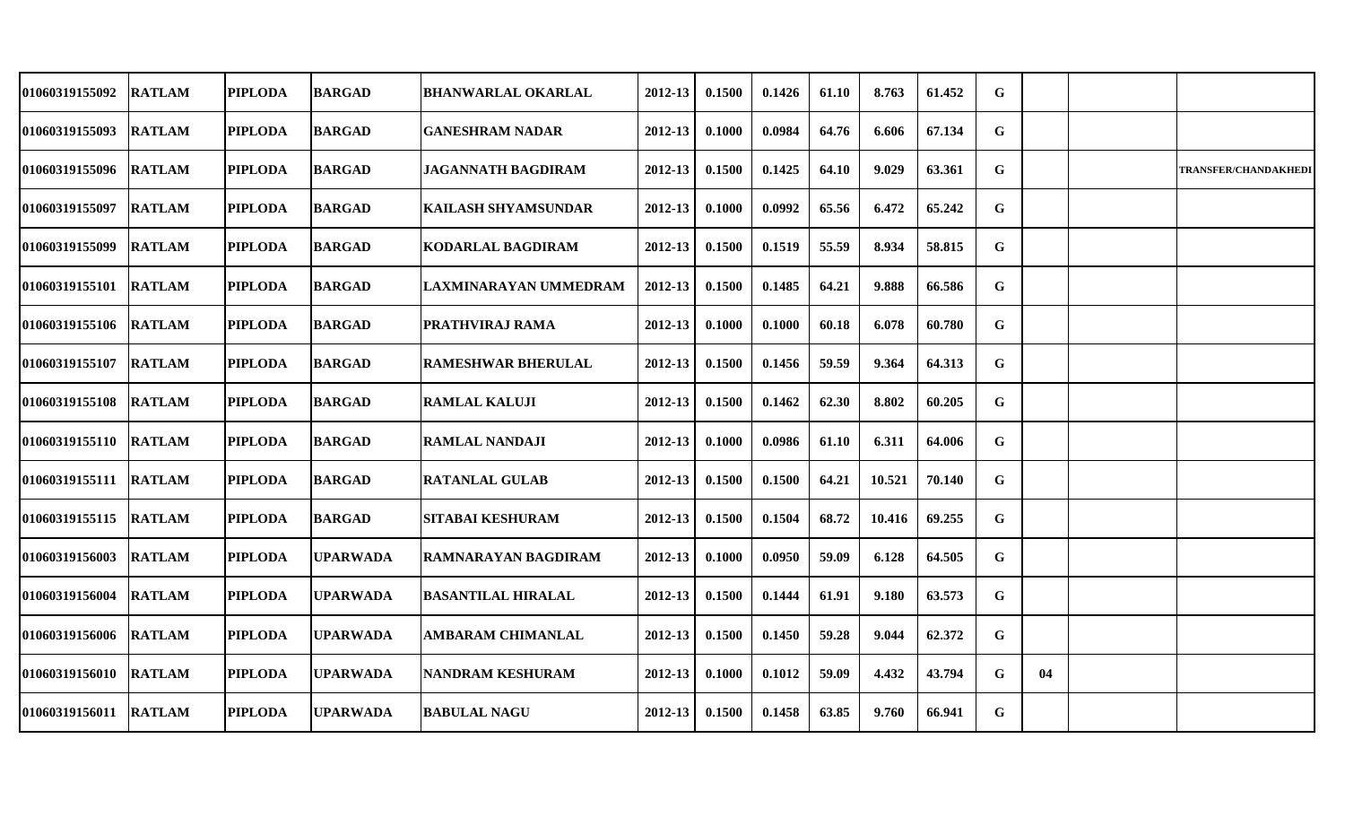| | | | | | | | | | | | | | | |
|---|---|---|---|---|---|---|---|---|---|---|---|---|---|---|
| 01060319155092 | RATLAM | PIPLODA | BARGAD | BHANWARLAL OKARLAL | 2012-13 | 0.1500 | 0.1426 | 61.10 | 8.763 | 61.452 | G | | | |
| 01060319155093 | RATLAM | PIPLODA | BARGAD | GANESHRAM NADAR | 2012-13 | 0.1000 | 0.0984 | 64.76 | 6.606 | 67.134 | G | | | |
| 01060319155096 | RATLAM | PIPLODA | BARGAD | JAGANNATH BAGDIRAM | 2012-13 | 0.1500 | 0.1425 | 64.10 | 9.029 | 63.361 | G | | | TRANSFER/CHANDAKHEDI |
| 01060319155097 | RATLAM | PIPLODA | BARGAD | KAILASH SHYAMSUNDAR | 2012-13 | 0.1000 | 0.0992 | 65.56 | 6.472 | 65.242 | G | | | |
| 01060319155099 | RATLAM | PIPLODA | BARGAD | KODARLAL BAGDIRAM | 2012-13 | 0.1500 | 0.1519 | 55.59 | 8.934 | 58.815 | G | | | |
| 01060319155101 | RATLAM | PIPLODA | BARGAD | LAXMINARAYAN UMMEDRAM | 2012-13 | 0.1500 | 0.1485 | 64.21 | 9.888 | 66.586 | G | | | |
| 01060319155106 | RATLAM | PIPLODA | BARGAD | PRATHVIRAJ RAMA | 2012-13 | 0.1000 | 0.1000 | 60.18 | 6.078 | 60.780 | G | | | |
| 01060319155107 | RATLAM | PIPLODA | BARGAD | RAMESHWAR BHERULAL | 2012-13 | 0.1500 | 0.1456 | 59.59 | 9.364 | 64.313 | G | | | |
| 01060319155108 | RATLAM | PIPLODA | BARGAD | RAMLAL KALUJI | 2012-13 | 0.1500 | 0.1462 | 62.30 | 8.802 | 60.205 | G | | | |
| 01060319155110 | RATLAM | PIPLODA | BARGAD | RAMLAL NANDAJI | 2012-13 | 0.1000 | 0.0986 | 61.10 | 6.311 | 64.006 | G | | | |
| 01060319155111 | RATLAM | PIPLODA | BARGAD | RATANLAL GULAB | 2012-13 | 0.1500 | 0.1500 | 64.21 | 10.521 | 70.140 | G | | | |
| 01060319155115 | RATLAM | PIPLODA | BARGAD | SITABAI KESHURAM | 2012-13 | 0.1500 | 0.1504 | 68.72 | 10.416 | 69.255 | G | | | |
| 01060319156003 | RATLAM | PIPLODA | UPARWADA | RAMNARAYAN BAGDIRAM | 2012-13 | 0.1000 | 0.0950 | 59.09 | 6.128 | 64.505 | G | | | |
| 01060319156004 | RATLAM | PIPLODA | UPARWADA | BASANTILAL HIRALAL | 2012-13 | 0.1500 | 0.1444 | 61.91 | 9.180 | 63.573 | G | | | |
| 01060319156006 | RATLAM | PIPLODA | UPARWADA | AMBARAM CHIMANLAL | 2012-13 | 0.1500 | 0.1450 | 59.28 | 9.044 | 62.372 | G | | | |
| 01060319156010 | RATLAM | PIPLODA | UPARWADA | NANDRAM KESHURAM | 2012-13 | 0.1000 | 0.1012 | 59.09 | 4.432 | 43.794 | G | 04 | | |
| 01060319156011 | RATLAM | PIPLODA | UPARWADA | BABULAL NAGU | 2012-13 | 0.1500 | 0.1458 | 63.85 | 9.760 | 66.941 | G | | | |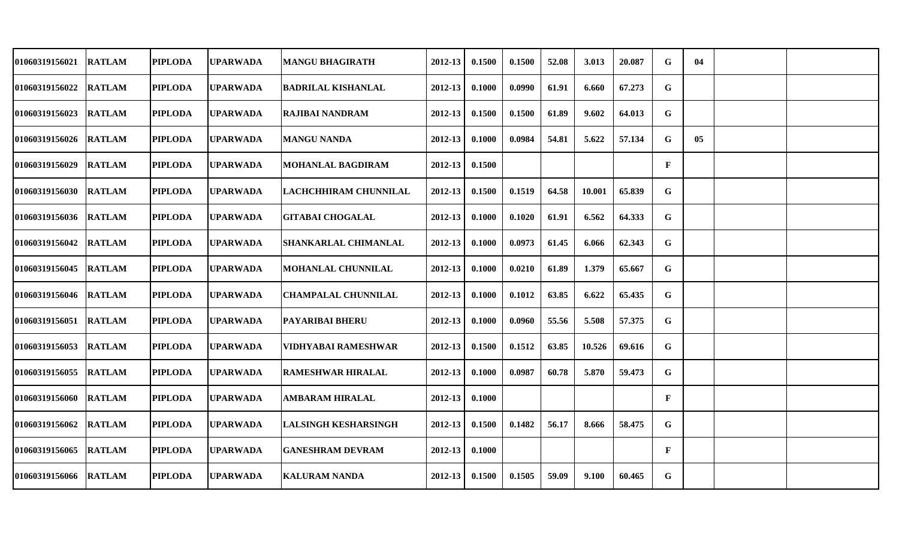| | | | | | | | | | | | | | | |
|---|---|---|---|---|---|---|---|---|---|---|---|---|---|---|
| 01060319156021 | RATLAM | PIPLODA | UPARWADA | MANGU BHAGIRATH | 2012-13 | 0.1500 | 0.1500 | 52.08 | 3.013 | 20.087 | G | 04 | | |
| 01060319156022 | RATLAM | PIPLODA | UPARWADA | BADRILAL KISHANLAL | 2012-13 | 0.1000 | 0.0990 | 61.91 | 6.660 | 67.273 | G | | | |
| 01060319156023 | RATLAM | PIPLODA | UPARWADA | RAJIBAI NANDRAM | 2012-13 | 0.1500 | 0.1500 | 61.89 | 9.602 | 64.013 | G | | | |
| 01060319156026 | RATLAM | PIPLODA | UPARWADA | MANGU NANDA | 2012-13 | 0.1000 | 0.0984 | 54.81 | 5.622 | 57.134 | G | 05 | | |
| 01060319156029 | RATLAM | PIPLODA | UPARWADA | MOHANLAL BAGDIRAM | 2012-13 | 0.1500 | | | | | F | | | |
| 01060319156030 | RATLAM | PIPLODA | UPARWADA | LACHCHHIRAM CHUNNILAL | 2012-13 | 0.1500 | 0.1519 | 64.58 | 10.001 | 65.839 | G | | | |
| 01060319156036 | RATLAM | PIPLODA | UPARWADA | GITABAI CHOGALAL | 2012-13 | 0.1000 | 0.1020 | 61.91 | 6.562 | 64.333 | G | | | |
| 01060319156042 | RATLAM | PIPLODA | UPARWADA | SHANKARLAL CHIMANLAL | 2012-13 | 0.1000 | 0.0973 | 61.45 | 6.066 | 62.343 | G | | | |
| 01060319156045 | RATLAM | PIPLODA | UPARWADA | MOHANLAL CHUNNILAL | 2012-13 | 0.1000 | 0.0210 | 61.89 | 1.379 | 65.667 | G | | | |
| 01060319156046 | RATLAM | PIPLODA | UPARWADA | CHAMPALAL CHUNNILAL | 2012-13 | 0.1000 | 0.1012 | 63.85 | 6.622 | 65.435 | G | | | |
| 01060319156051 | RATLAM | PIPLODA | UPARWADA | PAYARIBAI BHERU | 2012-13 | 0.1000 | 0.0960 | 55.56 | 5.508 | 57.375 | G | | | |
| 01060319156053 | RATLAM | PIPLODA | UPARWADA | VIDHYABAI RAMESHWAR | 2012-13 | 0.1500 | 0.1512 | 63.85 | 10.526 | 69.616 | G | | | |
| 01060319156055 | RATLAM | PIPLODA | UPARWADA | RAMESHWAR HIRALAL | 2012-13 | 0.1000 | 0.0987 | 60.78 | 5.870 | 59.473 | G | | | |
| 01060319156060 | RATLAM | PIPLODA | UPARWADA | AMBARAM HIRALAL | 2012-13 | 0.1000 | | | | | F | | | |
| 01060319156062 | RATLAM | PIPLODA | UPARWADA | LALSINGH KESHARSINGH | 2012-13 | 0.1500 | 0.1482 | 56.17 | 8.666 | 58.475 | G | | | |
| 01060319156065 | RATLAM | PIPLODA | UPARWADA | GANESHRAM DEVRAM | 2012-13 | 0.1000 | | | | | F | | | |
| 01060319156066 | RATLAM | PIPLODA | UPARWADA | KALURAM NANDA | 2012-13 | 0.1500 | 0.1505 | 59.09 | 9.100 | 60.465 | G | | | |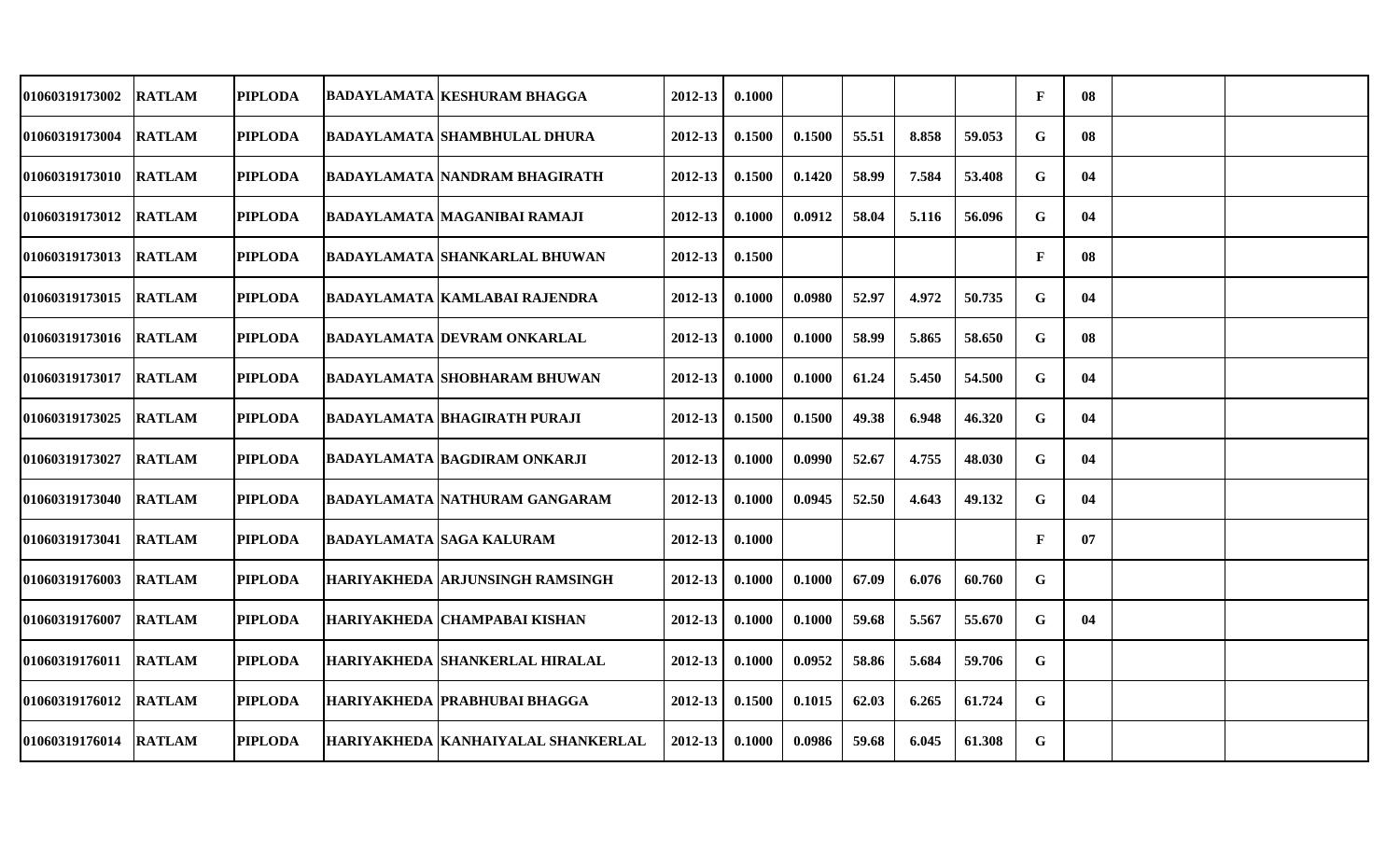| | | | | | | | | | | | | | | |
|---|---|---|---|---|---|---|---|---|---|---|---|---|---|---|
| 01060319173002 | RATLAM | PIPLODA | BADAYLAMATA | KESHURAM BHAGGA | 2012-13 | 0.1000 | | | | | F | 08 | | |
| 01060319173004 | RATLAM | PIPLODA | BADAYLAMATA | SHAMBHULAL DHURA | 2012-13 | 0.1500 | 0.1500 | 55.51 | 8.858 | 59.053 | G | 08 | | |
| 01060319173010 | RATLAM | PIPLODA | BADAYLAMATA | NANDRAM BHAGIRATH | 2012-13 | 0.1500 | 0.1420 | 58.99 | 7.584 | 53.408 | G | 04 | | |
| 01060319173012 | RATLAM | PIPLODA | BADAYLAMATA | MAGANIBAI RAMAJI | 2012-13 | 0.1000 | 0.0912 | 58.04 | 5.116 | 56.096 | G | 04 | | |
| 01060319173013 | RATLAM | PIPLODA | BADAYLAMATA | SHANKARLAL BHUWAN | 2012-13 | 0.1500 | | | | | F | 08 | | |
| 01060319173015 | RATLAM | PIPLODA | BADAYLAMATA | KAMLABAI RAJENDRA | 2012-13 | 0.1000 | 0.0980 | 52.97 | 4.972 | 50.735 | G | 04 | | |
| 01060319173016 | RATLAM | PIPLODA | BADAYLAMATA | DEVRAM ONKARLAL | 2012-13 | 0.1000 | 0.1000 | 58.99 | 5.865 | 58.650 | G | 08 | | |
| 01060319173017 | RATLAM | PIPLODA | BADAYLAMATA | SHOBHARAM BHUWAN | 2012-13 | 0.1000 | 0.1000 | 61.24 | 5.450 | 54.500 | G | 04 | | |
| 01060319173025 | RATLAM | PIPLODA | BADAYLAMATA | BHAGIRATH PURAJI | 2012-13 | 0.1500 | 0.1500 | 49.38 | 6.948 | 46.320 | G | 04 | | |
| 01060319173027 | RATLAM | PIPLODA | BADAYLAMATA | BAGDIRAM ONKARJI | 2012-13 | 0.1000 | 0.0990 | 52.67 | 4.755 | 48.030 | G | 04 | | |
| 01060319173040 | RATLAM | PIPLODA | BADAYLAMATA | NATHURAM GANGARAM | 2012-13 | 0.1000 | 0.0945 | 52.50 | 4.643 | 49.132 | G | 04 | | |
| 01060319173041 | RATLAM | PIPLODA | BADAYLAMATA | SAGA KALURAM | 2012-13 | 0.1000 | | | | | F | 07 | | |
| 01060319176003 | RATLAM | PIPLODA | HARIYAKHEDA | ARJUNSINGH RAMSINGH | 2012-13 | 0.1000 | 0.1000 | 67.09 | 6.076 | 60.760 | G | | | |
| 01060319176007 | RATLAM | PIPLODA | HARIYAKHEDA | CHAMPABAI KISHAN | 2012-13 | 0.1000 | 0.1000 | 59.68 | 5.567 | 55.670 | G | 04 | | |
| 01060319176011 | RATLAM | PIPLODA | HARIYAKHEDA | SHANKERLAL HIRALAL | 2012-13 | 0.1000 | 0.0952 | 58.86 | 5.684 | 59.706 | G | | | |
| 01060319176012 | RATLAM | PIPLODA | HARIYAKHEDA | PRABHUBAI BHAGGA | 2012-13 | 0.1500 | 0.1015 | 62.03 | 6.265 | 61.724 | G | | | |
| 01060319176014 | RATLAM | PIPLODA | HARIYAKHEDA | KANHAIYALAL SHANKERLAL | 2012-13 | 0.1000 | 0.0986 | 59.68 | 6.045 | 61.308 | G | | | |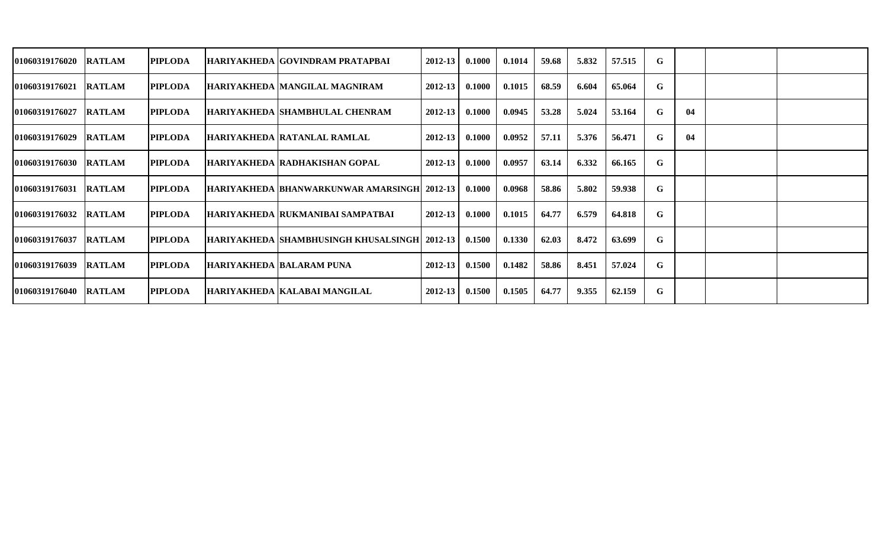| | | | | | | | | | | | | | | |
|---|---|---|---|---|---|---|---|---|---|---|---|---|---|---|
| 01060319176020 | RATLAM | PIPLODA | HARIYAKHEDA | GOVINDRAM PRATAPBAI | 2012-13 | 0.1000 | 0.1014 | 59.68 | 5.832 | 57.515 | G | | | |
| 01060319176021 | RATLAM | PIPLODA | HARIYAKHEDA | MANGILAL MAGNIRAM | 2012-13 | 0.1000 | 0.1015 | 68.59 | 6.604 | 65.064 | G | | | |
| 01060319176027 | RATLAM | PIPLODA | HARIYAKHEDA | SHAMBHULAL CHENRAM | 2012-13 | 0.1000 | 0.0945 | 53.28 | 5.024 | 53.164 | G | 04 | | |
| 01060319176029 | RATLAM | PIPLODA | HARIYAKHEDA | RATANLAL RAMLAL | 2012-13 | 0.1000 | 0.0952 | 57.11 | 5.376 | 56.471 | G | 04 | | |
| 01060319176030 | RATLAM | PIPLODA | HARIYAKHEDA | RADHAKISHAN GOPAL | 2012-13 | 0.1000 | 0.0957 | 63.14 | 6.332 | 66.165 | G | | | |
| 01060319176031 | RATLAM | PIPLODA | HARIYAKHEDA | BHANWARKUNWAR AMARSINGH | 2012-13 | 0.1000 | 0.0968 | 58.86 | 5.802 | 59.938 | G | | | |
| 01060319176032 | RATLAM | PIPLODA | HARIYAKHEDA | RUKMANIBAI SAMPATBAI | 2012-13 | 0.1000 | 0.1015 | 64.77 | 6.579 | 64.818 | G | | | |
| 01060319176037 | RATLAM | PIPLODA | HARIYAKHEDA | SHAMBHUSINGH KHUSALSINGH | 2012-13 | 0.1500 | 0.1330 | 62.03 | 8.472 | 63.699 | G | | | |
| 01060319176039 | RATLAM | PIPLODA | HARIYAKHEDA | BALARAM PUNA | 2012-13 | 0.1500 | 0.1482 | 58.86 | 8.451 | 57.024 | G | | | |
| 01060319176040 | RATLAM | PIPLODA | HARIYAKHEDA | KALABAI MANGILAL | 2012-13 | 0.1500 | 0.1505 | 64.77 | 9.355 | 62.159 | G | | | |